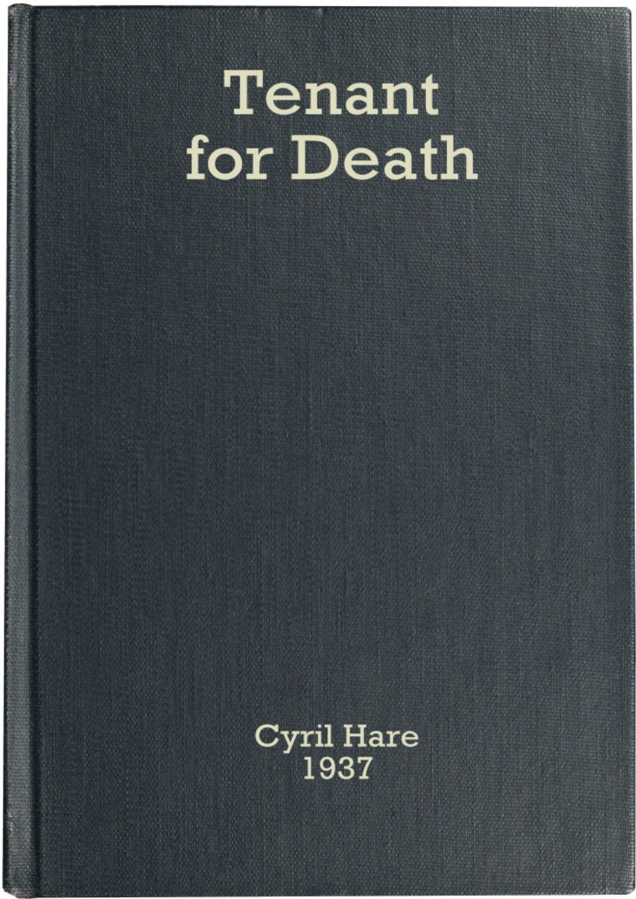# Tenant for Death

Cyril Hare
1937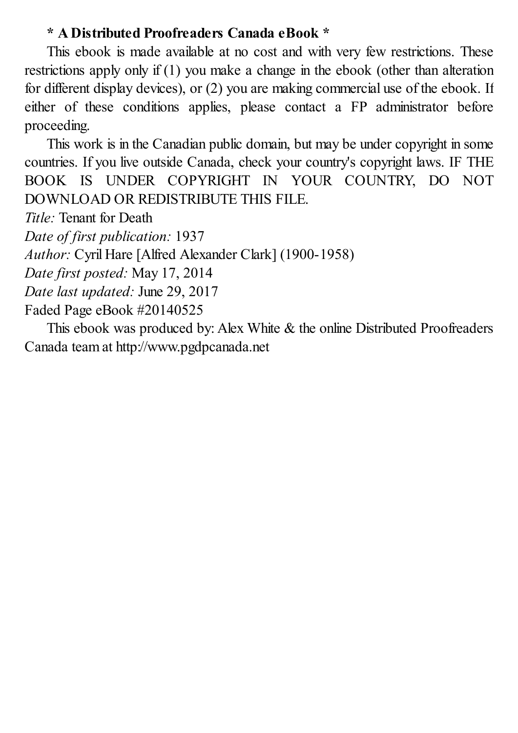**\* A Distributed Proofreaders Canada eBook \***

This ebook is made available at no cost and with very few restrictions. These restrictions apply only if (1) you make a change in the ebook (other than alteration for different display devices), or (2) you are making commercial use of the ebook. If either of these conditions applies, please contact a FP administrator before proceeding.

This work is in the Canadian public domain, but may be under copyright in some countries. If you live outside Canada, check your country's copyright laws. IF THE BOOK IS UNDER COPYRIGHT IN YOUR COUNTRY, DO NOT DOWNLOAD OR REDISTRIBUTE THIS FILE.

*Title:* Tenant for Death  
*Date of first publication:* 1937  
*Author:* Cyril Hare [Alfred Alexander Clark] (1900-1958)  
*Date first posted:* May 17, 2014  
*Date last updated:* June 29, 2017  
Faded Page eBook #20140525

This ebook was produced by: Alex White & the online Distributed Proofreaders Canada team at http://www.pgdpcanada.net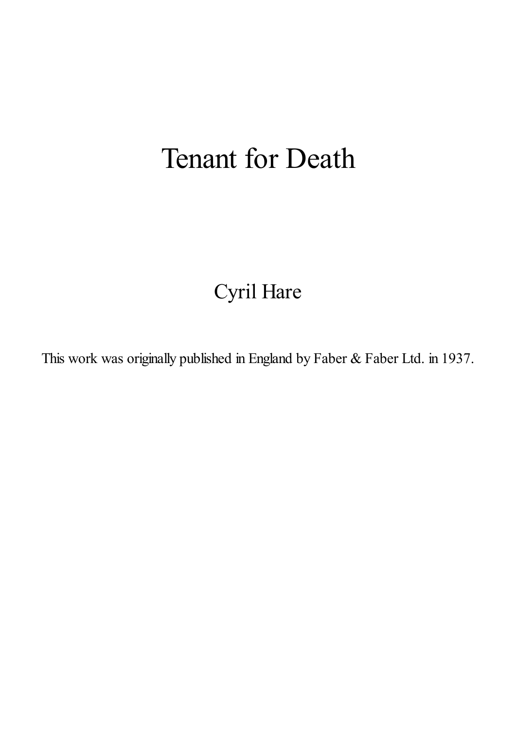# Tenant for Death

Cyril Hare

This work was originally published in England by Faber & Faber Ltd. in 1937.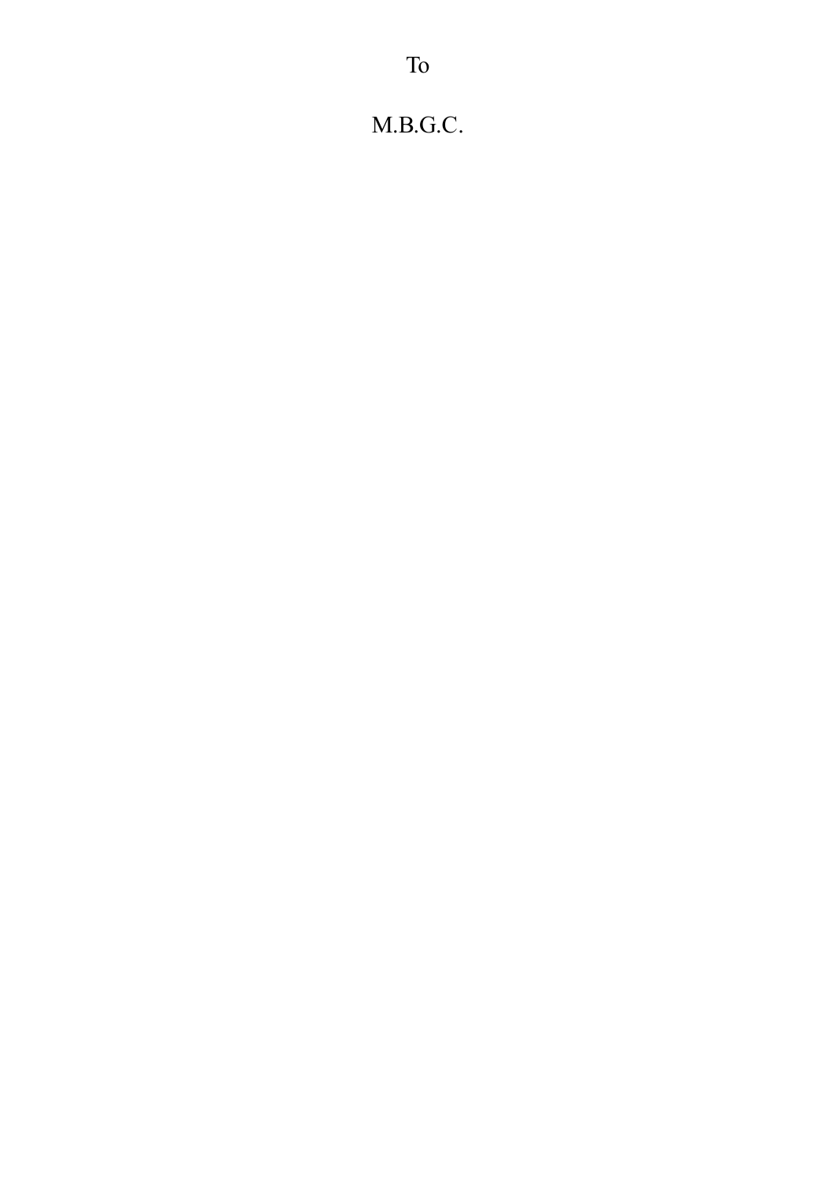To

M.B.G.C.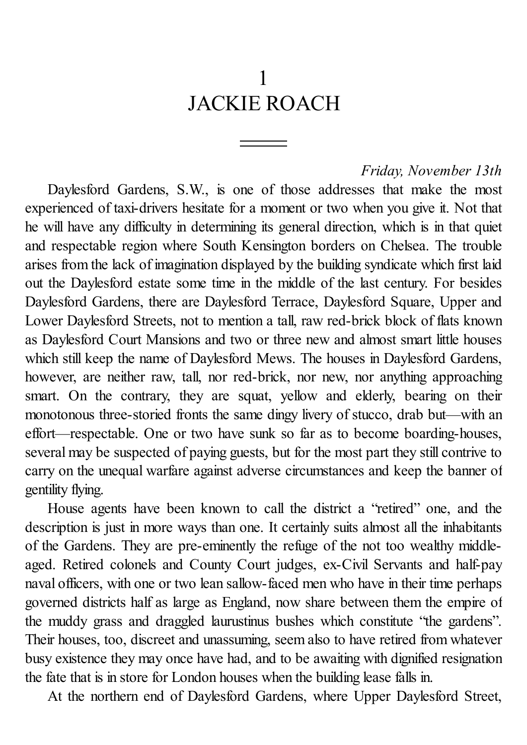# 1
# JACKIE ROACH

*Friday, November 13th*

Daylesford Gardens, S.W., is one of those addresses that make the most experienced of taxi-drivers hesitate for a moment or two when you give it. Not that he will have any difficulty in determining its general direction, which is in that quiet and respectable region where South Kensington borders on Chelsea. The trouble arises from the lack of imagination displayed by the building syndicate which first laid out the Daylesford estate some time in the middle of the last century. For besides Daylesford Gardens, there are Daylesford Terrace, Daylesford Square, Upper and Lower Daylesford Streets, not to mention a tall, raw red-brick block of flats known as Daylesford Court Mansions and two or three new and almost smart little houses which still keep the name of Daylesford Mews. The houses in Daylesford Gardens, however, are neither raw, tall, nor red-brick, nor new, nor anything approaching smart. On the contrary, they are squat, yellow and elderly, bearing on their monotonous three-storied fronts the same dingy livery of stucco, drab but—with an effort—respectable. One or two have sunk so far as to become boarding-houses, several may be suspected of paying guests, but for the most part they still contrive to carry on the unequal warfare against adverse circumstances and keep the banner of gentility flying.

House agents have been known to call the district a "retired" one, and the description is just in more ways than one. It certainly suits almost all the inhabitants of the Gardens. They are pre-eminently the refuge of the not too wealthy middle-aged. Retired colonels and County Court judges, ex-Civil Servants and half-pay naval officers, with one or two lean sallow-faced men who have in their time perhaps governed districts half as large as England, now share between them the empire of the muddy grass and draggled laurustinus bushes which constitute "the gardens". Their houses, too, discreet and unassuming, seem also to have retired from whatever busy existence they may once have had, and to be awaiting with dignified resignation the fate that is in store for London houses when the building lease falls in.

At the northern end of Daylesford Gardens, where Upper Daylesford Street,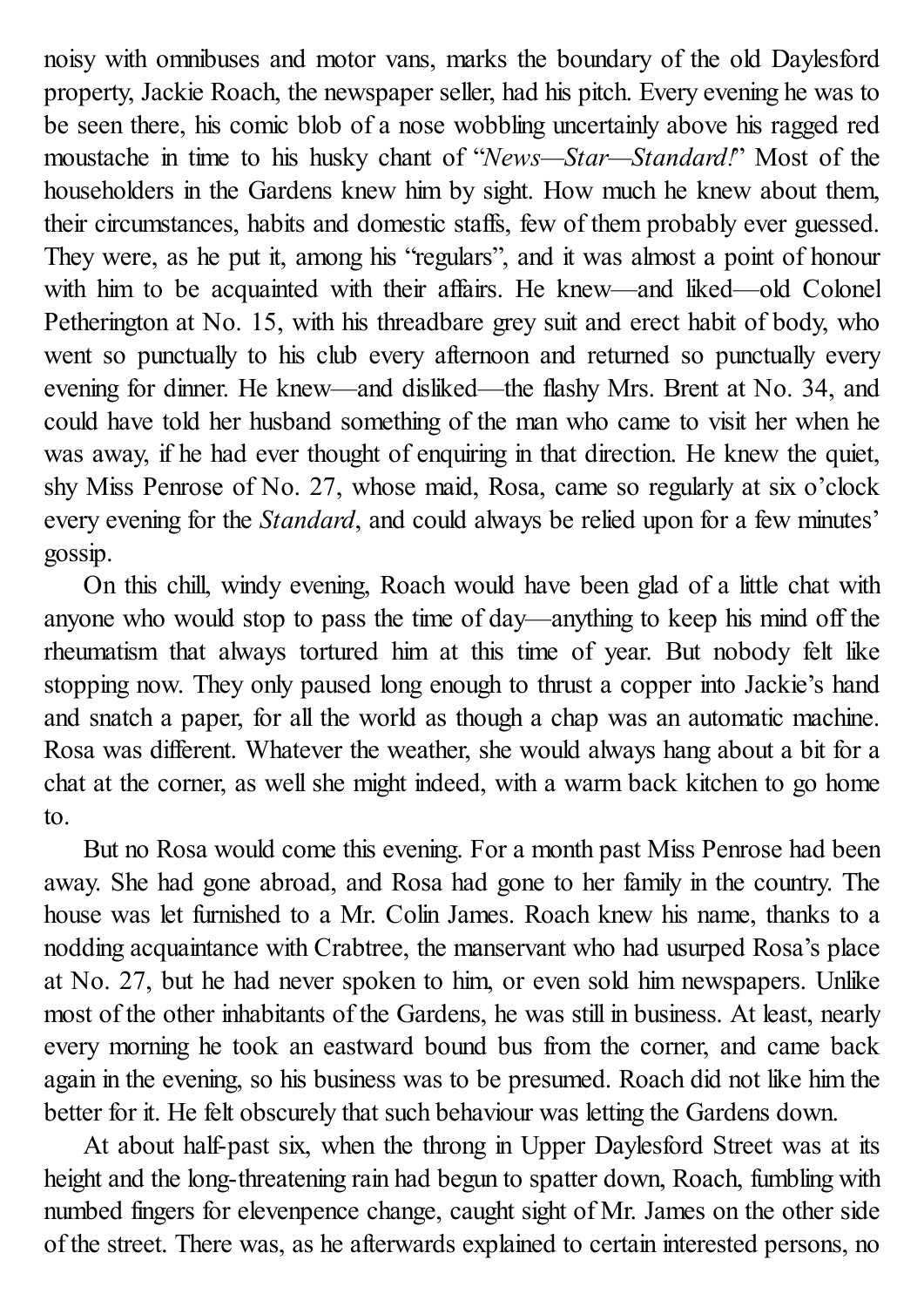noisy with omnibuses and motor vans, marks the boundary of the old Daylesford property, Jackie Roach, the newspaper seller, had his pitch. Every evening he was to be seen there, his comic blob of a nose wobbling uncertainly above his ragged red moustache in time to his husky chant of "*News—Star—Standard!*" Most of the householders in the Gardens knew him by sight. How much he knew about them, their circumstances, habits and domestic staffs, few of them probably ever guessed. They were, as he put it, among his "regulars", and it was almost a point of honour with him to be acquainted with their affairs. He knew—and liked—old Colonel Petherington at No. 15, with his threadbare grey suit and erect habit of body, who went so punctually to his club every afternoon and returned so punctually every evening for dinner. He knew—and disliked—the flashy Mrs. Brent at No. 34, and could have told her husband something of the man who came to visit her when he was away, if he had ever thought of enquiring in that direction. He knew the quiet, shy Miss Penrose of No. 27, whose maid, Rosa, came so regularly at six o'clock every evening for the *Standard*, and could always be relied upon for a few minutes' gossip.

On this chill, windy evening, Roach would have been glad of a little chat with anyone who would stop to pass the time of day—anything to keep his mind off the rheumatism that always tortured him at this time of year. But nobody felt like stopping now. They only paused long enough to thrust a copper into Jackie's hand and snatch a paper, for all the world as though a chap was an automatic machine. Rosa was different. Whatever the weather, she would always hang about a bit for a chat at the corner, as well she might indeed, with a warm back kitchen to go home to.

But no Rosa would come this evening. For a month past Miss Penrose had been away. She had gone abroad, and Rosa had gone to her family in the country. The house was let furnished to a Mr. Colin James. Roach knew his name, thanks to a nodding acquaintance with Crabtree, the manservant who had usurped Rosa's place at No. 27, but he had never spoken to him, or even sold him newspapers. Unlike most of the other inhabitants of the Gardens, he was still in business. At least, nearly every morning he took an eastward bound bus from the corner, and came back again in the evening, so his business was to be presumed. Roach did not like him the better for it. He felt obscurely that such behaviour was letting the Gardens down.

At about half-past six, when the throng in Upper Daylesford Street was at its height and the long-threatening rain had begun to spatter down, Roach, fumbling with numbed fingers for elevenpence change, caught sight of Mr. James on the other side of the street. There was, as he afterwards explained to certain interested persons, no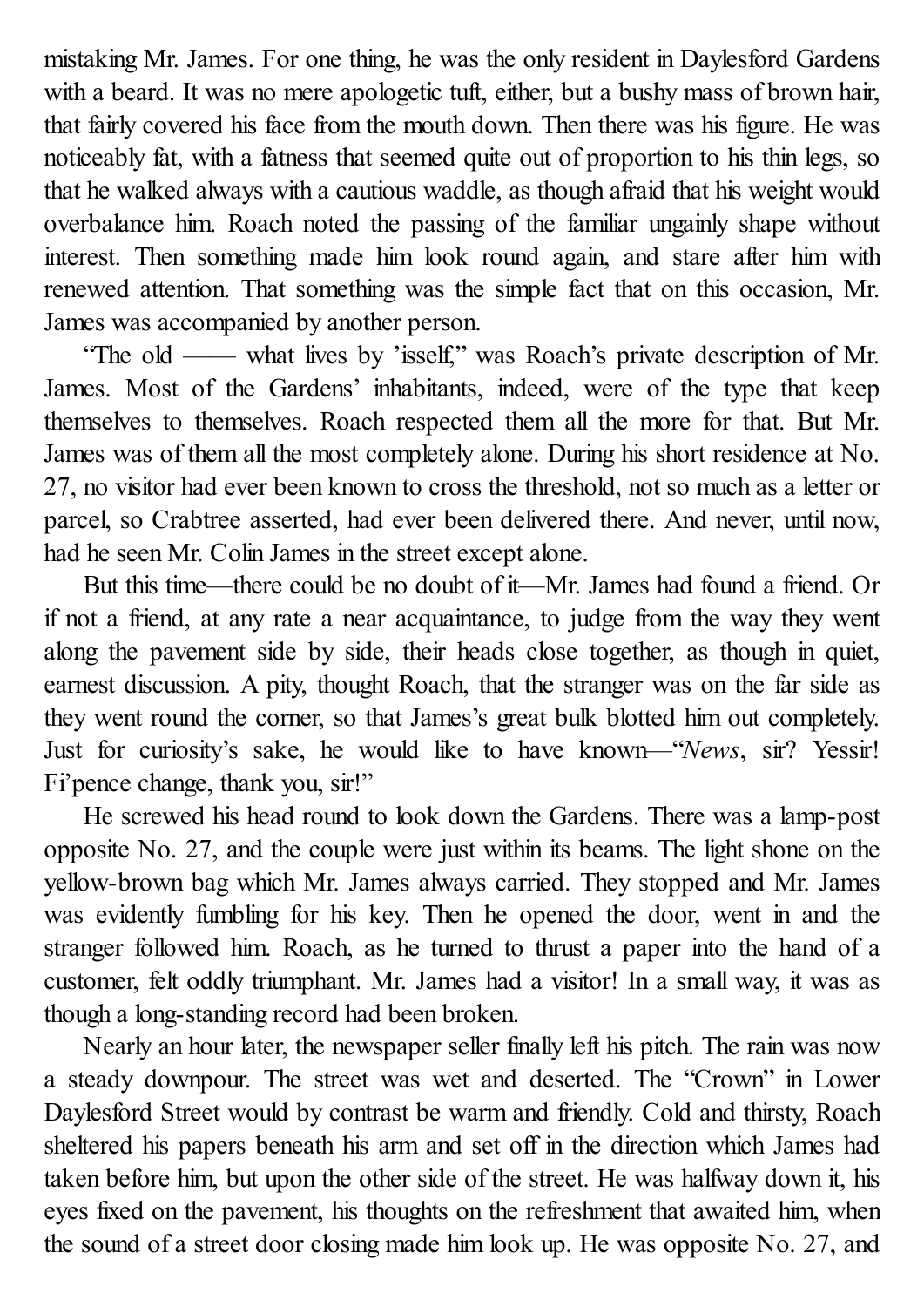mistaking Mr. James. For one thing, he was the only resident in Daylesford Gardens with a beard. It was no mere apologetic tuft, either, but a bushy mass of brown hair, that fairly covered his face from the mouth down. Then there was his figure. He was noticeably fat, with a fatness that seemed quite out of proportion to his thin legs, so that he walked always with a cautious waddle, as though afraid that his weight would overbalance him. Roach noted the passing of the familiar ungainly shape without interest. Then something made him look round again, and stare after him with renewed attention. That something was the simple fact that on this occasion, Mr. James was accompanied by another person.

"The old —— what lives by 'isself," was Roach's private description of Mr. James. Most of the Gardens' inhabitants, indeed, were of the type that keep themselves to themselves. Roach respected them all the more for that. But Mr. James was of them all the most completely alone. During his short residence at No. 27, no visitor had ever been known to cross the threshold, not so much as a letter or parcel, so Crabtree asserted, had ever been delivered there. And never, until now, had he seen Mr. Colin James in the street except alone.

But this time—there could be no doubt of it—Mr. James had found a friend. Or if not a friend, at any rate a near acquaintance, to judge from the way they went along the pavement side by side, their heads close together, as though in quiet, earnest discussion. A pity, thought Roach, that the stranger was on the far side as they went round the corner, so that James's great bulk blotted him out completely. Just for curiosity's sake, he would like to have known—"*News*, sir? Yessir! Fi'pence change, thank you, sir!"

He screwed his head round to look down the Gardens. There was a lamp-post opposite No. 27, and the couple were just within its beams. The light shone on the yellow-brown bag which Mr. James always carried. They stopped and Mr. James was evidently fumbling for his key. Then he opened the door, went in and the stranger followed him. Roach, as he turned to thrust a paper into the hand of a customer, felt oddly triumphant. Mr. James had a visitor! In a small way, it was as though a long-standing record had been broken.

Nearly an hour later, the newspaper seller finally left his pitch. The rain was now a steady downpour. The street was wet and deserted. The "Crown" in Lower Daylesford Street would by contrast be warm and friendly. Cold and thirsty, Roach sheltered his papers beneath his arm and set off in the direction which James had taken before him, but upon the other side of the street. He was halfway down it, his eyes fixed on the pavement, his thoughts on the refreshment that awaited him, when the sound of a street door closing made him look up. He was opposite No. 27, and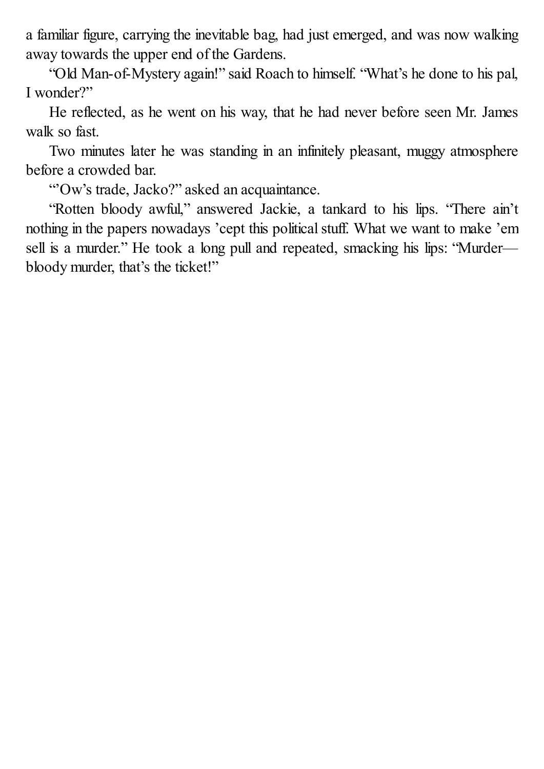a familiar figure, carrying the inevitable bag, had just emerged, and was now walking away towards the upper end of the Gardens.

"Old Man-of-Mystery again!" said Roach to himself. "What's he done to his pal, I wonder?"

He reflected, as he went on his way, that he had never before seen Mr. James walk so fast.

Two minutes later he was standing in an infinitely pleasant, muggy atmosphere before a crowded bar.

"'Ow's trade, Jacko?" asked an acquaintance.

"Rotten bloody awful," answered Jackie, a tankard to his lips. "There ain't nothing in the papers nowadays 'cept this political stuff. What we want to make 'em sell is a murder." He took a long pull and repeated, smacking his lips: "Murder—bloody murder, that's the ticket!"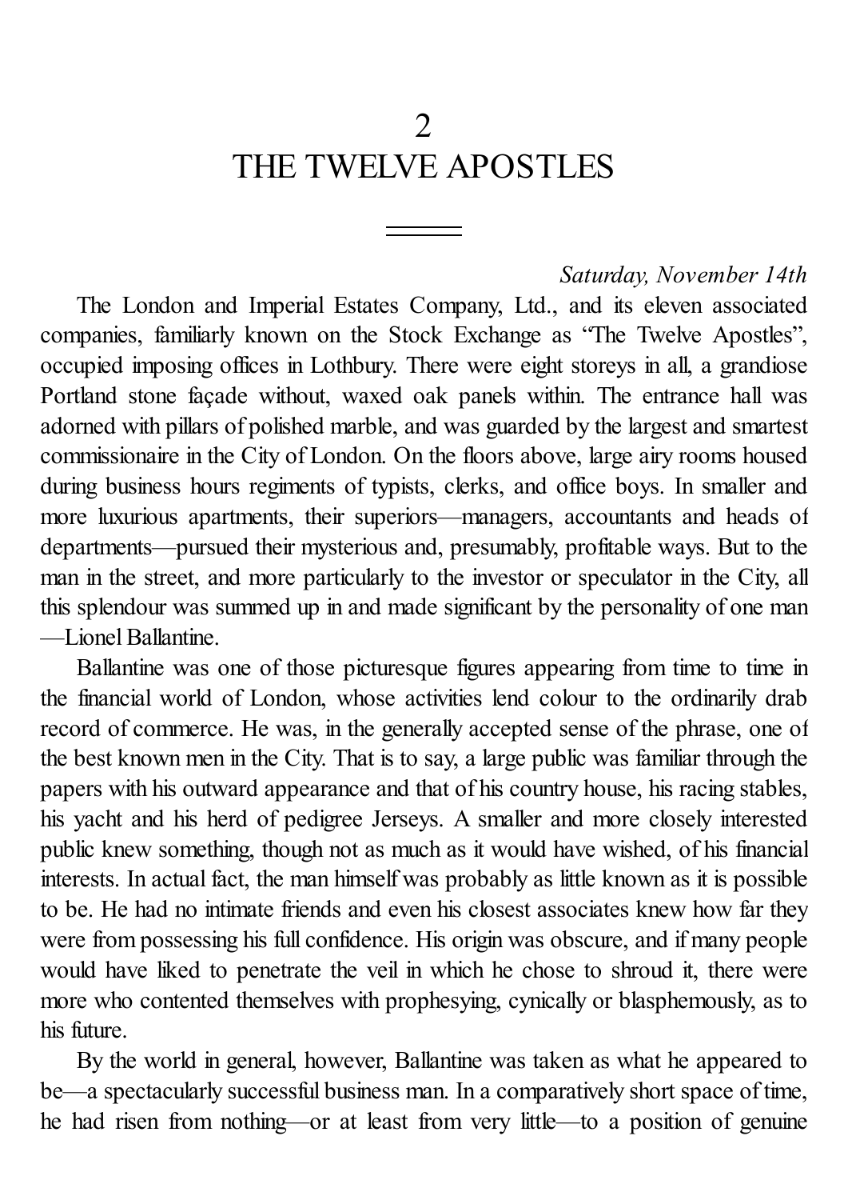# 2
# THE TWELVE APOSTLES

*Saturday, November 14th*

The London and Imperial Estates Company, Ltd., and its eleven associated companies, familiarly known on the Stock Exchange as "The Twelve Apostles", occupied imposing offices in Lothbury. There were eight storeys in all, a grandiose Portland stone façade without, waxed oak panels within. The entrance hall was adorned with pillars of polished marble, and was guarded by the largest and smartest commissionaire in the City of London. On the floors above, large airy rooms housed during business hours regiments of typists, clerks, and office boys. In smaller and more luxurious apartments, their superiors—managers, accountants and heads of departments—pursued their mysterious and, presumably, profitable ways. But to the man in the street, and more particularly to the investor or speculator in the City, all this splendour was summed up in and made significant by the personality of one man—Lionel Ballantine.

Ballantine was one of those picturesque figures appearing from time to time in the financial world of London, whose activities lend colour to the ordinarily drab record of commerce. He was, in the generally accepted sense of the phrase, one of the best known men in the City. That is to say, a large public was familiar through the papers with his outward appearance and that of his country house, his racing stables, his yacht and his herd of pedigree Jerseys. A smaller and more closely interested public knew something, though not as much as it would have wished, of his financial interests. In actual fact, the man himself was probably as little known as it is possible to be. He had no intimate friends and even his closest associates knew how far they were from possessing his full confidence. His origin was obscure, and if many people would have liked to penetrate the veil in which he chose to shroud it, there were more who contented themselves with prophesying, cynically or blasphemously, as to his future.

By the world in general, however, Ballantine was taken as what he appeared to be—a spectacularly successful business man. In a comparatively short space of time, he had risen from nothing—or at least from very little—to a position of genuine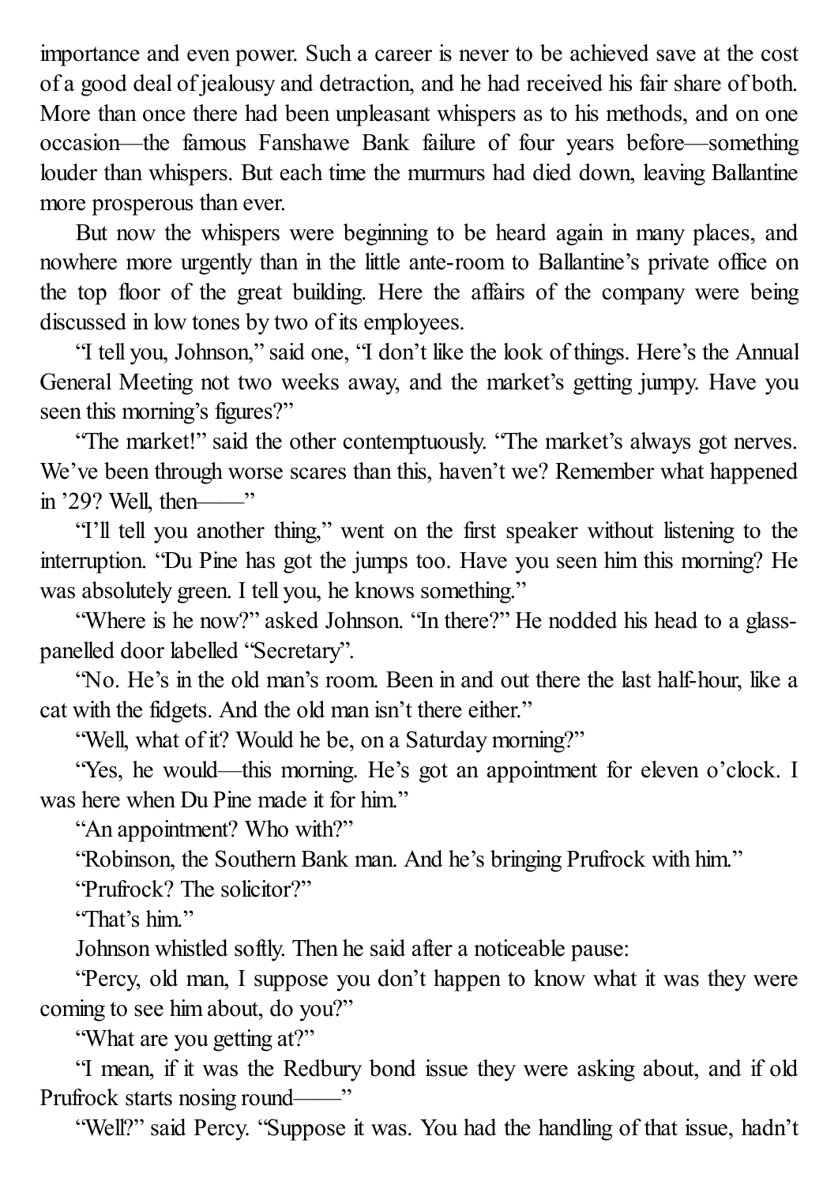importance and even power. Such a career is never to be achieved save at the cost of a good deal of jealousy and detraction, and he had received his fair share of both. More than once there had been unpleasant whispers as to his methods, and on one occasion—the famous Fanshawe Bank failure of four years before—something louder than whispers. But each time the murmurs had died down, leaving Ballantine more prosperous than ever.

But now the whispers were beginning to be heard again in many places, and nowhere more urgently than in the little ante-room to Ballantine's private office on the top floor of the great building. Here the affairs of the company were being discussed in low tones by two of its employees.

"I tell you, Johnson," said one, "I don't like the look of things. Here's the Annual General Meeting not two weeks away, and the market's getting jumpy. Have you seen this morning's figures?"

"The market!" said the other contemptuously. "The market's always got nerves. We've been through worse scares than this, haven't we? Remember what happened in '29? Well, then——"

"I'll tell you another thing," went on the first speaker without listening to the interruption. "Du Pine has got the jumps too. Have you seen him this morning? He was absolutely green. I tell you, he knows something."

"Where is he now?" asked Johnson. "In there?" He nodded his head to a glass-panelled door labelled "Secretary".

"No. He's in the old man's room. Been in and out there the last half-hour, like a cat with the fidgets. And the old man isn't there either."

"Well, what of it? Would he be, on a Saturday morning?"

"Yes, he would—this morning. He's got an appointment for eleven o'clock. I was here when Du Pine made it for him."

"An appointment? Who with?"

"Robinson, the Southern Bank man. And he's bringing Prufrock with him."

"Prufrock? The solicitor?"

"That's him."

Johnson whistled softly. Then he said after a noticeable pause:

"Percy, old man, I suppose you don't happen to know what it was they were coming to see him about, do you?"

"What are you getting at?"

"I mean, if it was the Redbury bond issue they were asking about, and if old Prufrock starts nosing round——"

"Well?" said Percy. "Suppose it was. You had the handling of that issue, hadn't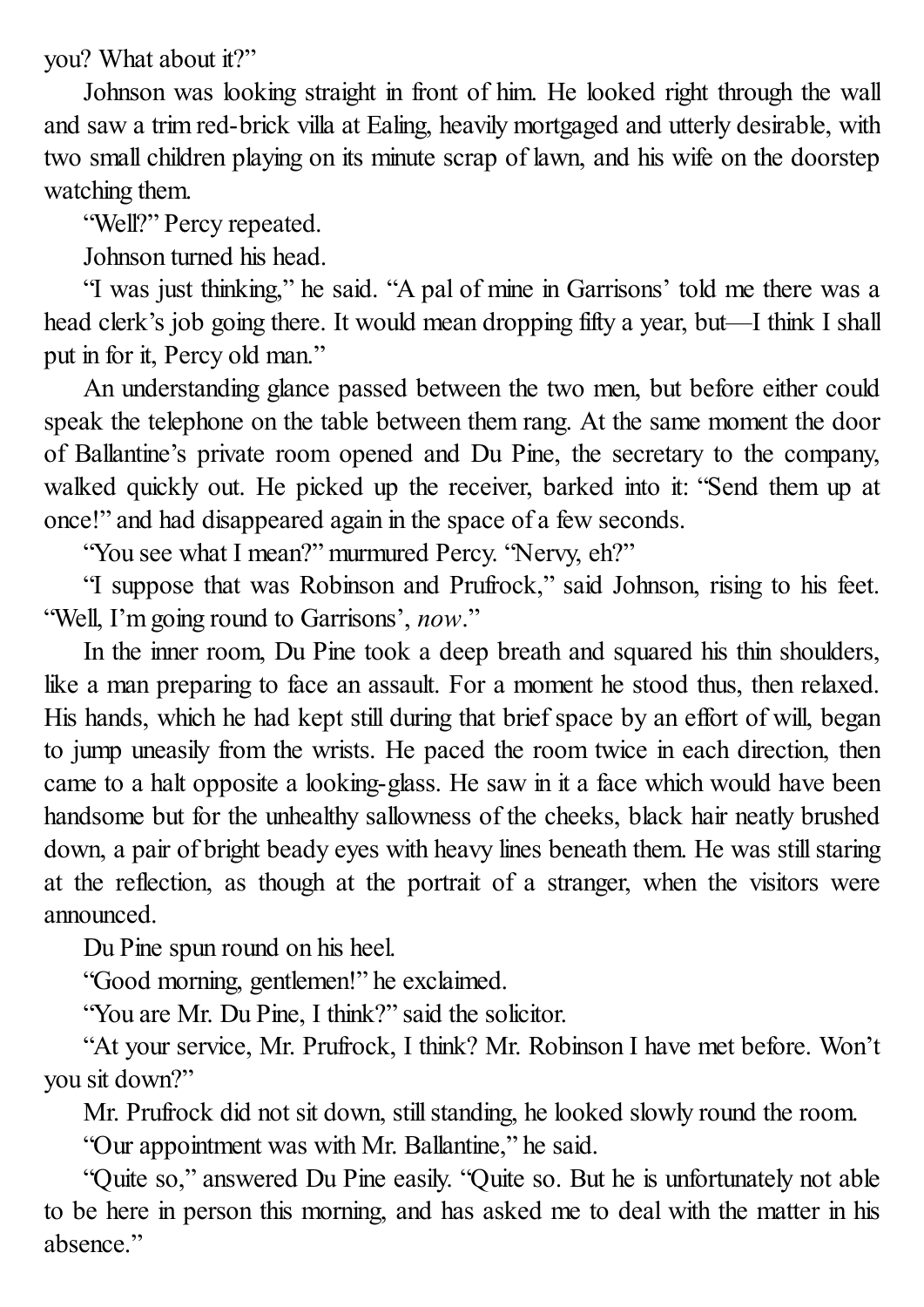you? What about it?"

Johnson was looking straight in front of him. He looked right through the wall and saw a trim red-brick villa at Ealing, heavily mortgaged and utterly desirable, with two small children playing on its minute scrap of lawn, and his wife on the doorstep watching them.

"Well?" Percy repeated.

Johnson turned his head.

"I was just thinking," he said. "A pal of mine in Garrisons' told me there was a head clerk's job going there. It would mean dropping fifty a year, but—I think I shall put in for it, Percy old man."

An understanding glance passed between the two men, but before either could speak the telephone on the table between them rang. At the same moment the door of Ballantine's private room opened and Du Pine, the secretary to the company, walked quickly out. He picked up the receiver, barked into it: "Send them up at once!" and had disappeared again in the space of a few seconds.

"You see what I mean?" murmured Percy. "Nervy, eh?"

"I suppose that was Robinson and Prufrock," said Johnson, rising to his feet. "Well, I'm going round to Garrisons', *now*."

In the inner room, Du Pine took a deep breath and squared his thin shoulders, like a man preparing to face an assault. For a moment he stood thus, then relaxed. His hands, which he had kept still during that brief space by an effort of will, began to jump uneasily from the wrists. He paced the room twice in each direction, then came to a halt opposite a looking-glass. He saw in it a face which would have been handsome but for the unhealthy sallowness of the cheeks, black hair neatly brushed down, a pair of bright beady eyes with heavy lines beneath them. He was still staring at the reflection, as though at the portrait of a stranger, when the visitors were announced.

Du Pine spun round on his heel.

"Good morning, gentlemen!" he exclaimed.

"You are Mr. Du Pine, I think?" said the solicitor.

"At your service, Mr. Prufrock, I think? Mr. Robinson I have met before. Won't you sit down?"

Mr. Prufrock did not sit down, still standing, he looked slowly round the room.

"Our appointment was with Mr. Ballantine," he said.

"Quite so," answered Du Pine easily. "Quite so. But he is unfortunately not able to be here in person this morning, and has asked me to deal with the matter in his absence."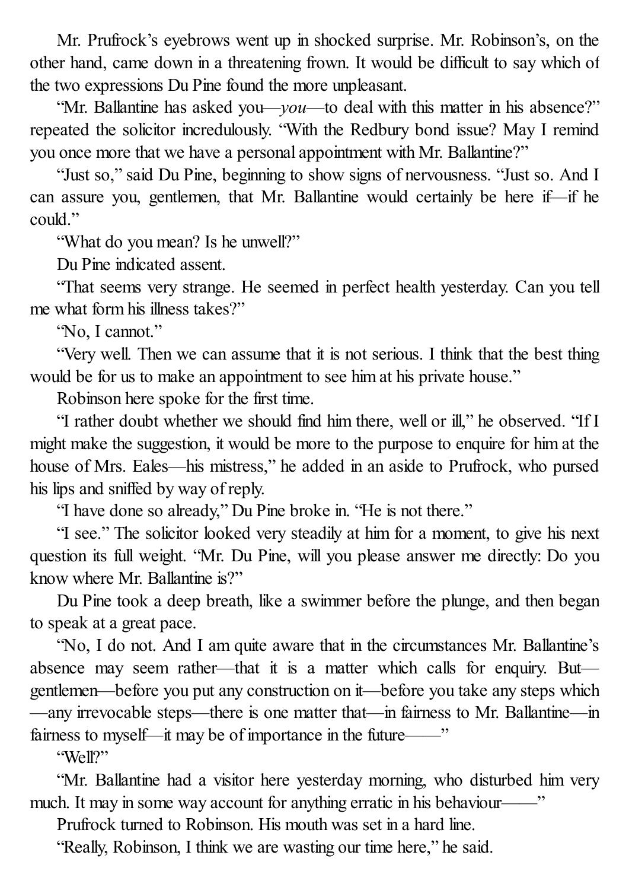Mr. Prufrock's eyebrows went up in shocked surprise. Mr. Robinson's, on the other hand, came down in a threatening frown. It would be difficult to say which of the two expressions Du Pine found the more unpleasant.

"Mr. Ballantine has asked you—*you*—to deal with this matter in his absence?" repeated the solicitor incredulously. "With the Redbury bond issue? May I remind you once more that we have a personal appointment with Mr. Ballantine?"

"Just so," said Du Pine, beginning to show signs of nervousness. "Just so. And I can assure you, gentlemen, that Mr. Ballantine would certainly be here if—if he could."

"What do you mean? Is he unwell?"

Du Pine indicated assent.

"That seems very strange. He seemed in perfect health yesterday. Can you tell me what form his illness takes?"

"No, I cannot."

"Very well. Then we can assume that it is not serious. I think that the best thing would be for us to make an appointment to see him at his private house."

Robinson here spoke for the first time.

"I rather doubt whether we should find him there, well or ill," he observed. "If I might make the suggestion, it would be more to the purpose to enquire for him at the house of Mrs. Eales—his mistress," he added in an aside to Prufrock, who pursed his lips and sniffed by way of reply.

"I have done so already," Du Pine broke in. "He is not there."

"I see." The solicitor looked very steadily at him for a moment, to give his next question its full weight. "Mr. Du Pine, will you please answer me directly: Do you know where Mr. Ballantine is?"

Du Pine took a deep breath, like a swimmer before the plunge, and then began to speak at a great pace.

"No, I do not. And I am quite aware that in the circumstances Mr. Ballantine's absence may seem rather—that it is a matter which calls for enquiry. But—gentlemen—before you put any construction on it—before you take any steps which—any irrevocable steps—there is one matter that—in fairness to Mr. Ballantine—in fairness to myself—it may be of importance in the future——"

"Well?"

"Mr. Ballantine had a visitor here yesterday morning, who disturbed him very much. It may in some way account for anything erratic in his behaviour——"

Prufrock turned to Robinson. His mouth was set in a hard line.

"Really, Robinson, I think we are wasting our time here," he said.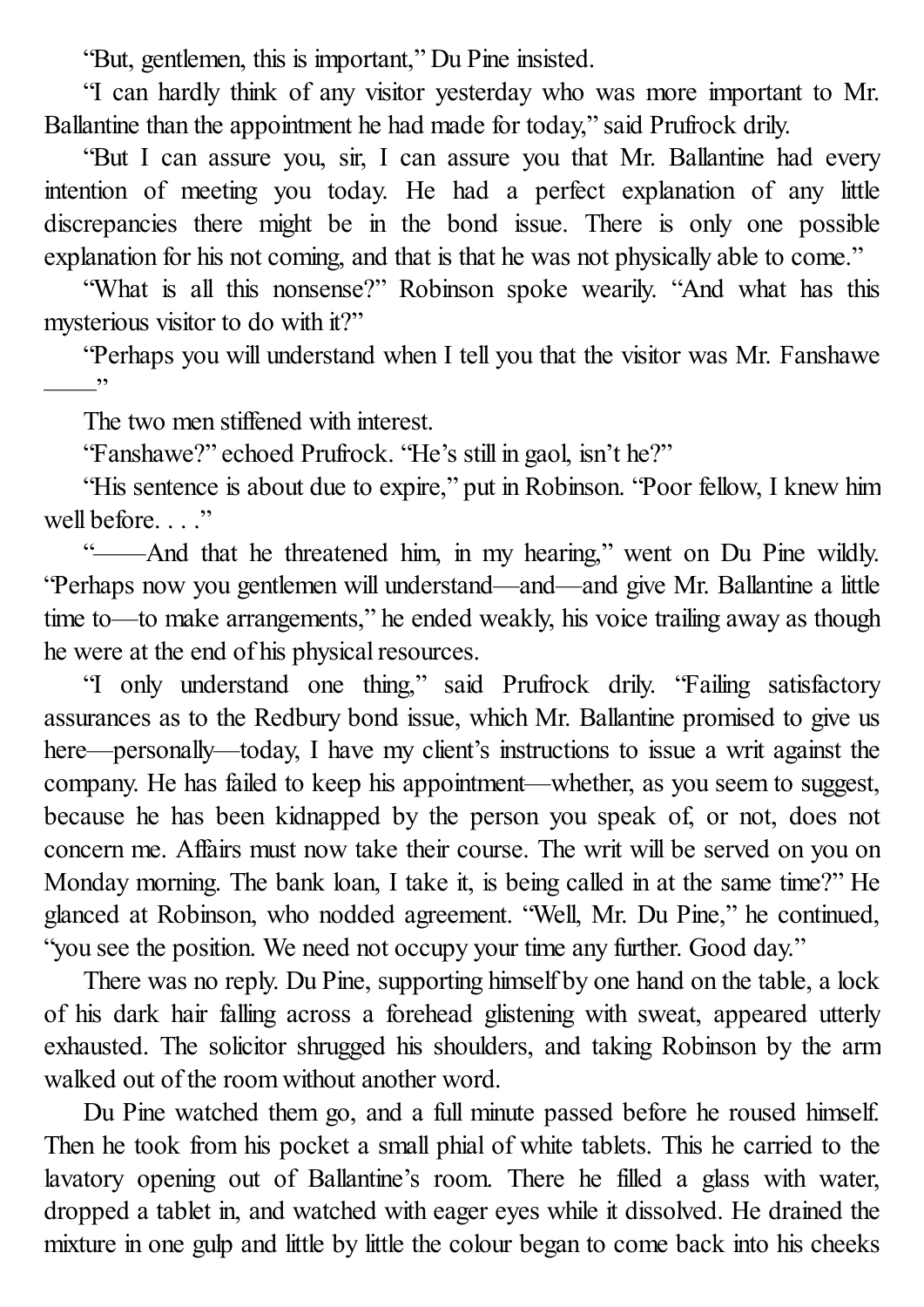"But, gentlemen, this is important," Du Pine insisted.

"I can hardly think of any visitor yesterday who was more important to Mr. Ballantine than the appointment he had made for today," said Prufrock drily.

"But I can assure you, sir, I can assure you that Mr. Ballantine had every intention of meeting you today. He had a perfect explanation of any little discrepancies there might be in the bond issue. There is only one possible explanation for his not coming, and that is that he was not physically able to come."

"What is all this nonsense?" Robinson spoke wearily. "And what has this mysterious visitor to do with it?"

"Perhaps you will understand when I tell you that the visitor was Mr. Fanshawe ——"

The two men stiffened with interest.

"Fanshawe?" echoed Prufrock. "He's still in gaol, isn't he?"

"His sentence is about due to expire," put in Robinson. "Poor fellow, I knew him well before. . . ."

"——And that he threatened him, in my hearing," went on Du Pine wildly. "Perhaps now you gentlemen will understand—and—and give Mr. Ballantine a little time to—to make arrangements," he ended weakly, his voice trailing away as though he were at the end of his physical resources.

"I only understand one thing," said Prufrock drily. "Failing satisfactory assurances as to the Redbury bond issue, which Mr. Ballantine promised to give us here—personally—today, I have my client's instructions to issue a writ against the company. He has failed to keep his appointment—whether, as you seem to suggest, because he has been kidnapped by the person you speak of, or not, does not concern me. Affairs must now take their course. The writ will be served on you on Monday morning. The bank loan, I take it, is being called in at the same time?" He glanced at Robinson, who nodded agreement. "Well, Mr. Du Pine," he continued, "you see the position. We need not occupy your time any further. Good day."

There was no reply. Du Pine, supporting himself by one hand on the table, a lock of his dark hair falling across a forehead glistening with sweat, appeared utterly exhausted. The solicitor shrugged his shoulders, and taking Robinson by the arm walked out of the room without another word.

Du Pine watched them go, and a full minute passed before he roused himself. Then he took from his pocket a small phial of white tablets. This he carried to the lavatory opening out of Ballantine's room. There he filled a glass with water, dropped a tablet in, and watched with eager eyes while it dissolved. He drained the mixture in one gulp and little by little the colour began to come back into his cheeks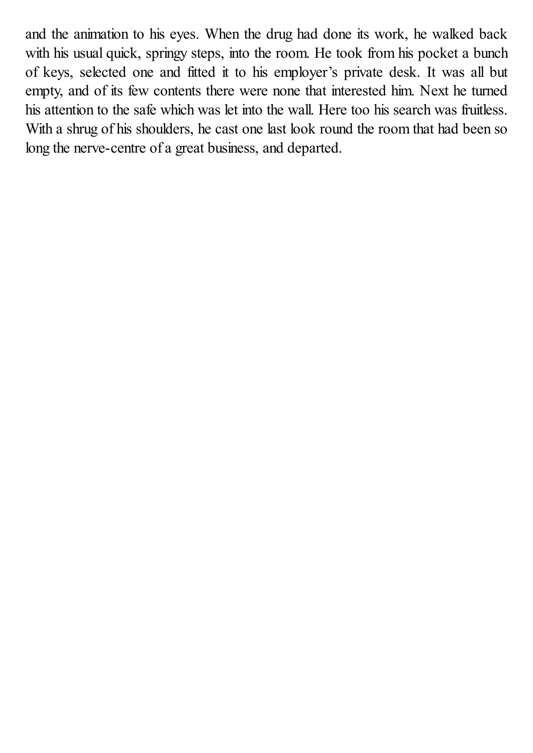and the animation to his eyes. When the drug had done its work, he walked back with his usual quick, springy steps, into the room. He took from his pocket a bunch of keys, selected one and fitted it to his employer's private desk. It was all but empty, and of its few contents there were none that interested him. Next he turned his attention to the safe which was let into the wall. Here too his search was fruitless. With a shrug of his shoulders, he cast one last look round the room that had been so long the nerve-centre of a great business, and departed.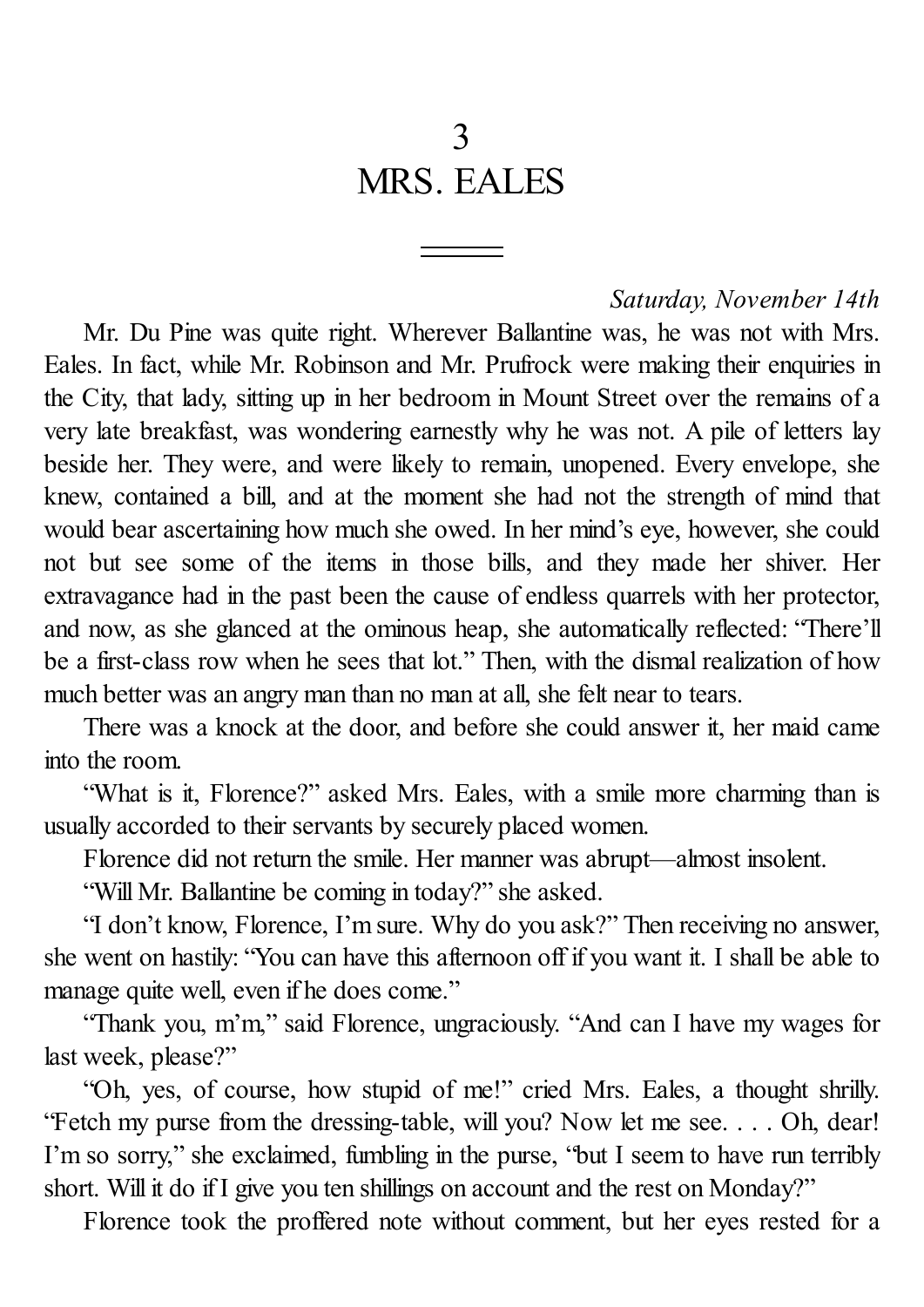# 3
# MRS. EALES

*Saturday, November 14th*

Mr. Du Pine was quite right. Wherever Ballantine was, he was not with Mrs. Eales. In fact, while Mr. Robinson and Mr. Prufrock were making their enquiries in the City, that lady, sitting up in her bedroom in Mount Street over the remains of a very late breakfast, was wondering earnestly why he was not. A pile of letters lay beside her. They were, and were likely to remain, unopened. Every envelope, she knew, contained a bill, and at the moment she had not the strength of mind that would bear ascertaining how much she owed. In her mind's eye, however, she could not but see some of the items in those bills, and they made her shiver. Her extravagance had in the past been the cause of endless quarrels with her protector, and now, as she glanced at the ominous heap, she automatically reflected: "There'll be a first-class row when he sees that lot." Then, with the dismal realization of how much better was an angry man than no man at all, she felt near to tears.

There was a knock at the door, and before she could answer it, her maid came into the room.

"What is it, Florence?" asked Mrs. Eales, with a smile more charming than is usually accorded to their servants by securely placed women.

Florence did not return the smile. Her manner was abrupt—almost insolent.

"Will Mr. Ballantine be coming in today?" she asked.

"I don't know, Florence, I'm sure. Why do you ask?" Then receiving no answer, she went on hastily: "You can have this afternoon off if you want it. I shall be able to manage quite well, even if he does come."

"Thank you, m'm," said Florence, ungraciously. "And can I have my wages for last week, please?"

"Oh, yes, of course, how stupid of me!" cried Mrs. Eales, a thought shrilly. "Fetch my purse from the dressing-table, will you? Now let me see. . . . Oh, dear! I'm so sorry," she exclaimed, fumbling in the purse, "but I seem to have run terribly short. Will it do if I give you ten shillings on account and the rest on Monday?"

Florence took the proffered note without comment, but her eyes rested for a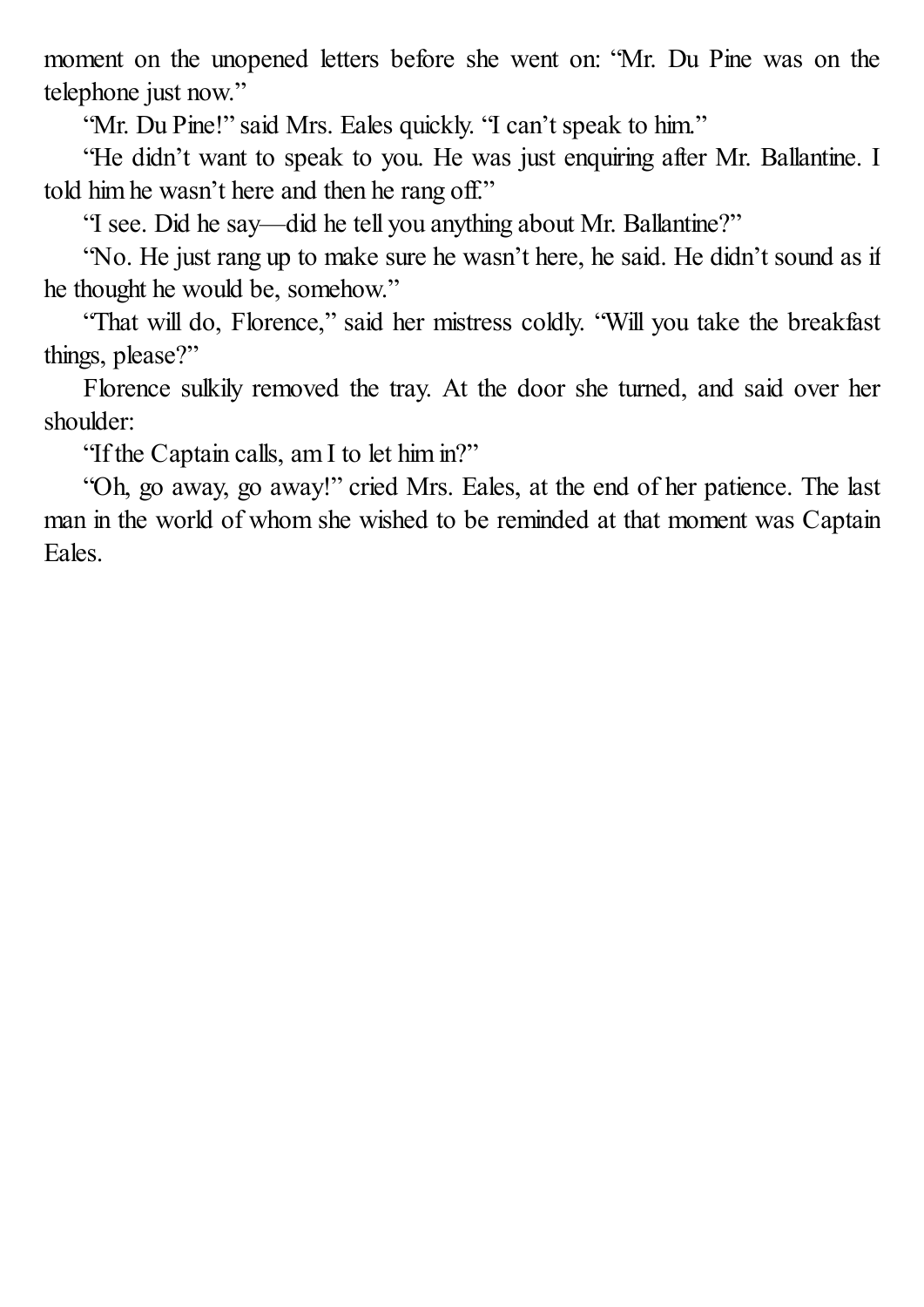moment on the unopened letters before she went on: "Mr. Du Pine was on the telephone just now."

"Mr. Du Pine!" said Mrs. Eales quickly. "I can't speak to him."

"He didn't want to speak to you. He was just enquiring after Mr. Ballantine. I told him he wasn't here and then he rang off."

"I see. Did he say—did he tell you anything about Mr. Ballantine?"

"No. He just rang up to make sure he wasn't here, he said. He didn't sound as if he thought he would be, somehow."

"That will do, Florence," said her mistress coldly. "Will you take the breakfast things, please?"

Florence sulkily removed the tray. At the door she turned, and said over her shoulder:

"If the Captain calls, am I to let him in?"

"Oh, go away, go away!" cried Mrs. Eales, at the end of her patience. The last man in the world of whom she wished to be reminded at that moment was Captain Eales.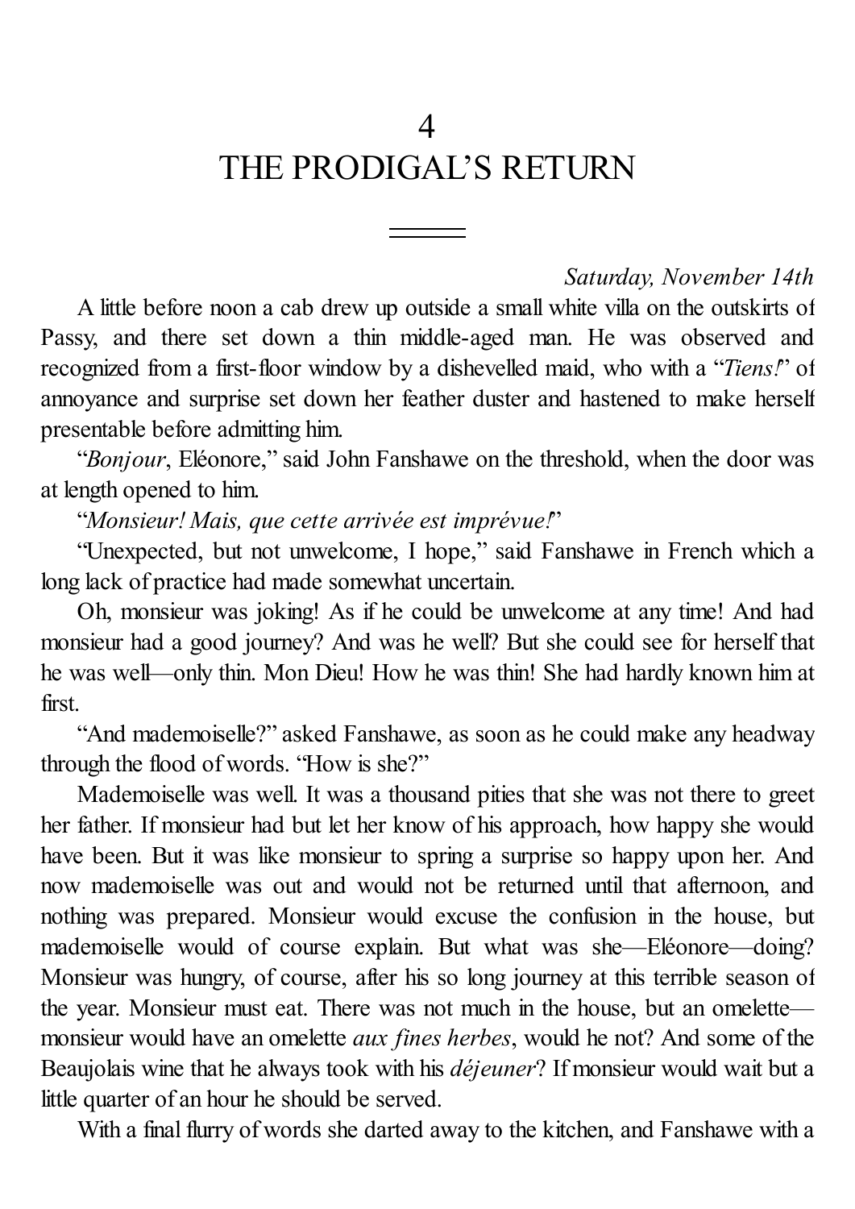# 4
# THE PRODIGAL'S RETURN

*Saturday, November 14th*

A little before noon a cab drew up outside a small white villa on the outskirts of Passy, and there set down a thin middle-aged man. He was observed and recognized from a first-floor window by a dishevelled maid, who with a "*Tiens!*" of annoyance and surprise set down her feather duster and hastened to make herself presentable before admitting him.

"*Bonjour*, Eléonore," said John Fanshawe on the threshold, when the door was at length opened to him.

"*Monsieur! Mais, que cette arrivée est imprévue!*"

"Unexpected, but not unwelcome, I hope," said Fanshawe in French which a long lack of practice had made somewhat uncertain.

Oh, monsieur was joking! As if he could be unwelcome at any time! And had monsieur had a good journey? And was he well? But she could see for herself that he was well—only thin. Mon Dieu! How he was thin! She had hardly known him at first.

"And mademoiselle?" asked Fanshawe, as soon as he could make any headway through the flood of words. "How is she?"

Mademoiselle was well. It was a thousand pities that she was not there to greet her father. If monsieur had but let her know of his approach, how happy she would have been. But it was like monsieur to spring a surprise so happy upon her. And now mademoiselle was out and would not be returned until that afternoon, and nothing was prepared. Monsieur would excuse the confusion in the house, but mademoiselle would of course explain. But what was she—Eléonore—doing? Monsieur was hungry, of course, after his so long journey at this terrible season of the year. Monsieur must eat. There was not much in the house, but an omelette—monsieur would have an omelette *aux fines herbes*, would he not? And some of the Beaujolais wine that he always took with his *déjeuner*? If monsieur would wait but a little quarter of an hour he should be served.

With a final flurry of words she darted away to the kitchen, and Fanshawe with a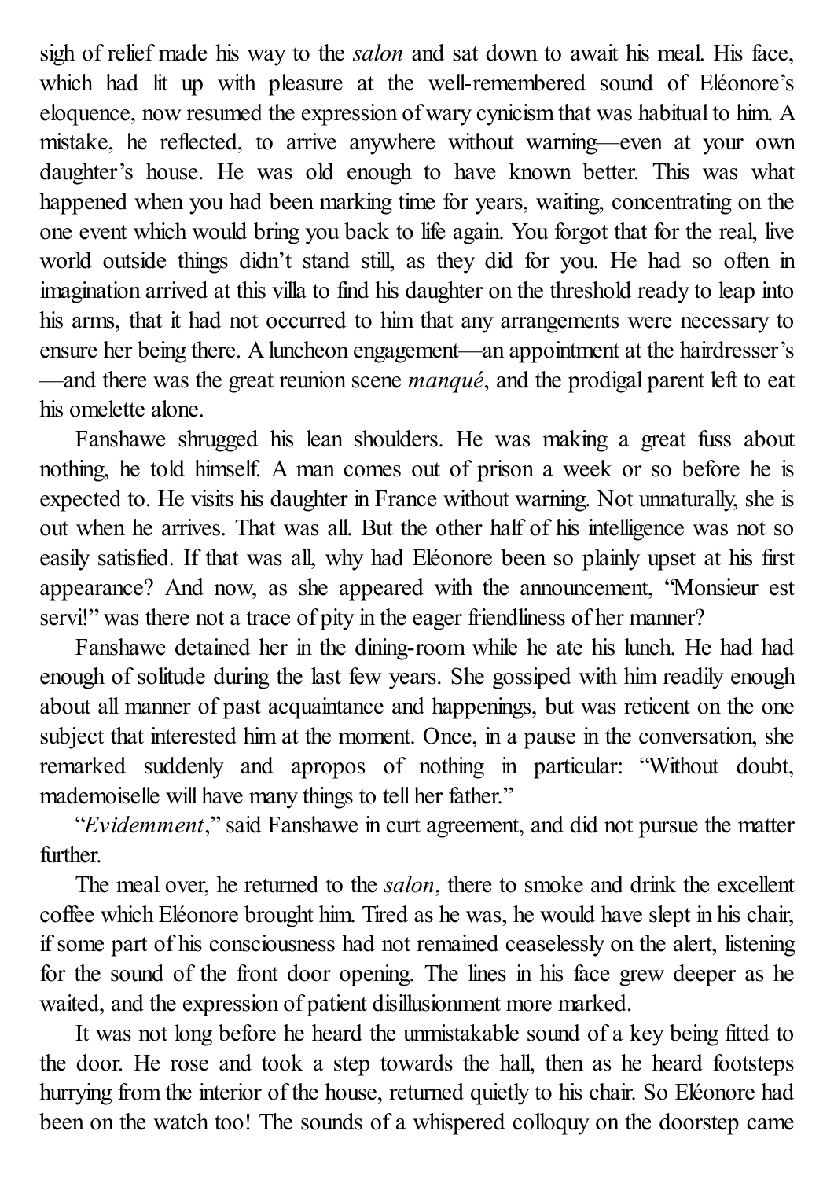sigh of relief made his way to the *salon* and sat down to await his meal. His face, which had lit up with pleasure at the well-remembered sound of Eléonore's eloquence, now resumed the expression of wary cynicism that was habitual to him. A mistake, he reflected, to arrive anywhere without warning—even at your own daughter's house. He was old enough to have known better. This was what happened when you had been marking time for years, waiting, concentrating on the one event which would bring you back to life again. You forgot that for the real, live world outside things didn't stand still, as they did for you. He had so often in imagination arrived at this villa to find his daughter on the threshold ready to leap into his arms, that it had not occurred to him that any arrangements were necessary to ensure her being there. A luncheon engagement—an appointment at the hairdresser's—and there was the great reunion scene *manqué*, and the prodigal parent left to eat his omelette alone.

Fanshawe shrugged his lean shoulders. He was making a great fuss about nothing, he told himself. A man comes out of prison a week or so before he is expected to. He visits his daughter in France without warning. Not unnaturally, she is out when he arrives. That was all. But the other half of his intelligence was not so easily satisfied. If that was all, why had Eléonore been so plainly upset at his first appearance? And now, as she appeared with the announcement, "Monsieur est servi!" was there not a trace of pity in the eager friendliness of her manner?

Fanshawe detained her in the dining-room while he ate his lunch. He had had enough of solitude during the last few years. She gossiped with him readily enough about all manner of past acquaintance and happenings, but was reticent on the one subject that interested him at the moment. Once, in a pause in the conversation, she remarked suddenly and apropos of nothing in particular: "Without doubt, mademoiselle will have many things to tell her father."

"*Evidemment*," said Fanshawe in curt agreement, and did not pursue the matter further.

The meal over, he returned to the *salon*, there to smoke and drink the excellent coffee which Eléonore brought him. Tired as he was, he would have slept in his chair, if some part of his consciousness had not remained ceaselessly on the alert, listening for the sound of the front door opening. The lines in his face grew deeper as he waited, and the expression of patient disillusionment more marked.

It was not long before he heard the unmistakable sound of a key being fitted to the door. He rose and took a step towards the hall, then as he heard footsteps hurrying from the interior of the house, returned quietly to his chair. So Eléonore had been on the watch too! The sounds of a whispered colloquy on the doorstep came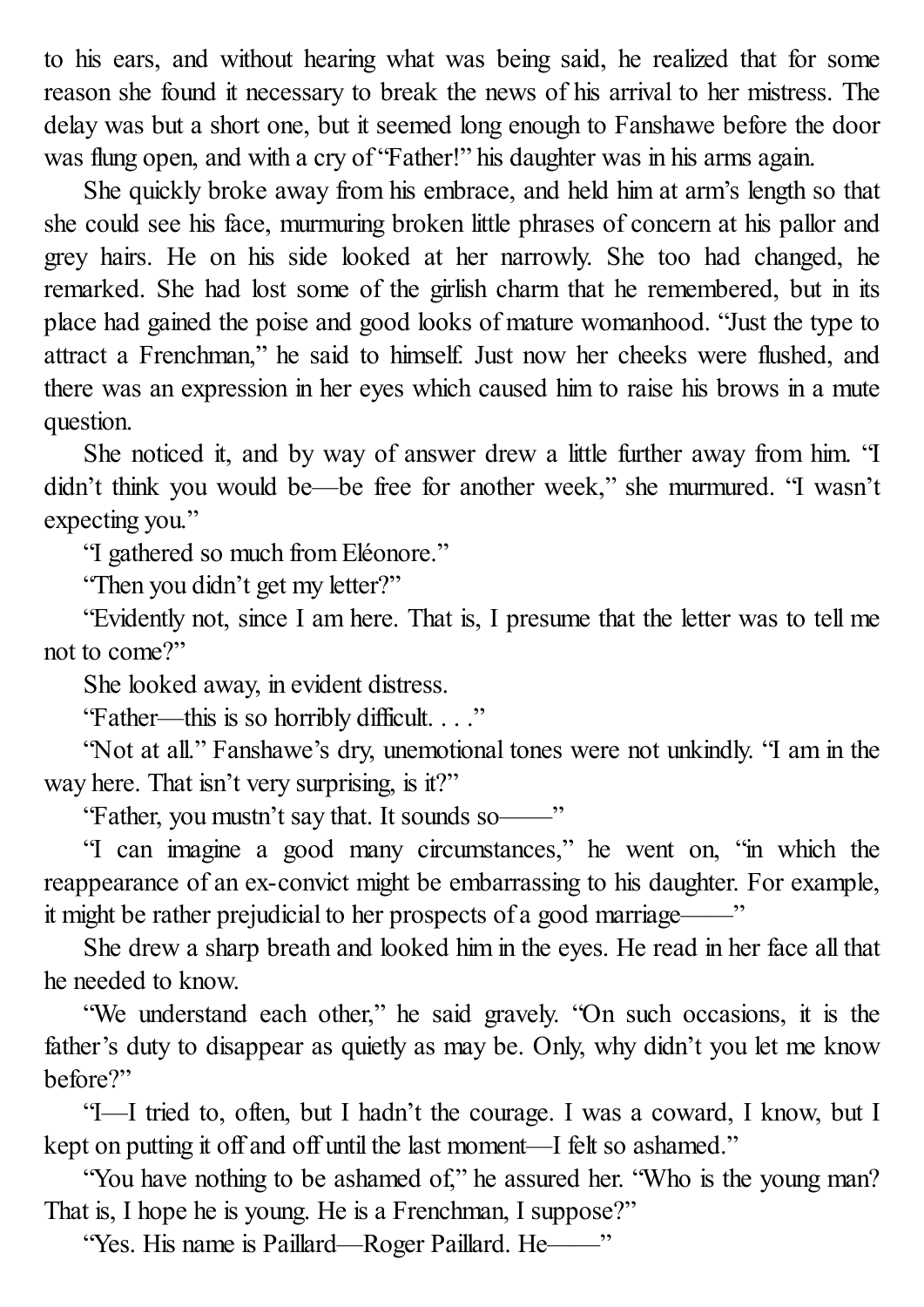to his ears, and without hearing what was being said, he realized that for some reason she found it necessary to break the news of his arrival to her mistress. The delay was but a short one, but it seemed long enough to Fanshawe before the door was flung open, and with a cry of "Father!" his daughter was in his arms again.

She quickly broke away from his embrace, and held him at arm's length so that she could see his face, murmuring broken little phrases of concern at his pallor and grey hairs. He on his side looked at her narrowly. She too had changed, he remarked. She had lost some of the girlish charm that he remembered, but in its place had gained the poise and good looks of mature womanhood. "Just the type to attract a Frenchman," he said to himself. Just now her cheeks were flushed, and there was an expression in her eyes which caused him to raise his brows in a mute question.

She noticed it, and by way of answer drew a little further away from him. "I didn't think you would be—be free for another week," she murmured. "I wasn't expecting you."

"I gathered so much from Eléonore."

"Then you didn't get my letter?"

"Evidently not, since I am here. That is, I presume that the letter was to tell me not to come?"

She looked away, in evident distress.

"Father—this is so horribly difficult. . . ."

"Not at all." Fanshawe's dry, unemotional tones were not unkindly. "I am in the way here. That isn't very surprising, is it?"

"Father, you mustn't say that. It sounds so——"

"I can imagine a good many circumstances," he went on, "in which the reappearance of an ex-convict might be embarrassing to his daughter. For example, it might be rather prejudicial to her prospects of a good marriage——"

She drew a sharp breath and looked him in the eyes. He read in her face all that he needed to know.

"We understand each other," he said gravely. "On such occasions, it is the father's duty to disappear as quietly as may be. Only, why didn't you let me know before?"

"I—I tried to, often, but I hadn't the courage. I was a coward, I know, but I kept on putting it off and off until the last moment—I felt so ashamed."

"You have nothing to be ashamed of," he assured her. "Who is the young man? That is, I hope he is young. He is a Frenchman, I suppose?"

"Yes. His name is Paillard—Roger Paillard. He——"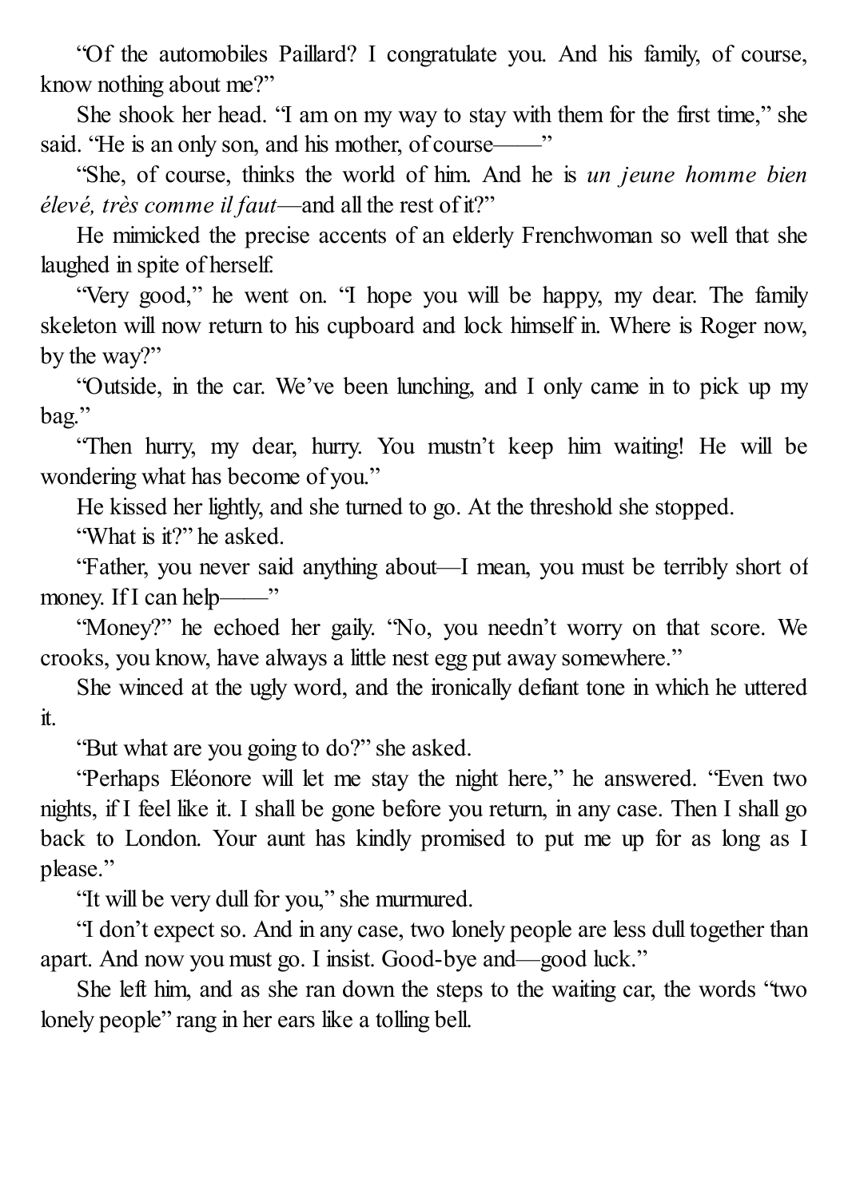"Of the automobiles Paillard? I congratulate you. And his family, of course, know nothing about me?"

She shook her head. "I am on my way to stay with them for the first time," she said. "He is an only son, and his mother, of course——"

"She, of course, thinks the world of him. And he is *un jeune homme bien élevé, très comme il faut*—and all the rest of it?"

He mimicked the precise accents of an elderly Frenchwoman so well that she laughed in spite of herself.

"Very good," he went on. "I hope you will be happy, my dear. The family skeleton will now return to his cupboard and lock himself in. Where is Roger now, by the way?"

"Outside, in the car. We've been lunching, and I only came in to pick up my bag."

"Then hurry, my dear, hurry. You mustn't keep him waiting! He will be wondering what has become of you."

He kissed her lightly, and she turned to go. At the threshold she stopped.

"What is it?" he asked.

"Father, you never said anything about—I mean, you must be terribly short of money. If I can help——"

"Money?" he echoed her gaily. "No, you needn't worry on that score. We crooks, you know, have always a little nest egg put away somewhere."

She winced at the ugly word, and the ironically defiant tone in which he uttered it.

"But what are you going to do?" she asked.

"Perhaps Eléonore will let me stay the night here," he answered. "Even two nights, if I feel like it. I shall be gone before you return, in any case. Then I shall go back to London. Your aunt has kindly promised to put me up for as long as I please."

"It will be very dull for you," she murmured.

"I don't expect so. And in any case, two lonely people are less dull together than apart. And now you must go. I insist. Good-bye and—good luck."

She left him, and as she ran down the steps to the waiting car, the words "two lonely people" rang in her ears like a tolling bell.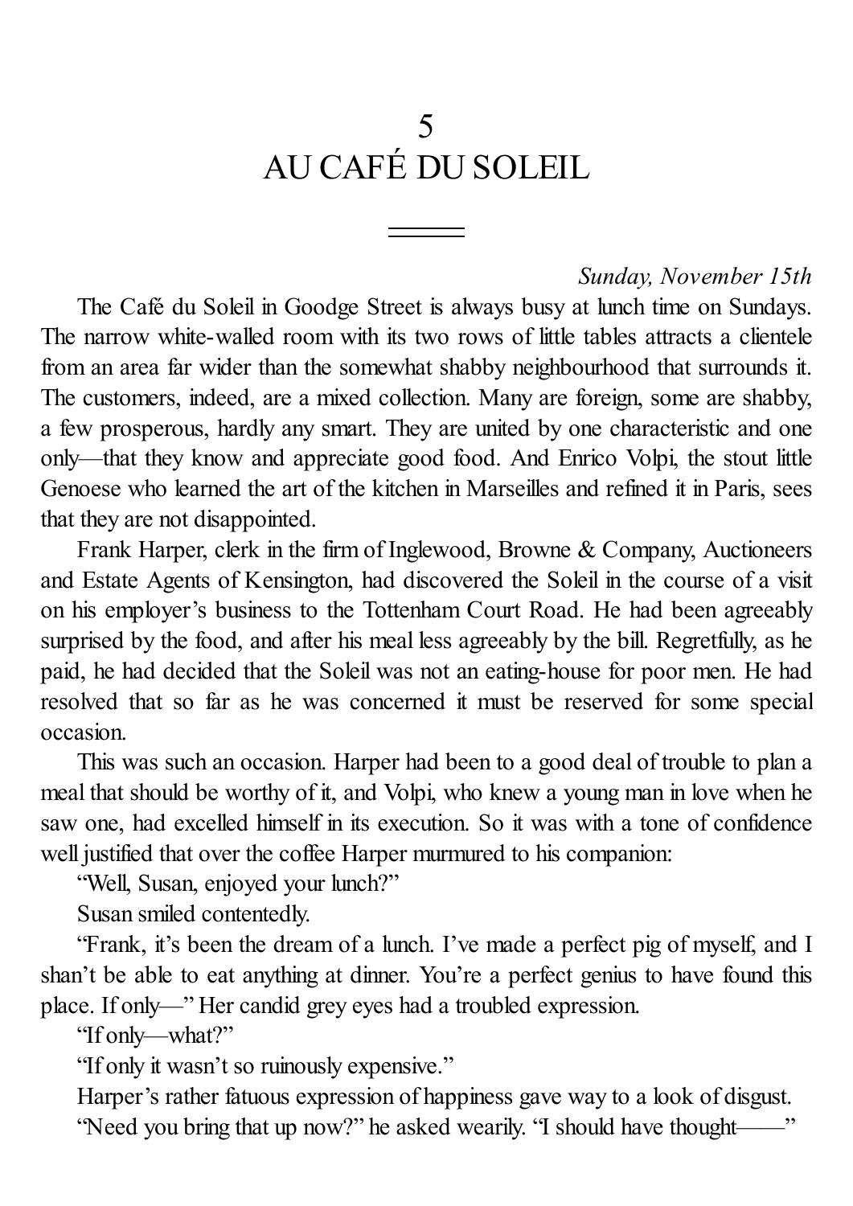# 5
# AU CAFÉ DU SOLEIL

---

*Sunday, November 15th*

The Café du Soleil in Goodge Street is always busy at lunch time on Sundays. The narrow white-walled room with its two rows of little tables attracts a clientele from an area far wider than the somewhat shabby neighbourhood that surrounds it. The customers, indeed, are a mixed collection. Many are foreign, some are shabby, a few prosperous, hardly any smart. They are united by one characteristic and one only—that they know and appreciate good food. And Enrico Volpi, the stout little Genoese who learned the art of the kitchen in Marseilles and refined it in Paris, sees that they are not disappointed.

Frank Harper, clerk in the firm of Inglewood, Browne & Company, Auctioneers and Estate Agents of Kensington, had discovered the Soleil in the course of a visit on his employer's business to the Tottenham Court Road. He had been agreeably surprised by the food, and after his meal less agreeably by the bill. Regretfully, as he paid, he had decided that the Soleil was not an eating-house for poor men. He had resolved that so far as he was concerned it must be reserved for some special occasion.

This was such an occasion. Harper had been to a good deal of trouble to plan a meal that should be worthy of it, and Volpi, who knew a young man in love when he saw one, had excelled himself in its execution. So it was with a tone of confidence well justified that over the coffee Harper murmured to his companion:

"Well, Susan, enjoyed your lunch?"

Susan smiled contentedly.

"Frank, it's been the dream of a lunch. I've made a perfect pig of myself, and I shan't be able to eat anything at dinner. You're a perfect genius to have found this place. If only—" Her candid grey eyes had a troubled expression.

"If only—what?"

"If only it wasn't so ruinously expensive."

Harper's rather fatuous expression of happiness gave way to a look of disgust.

"Need you bring that up now?" he asked wearily. "I should have thought——"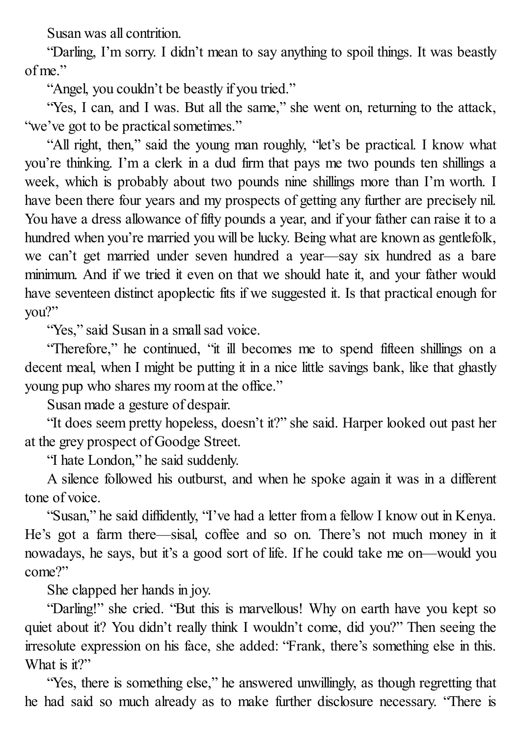Susan was all contrition.

"Darling, I'm sorry. I didn't mean to say anything to spoil things. It was beastly of me."

"Angel, you couldn't be beastly if you tried."

"Yes, I can, and I was. But all the same," she went on, returning to the attack, "we've got to be practical sometimes."

"All right, then," said the young man roughly, "let's be practical. I know what you're thinking. I'm a clerk in a dud firm that pays me two pounds ten shillings a week, which is probably about two pounds nine shillings more than I'm worth. I have been there four years and my prospects of getting any further are precisely nil. You have a dress allowance of fifty pounds a year, and if your father can raise it to a hundred when you're married you will be lucky. Being what are known as gentlefolk, we can't get married under seven hundred a year—say six hundred as a bare minimum. And if we tried it even on that we should hate it, and your father would have seventeen distinct apoplectic fits if we suggested it. Is that practical enough for you?"

"Yes," said Susan in a small sad voice.

"Therefore," he continued, "it ill becomes me to spend fifteen shillings on a decent meal, when I might be putting it in a nice little savings bank, like that ghastly young pup who shares my room at the office."

Susan made a gesture of despair.

"It does seem pretty hopeless, doesn't it?" she said. Harper looked out past her at the grey prospect of Goodge Street.

"I hate London," he said suddenly.

A silence followed his outburst, and when he spoke again it was in a different tone of voice.

"Susan," he said diffidently, "I've had a letter from a fellow I know out in Kenya. He's got a farm there—sisal, coffee and so on. There's not much money in it nowadays, he says, but it's a good sort of life. If he could take me on—would you come?"

She clapped her hands in joy.

"Darling!" she cried. "But this is marvellous! Why on earth have you kept so quiet about it? You didn't really think I wouldn't come, did you?" Then seeing the irresolute expression on his face, she added: "Frank, there's something else in this. What is it?"

"Yes, there is something else," he answered unwillingly, as though regretting that he had said so much already as to make further disclosure necessary. "There is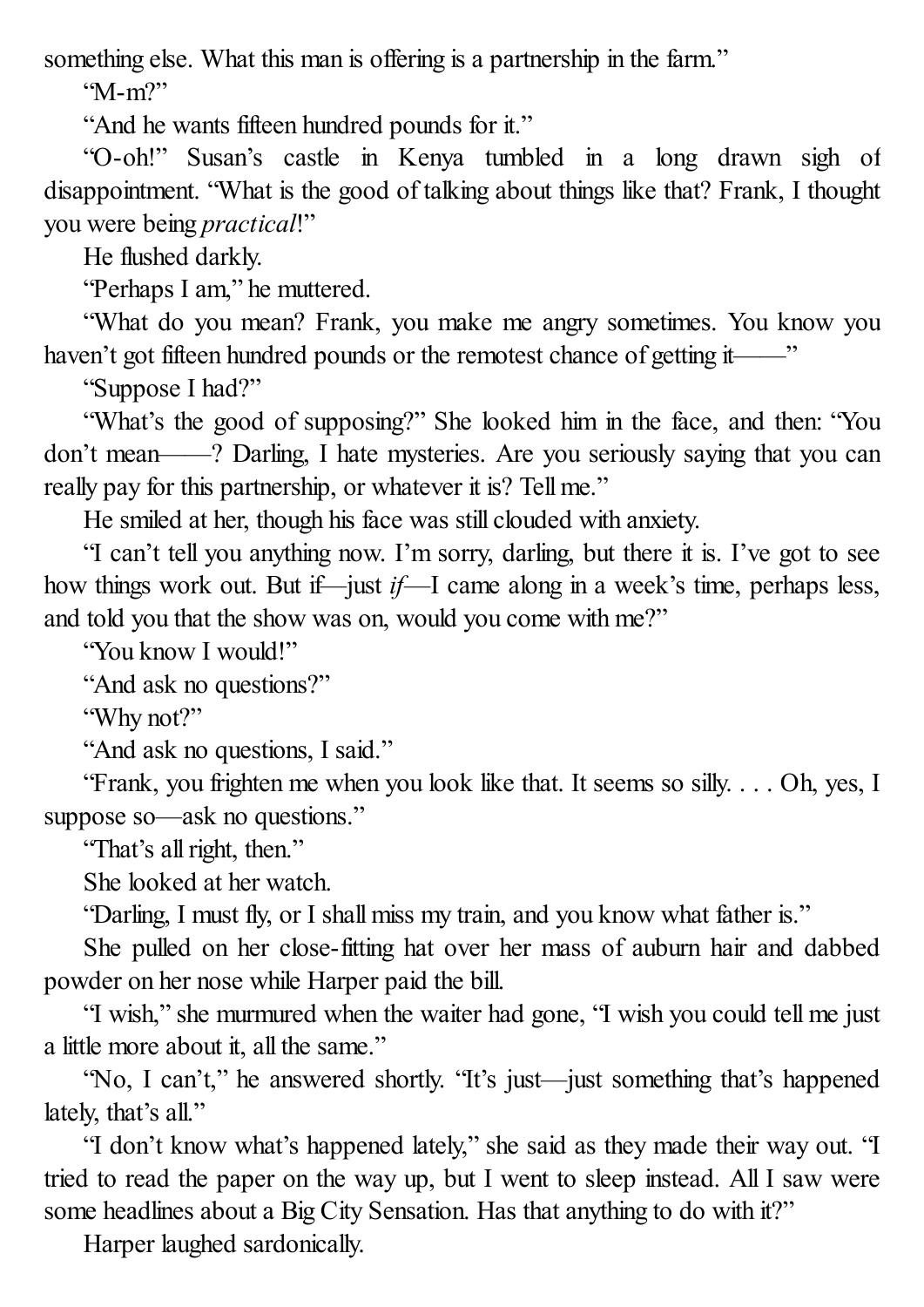something else. What this man is offering is a partnership in the farm."

"M-m?"

"And he wants fifteen hundred pounds for it."

"O-oh!" Susan's castle in Kenya tumbled in a long drawn sigh of disappointment. "What is the good of talking about things like that? Frank, I thought you were being *practical*!"

He flushed darkly.

"Perhaps I am," he muttered.

"What do you mean? Frank, you make me angry sometimes. You know you haven't got fifteen hundred pounds or the remotest chance of getting it——"

"Suppose I had?"

"What's the good of supposing?" She looked him in the face, and then: "You don't mean——? Darling, I hate mysteries. Are you seriously saying that you can really pay for this partnership, or whatever it is? Tell me."

He smiled at her, though his face was still clouded with anxiety.

"I can't tell you anything now. I'm sorry, darling, but there it is. I've got to see how things work out. But if—just *if*—I came along in a week's time, perhaps less, and told you that the show was on, would you come with me?"

"You know I would!"

"And ask no questions?"

"Why not?"

"And ask no questions, I said."

"Frank, you frighten me when you look like that. It seems so silly. . . . Oh, yes, I suppose so—ask no questions."

"That's all right, then."

She looked at her watch.

"Darling, I must fly, or I shall miss my train, and you know what father is."

She pulled on her close-fitting hat over her mass of auburn hair and dabbed powder on her nose while Harper paid the bill.

"I wish," she murmured when the waiter had gone, "I wish you could tell me just a little more about it, all the same."

"No, I can't," he answered shortly. "It's just—just something that's happened lately, that's all."

"I don't know what's happened lately," she said as they made their way out. "I tried to read the paper on the way up, but I went to sleep instead. All I saw were some headlines about a Big City Sensation. Has that anything to do with it?"

Harper laughed sardonically.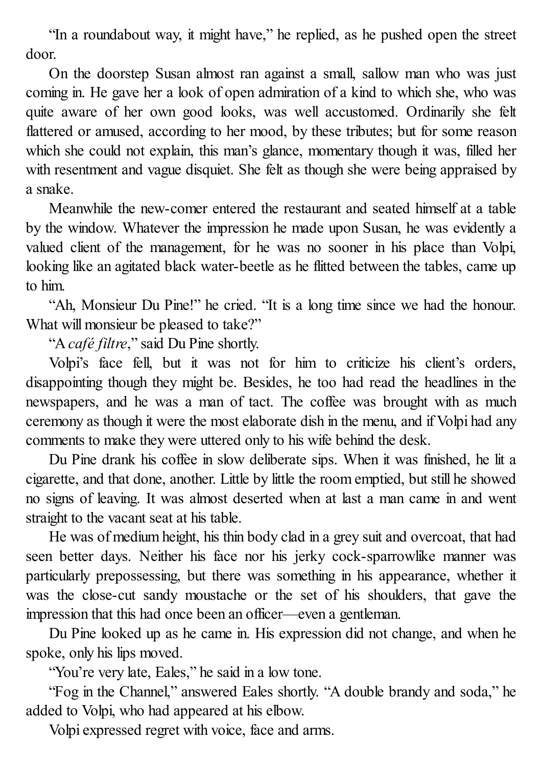"In a roundabout way, it might have," he replied, as he pushed open the street door.

On the doorstep Susan almost ran against a small, sallow man who was just coming in. He gave her a look of open admiration of a kind to which she, who was quite aware of her own good looks, was well accustomed. Ordinarily she felt flattered or amused, according to her mood, by these tributes; but for some reason which she could not explain, this man's glance, momentary though it was, filled her with resentment and vague disquiet. She felt as though she were being appraised by a snake.

Meanwhile the new-comer entered the restaurant and seated himself at a table by the window. Whatever the impression he made upon Susan, he was evidently a valued client of the management, for he was no sooner in his place than Volpi, looking like an agitated black water-beetle as he flitted between the tables, came up to him.

"Ah, Monsieur Du Pine!" he cried. "It is a long time since we had the honour. What will monsieur be pleased to take?"

"A *café filtre*," said Du Pine shortly.

Volpi's face fell, but it was not for him to criticize his client's orders, disappointing though they might be. Besides, he too had read the headlines in the newspapers, and he was a man of tact. The coffee was brought with as much ceremony as though it were the most elaborate dish in the menu, and if Volpi had any comments to make they were uttered only to his wife behind the desk.

Du Pine drank his coffee in slow deliberate sips. When it was finished, he lit a cigarette, and that done, another. Little by little the room emptied, but still he showed no signs of leaving. It was almost deserted when at last a man came in and went straight to the vacant seat at his table.

He was of medium height, his thin body clad in a grey suit and overcoat, that had seen better days. Neither his face nor his jerky cock-sparrowlike manner was particularly prepossessing, but there was something in his appearance, whether it was the close-cut sandy moustache or the set of his shoulders, that gave the impression that this had once been an officer—even a gentleman.

Du Pine looked up as he came in. His expression did not change, and when he spoke, only his lips moved.

"You're very late, Eales," he said in a low tone.

"Fog in the Channel," answered Eales shortly. "A double brandy and soda," he added to Volpi, who had appeared at his elbow.

Volpi expressed regret with voice, face and arms.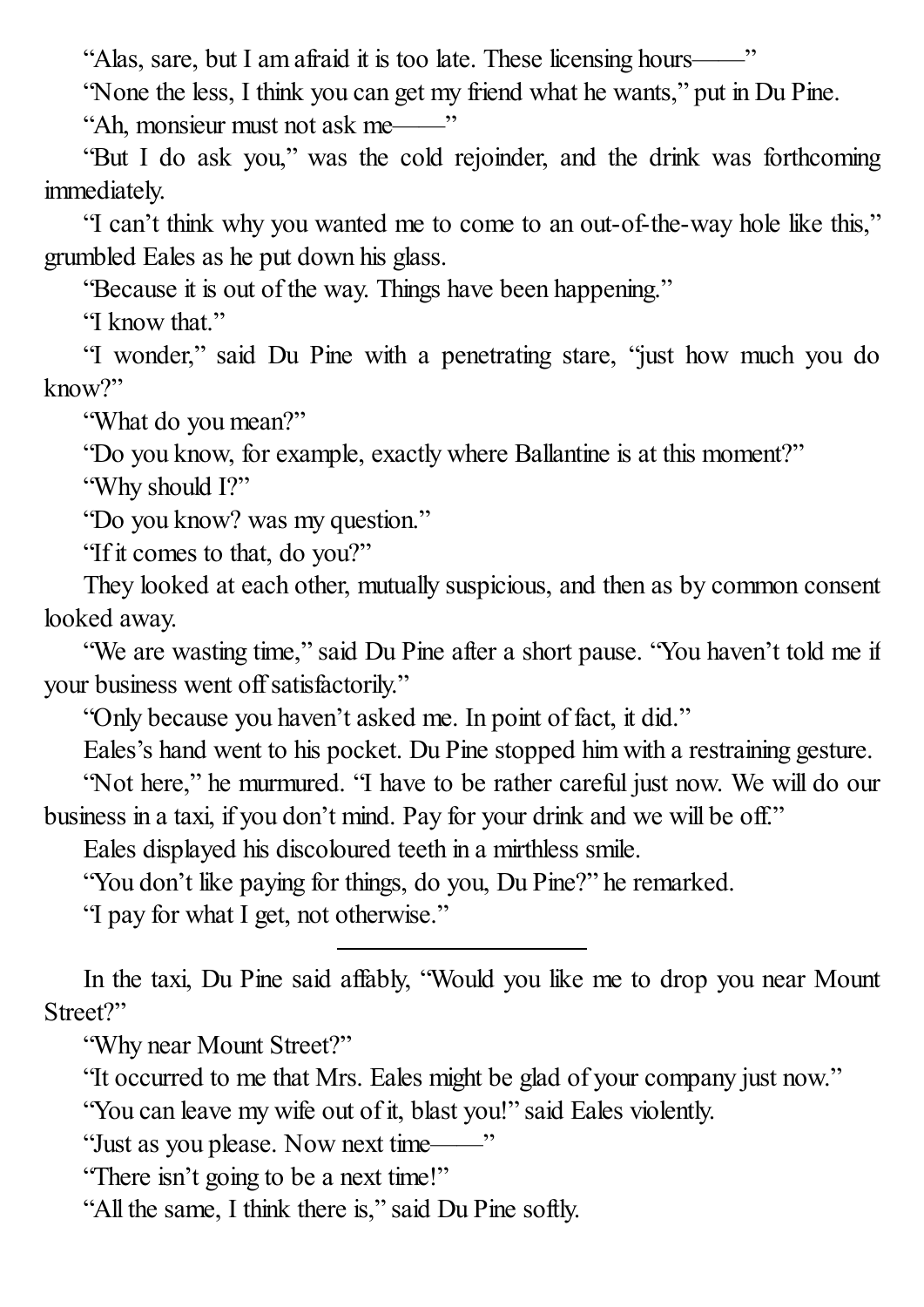"Alas, sare, but I am afraid it is too late. These licensing hours——"

"None the less, I think you can get my friend what he wants," put in Du Pine.

"Ah, monsieur must not ask me——"

"But I do ask you," was the cold rejoinder, and the drink was forthcoming immediately.

"I can't think why you wanted me to come to an out-of-the-way hole like this," grumbled Eales as he put down his glass.

"Because it is out of the way. Things have been happening."

"I know that."

"I wonder," said Du Pine with a penetrating stare, "just how much you do know?"

"What do you mean?"

"Do you know, for example, exactly where Ballantine is at this moment?"

"Why should I?"

"Do you know? was my question."

"If it comes to that, do you?"

They looked at each other, mutually suspicious, and then as by common consent looked away.

"We are wasting time," said Du Pine after a short pause. "You haven't told me if your business went off satisfactorily."

"Only because you haven't asked me. In point of fact, it did."

Eales's hand went to his pocket. Du Pine stopped him with a restraining gesture.

"Not here," he murmured. "I have to be rather careful just now. We will do our business in a taxi, if you don't mind. Pay for your drink and we will be off."

Eales displayed his discoloured teeth in a mirthless smile.

"You don't like paying for things, do you, Du Pine?" he remarked.

"I pay for what I get, not otherwise."

---

In the taxi, Du Pine said affably, "Would you like me to drop you near Mount Street?"

"Why near Mount Street?"

"It occurred to me that Mrs. Eales might be glad of your company just now."

"You can leave my wife out of it, blast you!" said Eales violently.

"Just as you please. Now next time——"

"There isn't going to be a next time!"

"All the same, I think there is," said Du Pine softly.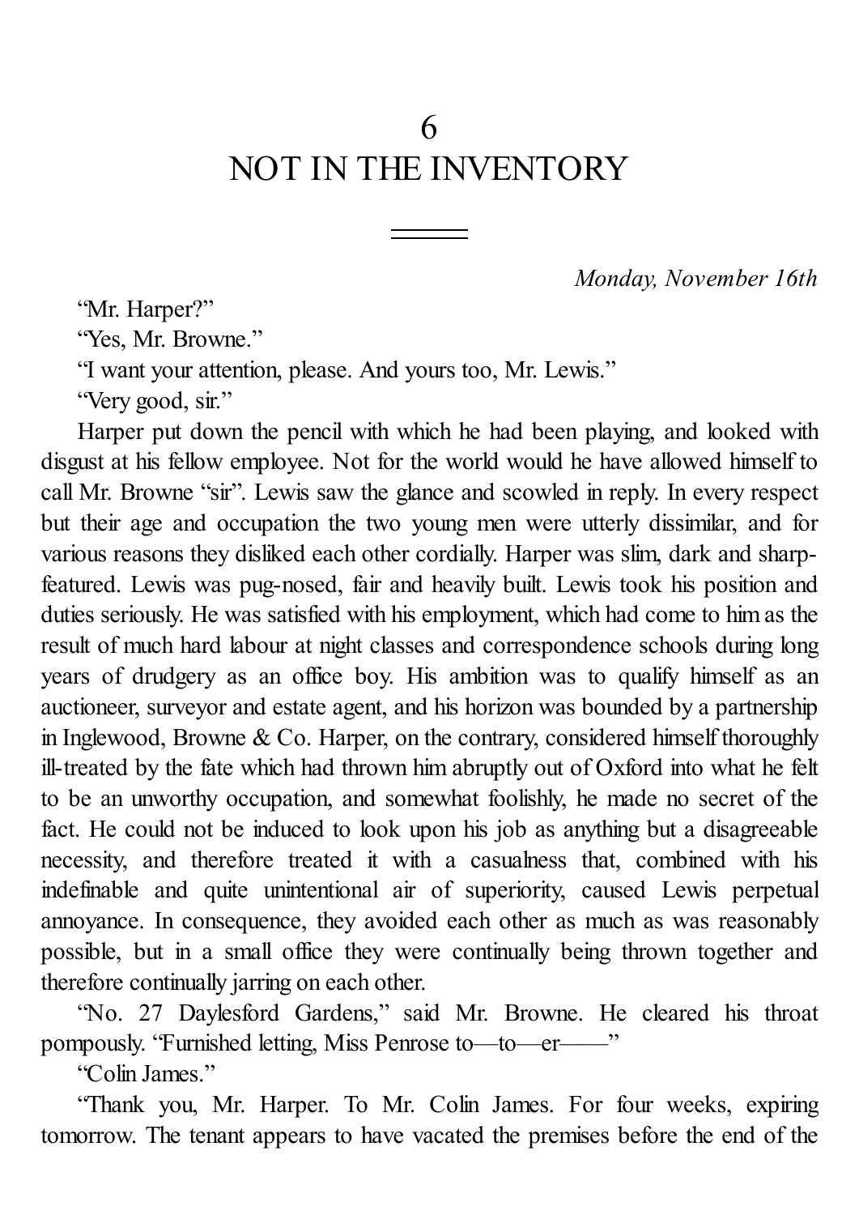# 6
# NOT IN THE INVENTORY

*Monday, November 16th*

"Mr. Harper?"

"Yes, Mr. Browne."

"I want your attention, please. And yours too, Mr. Lewis."

"Very good, sir."

Harper put down the pencil with which he had been playing, and looked with disgust at his fellow employee. Not for the world would he have allowed himself to call Mr. Browne "sir". Lewis saw the glance and scowled in reply. In every respect but their age and occupation the two young men were utterly dissimilar, and for various reasons they disliked each other cordially. Harper was slim, dark and sharp-featured. Lewis was pug-nosed, fair and heavily built. Lewis took his position and duties seriously. He was satisfied with his employment, which had come to him as the result of much hard labour at night classes and correspondence schools during long years of drudgery as an office boy. His ambition was to qualify himself as an auctioneer, surveyor and estate agent, and his horizon was bounded by a partnership in Inglewood, Browne & Co. Harper, on the contrary, considered himself thoroughly ill-treated by the fate which had thrown him abruptly out of Oxford into what he felt to be an unworthy occupation, and somewhat foolishly, he made no secret of the fact. He could not be induced to look upon his job as anything but a disagreeable necessity, and therefore treated it with a casualness that, combined with his indefinable and quite unintentional air of superiority, caused Lewis perpetual annoyance. In consequence, they avoided each other as much as was reasonably possible, but in a small office they were continually being thrown together and therefore continually jarring on each other.

"No. 27 Daylesford Gardens," said Mr. Browne. He cleared his throat pompously. "Furnished letting, Miss Penrose to—to—er——"

"Colin James."

"Thank you, Mr. Harper. To Mr. Colin James. For four weeks, expiring tomorrow. The tenant appears to have vacated the premises before the end of the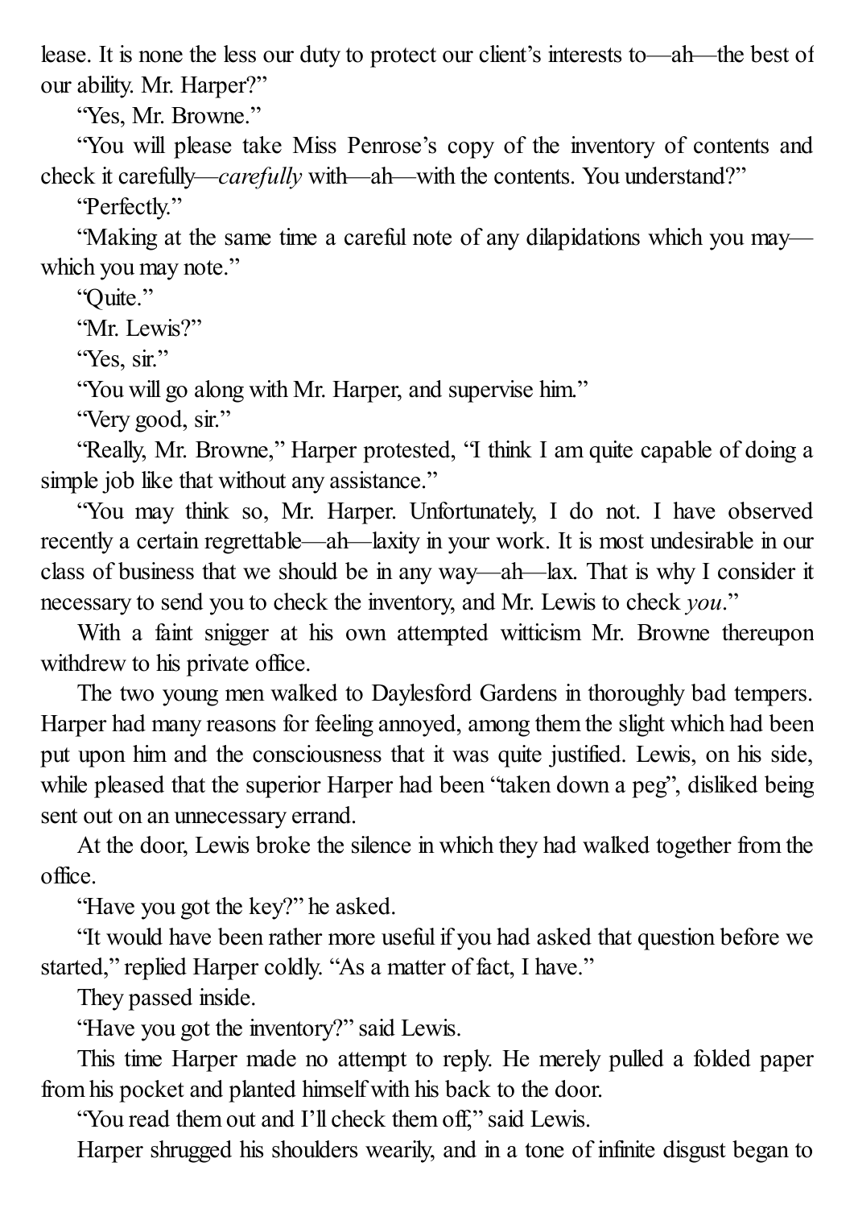lease. It is none the less our duty to protect our client's interests to—ah—the best of our ability. Mr. Harper?"

"Yes, Mr. Browne."

"You will please take Miss Penrose's copy of the inventory of contents and check it carefully—*carefully* with—ah—with the contents. You understand?"

"Perfectly."

"Making at the same time a careful note of any dilapidations which you may—which you may note."

"Quite."

"Mr. Lewis?"

"Yes, sir."

"You will go along with Mr. Harper, and supervise him."

"Very good, sir."

"Really, Mr. Browne," Harper protested, "I think I am quite capable of doing a simple job like that without any assistance."

"You may think so, Mr. Harper. Unfortunately, I do not. I have observed recently a certain regrettable—ah—laxity in your work. It is most undesirable in our class of business that we should be in any way—ah—lax. That is why I consider it necessary to send you to check the inventory, and Mr. Lewis to check *you*."

With a faint snigger at his own attempted witticism Mr. Browne thereupon withdrew to his private office.

The two young men walked to Daylesford Gardens in thoroughly bad tempers. Harper had many reasons for feeling annoyed, among them the slight which had been put upon him and the consciousness that it was quite justified. Lewis, on his side, while pleased that the superior Harper had been "taken down a peg", disliked being sent out on an unnecessary errand.

At the door, Lewis broke the silence in which they had walked together from the office.

"Have you got the key?" he asked.

"It would have been rather more useful if you had asked that question before we started," replied Harper coldly. "As a matter of fact, I have."

They passed inside.

"Have you got the inventory?" said Lewis.

This time Harper made no attempt to reply. He merely pulled a folded paper from his pocket and planted himself with his back to the door.

"You read them out and I'll check them off," said Lewis.

Harper shrugged his shoulders wearily, and in a tone of infinite disgust began to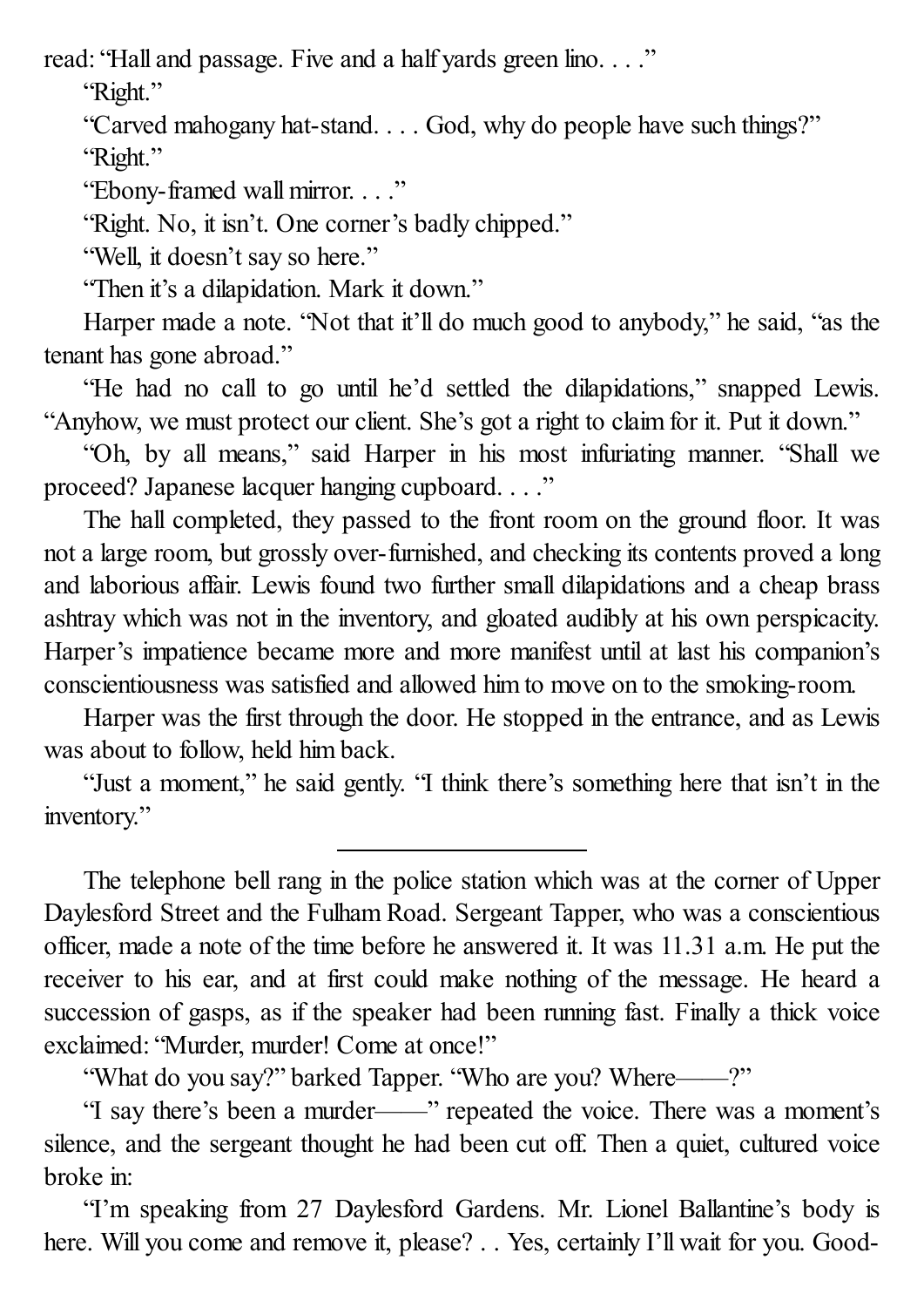read: "Hall and passage. Five and a half yards green lino. . . ."

"Right."

"Carved mahogany hat-stand. . . . God, why do people have such things?"

"Right."

"Ebony-framed wall mirror. . . ."

"Right. No, it isn't. One corner's badly chipped."

"Well, it doesn't say so here."

"Then it's a dilapidation. Mark it down."

Harper made a note. "Not that it'll do much good to anybody," he said, "as the tenant has gone abroad."

"He had no call to go until he'd settled the dilapidations," snapped Lewis. "Anyhow, we must protect our client. She's got a right to claim for it. Put it down."

"Oh, by all means," said Harper in his most infuriating manner. "Shall we proceed? Japanese lacquer hanging cupboard. . . ."

The hall completed, they passed to the front room on the ground floor. It was not a large room, but grossly over-furnished, and checking its contents proved a long and laborious affair. Lewis found two further small dilapidations and a cheap brass ashtray which was not in the inventory, and gloated audibly at his own perspicacity. Harper's impatience became more and more manifest until at last his companion's conscientiousness was satisfied and allowed him to move on to the smoking-room.

Harper was the first through the door. He stopped in the entrance, and as Lewis was about to follow, held him back.

"Just a moment," he said gently. "I think there's something here that isn't in the inventory."

---

The telephone bell rang in the police station which was at the corner of Upper Daylesford Street and the Fulham Road. Sergeant Tapper, who was a conscientious officer, made a note of the time before he answered it. It was 11.31 a.m. He put the receiver to his ear, and at first could make nothing of the message. He heard a succession of gasps, as if the speaker had been running fast. Finally a thick voice exclaimed: "Murder, murder! Come at once!"

"What do you say?" barked Tapper. "Who are you? Where——?"

"I say there's been a murder——" repeated the voice. There was a moment's silence, and the sergeant thought he had been cut off. Then a quiet, cultured voice broke in:

"I'm speaking from 27 Daylesford Gardens. Mr. Lionel Ballantine's body is here. Will you come and remove it, please? . . Yes, certainly I'll wait for you. Good-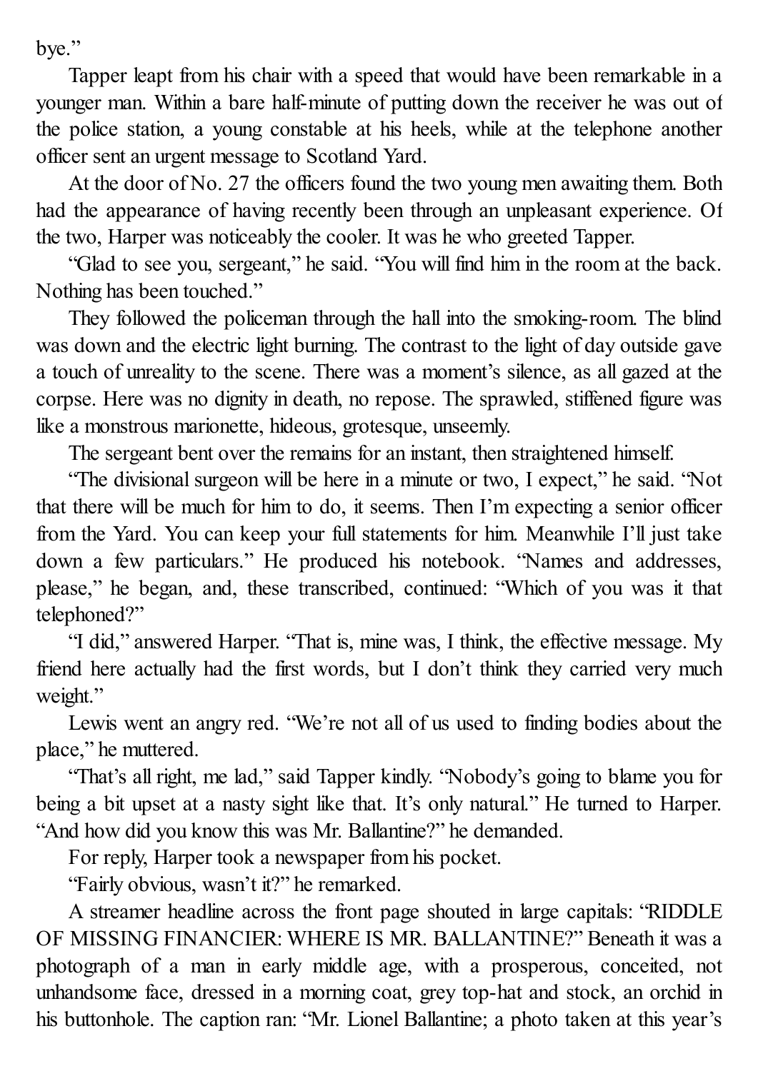bye."

Tapper leapt from his chair with a speed that would have been remarkable in a younger man. Within a bare half-minute of putting down the receiver he was out of the police station, a young constable at his heels, while at the telephone another officer sent an urgent message to Scotland Yard.

At the door of No. 27 the officers found the two young men awaiting them. Both had the appearance of having recently been through an unpleasant experience. Of the two, Harper was noticeably the cooler. It was he who greeted Tapper.

"Glad to see you, sergeant," he said. "You will find him in the room at the back. Nothing has been touched."

They followed the policeman through the hall into the smoking-room. The blind was down and the electric light burning. The contrast to the light of day outside gave a touch of unreality to the scene. There was a moment's silence, as all gazed at the corpse. Here was no dignity in death, no repose. The sprawled, stiffened figure was like a monstrous marionette, hideous, grotesque, unseemly.

The sergeant bent over the remains for an instant, then straightened himself.

"The divisional surgeon will be here in a minute or two, I expect," he said. "Not that there will be much for him to do, it seems. Then I'm expecting a senior officer from the Yard. You can keep your full statements for him. Meanwhile I'll just take down a few particulars." He produced his notebook. "Names and addresses, please," he began, and, these transcribed, continued: "Which of you was it that telephoned?"

"I did," answered Harper. "That is, mine was, I think, the effective message. My friend here actually had the first words, but I don't think they carried very much weight."

Lewis went an angry red. "We're not all of us used to finding bodies about the place," he muttered.

"That's all right, me lad," said Tapper kindly. "Nobody's going to blame you for being a bit upset at a nasty sight like that. It's only natural." He turned to Harper. "And how did you know this was Mr. Ballantine?" he demanded.

For reply, Harper took a newspaper from his pocket.

"Fairly obvious, wasn't it?" he remarked.

A streamer headline across the front page shouted in large capitals: "RIDDLE OF MISSING FINANCIER: WHERE IS MR. BALLANTINE?" Beneath it was a photograph of a man in early middle age, with a prosperous, conceited, not unhandsome face, dressed in a morning coat, grey top-hat and stock, an orchid in his buttonhole. The caption ran: "Mr. Lionel Ballantine; a photo taken at this year's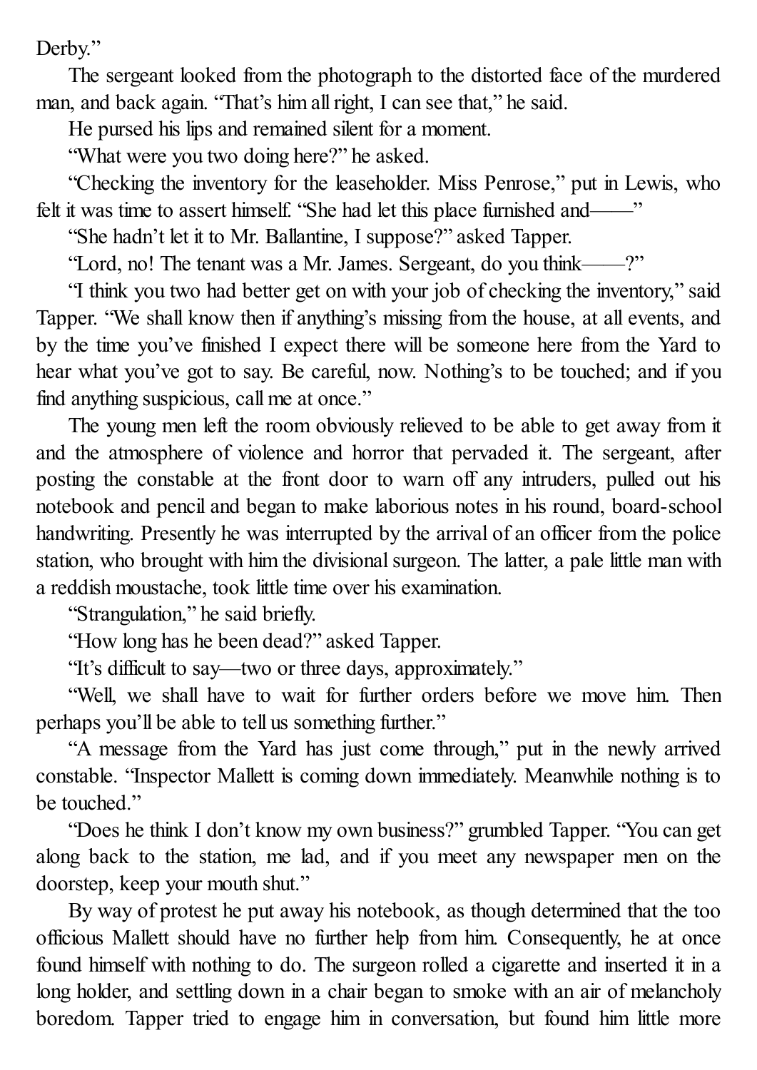Derby."

The sergeant looked from the photograph to the distorted face of the murdered man, and back again. "That's him all right, I can see that," he said.

He pursed his lips and remained silent for a moment.

"What were you two doing here?" he asked.

"Checking the inventory for the leaseholder. Miss Penrose," put in Lewis, who felt it was time to assert himself. "She had let this place furnished and——"

"She hadn't let it to Mr. Ballantine, I suppose?" asked Tapper.

"Lord, no! The tenant was a Mr. James. Sergeant, do you think——?"

"I think you two had better get on with your job of checking the inventory," said Tapper. "We shall know then if anything's missing from the house, at all events, and by the time you've finished I expect there will be someone here from the Yard to hear what you've got to say. Be careful, now. Nothing's to be touched; and if you find anything suspicious, call me at once."

The young men left the room obviously relieved to be able to get away from it and the atmosphere of violence and horror that pervaded it. The sergeant, after posting the constable at the front door to warn off any intruders, pulled out his notebook and pencil and began to make laborious notes in his round, board-school handwriting. Presently he was interrupted by the arrival of an officer from the police station, who brought with him the divisional surgeon. The latter, a pale little man with a reddish moustache, took little time over his examination.

"Strangulation," he said briefly.

"How long has he been dead?" asked Tapper.

"It's difficult to say—two or three days, approximately."

"Well, we shall have to wait for further orders before we move him. Then perhaps you'll be able to tell us something further."

"A message from the Yard has just come through," put in the newly arrived constable. "Inspector Mallett is coming down immediately. Meanwhile nothing is to be touched."

"Does he think I don't know my own business?" grumbled Tapper. "You can get along back to the station, me lad, and if you meet any newspaper men on the doorstep, keep your mouth shut."

By way of protest he put away his notebook, as though determined that the too officious Mallett should have no further help from him. Consequently, he at once found himself with nothing to do. The surgeon rolled a cigarette and inserted it in a long holder, and settling down in a chair began to smoke with an air of melancholy boredom. Tapper tried to engage him in conversation, but found him little more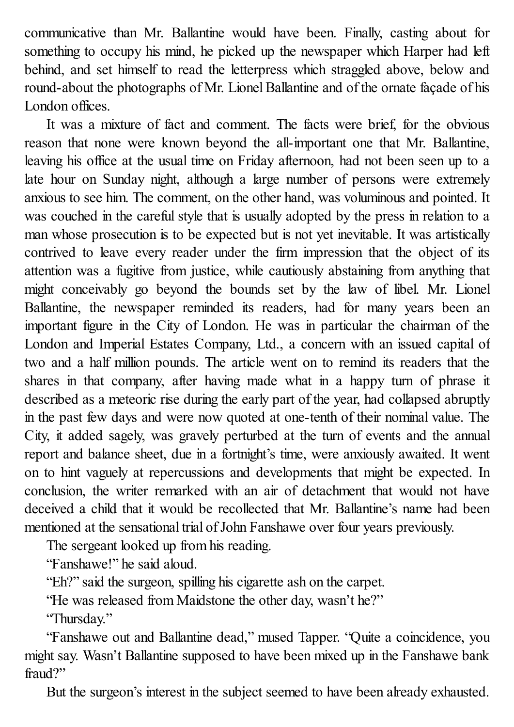communicative than Mr. Ballantine would have been. Finally, casting about for something to occupy his mind, he picked up the newspaper which Harper had left behind, and set himself to read the letterpress which straggled above, below and round-about the photographs of Mr. Lionel Ballantine and of the ornate façade of his London offices.

It was a mixture of fact and comment. The facts were brief, for the obvious reason that none were known beyond the all-important one that Mr. Ballantine, leaving his office at the usual time on Friday afternoon, had not been seen up to a late hour on Sunday night, although a large number of persons were extremely anxious to see him. The comment, on the other hand, was voluminous and pointed. It was couched in the careful style that is usually adopted by the press in relation to a man whose prosecution is to be expected but is not yet inevitable. It was artistically contrived to leave every reader under the firm impression that the object of its attention was a fugitive from justice, while cautiously abstaining from anything that might conceivably go beyond the bounds set by the law of libel. Mr. Lionel Ballantine, the newspaper reminded its readers, had for many years been an important figure in the City of London. He was in particular the chairman of the London and Imperial Estates Company, Ltd., a concern with an issued capital of two and a half million pounds. The article went on to remind its readers that the shares in that company, after having made what in a happy turn of phrase it described as a meteoric rise during the early part of the year, had collapsed abruptly in the past few days and were now quoted at one-tenth of their nominal value. The City, it added sagely, was gravely perturbed at the turn of events and the annual report and balance sheet, due in a fortnight's time, were anxiously awaited. It went on to hint vaguely at repercussions and developments that might be expected. In conclusion, the writer remarked with an air of detachment that would not have deceived a child that it would be recollected that Mr. Ballantine's name had been mentioned at the sensational trial of John Fanshawe over four years previously.

The sergeant looked up from his reading.

"Fanshawe!" he said aloud.

"Eh?" said the surgeon, spilling his cigarette ash on the carpet.

"He was released from Maidstone the other day, wasn't he?"

"Thursday."

"Fanshawe out and Ballantine dead," mused Tapper. "Quite a coincidence, you might say. Wasn't Ballantine supposed to have been mixed up in the Fanshawe bank fraud?"

But the surgeon's interest in the subject seemed to have been already exhausted.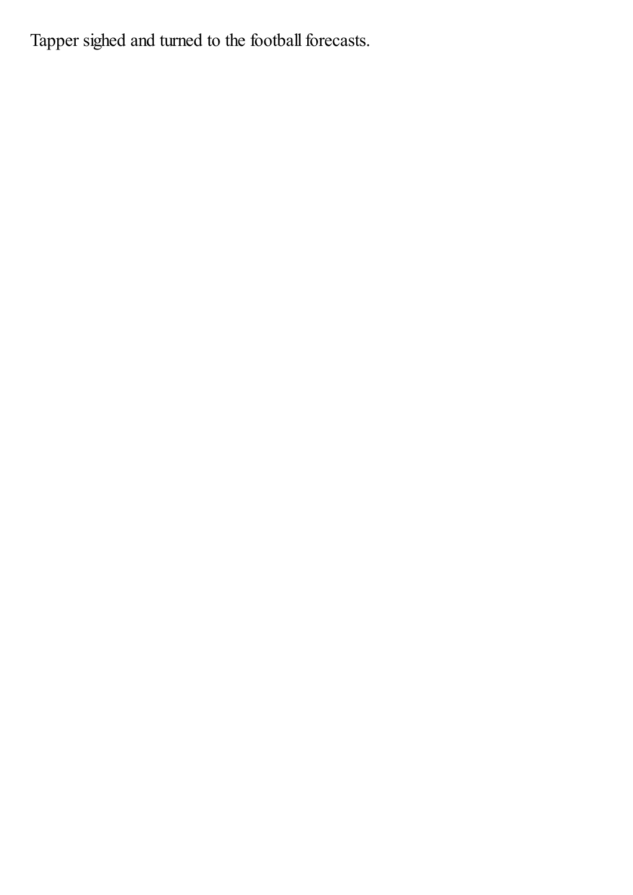Tapper sighed and turned to the football forecasts.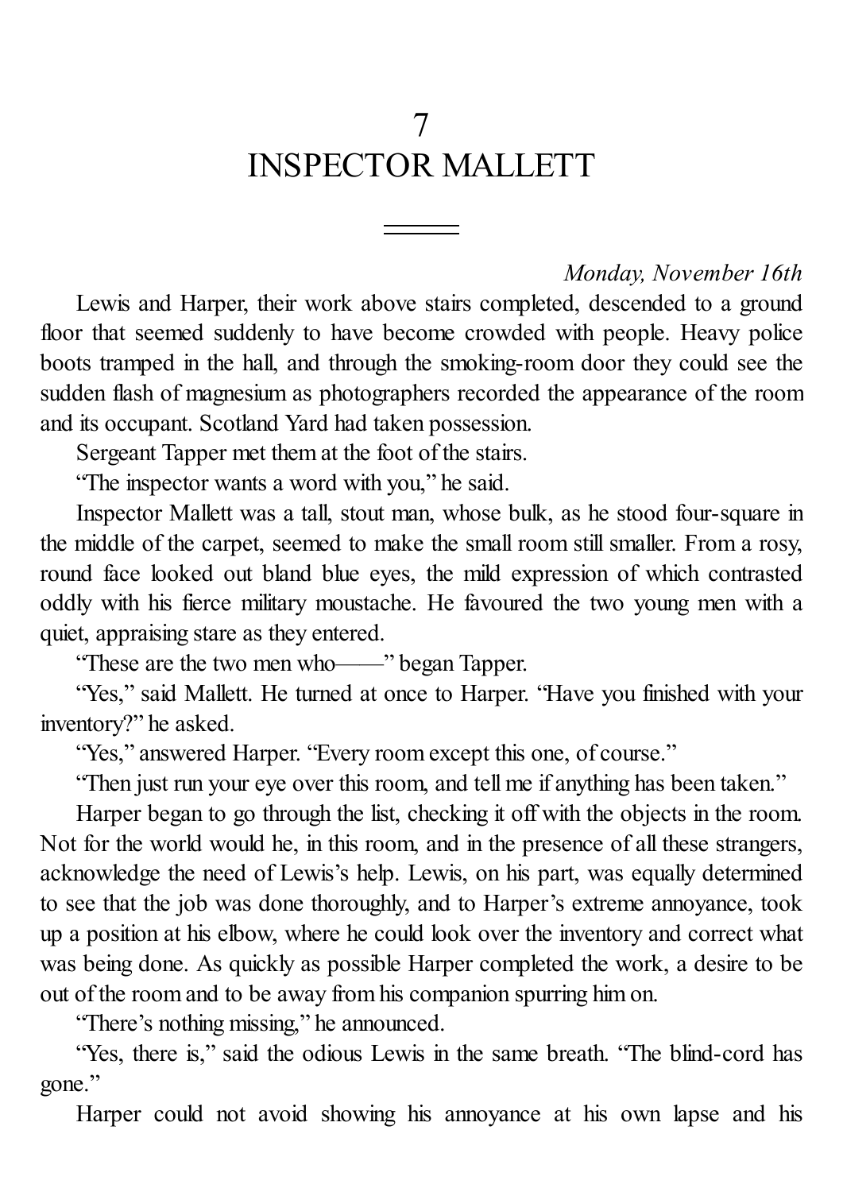# 7
# INSPECTOR MALLETT

*Monday, November 16th*

Lewis and Harper, their work above stairs completed, descended to a ground floor that seemed suddenly to have become crowded with people. Heavy police boots tramped in the hall, and through the smoking-room door they could see the sudden flash of magnesium as photographers recorded the appearance of the room and its occupant. Scotland Yard had taken possession.

Sergeant Tapper met them at the foot of the stairs.

"The inspector wants a word with you," he said.

Inspector Mallett was a tall, stout man, whose bulk, as he stood four-square in the middle of the carpet, seemed to make the small room still smaller. From a rosy, round face looked out bland blue eyes, the mild expression of which contrasted oddly with his fierce military moustache. He favoured the two young men with a quiet, appraising stare as they entered.

"These are the two men who——" began Tapper.

"Yes," said Mallett. He turned at once to Harper. "Have you finished with your inventory?" he asked.

"Yes," answered Harper. "Every room except this one, of course."

"Then just run your eye over this room, and tell me if anything has been taken."

Harper began to go through the list, checking it off with the objects in the room. Not for the world would he, in this room, and in the presence of all these strangers, acknowledge the need of Lewis's help. Lewis, on his part, was equally determined to see that the job was done thoroughly, and to Harper's extreme annoyance, took up a position at his elbow, where he could look over the inventory and correct what was being done. As quickly as possible Harper completed the work, a desire to be out of the room and to be away from his companion spurring him on.

"There's nothing missing," he announced.

"Yes, there is," said the odious Lewis in the same breath. "The blind-cord has gone."

Harper could not avoid showing his annoyance at his own lapse and his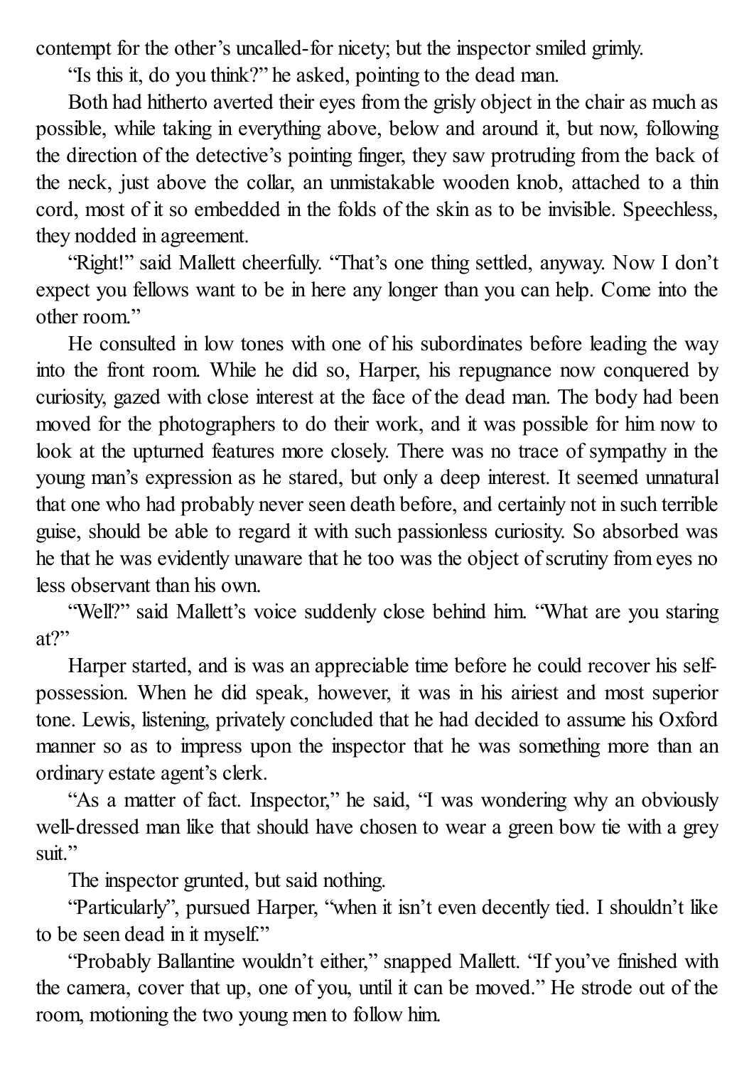contempt for the other's uncalled-for nicety; but the inspector smiled grimly.

"Is this it, do you think?" he asked, pointing to the dead man.

Both had hitherto averted their eyes from the grisly object in the chair as much as possible, while taking in everything above, below and around it, but now, following the direction of the detective's pointing finger, they saw protruding from the back of the neck, just above the collar, an unmistakable wooden knob, attached to a thin cord, most of it so embedded in the folds of the skin as to be invisible. Speechless, they nodded in agreement.

"Right!" said Mallett cheerfully. "That's one thing settled, anyway. Now I don't expect you fellows want to be in here any longer than you can help. Come into the other room."

He consulted in low tones with one of his subordinates before leading the way into the front room. While he did so, Harper, his repugnance now conquered by curiosity, gazed with close interest at the face of the dead man. The body had been moved for the photographers to do their work, and it was possible for him now to look at the upturned features more closely. There was no trace of sympathy in the young man's expression as he stared, but only a deep interest. It seemed unnatural that one who had probably never seen death before, and certainly not in such terrible guise, should be able to regard it with such passionless curiosity. So absorbed was he that he was evidently unaware that he too was the object of scrutiny from eyes no less observant than his own.

"Well?" said Mallett's voice suddenly close behind him. "What are you staring at?"

Harper started, and is was an appreciable time before he could recover his self-possession. When he did speak, however, it was in his airiest and most superior tone. Lewis, listening, privately concluded that he had decided to assume his Oxford manner so as to impress upon the inspector that he was something more than an ordinary estate agent's clerk.

"As a matter of fact. Inspector," he said, "I was wondering why an obviously well-dressed man like that should have chosen to wear a green bow tie with a grey suit."

The inspector grunted, but said nothing.

"Particularly", pursued Harper, "when it isn't even decently tied. I shouldn't like to be seen dead in it myself."

"Probably Ballantine wouldn't either," snapped Mallett. "If you've finished with the camera, cover that up, one of you, until it can be moved." He strode out of the room, motioning the two young men to follow him.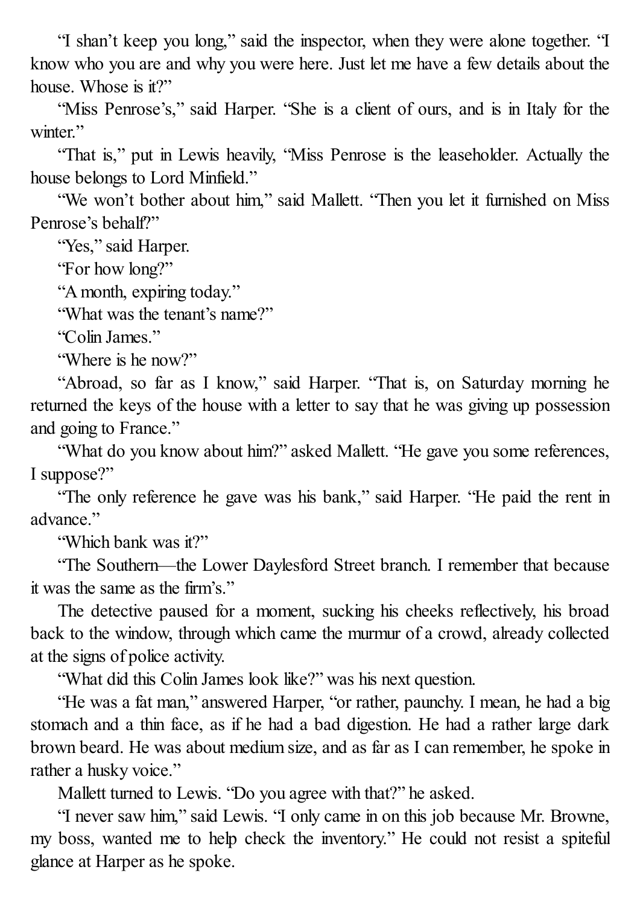"I shan't keep you long," said the inspector, when they were alone together. "I know who you are and why you were here. Just let me have a few details about the house. Whose is it?"

"Miss Penrose's," said Harper. "She is a client of ours, and is in Italy for the winter."

"That is," put in Lewis heavily, "Miss Penrose is the leaseholder. Actually the house belongs to Lord Minfield."

"We won't bother about him," said Mallett. "Then you let it furnished on Miss Penrose's behalf?"

"Yes," said Harper.

"For how long?"

"A month, expiring today."

"What was the tenant's name?"

"Colin James."

"Where is he now?"

"Abroad, so far as I know," said Harper. "That is, on Saturday morning he returned the keys of the house with a letter to say that he was giving up possession and going to France."

"What do you know about him?" asked Mallett. "He gave you some references, I suppose?"

"The only reference he gave was his bank," said Harper. "He paid the rent in advance."

"Which bank was it?"

"The Southern—the Lower Daylesford Street branch. I remember that because it was the same as the firm's."

The detective paused for a moment, sucking his cheeks reflectively, his broad back to the window, through which came the murmur of a crowd, already collected at the signs of police activity.

"What did this Colin James look like?" was his next question.

"He was a fat man," answered Harper, "or rather, paunchy. I mean, he had a big stomach and a thin face, as if he had a bad digestion. He had a rather large dark brown beard. He was about medium size, and as far as I can remember, he spoke in rather a husky voice."

Mallett turned to Lewis. "Do you agree with that?" he asked.

"I never saw him," said Lewis. "I only came in on this job because Mr. Browne, my boss, wanted me to help check the inventory." He could not resist a spiteful glance at Harper as he spoke.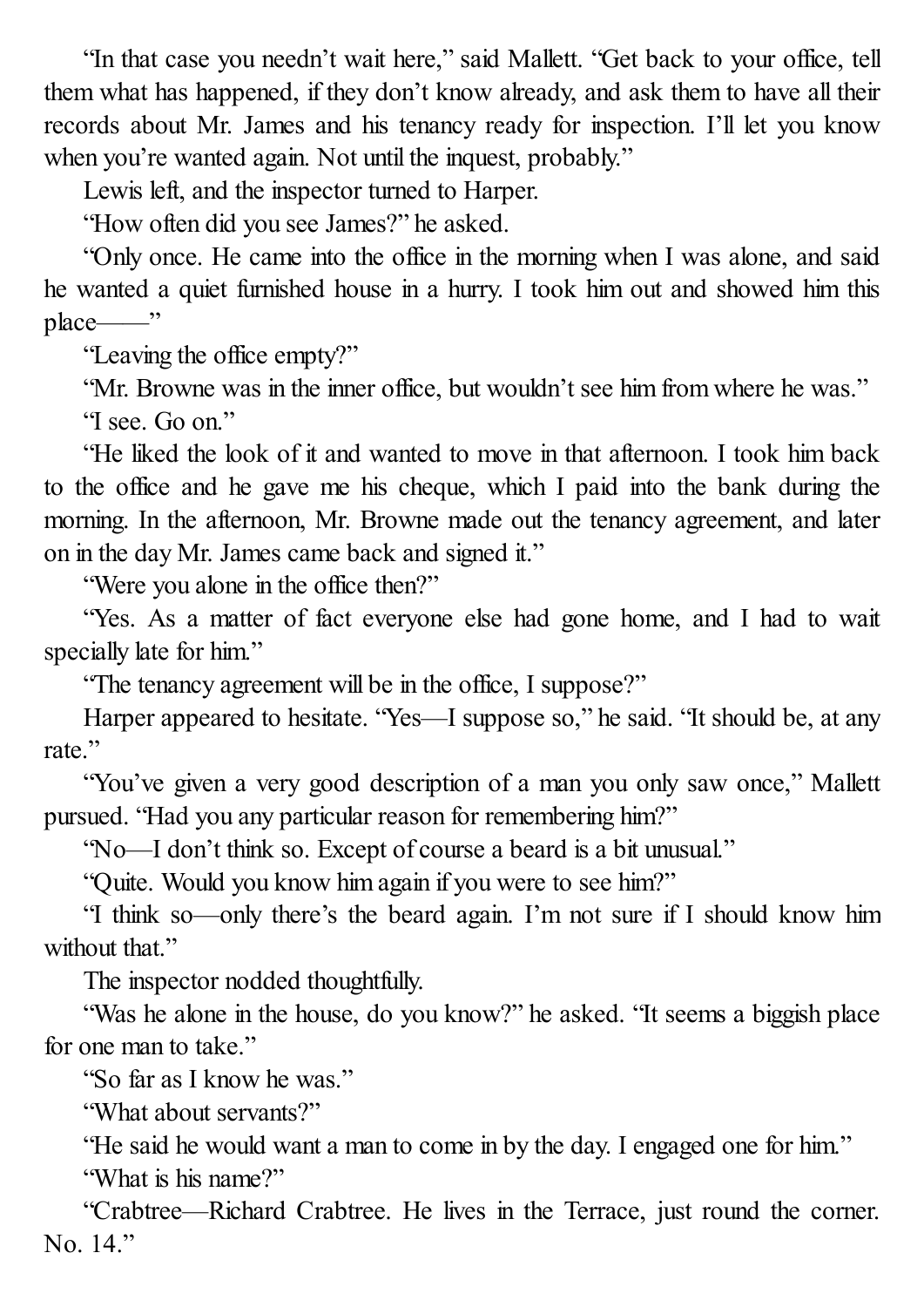"In that case you needn't wait here," said Mallett. "Get back to your office, tell them what has happened, if they don't know already, and ask them to have all their records about Mr. James and his tenancy ready for inspection. I'll let you know when you're wanted again. Not until the inquest, probably."

Lewis left, and the inspector turned to Harper.

"How often did you see James?" he asked.

"Only once. He came into the office in the morning when I was alone, and said he wanted a quiet furnished house in a hurry. I took him out and showed him this place——"

"Leaving the office empty?"

"Mr. Browne was in the inner office, but wouldn't see him from where he was."

"I see. Go on."

"He liked the look of it and wanted to move in that afternoon. I took him back to the office and he gave me his cheque, which I paid into the bank during the morning. In the afternoon, Mr. Browne made out the tenancy agreement, and later on in the day Mr. James came back and signed it."

"Were you alone in the office then?"

"Yes. As a matter of fact everyone else had gone home, and I had to wait specially late for him."

"The tenancy agreement will be in the office, I suppose?"

Harper appeared to hesitate. "Yes—I suppose so," he said. "It should be, at any rate."

"You've given a very good description of a man you only saw once," Mallett pursued. "Had you any particular reason for remembering him?"

"No—I don't think so. Except of course a beard is a bit unusual."

"Quite. Would you know him again if you were to see him?"

"I think so—only there's the beard again. I'm not sure if I should know him without that."

The inspector nodded thoughtfully.

"Was he alone in the house, do you know?" he asked. "It seems a biggish place for one man to take."

"So far as I know he was."

"What about servants?"

"He said he would want a man to come in by the day. I engaged one for him."

"What is his name?"

"Crabtree—Richard Crabtree. He lives in the Terrace, just round the corner. No. 14."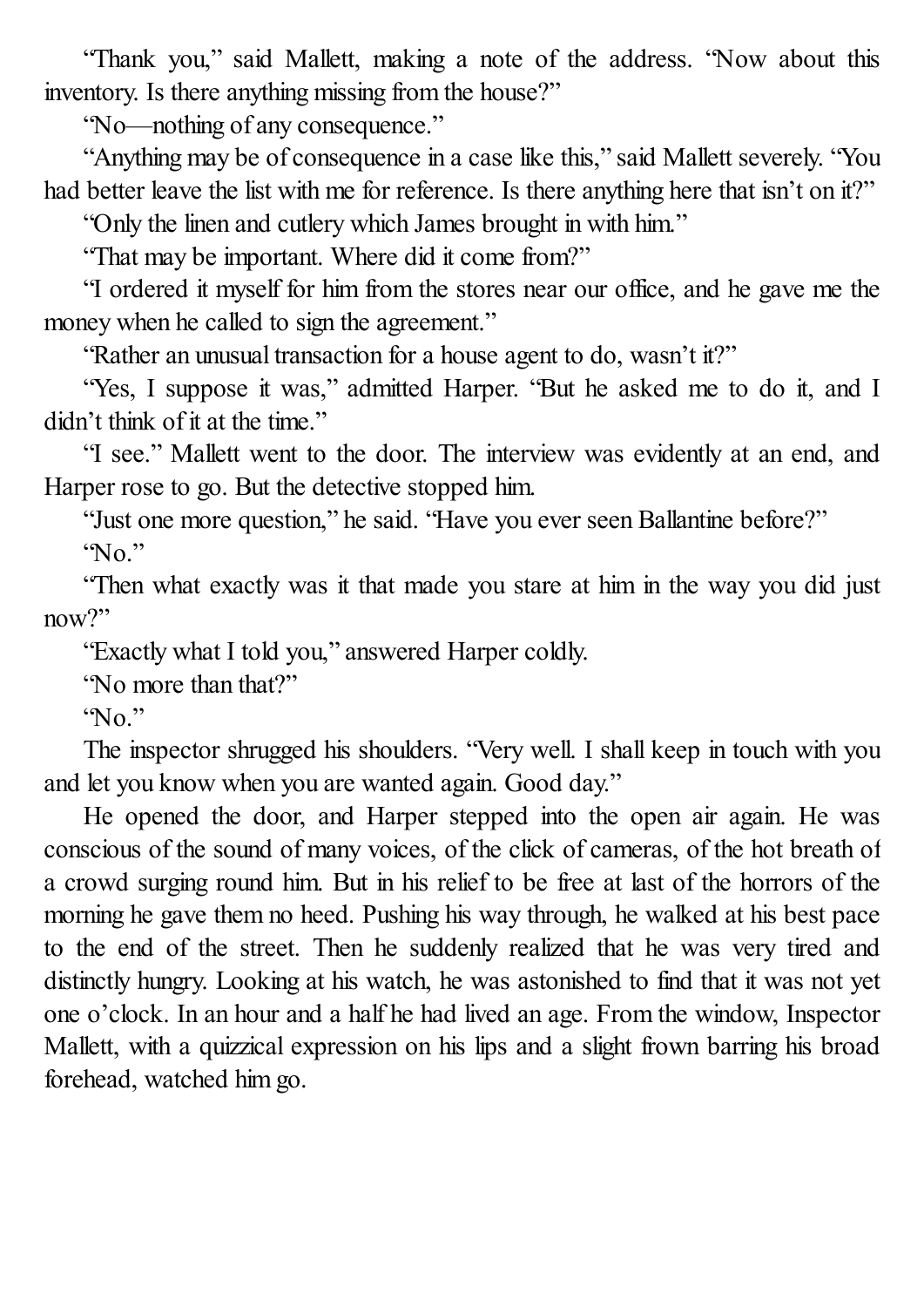"Thank you," said Mallett, making a note of the address. "Now about this inventory. Is there anything missing from the house?"

"No—nothing of any consequence."

"Anything may be of consequence in a case like this," said Mallett severely. "You had better leave the list with me for reference. Is there anything here that isn't on it?"

"Only the linen and cutlery which James brought in with him."

"That may be important. Where did it come from?"

"I ordered it myself for him from the stores near our office, and he gave me the money when he called to sign the agreement."

"Rather an unusual transaction for a house agent to do, wasn't it?"

"Yes, I suppose it was," admitted Harper. "But he asked me to do it, and I didn't think of it at the time."

"I see." Mallett went to the door. The interview was evidently at an end, and Harper rose to go. But the detective stopped him.

"Just one more question," he said. "Have you ever seen Ballantine before?"

"No."

"Then what exactly was it that made you stare at him in the way you did just now?"

"Exactly what I told you," answered Harper coldly.

"No more than that?"

"No."

The inspector shrugged his shoulders. "Very well. I shall keep in touch with you and let you know when you are wanted again. Good day."

He opened the door, and Harper stepped into the open air again. He was conscious of the sound of many voices, of the click of cameras, of the hot breath of a crowd surging round him. But in his relief to be free at last of the horrors of the morning he gave them no heed. Pushing his way through, he walked at his best pace to the end of the street. Then he suddenly realized that he was very tired and distinctly hungry. Looking at his watch, he was astonished to find that it was not yet one o'clock. In an hour and a half he had lived an age. From the window, Inspector Mallett, with a quizzical expression on his lips and a slight frown barring his broad forehead, watched him go.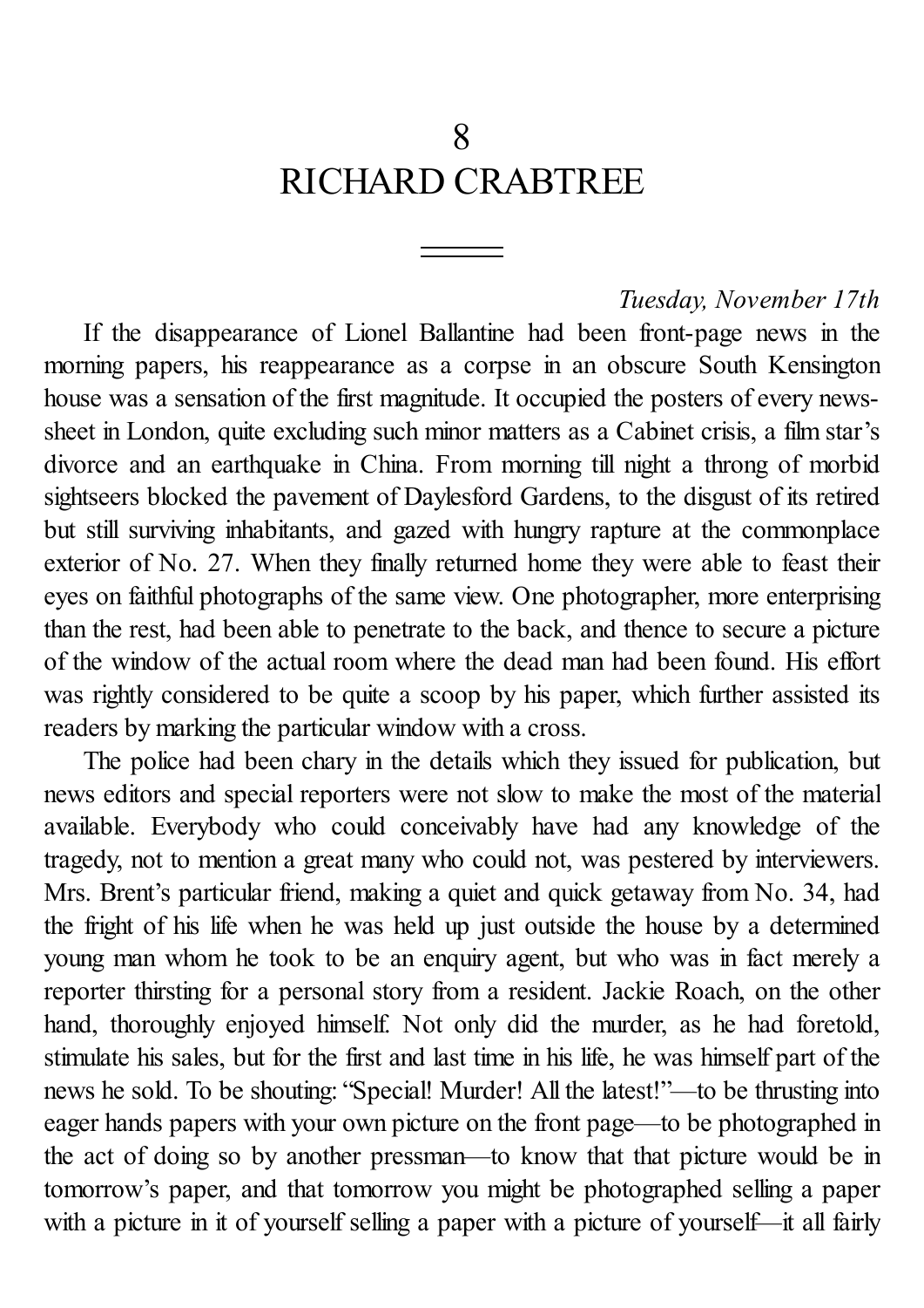# 8
# RICHARD CRABTREE

*Tuesday, November 17th*

If the disappearance of Lionel Ballantine had been front-page news in the morning papers, his reappearance as a corpse in an obscure South Kensington house was a sensation of the first magnitude. It occupied the posters of every news-sheet in London, quite excluding such minor matters as a Cabinet crisis, a film star's divorce and an earthquake in China. From morning till night a throng of morbid sightseers blocked the pavement of Daylesford Gardens, to the disgust of its retired but still surviving inhabitants, and gazed with hungry rapture at the commonplace exterior of No. 27. When they finally returned home they were able to feast their eyes on faithful photographs of the same view. One photographer, more enterprising than the rest, had been able to penetrate to the back, and thence to secure a picture of the window of the actual room where the dead man had been found. His effort was rightly considered to be quite a scoop by his paper, which further assisted its readers by marking the particular window with a cross.

The police had been chary in the details which they issued for publication, but news editors and special reporters were not slow to make the most of the material available. Everybody who could conceivably have had any knowledge of the tragedy, not to mention a great many who could not, was pestered by interviewers. Mrs. Brent's particular friend, making a quiet and quick getaway from No. 34, had the fright of his life when he was held up just outside the house by a determined young man whom he took to be an enquiry agent, but who was in fact merely a reporter thirsting for a personal story from a resident. Jackie Roach, on the other hand, thoroughly enjoyed himself. Not only did the murder, as he had foretold, stimulate his sales, but for the first and last time in his life, he was himself part of the news he sold. To be shouting: "Special! Murder! All the latest!"—to be thrusting into eager hands papers with your own picture on the front page—to be photographed in the act of doing so by another pressman—to know that that picture would be in tomorrow's paper, and that tomorrow you might be photographed selling a paper with a picture in it of yourself selling a paper with a picture of yourself—it all fairly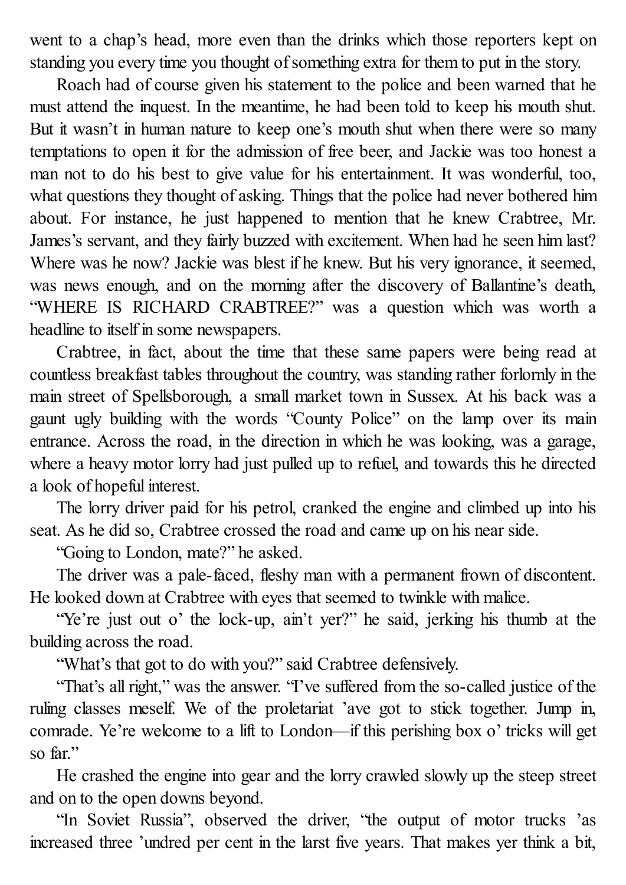went to a chap's head, more even than the drinks which those reporters kept on standing you every time you thought of something extra for them to put in the story.

Roach had of course given his statement to the police and been warned that he must attend the inquest. In the meantime, he had been told to keep his mouth shut. But it wasn't in human nature to keep one's mouth shut when there were so many temptations to open it for the admission of free beer, and Jackie was too honest a man not to do his best to give value for his entertainment. It was wonderful, too, what questions they thought of asking. Things that the police had never bothered him about. For instance, he just happened to mention that he knew Crabtree, Mr. James's servant, and they fairly buzzed with excitement. When had he seen him last? Where was he now? Jackie was blest if he knew. But his very ignorance, it seemed, was news enough, and on the morning after the discovery of Ballantine's death, "WHERE IS RICHARD CRABTREE?" was a question which was worth a headline to itself in some newspapers.

Crabtree, in fact, about the time that these same papers were being read at countless breakfast tables throughout the country, was standing rather forlornly in the main street of Spellsborough, a small market town in Sussex. At his back was a gaunt ugly building with the words "County Police" on the lamp over its main entrance. Across the road, in the direction in which he was looking, was a garage, where a heavy motor lorry had just pulled up to refuel, and towards this he directed a look of hopeful interest.

The lorry driver paid for his petrol, cranked the engine and climbed up into his seat. As he did so, Crabtree crossed the road and came up on his near side.

"Going to London, mate?" he asked.

The driver was a pale-faced, fleshy man with a permanent frown of discontent. He looked down at Crabtree with eyes that seemed to twinkle with malice.

"Ye're just out o' the lock-up, ain't yer?" he said, jerking his thumb at the building across the road.

"What's that got to do with you?" said Crabtree defensively.

"That's all right," was the answer. "I've suffered from the so-called justice of the ruling classes meself. We of the proletariat 'ave got to stick together. Jump in, comrade. Ye're welcome to a lift to London—if this perishing box o' tricks will get so far."

He crashed the engine into gear and the lorry crawled slowly up the steep street and on to the open downs beyond.

"In Soviet Russia", observed the driver, "the output of motor trucks 'as increased three 'undred per cent in the larst five years. That makes yer think a bit,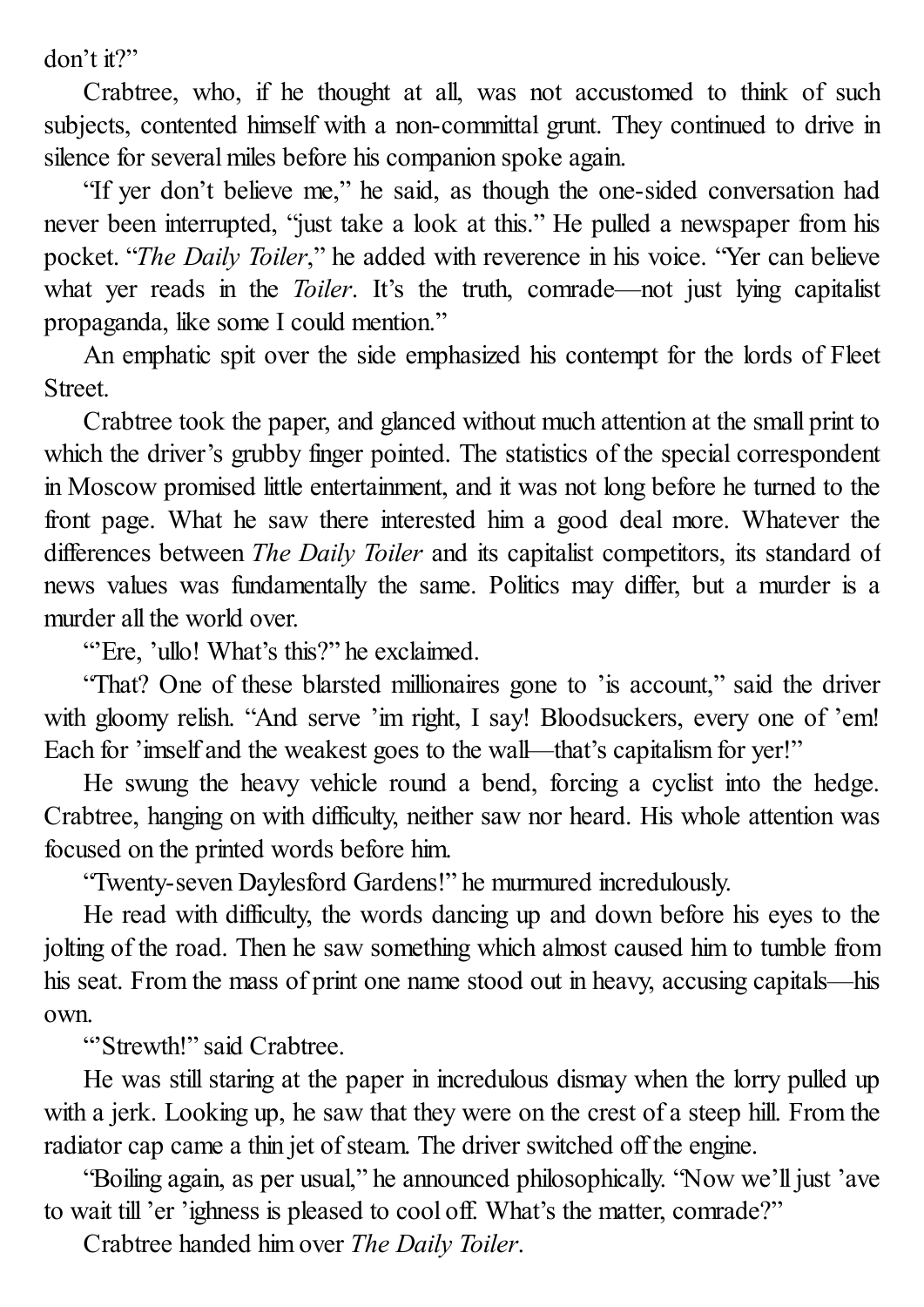don't it?"

Crabtree, who, if he thought at all, was not accustomed to think of such subjects, contented himself with a non-committal grunt. They continued to drive in silence for several miles before his companion spoke again.

"If yer don't believe me," he said, as though the one-sided conversation had never been interrupted, "just take a look at this." He pulled a newspaper from his pocket. "*The Daily Toiler*," he added with reverence in his voice. "Yer can believe what yer reads in the *Toiler*. It's the truth, comrade—not just lying capitalist propaganda, like some I could mention."

An emphatic spit over the side emphasized his contempt for the lords of Fleet Street.

Crabtree took the paper, and glanced without much attention at the small print to which the driver's grubby finger pointed. The statistics of the special correspondent in Moscow promised little entertainment, and it was not long before he turned to the front page. What he saw there interested him a good deal more. Whatever the differences between *The Daily Toiler* and its capitalist competitors, its standard of news values was fundamentally the same. Politics may differ, but a murder is a murder all the world over.

"'Ere, 'ullo! What's this?" he exclaimed.

"That? One of these blarsted millionaires gone to 'is account," said the driver with gloomy relish. "And serve 'im right, I say! Bloodsuckers, every one of 'em! Each for 'imself and the weakest goes to the wall—that's capitalism for yer!"

He swung the heavy vehicle round a bend, forcing a cyclist into the hedge. Crabtree, hanging on with difficulty, neither saw nor heard. His whole attention was focused on the printed words before him.

"Twenty-seven Daylesford Gardens!" he murmured incredulously.

He read with difficulty, the words dancing up and down before his eyes to the jolting of the road. Then he saw something which almost caused him to tumble from his seat. From the mass of print one name stood out in heavy, accusing capitals—his own.

"'Strewth!" said Crabtree.

He was still staring at the paper in incredulous dismay when the lorry pulled up with a jerk. Looking up, he saw that they were on the crest of a steep hill. From the radiator cap came a thin jet of steam. The driver switched off the engine.

"Boiling again, as per usual," he announced philosophically. "Now we'll just 'ave to wait till 'er 'ighness is pleased to cool off. What's the matter, comrade?"

Crabtree handed him over *The Daily Toiler*.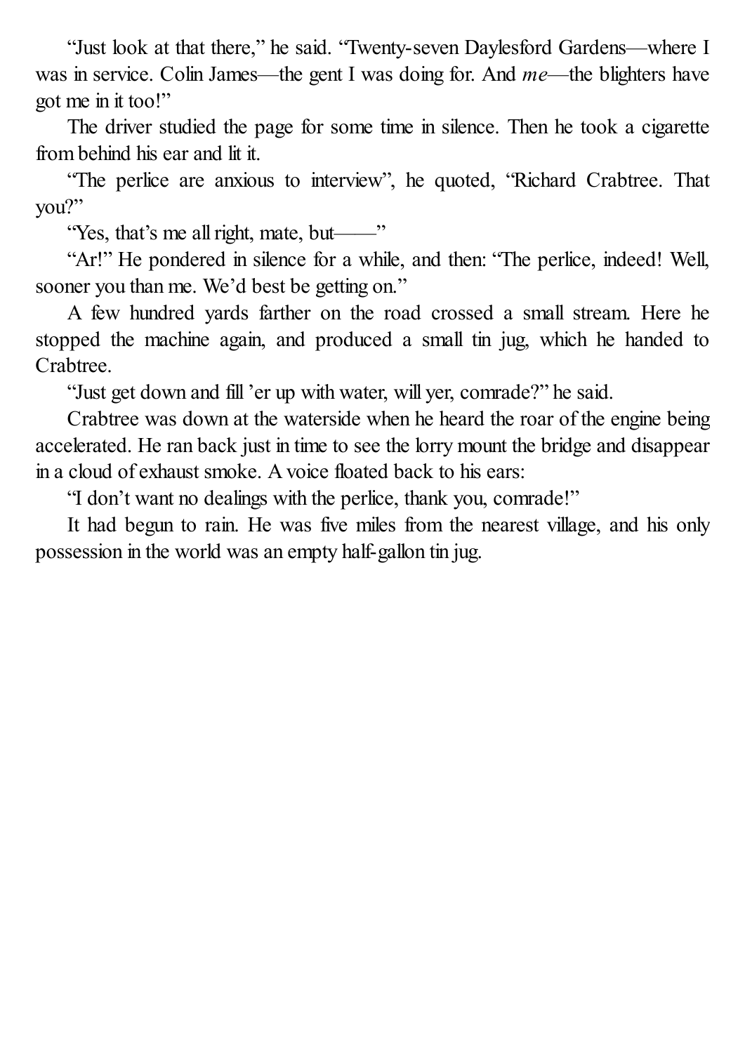"Just look at that there," he said. "Twenty-seven Daylesford Gardens—where I was in service. Colin James—the gent I was doing for. And *me*—the blighters have got me in it too!"

The driver studied the page for some time in silence. Then he took a cigarette from behind his ear and lit it.

"The perlice are anxious to interview", he quoted, "Richard Crabtree. That you?"

"Yes, that's me all right, mate, but——"

"Ar!" He pondered in silence for a while, and then: "The perlice, indeed! Well, sooner you than me. We'd best be getting on."

A few hundred yards farther on the road crossed a small stream. Here he stopped the machine again, and produced a small tin jug, which he handed to Crabtree.

"Just get down and fill 'er up with water, will yer, comrade?" he said.

Crabtree was down at the waterside when he heard the roar of the engine being accelerated. He ran back just in time to see the lorry mount the bridge and disappear in a cloud of exhaust smoke. A voice floated back to his ears:

"I don't want no dealings with the perlice, thank you, comrade!"

It had begun to rain. He was five miles from the nearest village, and his only possession in the world was an empty half-gallon tin jug.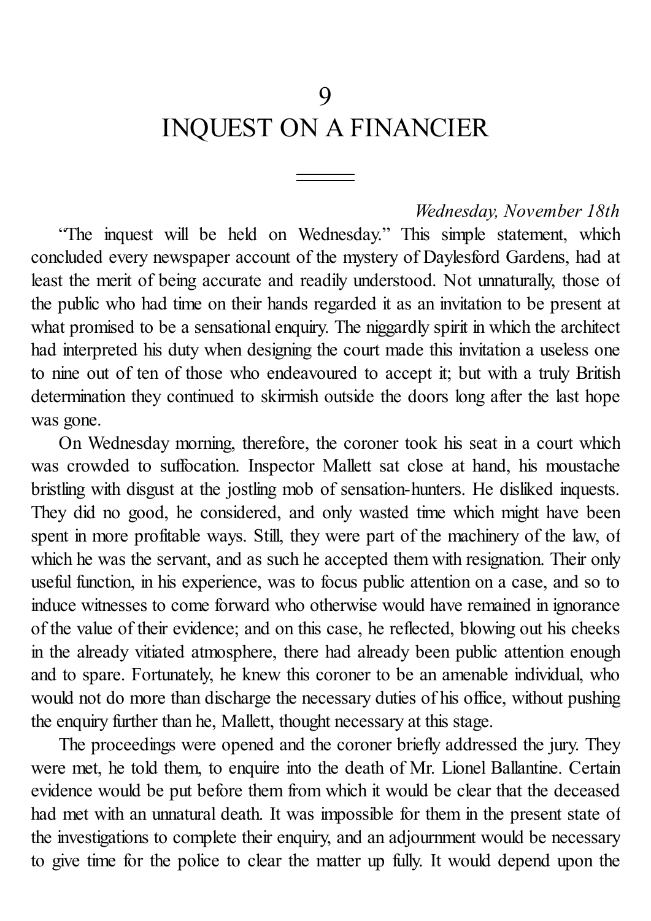# 9
# INQUEST ON A FINANCIER

*Wednesday, November 18th*

"The inquest will be held on Wednesday." This simple statement, which concluded every newspaper account of the mystery of Daylesford Gardens, had at least the merit of being accurate and readily understood. Not unnaturally, those of the public who had time on their hands regarded it as an invitation to be present at what promised to be a sensational enquiry. The niggardly spirit in which the architect had interpreted his duty when designing the court made this invitation a useless one to nine out of ten of those who endeavoured to accept it; but with a truly British determination they continued to skirmish outside the doors long after the last hope was gone.

On Wednesday morning, therefore, the coroner took his seat in a court which was crowded to suffocation. Inspector Mallett sat close at hand, his moustache bristling with disgust at the jostling mob of sensation-hunters. He disliked inquests. They did no good, he considered, and only wasted time which might have been spent in more profitable ways. Still, they were part of the machinery of the law, of which he was the servant, and as such he accepted them with resignation. Their only useful function, in his experience, was to focus public attention on a case, and so to induce witnesses to come forward who otherwise would have remained in ignorance of the value of their evidence; and on this case, he reflected, blowing out his cheeks in the already vitiated atmosphere, there had already been public attention enough and to spare. Fortunately, he knew this coroner to be an amenable individual, who would not do more than discharge the necessary duties of his office, without pushing the enquiry further than he, Mallett, thought necessary at this stage.

The proceedings were opened and the coroner briefly addressed the jury. They were met, he told them, to enquire into the death of Mr. Lionel Ballantine. Certain evidence would be put before them from which it would be clear that the deceased had met with an unnatural death. It was impossible for them in the present state of the investigations to complete their enquiry, and an adjournment would be necessary to give time for the police to clear the matter up fully. It would depend upon the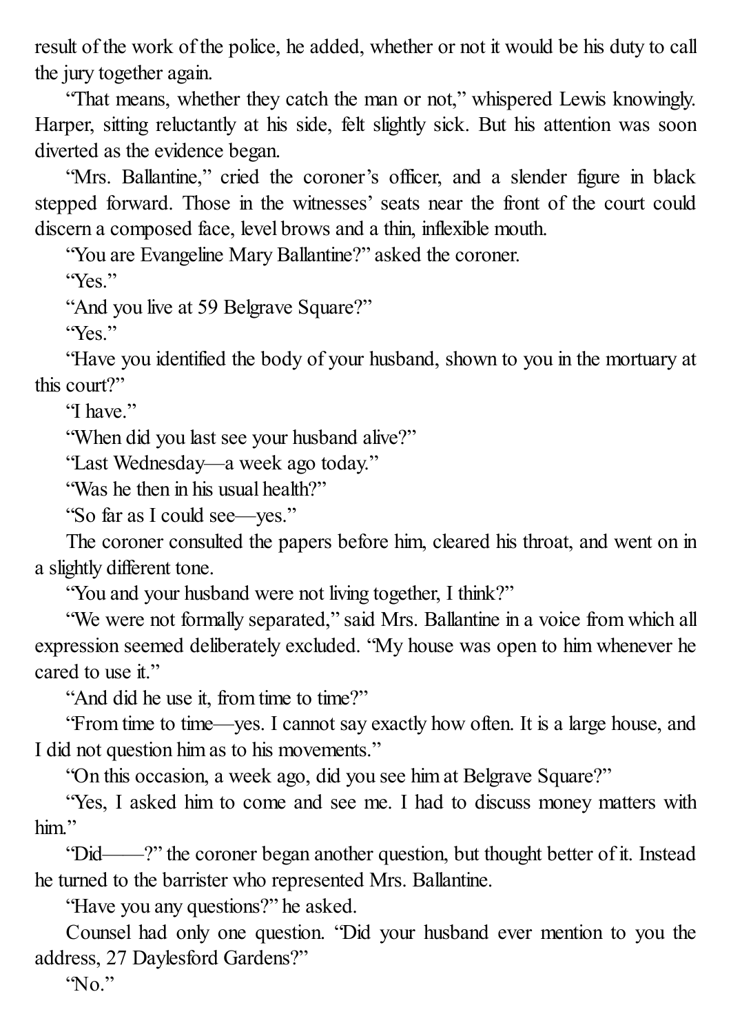result of the work of the police, he added, whether or not it would be his duty to call the jury together again.

"That means, whether they catch the man or not," whispered Lewis knowingly. Harper, sitting reluctantly at his side, felt slightly sick. But his attention was soon diverted as the evidence began.

"Mrs. Ballantine," cried the coroner's officer, and a slender figure in black stepped forward. Those in the witnesses' seats near the front of the court could discern a composed face, level brows and a thin, inflexible mouth.

"You are Evangeline Mary Ballantine?" asked the coroner.

"Yes."

"And you live at 59 Belgrave Square?"

"Yes."

"Have you identified the body of your husband, shown to you in the mortuary at this court?"

"I have."

"When did you last see your husband alive?"

"Last Wednesday—a week ago today."

"Was he then in his usual health?"

"So far as I could see—yes."

The coroner consulted the papers before him, cleared his throat, and went on in a slightly different tone.

"You and your husband were not living together, I think?"

"We were not formally separated," said Mrs. Ballantine in a voice from which all expression seemed deliberately excluded. "My house was open to him whenever he cared to use it."

"And did he use it, from time to time?"

"From time to time—yes. I cannot say exactly how often. It is a large house, and I did not question him as to his movements."

"On this occasion, a week ago, did you see him at Belgrave Square?"

"Yes, I asked him to come and see me. I had to discuss money matters with him."

"Did——?" the coroner began another question, but thought better of it. Instead he turned to the barrister who represented Mrs. Ballantine.

"Have you any questions?" he asked.

Counsel had only one question. "Did your husband ever mention to you the address, 27 Daylesford Gardens?"

"No."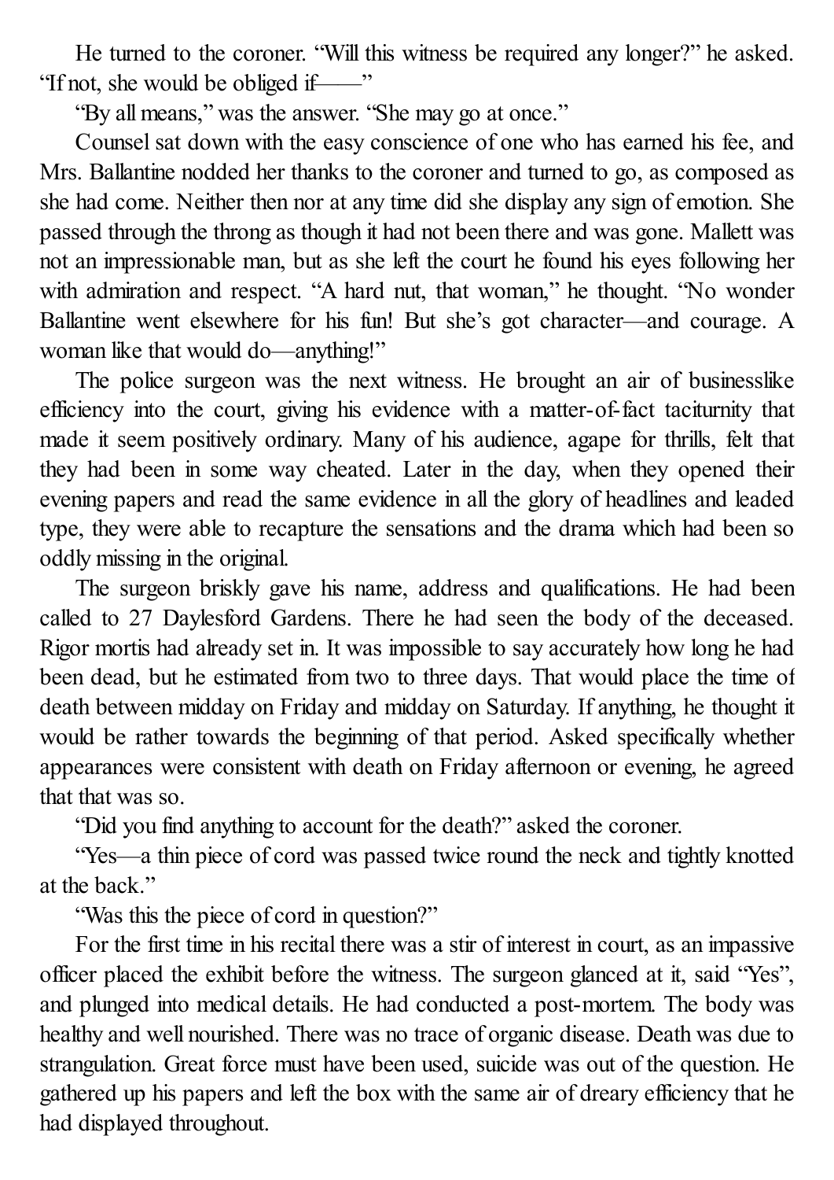He turned to the coroner. "Will this witness be required any longer?" he asked. "If not, she would be obliged if——"

"By all means," was the answer. "She may go at once."

Counsel sat down with the easy conscience of one who has earned his fee, and Mrs. Ballantine nodded her thanks to the coroner and turned to go, as composed as she had come. Neither then nor at any time did she display any sign of emotion. She passed through the throng as though it had not been there and was gone. Mallett was not an impressionable man, but as she left the court he found his eyes following her with admiration and respect. "A hard nut, that woman," he thought. "No wonder Ballantine went elsewhere for his fun! But she's got character—and courage. A woman like that would do—anything!"

The police surgeon was the next witness. He brought an air of businesslike efficiency into the court, giving his evidence with a matter-of-fact taciturnity that made it seem positively ordinary. Many of his audience, agape for thrills, felt that they had been in some way cheated. Later in the day, when they opened their evening papers and read the same evidence in all the glory of headlines and leaded type, they were able to recapture the sensations and the drama which had been so oddly missing in the original.

The surgeon briskly gave his name, address and qualifications. He had been called to 27 Daylesford Gardens. There he had seen the body of the deceased. Rigor mortis had already set in. It was impossible to say accurately how long he had been dead, but he estimated from two to three days. That would place the time of death between midday on Friday and midday on Saturday. If anything, he thought it would be rather towards the beginning of that period. Asked specifically whether appearances were consistent with death on Friday afternoon or evening, he agreed that that was so.

"Did you find anything to account for the death?" asked the coroner.

"Yes—a thin piece of cord was passed twice round the neck and tightly knotted at the back."

"Was this the piece of cord in question?"

For the first time in his recital there was a stir of interest in court, as an impassive officer placed the exhibit before the witness. The surgeon glanced at it, said "Yes", and plunged into medical details. He had conducted a post-mortem. The body was healthy and well nourished. There was no trace of organic disease. Death was due to strangulation. Great force must have been used, suicide was out of the question. He gathered up his papers and left the box with the same air of dreary efficiency that he had displayed throughout.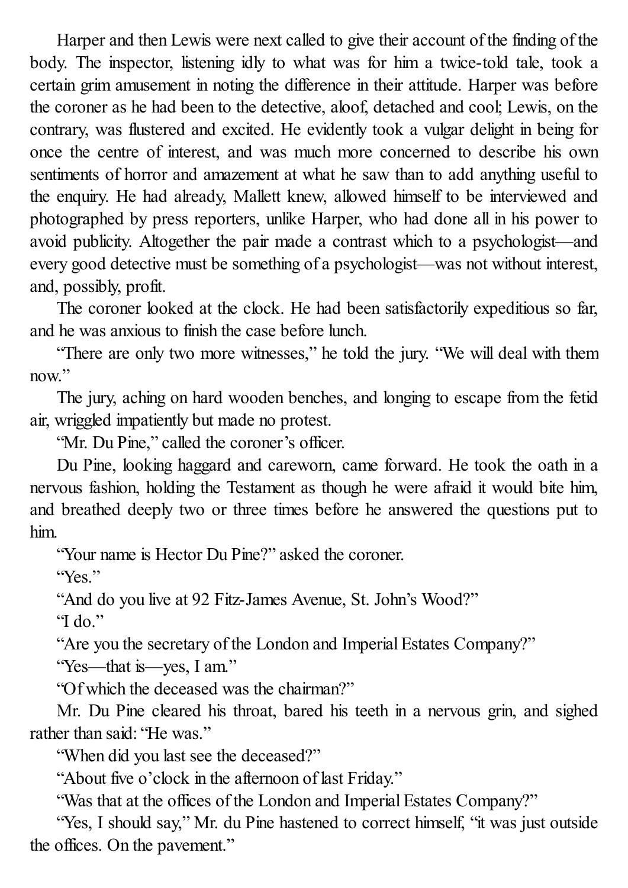Harper and then Lewis were next called to give their account of the finding of the body. The inspector, listening idly to what was for him a twice-told tale, took a certain grim amusement in noting the difference in their attitude. Harper was before the coroner as he had been to the detective, aloof, detached and cool; Lewis, on the contrary, was flustered and excited. He evidently took a vulgar delight in being for once the centre of interest, and was much more concerned to describe his own sentiments of horror and amazement at what he saw than to add anything useful to the enquiry. He had already, Mallett knew, allowed himself to be interviewed and photographed by press reporters, unlike Harper, who had done all in his power to avoid publicity. Altogether the pair made a contrast which to a psychologist—and every good detective must be something of a psychologist—was not without interest, and, possibly, profit.

The coroner looked at the clock. He had been satisfactorily expeditious so far, and he was anxious to finish the case before lunch.

"There are only two more witnesses," he told the jury. "We will deal with them now."

The jury, aching on hard wooden benches, and longing to escape from the fetid air, wriggled impatiently but made no protest.

"Mr. Du Pine," called the coroner's officer.

Du Pine, looking haggard and careworn, came forward. He took the oath in a nervous fashion, holding the Testament as though he were afraid it would bite him, and breathed deeply two or three times before he answered the questions put to him.

"Your name is Hector Du Pine?" asked the coroner.

"Yes."

"And do you live at 92 Fitz-James Avenue, St. John's Wood?"

"I do."

"Are you the secretary of the London and Imperial Estates Company?"

"Yes—that is—yes, I am."

"Of which the deceased was the chairman?"

Mr. Du Pine cleared his throat, bared his teeth in a nervous grin, and sighed rather than said: "He was."

"When did you last see the deceased?"

"About five o'clock in the afternoon of last Friday."

"Was that at the offices of the London and Imperial Estates Company?"

"Yes, I should say," Mr. du Pine hastened to correct himself, "it was just outside the offices. On the pavement."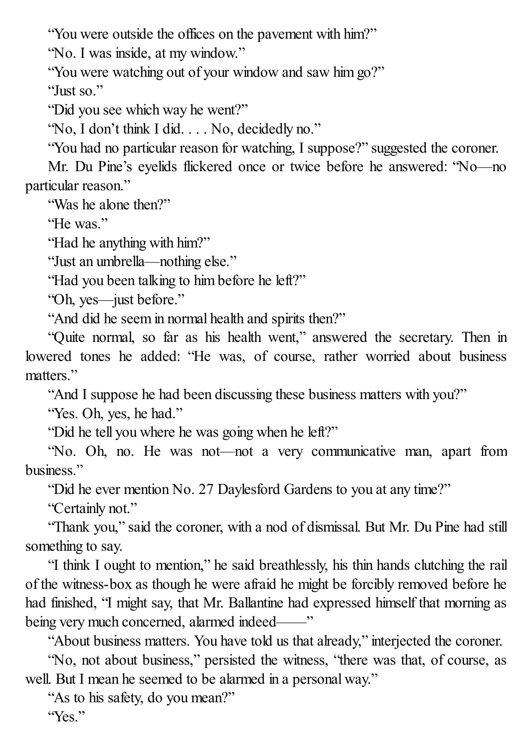"You were outside the offices on the pavement with him?"

"No. I was inside, at my window."

"You were watching out of your window and saw him go?"

"Just so."

"Did you see which way he went?"

"No, I don't think I did. . . . No, decidedly no."

"You had no particular reason for watching, I suppose?" suggested the coroner.

Mr. Du Pine's eyelids flickered once or twice before he answered: "No—no particular reason."

"Was he alone then?"

"He was."

"Had he anything with him?"

"Just an umbrella—nothing else."

"Had you been talking to him before he left?"

"Oh, yes—just before."

"And did he seem in normal health and spirits then?"

"Quite normal, so far as his health went," answered the secretary. Then in lowered tones he added: "He was, of course, rather worried about business matters."

"And I suppose he had been discussing these business matters with you?"

"Yes. Oh, yes, he had."

"Did he tell you where he was going when he left?"

"No. Oh, no. He was not—not a very communicative man, apart from business."

"Did he ever mention No. 27 Daylesford Gardens to you at any time?"

"Certainly not."

"Thank you," said the coroner, with a nod of dismissal. But Mr. Du Pine had still something to say.

"I think I ought to mention," he said breathlessly, his thin hands clutching the rail of the witness-box as though he were afraid he might be forcibly removed before he had finished, "I might say, that Mr. Ballantine had expressed himself that morning as being very much concerned, alarmed indeed——"

"About business matters. You have told us that already," interjected the coroner.

"No, not about business," persisted the witness, "there was that, of course, as well. But I mean he seemed to be alarmed in a personal way."

"As to his safety, do you mean?"

"Yes."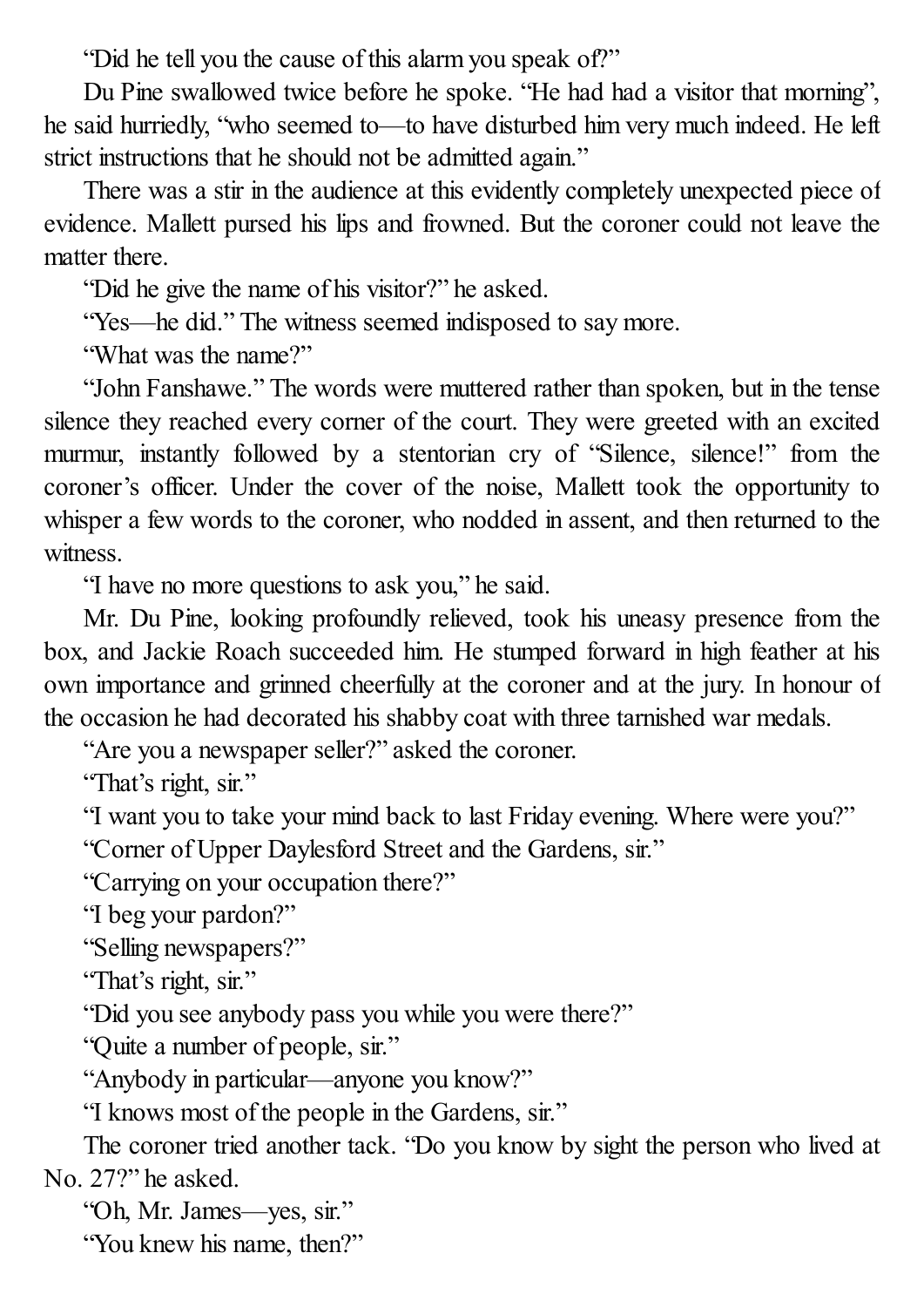"Did he tell you the cause of this alarm you speak of?"

Du Pine swallowed twice before he spoke. "He had had a visitor that morning", he said hurriedly, "who seemed to—to have disturbed him very much indeed. He left strict instructions that he should not be admitted again."

There was a stir in the audience at this evidently completely unexpected piece of evidence. Mallett pursed his lips and frowned. But the coroner could not leave the matter there.

"Did he give the name of his visitor?" he asked.

"Yes—he did." The witness seemed indisposed to say more.

"What was the name?"

"John Fanshawe." The words were muttered rather than spoken, but in the tense silence they reached every corner of the court. They were greeted with an excited murmur, instantly followed by a stentorian cry of "Silence, silence!" from the coroner's officer. Under the cover of the noise, Mallett took the opportunity to whisper a few words to the coroner, who nodded in assent, and then returned to the witness.

"I have no more questions to ask you," he said.

Mr. Du Pine, looking profoundly relieved, took his uneasy presence from the box, and Jackie Roach succeeded him. He stumped forward in high feather at his own importance and grinned cheerfully at the coroner and at the jury. In honour of the occasion he had decorated his shabby coat with three tarnished war medals.

"Are you a newspaper seller?" asked the coroner.

"That's right, sir."

"I want you to take your mind back to last Friday evening. Where were you?"

"Corner of Upper Daylesford Street and the Gardens, sir."

"Carrying on your occupation there?"

"I beg your pardon?"

"Selling newspapers?"

"That's right, sir."

"Did you see anybody pass you while you were there?"

"Quite a number of people, sir."

"Anybody in particular—anyone you know?"

"I knows most of the people in the Gardens, sir."

The coroner tried another tack. "Do you know by sight the person who lived at No. 27?" he asked.

"Oh, Mr. James—yes, sir."

"You knew his name, then?"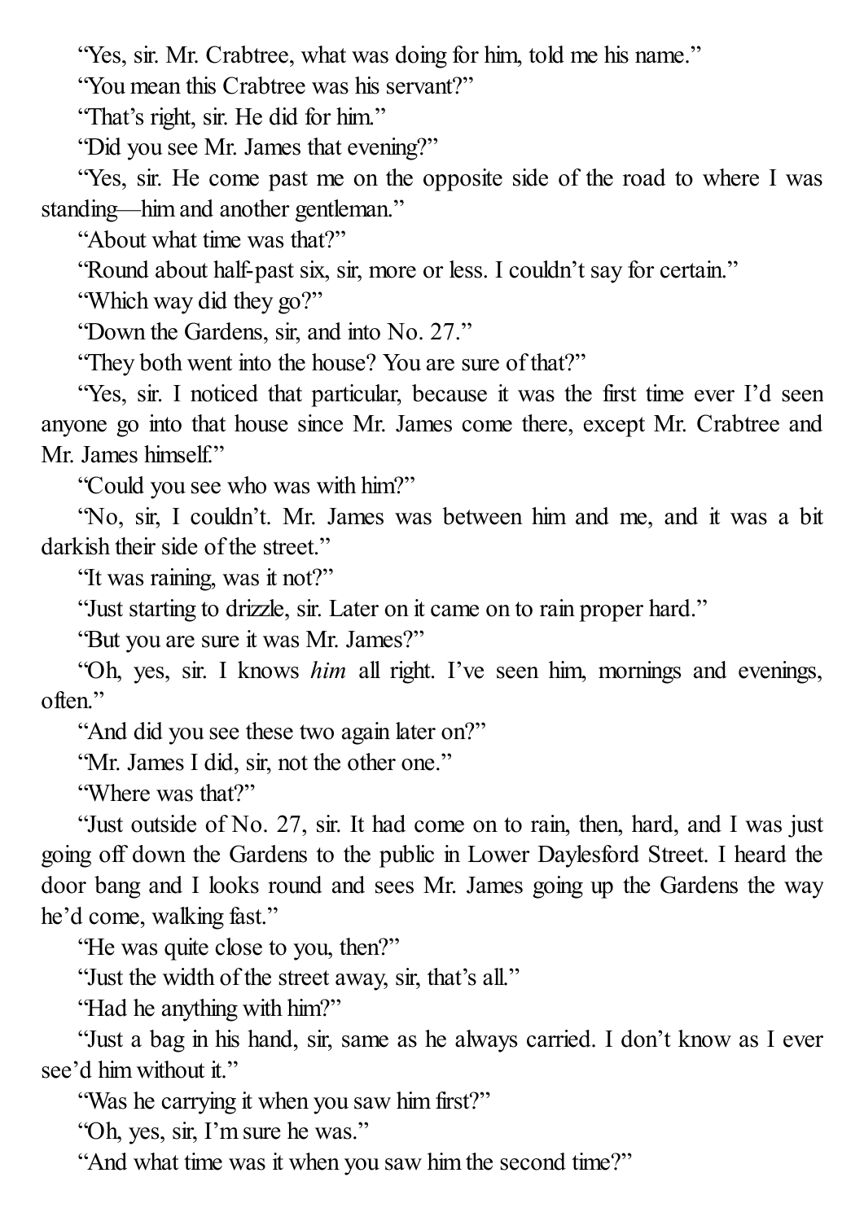"Yes, sir. Mr. Crabtree, what was doing for him, told me his name."

"You mean this Crabtree was his servant?"

"That's right, sir. He did for him."

"Did you see Mr. James that evening?"

"Yes, sir. He come past me on the opposite side of the road to where I was standing—him and another gentleman."

"About what time was that?"

"Round about half-past six, sir, more or less. I couldn't say for certain."

"Which way did they go?"

"Down the Gardens, sir, and into No. 27."

"They both went into the house? You are sure of that?"

"Yes, sir. I noticed that particular, because it was the first time ever I'd seen anyone go into that house since Mr. James come there, except Mr. Crabtree and Mr. James himself."

"Could you see who was with him?"

"No, sir, I couldn't. Mr. James was between him and me, and it was a bit darkish their side of the street."

"It was raining, was it not?"

"Just starting to drizzle, sir. Later on it came on to rain proper hard."

"But you are sure it was Mr. James?"

"Oh, yes, sir. I knows *him* all right. I've seen him, mornings and evenings, often."

"And did you see these two again later on?"

"Mr. James I did, sir, not the other one."

"Where was that?"

"Just outside of No. 27, sir. It had come on to rain, then, hard, and I was just going off down the Gardens to the public in Lower Daylesford Street. I heard the door bang and I looks round and sees Mr. James going up the Gardens the way he'd come, walking fast."

"He was quite close to you, then?"

"Just the width of the street away, sir, that's all."

"Had he anything with him?"

"Just a bag in his hand, sir, same as he always carried. I don't know as I ever see'd him without it."

"Was he carrying it when you saw him first?"

"Oh, yes, sir, I'm sure he was."

"And what time was it when you saw him the second time?"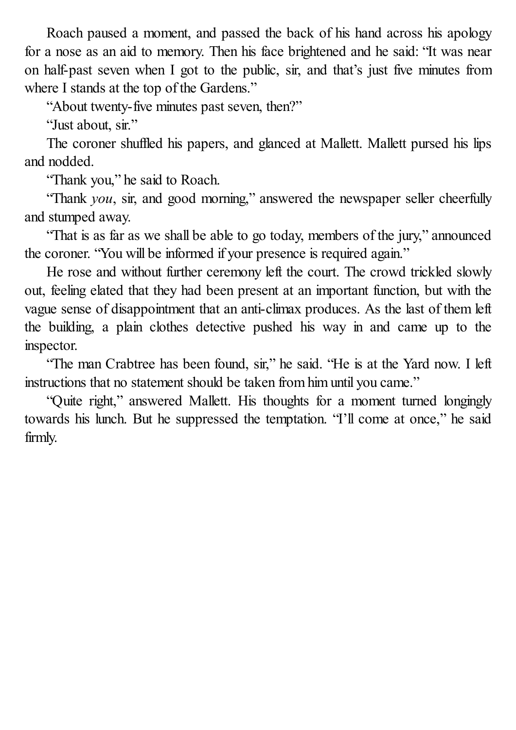Roach paused a moment, and passed the back of his hand across his apology for a nose as an aid to memory. Then his face brightened and he said: "It was near on half-past seven when I got to the public, sir, and that's just five minutes from where I stands at the top of the Gardens."

"About twenty-five minutes past seven, then?"

"Just about, sir."

The coroner shuffled his papers, and glanced at Mallett. Mallett pursed his lips and nodded.

"Thank you," he said to Roach.

"Thank *you*, sir, and good morning," answered the newspaper seller cheerfully and stumped away.

"That is as far as we shall be able to go today, members of the jury," announced the coroner. "You will be informed if your presence is required again."

He rose and without further ceremony left the court. The crowd trickled slowly out, feeling elated that they had been present at an important function, but with the vague sense of disappointment that an anti-climax produces. As the last of them left the building, a plain clothes detective pushed his way in and came up to the inspector.

"The man Crabtree has been found, sir," he said. "He is at the Yard now. I left instructions that no statement should be taken from him until you came."

"Quite right," answered Mallett. His thoughts for a moment turned longingly towards his lunch. But he suppressed the temptation. "I'll come at once," he said firmly.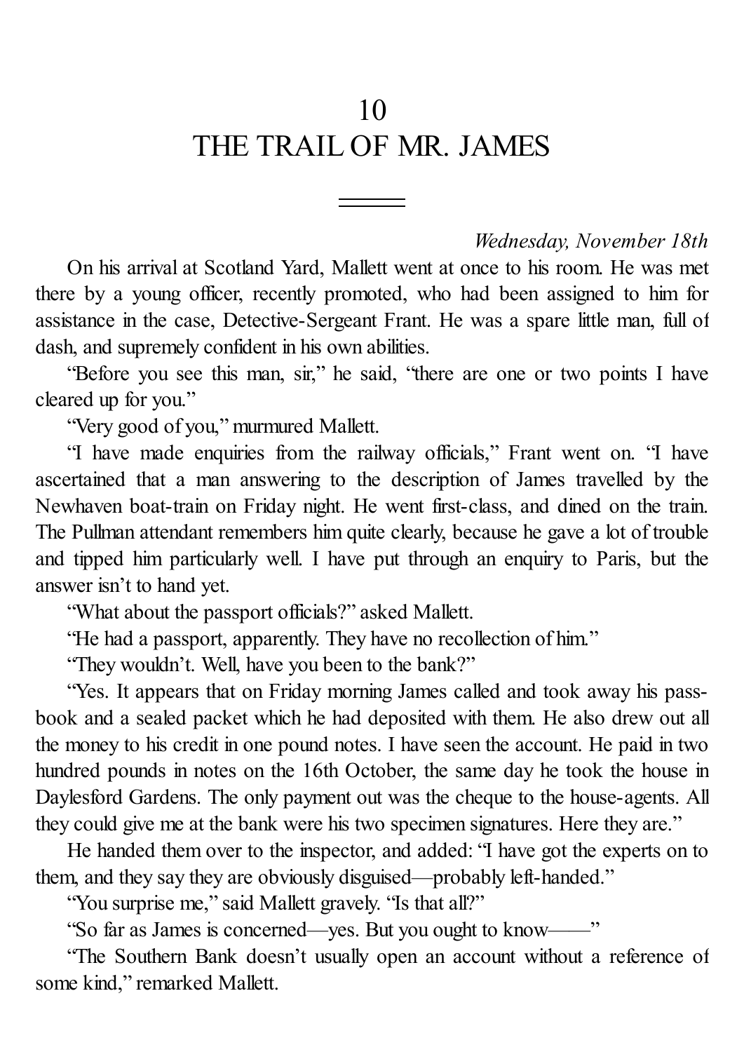# 10
# THE TRAIL OF MR. JAMES

---

*Wednesday, November 18th*

On his arrival at Scotland Yard, Mallett went at once to his room. He was met there by a young officer, recently promoted, who had been assigned to him for assistance in the case, Detective-Sergeant Frant. He was a spare little man, full of dash, and supremely confident in his own abilities.

"Before you see this man, sir," he said, "there are one or two points I have cleared up for you."

"Very good of you," murmured Mallett.

"I have made enquiries from the railway officials," Frant went on. "I have ascertained that a man answering to the description of James travelled by the Newhaven boat-train on Friday night. He went first-class, and dined on the train. The Pullman attendant remembers him quite clearly, because he gave a lot of trouble and tipped him particularly well. I have put through an enquiry to Paris, but the answer isn't to hand yet.

"What about the passport officials?" asked Mallett.

"He had a passport, apparently. They have no recollection of him."

"They wouldn't. Well, have you been to the bank?"

"Yes. It appears that on Friday morning James called and took away his pass-book and a sealed packet which he had deposited with them. He also drew out all the money to his credit in one pound notes. I have seen the account. He paid in two hundred pounds in notes on the 16th October, the same day he took the house in Daylesford Gardens. The only payment out was the cheque to the house-agents. All they could give me at the bank were his two specimen signatures. Here they are."

He handed them over to the inspector, and added: "I have got the experts on to them, and they say they are obviously disguised—probably left-handed."

"You surprise me," said Mallett gravely. "Is that all?"

"So far as James is concerned—yes. But you ought to know——"

"The Southern Bank doesn't usually open an account without a reference of some kind," remarked Mallett.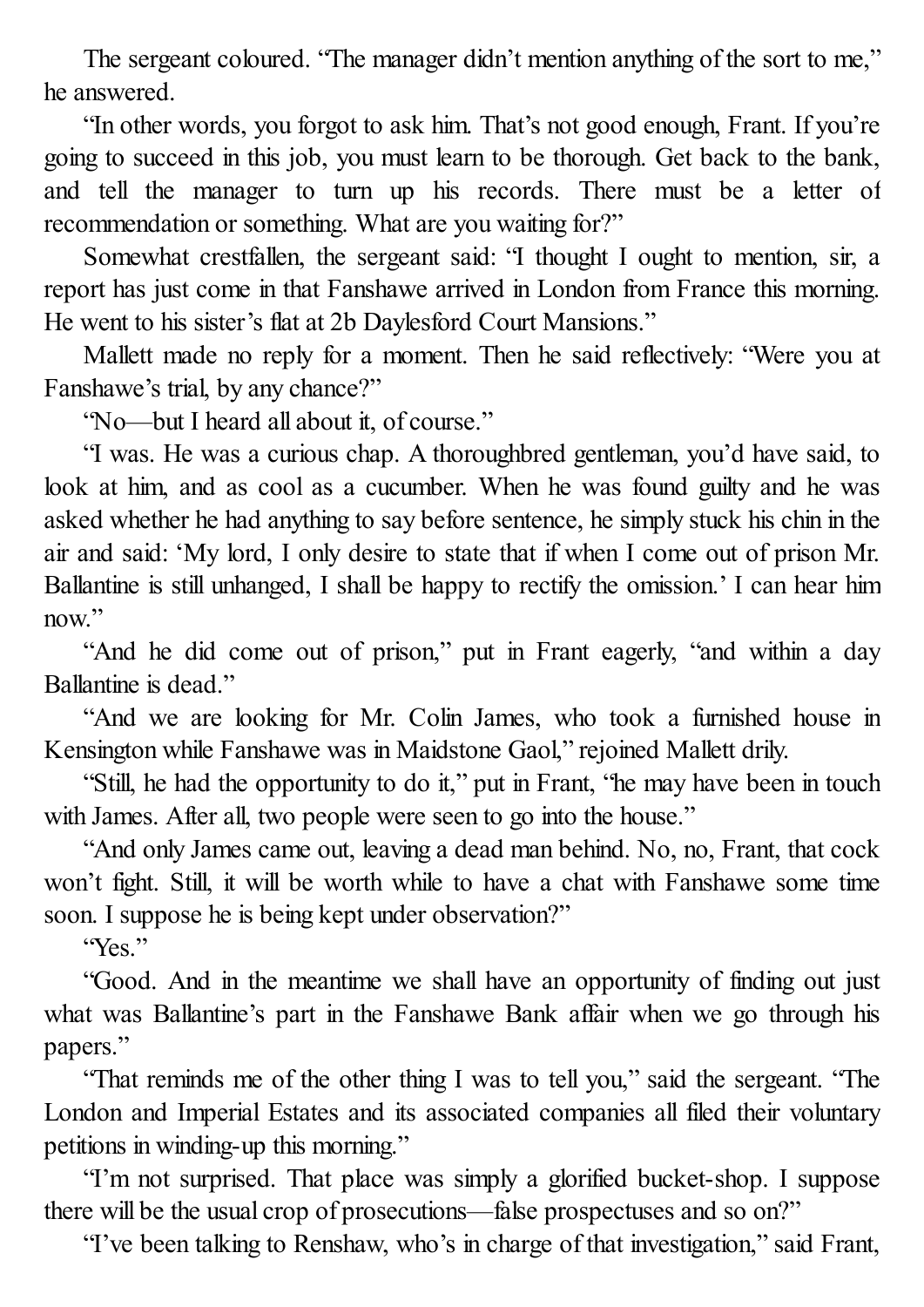The sergeant coloured. “The manager didn’t mention anything of the sort to me,” he answered.

“In other words, you forgot to ask him. That’s not good enough, Frant. If you’re going to succeed in this job, you must learn to be thorough. Get back to the bank, and tell the manager to turn up his records. There must be a letter of recommendation or something. What are you waiting for?”

Somewhat crestfallen, the sergeant said: “I thought I ought to mention, sir, a report has just come in that Fanshawe arrived in London from France this morning. He went to his sister’s flat at 2b Daylesford Court Mansions.”

Mallett made no reply for a moment. Then he said reflectively: “Were you at Fanshawe’s trial, by any chance?”

“No—but I heard all about it, of course.”

“I was. He was a curious chap. A thoroughbred gentleman, you’d have said, to look at him, and as cool as a cucumber. When he was found guilty and he was asked whether he had anything to say before sentence, he simply stuck his chin in the air and said: ‘My lord, I only desire to state that if when I come out of prison Mr. Ballantine is still unhanged, I shall be happy to rectify the omission.’ I can hear him now.”

“And he did come out of prison,” put in Frant eagerly, “and within a day Ballantine is dead.”

“And we are looking for Mr. Colin James, who took a furnished house in Kensington while Fanshawe was in Maidstone Gaol,” rejoined Mallett drily.

“Still, he had the opportunity to do it,” put in Frant, “he may have been in touch with James. After all, two people were seen to go into the house.”

“And only James came out, leaving a dead man behind. No, no, Frant, that cock won’t fight. Still, it will be worth while to have a chat with Fanshawe some time soon. I suppose he is being kept under observation?”

“Yes.”

“Good. And in the meantime we shall have an opportunity of finding out just what was Ballantine’s part in the Fanshawe Bank affair when we go through his papers.”

“That reminds me of the other thing I was to tell you,” said the sergeant. “The London and Imperial Estates and its associated companies all filed their voluntary petitions in winding-up this morning.”

“I’m not surprised. That place was simply a glorified bucket-shop. I suppose there will be the usual crop of prosecutions—false prospectuses and so on?”

“I’ve been talking to Renshaw, who’s in charge of that investigation,” said Frant,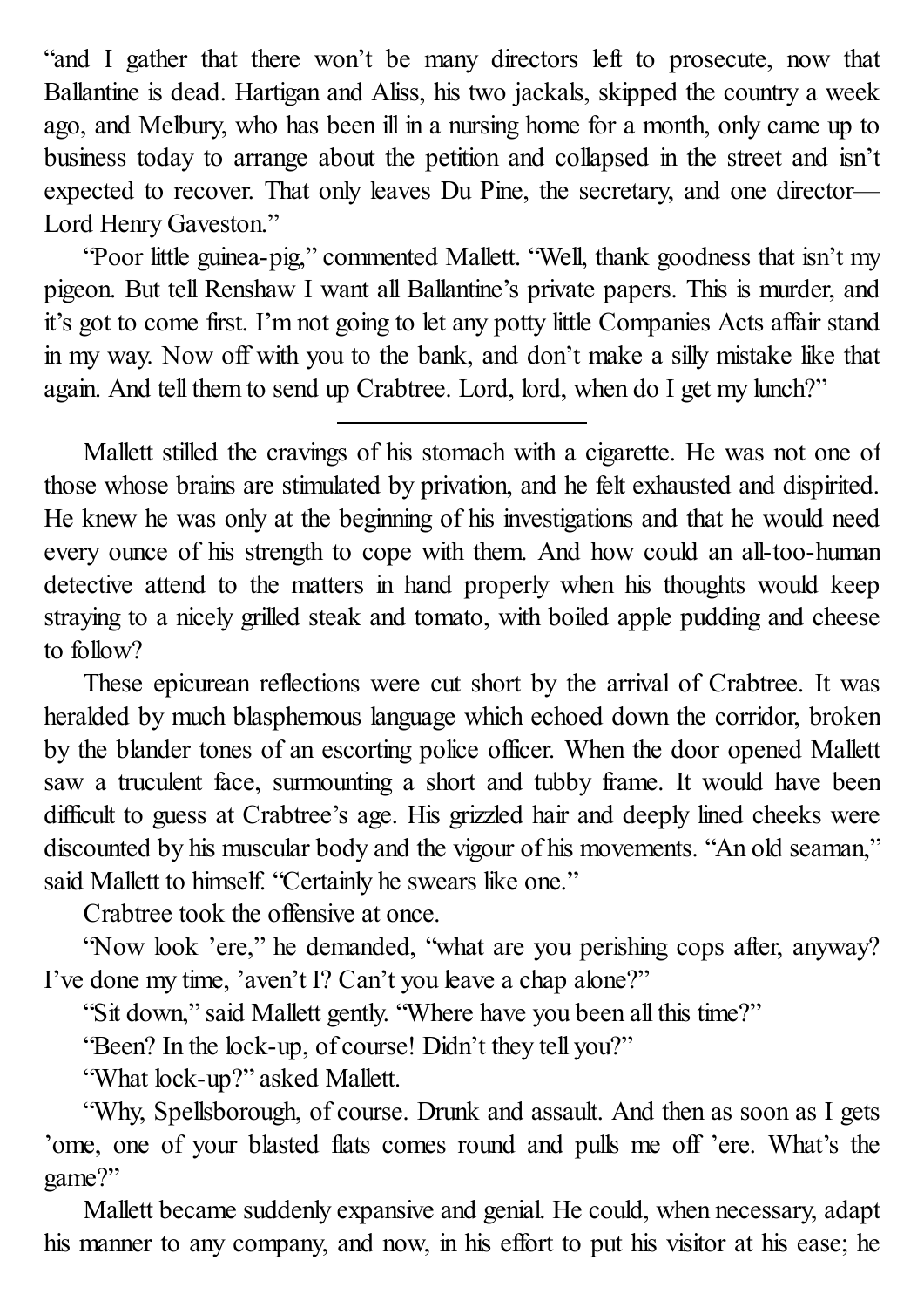"and I gather that there won't be many directors left to prosecute, now that Ballantine is dead. Hartigan and Aliss, his two jackals, skipped the country a week ago, and Melbury, who has been ill in a nursing home for a month, only came up to business today to arrange about the petition and collapsed in the street and isn't expected to recover. That only leaves Du Pine, the secretary, and one director—Lord Henry Gaveston."

"Poor little guinea-pig," commented Mallett. "Well, thank goodness that isn't my pigeon. But tell Renshaw I want all Ballantine's private papers. This is murder, and it's got to come first. I'm not going to let any potty little Companies Acts affair stand in my way. Now off with you to the bank, and don't make a silly mistake like that again. And tell them to send up Crabtree. Lord, lord, when do I get my lunch?"

---

Mallett stilled the cravings of his stomach with a cigarette. He was not one of those whose brains are stimulated by privation, and he felt exhausted and dispirited. He knew he was only at the beginning of his investigations and that he would need every ounce of his strength to cope with them. And how could an all-too-human detective attend to the matters in hand properly when his thoughts would keep straying to a nicely grilled steak and tomato, with boiled apple pudding and cheese to follow?

These epicurean reflections were cut short by the arrival of Crabtree. It was heralded by much blasphemous language which echoed down the corridor, broken by the blander tones of an escorting police officer. When the door opened Mallett saw a truculent face, surmounting a short and tubby frame. It would have been difficult to guess at Crabtree's age. His grizzled hair and deeply lined cheeks were discounted by his muscular body and the vigour of his movements. "An old seaman," said Mallett to himself. "Certainly he swears like one."

Crabtree took the offensive at once.

"Now look 'ere," he demanded, "what are you perishing cops after, anyway? I've done my time, 'aven't I? Can't you leave a chap alone?"

"Sit down," said Mallett gently. "Where have you been all this time?"

"Been? In the lock-up, of course! Didn't they tell you?"

"What lock-up?" asked Mallett.

"Why, Spellsborough, of course. Drunk and assault. And then as soon as I gets 'ome, one of your blasted flats comes round and pulls me off 'ere. What's the game?"

Mallett became suddenly expansive and genial. He could, when necessary, adapt his manner to any company, and now, in his effort to put his visitor at his ease; he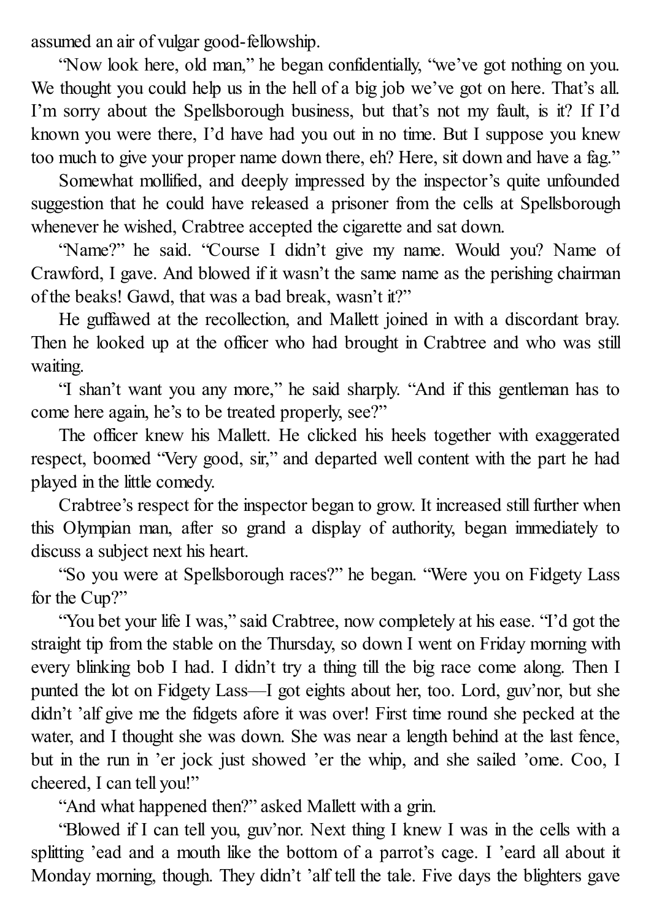assumed an air of vulgar good-fellowship.

"Now look here, old man," he began confidentially, "we've got nothing on you. We thought you could help us in the hell of a big job we've got on here. That's all. I'm sorry about the Spellsborough business, but that's not my fault, is it? If I'd known you were there, I'd have had you out in no time. But I suppose you knew too much to give your proper name down there, eh? Here, sit down and have a fag."

Somewhat mollified, and deeply impressed by the inspector's quite unfounded suggestion that he could have released a prisoner from the cells at Spellsborough whenever he wished, Crabtree accepted the cigarette and sat down.

"Name?" he said. "Course I didn't give my name. Would you? Name of Crawford, I gave. And blowed if it wasn't the same name as the perishing chairman of the beaks! Gawd, that was a bad break, wasn't it?"

He guffawed at the recollection, and Mallett joined in with a discordant bray. Then he looked up at the officer who had brought in Crabtree and who was still waiting.

"I shan't want you any more," he said sharply. "And if this gentleman has to come here again, he's to be treated properly, see?"

The officer knew his Mallett. He clicked his heels together with exaggerated respect, boomed "Very good, sir," and departed well content with the part he had played in the little comedy.

Crabtree's respect for the inspector began to grow. It increased still further when this Olympian man, after so grand a display of authority, began immediately to discuss a subject next his heart.

"So you were at Spellsborough races?" he began. "Were you on Fidgety Lass for the Cup?"

"You bet your life I was," said Crabtree, now completely at his ease. "I'd got the straight tip from the stable on the Thursday, so down I went on Friday morning with every blinking bob I had. I didn't try a thing till the big race come along. Then I punted the lot on Fidgety Lass—I got eights about her, too. Lord, guv'nor, but she didn't 'alf give me the fidgets afore it was over! First time round she pecked at the water, and I thought she was down. She was near a length behind at the last fence, but in the run in 'er jock just showed 'er the whip, and she sailed 'ome. Coo, I cheered, I can tell you!"

"And what happened then?" asked Mallett with a grin.

"Blowed if I can tell you, guv'nor. Next thing I knew I was in the cells with a splitting 'ead and a mouth like the bottom of a parrot's cage. I 'eard all about it Monday morning, though. They didn't 'alf tell the tale. Five days the blighters gave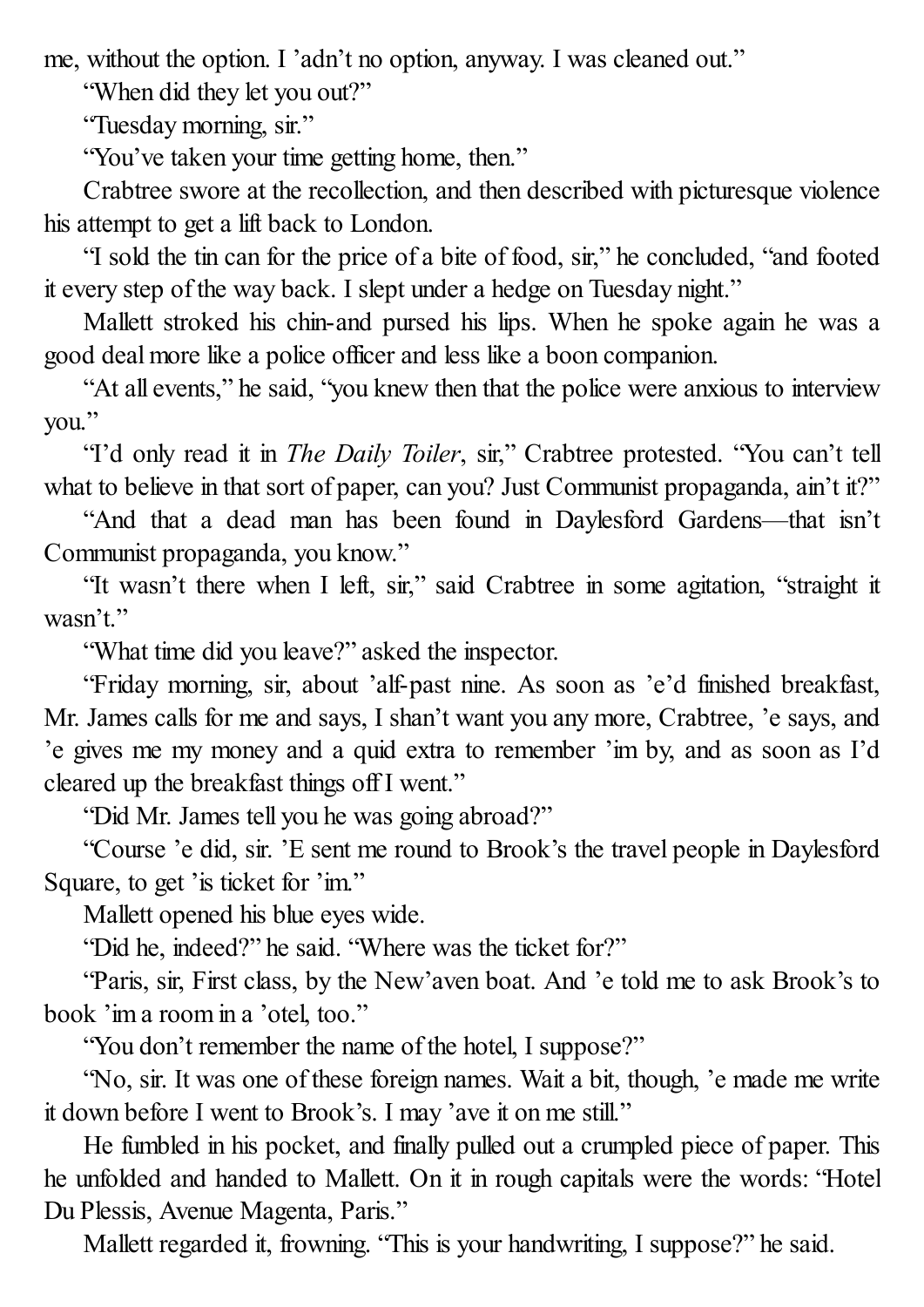me, without the option. I ’adn’t no option, anyway. I was cleaned out.”

“When did they let you out?”

“Tuesday morning, sir.”

“You’ve taken your time getting home, then.”

Crabtree swore at the recollection, and then described with picturesque violence his attempt to get a lift back to London.

“I sold the tin can for the price of a bite of food, sir,” he concluded, “and footed it every step of the way back. I slept under a hedge on Tuesday night.”

Mallett stroked his chin-and pursed his lips. When he spoke again he was a good deal more like a police officer and less like a boon companion.

“At all events,” he said, “you knew then that the police were anxious to interview you.”

“I’d only read it in *The Daily Toiler*, sir,” Crabtree protested. “You can’t tell what to believe in that sort of paper, can you? Just Communist propaganda, ain’t it?”

“And that a dead man has been found in Daylesford Gardens—that isn’t Communist propaganda, you know.”

“It wasn’t there when I left, sir,” said Crabtree in some agitation, “straight it wasn’t.”

“What time did you leave?” asked the inspector.

“Friday morning, sir, about ’alf-past nine. As soon as ’e’d finished breakfast, Mr. James calls for me and says, I shan’t want you any more, Crabtree, ’e says, and ’e gives me my money and a quid extra to remember ’im by, and as soon as I’d cleared up the breakfast things off I went.”

“Did Mr. James tell you he was going abroad?”

“Course ’e did, sir. ’E sent me round to Brook’s the travel people in Daylesford Square, to get ’is ticket for ’im.”

Mallett opened his blue eyes wide.

“Did he, indeed?” he said. “Where was the ticket for?”

“Paris, sir, First class, by the New’aven boat. And ’e told me to ask Brook’s to book ’im a room in a ’otel, too.”

“You don’t remember the name of the hotel, I suppose?”

“No, sir. It was one of these foreign names. Wait a bit, though, ’e made me write it down before I went to Brook’s. I may ’ave it on me still.”

He fumbled in his pocket, and finally pulled out a crumpled piece of paper. This he unfolded and handed to Mallett. On it in rough capitals were the words: “Hotel Du Plessis, Avenue Magenta, Paris.”

Mallett regarded it, frowning. “This is your handwriting, I suppose?” he said.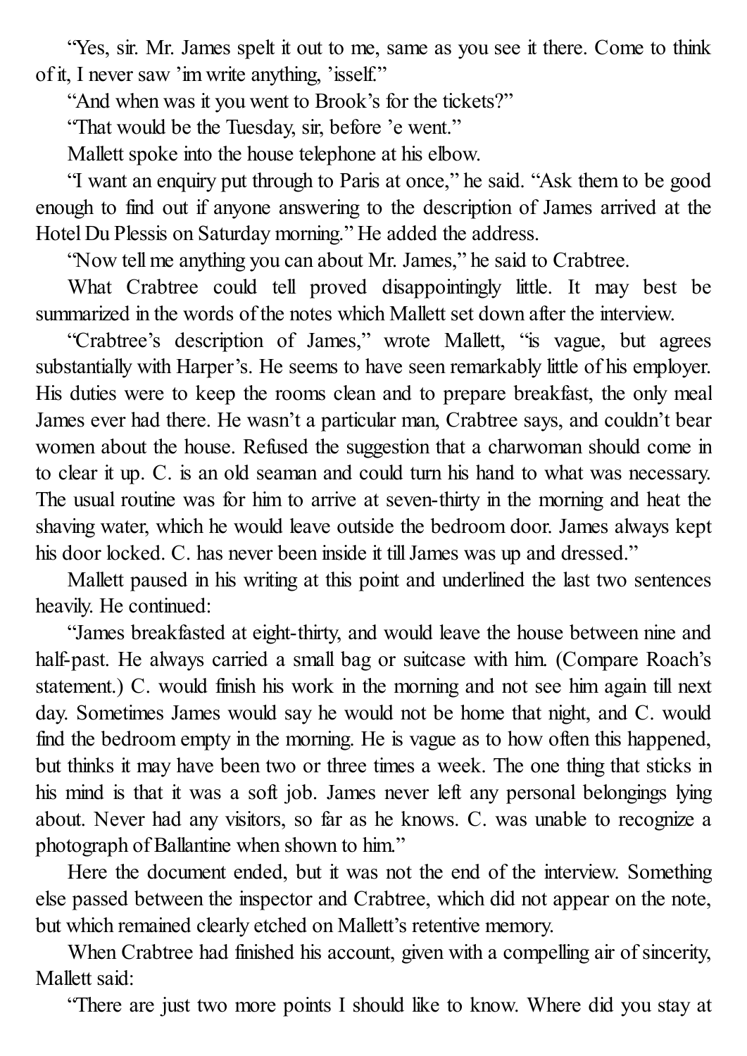"Yes, sir. Mr. James spelt it out to me, same as you see it there. Come to think of it, I never saw 'im write anything, 'isself."

"And when was it you went to Brook's for the tickets?"

"That would be the Tuesday, sir, before 'e went."

Mallett spoke into the house telephone at his elbow.

"I want an enquiry put through to Paris at once," he said. "Ask them to be good enough to find out if anyone answering to the description of James arrived at the Hotel Du Plessis on Saturday morning." He added the address.

"Now tell me anything you can about Mr. James," he said to Crabtree.

What Crabtree could tell proved disappointingly little. It may best be summarized in the words of the notes which Mallett set down after the interview.

"Crabtree's description of James," wrote Mallett, "is vague, but agrees substantially with Harper's. He seems to have seen remarkably little of his employer. His duties were to keep the rooms clean and to prepare breakfast, the only meal James ever had there. He wasn't a particular man, Crabtree says, and couldn't bear women about the house. Refused the suggestion that a charwoman should come in to clear it up. C. is an old seaman and could turn his hand to what was necessary. The usual routine was for him to arrive at seven-thirty in the morning and heat the shaving water, which he would leave outside the bedroom door. James always kept his door locked. C. has never been inside it till James was up and dressed."

Mallett paused in his writing at this point and underlined the last two sentences heavily. He continued:

"James breakfasted at eight-thirty, and would leave the house between nine and half-past. He always carried a small bag or suitcase with him. (Compare Roach's statement.) C. would finish his work in the morning and not see him again till next day. Sometimes James would say he would not be home that night, and C. would find the bedroom empty in the morning. He is vague as to how often this happened, but thinks it may have been two or three times a week. The one thing that sticks in his mind is that it was a soft job. James never left any personal belongings lying about. Never had any visitors, so far as he knows. C. was unable to recognize a photograph of Ballantine when shown to him."

Here the document ended, but it was not the end of the interview. Something else passed between the inspector and Crabtree, which did not appear on the note, but which remained clearly etched on Mallett's retentive memory.

When Crabtree had finished his account, given with a compelling air of sincerity, Mallett said:

"There are just two more points I should like to know. Where did you stay at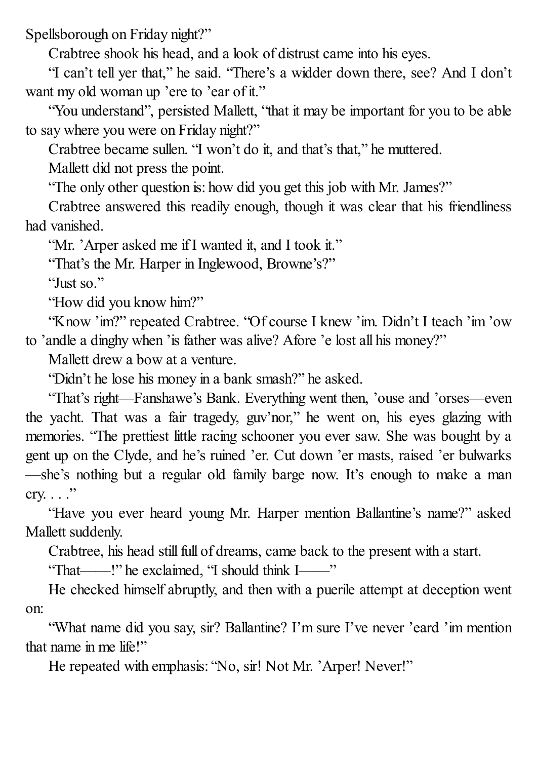Spellsborough on Friday night?"

Crabtree shook his head, and a look of distrust came into his eyes.

"I can't tell yer that," he said. "There's a widder down there, see? And I don't want my old woman up 'ere to 'ear of it."

"You understand", persisted Mallett, "that it may be important for you to be able to say where you were on Friday night?"

Crabtree became sullen. "I won't do it, and that's that," he muttered.

Mallett did not press the point.

"The only other question is: how did you get this job with Mr. James?"

Crabtree answered this readily enough, though it was clear that his friendliness had vanished.

"Mr. 'Arper asked me if I wanted it, and I took it."

"That's the Mr. Harper in Inglewood, Browne's?"

"Just so."

"How did you know him?"

"Know 'im?" repeated Crabtree. "Of course I knew 'im. Didn't I teach 'im 'ow to 'andle a dinghy when 'is father was alive? Afore 'e lost all his money?"

Mallett drew a bow at a venture.

"Didn't he lose his money in a bank smash?" he asked.

"That's right—Fanshawe's Bank. Everything went then, 'ouse and 'orses—even the yacht. That was a fair tragedy, guv'nor," he went on, his eyes glazing with memories. "The prettiest little racing schooner you ever saw. She was bought by a gent up on the Clyde, and he's ruined 'er. Cut down 'er masts, raised 'er bulwarks—she's nothing but a regular old family barge now. It's enough to make a man cry. . . ."

"Have you ever heard young Mr. Harper mention Ballantine's name?" asked Mallett suddenly.

Crabtree, his head still full of dreams, came back to the present with a start.

"That——!" he exclaimed, "I should think I——"

He checked himself abruptly, and then with a puerile attempt at deception went on:

"What name did you say, sir? Ballantine? I'm sure I've never 'eard 'im mention that name in me life!"

He repeated with emphasis: "No, sir! Not Mr. 'Arper! Never!"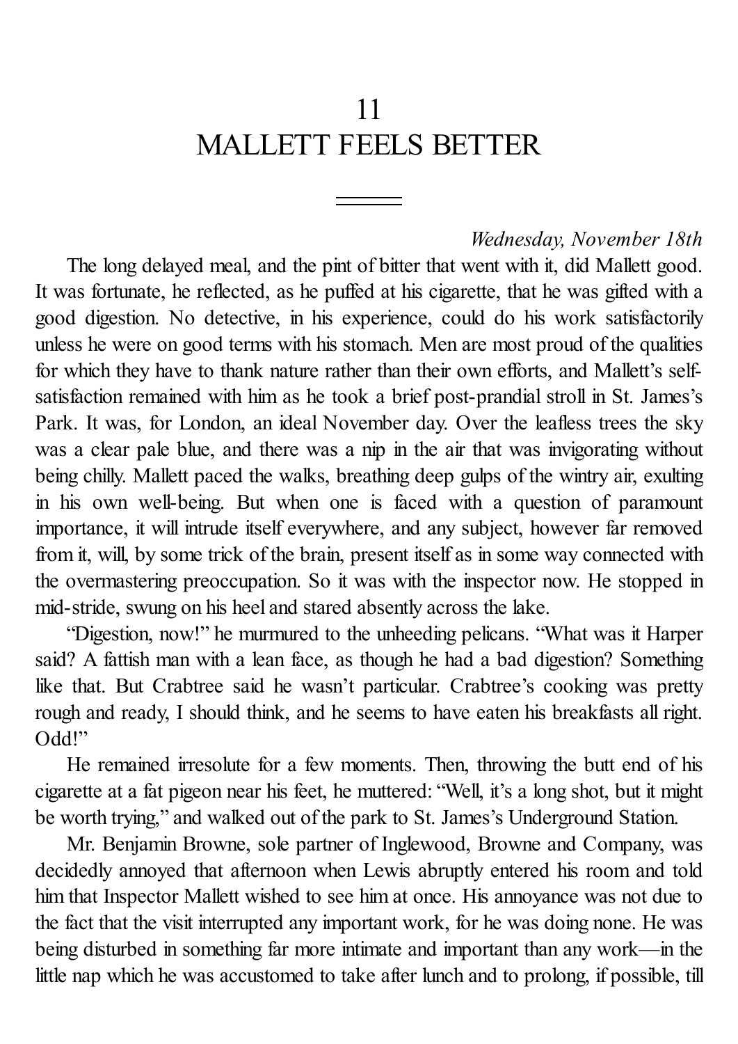# 11
# MALLETT FEELS BETTER

*Wednesday, November 18th*

The long delayed meal, and the pint of bitter that went with it, did Mallett good. It was fortunate, he reflected, as he puffed at his cigarette, that he was gifted with a good digestion. No detective, in his experience, could do his work satisfactorily unless he were on good terms with his stomach. Men are most proud of the qualities for which they have to thank nature rather than their own efforts, and Mallett's self-satisfaction remained with him as he took a brief post-prandial stroll in St. James's Park. It was, for London, an ideal November day. Over the leafless trees the sky was a clear pale blue, and there was a nip in the air that was invigorating without being chilly. Mallett paced the walks, breathing deep gulps of the wintry air, exulting in his own well-being. But when one is faced with a question of paramount importance, it will intrude itself everywhere, and any subject, however far removed from it, will, by some trick of the brain, present itself as in some way connected with the overmastering preoccupation. So it was with the inspector now. He stopped in mid-stride, swung on his heel and stared absently across the lake.

"Digestion, now!" he murmured to the unheeding pelicans. "What was it Harper said? A fattish man with a lean face, as though he had a bad digestion? Something like that. But Crabtree said he wasn't particular. Crabtree's cooking was pretty rough and ready, I should think, and he seems to have eaten his breakfasts all right. Odd!"

He remained irresolute for a few moments. Then, throwing the butt end of his cigarette at a fat pigeon near his feet, he muttered: "Well, it's a long shot, but it might be worth trying," and walked out of the park to St. James's Underground Station.

Mr. Benjamin Browne, sole partner of Inglewood, Browne and Company, was decidedly annoyed that afternoon when Lewis abruptly entered his room and told him that Inspector Mallett wished to see him at once. His annoyance was not due to the fact that the visit interrupted any important work, for he was doing none. He was being disturbed in something far more intimate and important than any work—in the little nap which he was accustomed to take after lunch and to prolong, if possible, till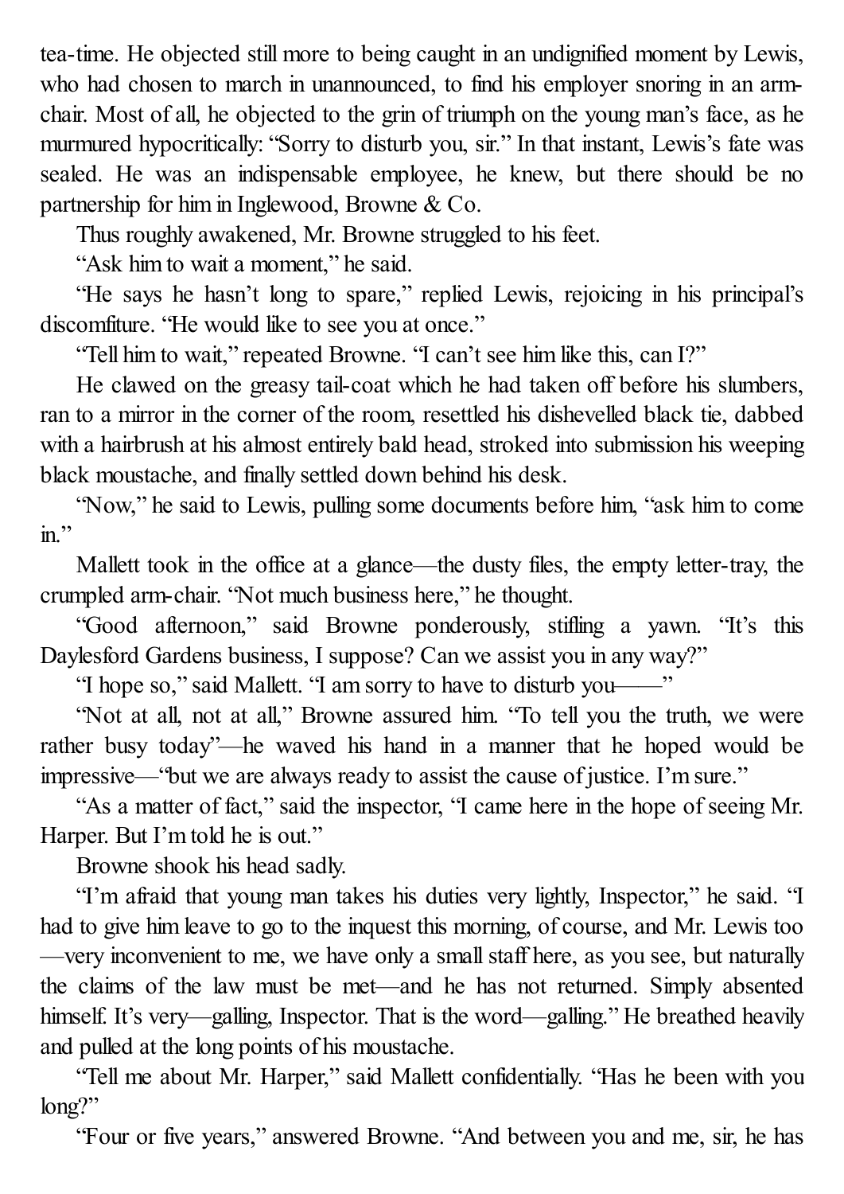tea-time. He objected still more to being caught in an undignified moment by Lewis, who had chosen to march in unannounced, to find his employer snoring in an arm-chair. Most of all, he objected to the grin of triumph on the young man's face, as he murmured hypocritically: "Sorry to disturb you, sir." In that instant, Lewis's fate was sealed. He was an indispensable employee, he knew, but there should be no partnership for him in Inglewood, Browne & Co.

Thus roughly awakened, Mr. Browne struggled to his feet.

"Ask him to wait a moment," he said.

"He says he hasn't long to spare," replied Lewis, rejoicing in his principal's discomfiture. "He would like to see you at once."

"Tell him to wait," repeated Browne. "I can't see him like this, can I?"

He clawed on the greasy tail-coat which he had taken off before his slumbers, ran to a mirror in the corner of the room, resettled his dishevelled black tie, dabbed with a hairbrush at his almost entirely bald head, stroked into submission his weeping black moustache, and finally settled down behind his desk.

"Now," he said to Lewis, pulling some documents before him, "ask him to come in."

Mallett took in the office at a glance—the dusty files, the empty letter-tray, the crumpled arm-chair. "Not much business here," he thought.

"Good afternoon," said Browne ponderously, stifling a yawn. "It's this Daylesford Gardens business, I suppose? Can we assist you in any way?"

"I hope so," said Mallett. "I am sorry to have to disturb you——"

"Not at all, not at all," Browne assured him. "To tell you the truth, we were rather busy today"—he waved his hand in a manner that he hoped would be impressive—"but we are always ready to assist the cause of justice. I'm sure."

"As a matter of fact," said the inspector, "I came here in the hope of seeing Mr. Harper. But I'm told he is out."

Browne shook his head sadly.

"I'm afraid that young man takes his duties very lightly, Inspector," he said. "I had to give him leave to go to the inquest this morning, of course, and Mr. Lewis too—very inconvenient to me, we have only a small staff here, as you see, but naturally the claims of the law must be met—and he has not returned. Simply absented himself. It's very—galling, Inspector. That is the word—galling." He breathed heavily and pulled at the long points of his moustache.

"Tell me about Mr. Harper," said Mallett confidentially. "Has he been with you long?"

"Four or five years," answered Browne. "And between you and me, sir, he has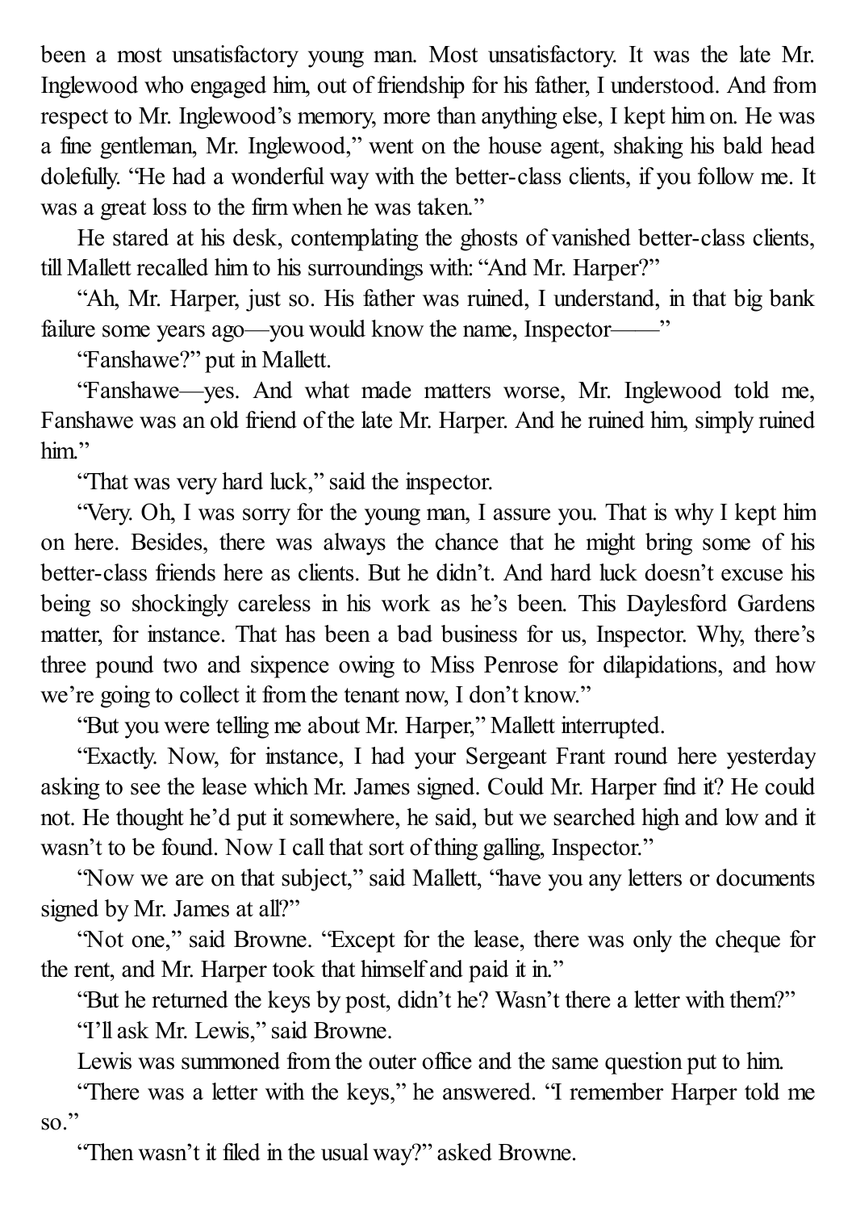been a most unsatisfactory young man. Most unsatisfactory. It was the late Mr. Inglewood who engaged him, out of friendship for his father, I understood. And from respect to Mr. Inglewood's memory, more than anything else, I kept him on. He was a fine gentleman, Mr. Inglewood," went on the house agent, shaking his bald head dolefully. "He had a wonderful way with the better-class clients, if you follow me. It was a great loss to the firm when he was taken."

He stared at his desk, contemplating the ghosts of vanished better-class clients, till Mallett recalled him to his surroundings with: "And Mr. Harper?"

"Ah, Mr. Harper, just so. His father was ruined, I understand, in that big bank failure some years ago—you would know the name, Inspector——"

"Fanshawe?" put in Mallett.

"Fanshawe—yes. And what made matters worse, Mr. Inglewood told me, Fanshawe was an old friend of the late Mr. Harper. And he ruined him, simply ruined him."

"That was very hard luck," said the inspector.

"Very. Oh, I was sorry for the young man, I assure you. That is why I kept him on here. Besides, there was always the chance that he might bring some of his better-class friends here as clients. But he didn't. And hard luck doesn't excuse his being so shockingly careless in his work as he's been. This Daylesford Gardens matter, for instance. That has been a bad business for us, Inspector. Why, there's three pound two and sixpence owing to Miss Penrose for dilapidations, and how we're going to collect it from the tenant now, I don't know."

"But you were telling me about Mr. Harper," Mallett interrupted.

"Exactly. Now, for instance, I had your Sergeant Frant round here yesterday asking to see the lease which Mr. James signed. Could Mr. Harper find it? He could not. He thought he'd put it somewhere, he said, but we searched high and low and it wasn't to be found. Now I call that sort of thing galling, Inspector."

"Now we are on that subject," said Mallett, "have you any letters or documents signed by Mr. James at all?"

"Not one," said Browne. "Except for the lease, there was only the cheque for the rent, and Mr. Harper took that himself and paid it in."

"But he returned the keys by post, didn't he? Wasn't there a letter with them?"

"I'll ask Mr. Lewis," said Browne.

Lewis was summoned from the outer office and the same question put to him.

"There was a letter with the keys," he answered. "I remember Harper told me so."

"Then wasn't it filed in the usual way?" asked Browne.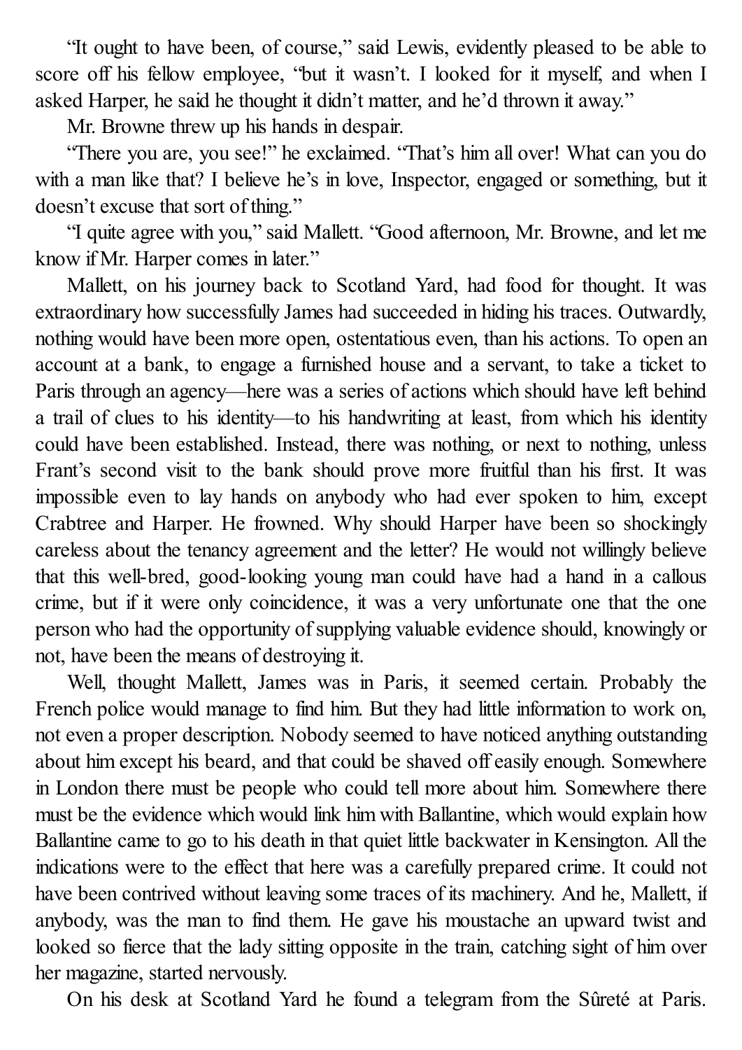"It ought to have been, of course," said Lewis, evidently pleased to be able to score off his fellow employee, "but it wasn't. I looked for it myself, and when I asked Harper, he said he thought it didn't matter, and he'd thrown it away."

Mr. Browne threw up his hands in despair.

"There you are, you see!" he exclaimed. "That's him all over! What can you do with a man like that? I believe he's in love, Inspector, engaged or something, but it doesn't excuse that sort of thing."

"I quite agree with you," said Mallett. "Good afternoon, Mr. Browne, and let me know if Mr. Harper comes in later."

Mallett, on his journey back to Scotland Yard, had food for thought. It was extraordinary how successfully James had succeeded in hiding his traces. Outwardly, nothing would have been more open, ostentatious even, than his actions. To open an account at a bank, to engage a furnished house and a servant, to take a ticket to Paris through an agency—here was a series of actions which should have left behind a trail of clues to his identity—to his handwriting at least, from which his identity could have been established. Instead, there was nothing, or next to nothing, unless Frant's second visit to the bank should prove more fruitful than his first. It was impossible even to lay hands on anybody who had ever spoken to him, except Crabtree and Harper. He frowned. Why should Harper have been so shockingly careless about the tenancy agreement and the letter? He would not willingly believe that this well-bred, good-looking young man could have had a hand in a callous crime, but if it were only coincidence, it was a very unfortunate one that the one person who had the opportunity of supplying valuable evidence should, knowingly or not, have been the means of destroying it.

Well, thought Mallett, James was in Paris, it seemed certain. Probably the French police would manage to find him. But they had little information to work on, not even a proper description. Nobody seemed to have noticed anything outstanding about him except his beard, and that could be shaved off easily enough. Somewhere in London there must be people who could tell more about him. Somewhere there must be the evidence which would link him with Ballantine, which would explain how Ballantine came to go to his death in that quiet little backwater in Kensington. All the indications were to the effect that here was a carefully prepared crime. It could not have been contrived without leaving some traces of its machinery. And he, Mallett, if anybody, was the man to find them. He gave his moustache an upward twist and looked so fierce that the lady sitting opposite in the train, catching sight of him over her magazine, started nervously.

On his desk at Scotland Yard he found a telegram from the Sûreté at Paris.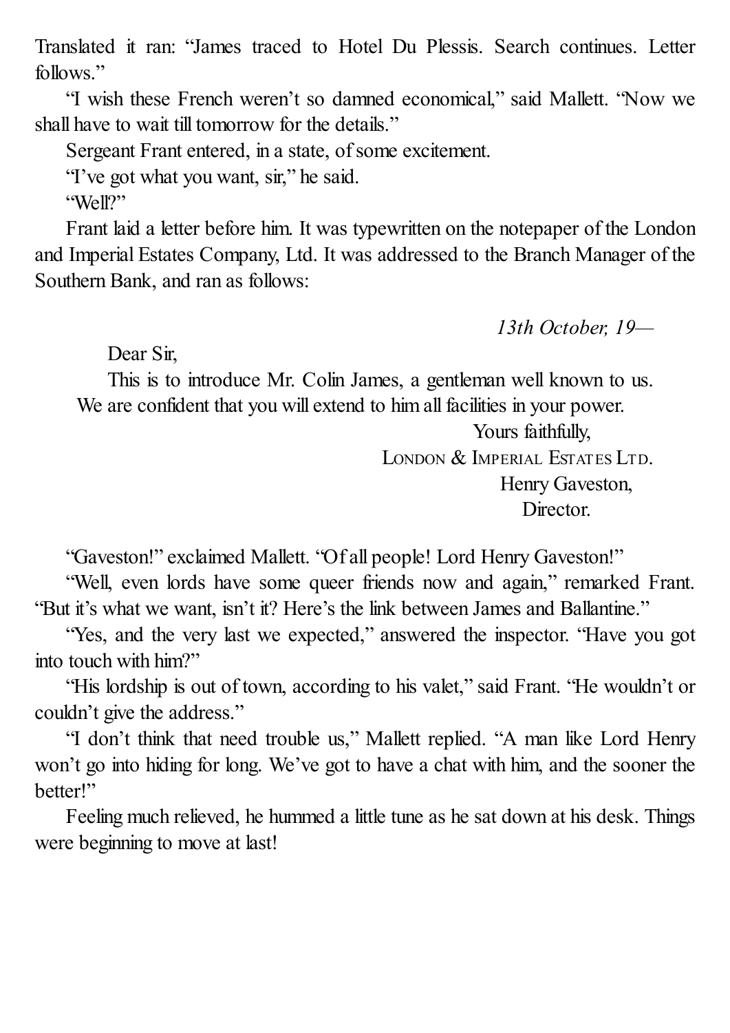Translated it ran: "James traced to Hotel Du Plessis. Search continues. Letter follows."

"I wish these French weren't so damned economical," said Mallett. "Now we shall have to wait till tomorrow for the details."

Sergeant Frant entered, in a state, of some excitement.

"I've got what you want, sir," he said.

"Well?"

Frant laid a letter before him. It was typewritten on the notepaper of the London and Imperial Estates Company, Ltd. It was addressed to the Branch Manager of the Southern Bank, and ran as follows:

> *13th October, 19—*
>
> Dear Sir,
>
> This is to introduce Mr. Colin James, a gentleman well known to us. We are confident that you will extend to him all facilities in your power.
>
> Yours faithfully,
>
> London & Imperial Estates Ltd.
>
> Henry Gaveston,
>
> Director.

"Gaveston!" exclaimed Mallett. "Of all people! Lord Henry Gaveston!"

"Well, even lords have some queer friends now and again," remarked Frant. "But it's what we want, isn't it? Here's the link between James and Ballantine."

"Yes, and the very last we expected," answered the inspector. "Have you got into touch with him?"

"His lordship is out of town, according to his valet," said Frant. "He wouldn't or couldn't give the address."

"I don't think that need trouble us," Mallett replied. "A man like Lord Henry won't go into hiding for long. We've got to have a chat with him, and the sooner the better!"

Feeling much relieved, he hummed a little tune as he sat down at his desk. Things were beginning to move at last!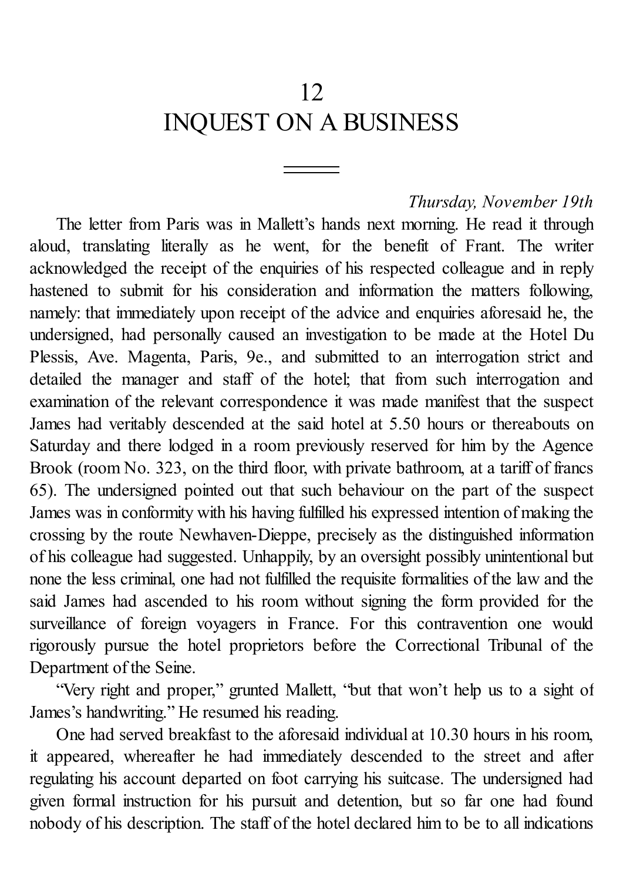# 12
# INQUEST ON A BUSINESS

*Thursday, November 19th*

The letter from Paris was in Mallett's hands next morning. He read it through aloud, translating literally as he went, for the benefit of Frant. The writer acknowledged the receipt of the enquiries of his respected colleague and in reply hastened to submit for his consideration and information the matters following, namely: that immediately upon receipt of the advice and enquiries aforesaid he, the undersigned, had personally caused an investigation to be made at the Hotel Du Plessis, Ave. Magenta, Paris, 9e., and submitted to an interrogation strict and detailed the manager and staff of the hotel; that from such interrogation and examination of the relevant correspondence it was made manifest that the suspect James had veritably descended at the said hotel at 5.50 hours or thereabouts on Saturday and there lodged in a room previously reserved for him by the Agence Brook (room No. 323, on the third floor, with private bathroom, at a tariff of francs 65). The undersigned pointed out that such behaviour on the part of the suspect James was in conformity with his having fulfilled his expressed intention of making the crossing by the route Newhaven-Dieppe, precisely as the distinguished information of his colleague had suggested. Unhappily, by an oversight possibly unintentional but none the less criminal, one had not fulfilled the requisite formalities of the law and the said James had ascended to his room without signing the form provided for the surveillance of foreign voyagers in France. For this contravention one would rigorously pursue the hotel proprietors before the Correctional Tribunal of the Department of the Seine.

"Very right and proper," grunted Mallett, "but that won't help us to a sight of James's handwriting." He resumed his reading.

One had served breakfast to the aforesaid individual at 10.30 hours in his room, it appeared, whereafter he had immediately descended to the street and after regulating his account departed on foot carrying his suitcase. The undersigned had given formal instruction for his pursuit and detention, but so far one had found nobody of his description. The staff of the hotel declared him to be to all indications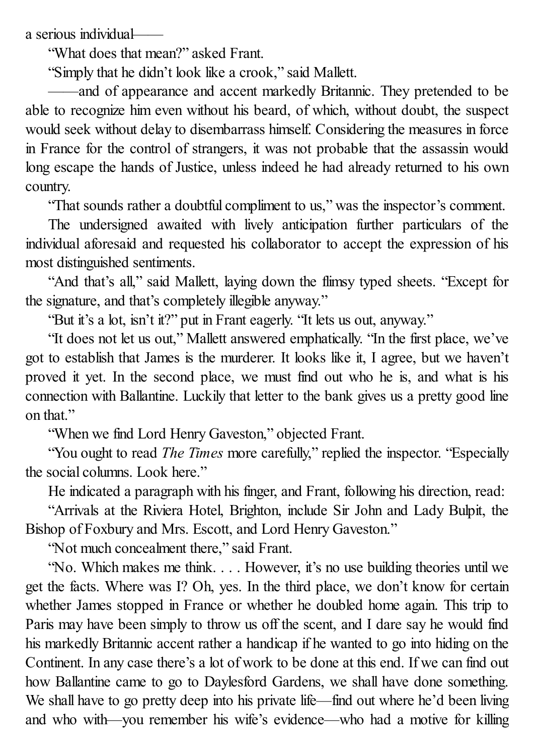a serious individual——

"What does that mean?" asked Frant.

"Simply that he didn't look like a crook," said Mallett.

——and of appearance and accent markedly Britannic. They pretended to be able to recognize him even without his beard, of which, without doubt, the suspect would seek without delay to disembarrass himself. Considering the measures in force in France for the control of strangers, it was not probable that the assassin would long escape the hands of Justice, unless indeed he had already returned to his own country.

"That sounds rather a doubtful compliment to us," was the inspector's comment.

The undersigned awaited with lively anticipation further particulars of the individual aforesaid and requested his collaborator to accept the expression of his most distinguished sentiments.

"And that's all," said Mallett, laying down the flimsy typed sheets. "Except for the signature, and that's completely illegible anyway."

"But it's a lot, isn't it?" put in Frant eagerly. "It lets us out, anyway."

"It does not let us out," Mallett answered emphatically. "In the first place, we've got to establish that James is the murderer. It looks like it, I agree, but we haven't proved it yet. In the second place, we must find out who he is, and what is his connection with Ballantine. Luckily that letter to the bank gives us a pretty good line on that."

"When we find Lord Henry Gaveston," objected Frant.

"You ought to read *The Times* more carefully," replied the inspector. "Especially the social columns. Look here."

He indicated a paragraph with his finger, and Frant, following his direction, read:

"Arrivals at the Riviera Hotel, Brighton, include Sir John and Lady Bulpit, the Bishop of Foxbury and Mrs. Escott, and Lord Henry Gaveston."

"Not much concealment there," said Frant.

"No. Which makes me think. . . . However, it's no use building theories until we get the facts. Where was I? Oh, yes. In the third place, we don't know for certain whether James stopped in France or whether he doubled home again. This trip to Paris may have been simply to throw us off the scent, and I dare say he would find his markedly Britannic accent rather a handicap if he wanted to go into hiding on the Continent. In any case there's a lot of work to be done at this end. If we can find out how Ballantine came to go to Daylesford Gardens, we shall have done something. We shall have to go pretty deep into his private life—find out where he'd been living and who with—you remember his wife's evidence—who had a motive for killing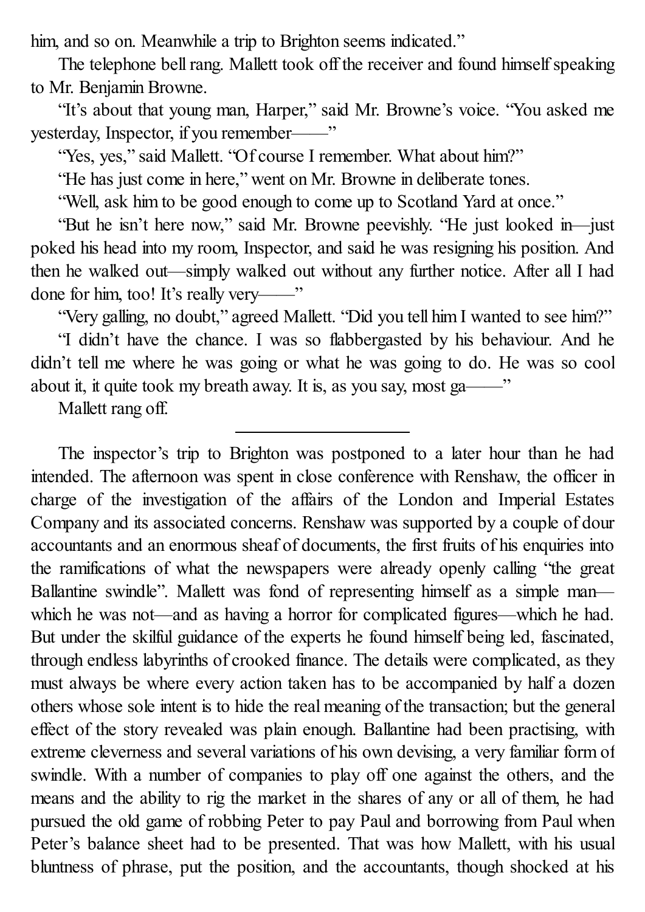him, and so on. Meanwhile a trip to Brighton seems indicated."

The telephone bell rang. Mallett took off the receiver and found himself speaking to Mr. Benjamin Browne.

"It's about that young man, Harper," said Mr. Browne's voice. "You asked me yesterday, Inspector, if you remember——"

"Yes, yes," said Mallett. "Of course I remember. What about him?"

"He has just come in here," went on Mr. Browne in deliberate tones.

"Well, ask him to be good enough to come up to Scotland Yard at once."

"But he isn't here now," said Mr. Browne peevishly. "He just looked in—just poked his head into my room, Inspector, and said he was resigning his position. And then he walked out—simply walked out without any further notice. After all I had done for him, too! It's really very——"

"Very galling, no doubt," agreed Mallett. "Did you tell him I wanted to see him?"

"I didn't have the chance. I was so flabbergasted by his behaviour. And he didn't tell me where he was going or what he was going to do. He was so cool about it, it quite took my breath away. It is, as you say, most ga——"

Mallett rang off.

---

The inspector's trip to Brighton was postponed to a later hour than he had intended. The afternoon was spent in close conference with Renshaw, the officer in charge of the investigation of the affairs of the London and Imperial Estates Company and its associated concerns. Renshaw was supported by a couple of dour accountants and an enormous sheaf of documents, the first fruits of his enquiries into the ramifications of what the newspapers were already openly calling "the great Ballantine swindle". Mallett was fond of representing himself as a simple man—which he was not—and as having a horror for complicated figures—which he had. But under the skilful guidance of the experts he found himself being led, fascinated, through endless labyrinths of crooked finance. The details were complicated, as they must always be where every action taken has to be accompanied by half a dozen others whose sole intent is to hide the real meaning of the transaction; but the general effect of the story revealed was plain enough. Ballantine had been practising, with extreme cleverness and several variations of his own devising, a very familiar form of swindle. With a number of companies to play off one against the others, and the means and the ability to rig the market in the shares of any or all of them, he had pursued the old game of robbing Peter to pay Paul and borrowing from Paul when Peter's balance sheet had to be presented. That was how Mallett, with his usual bluntness of phrase, put the position, and the accountants, though shocked at his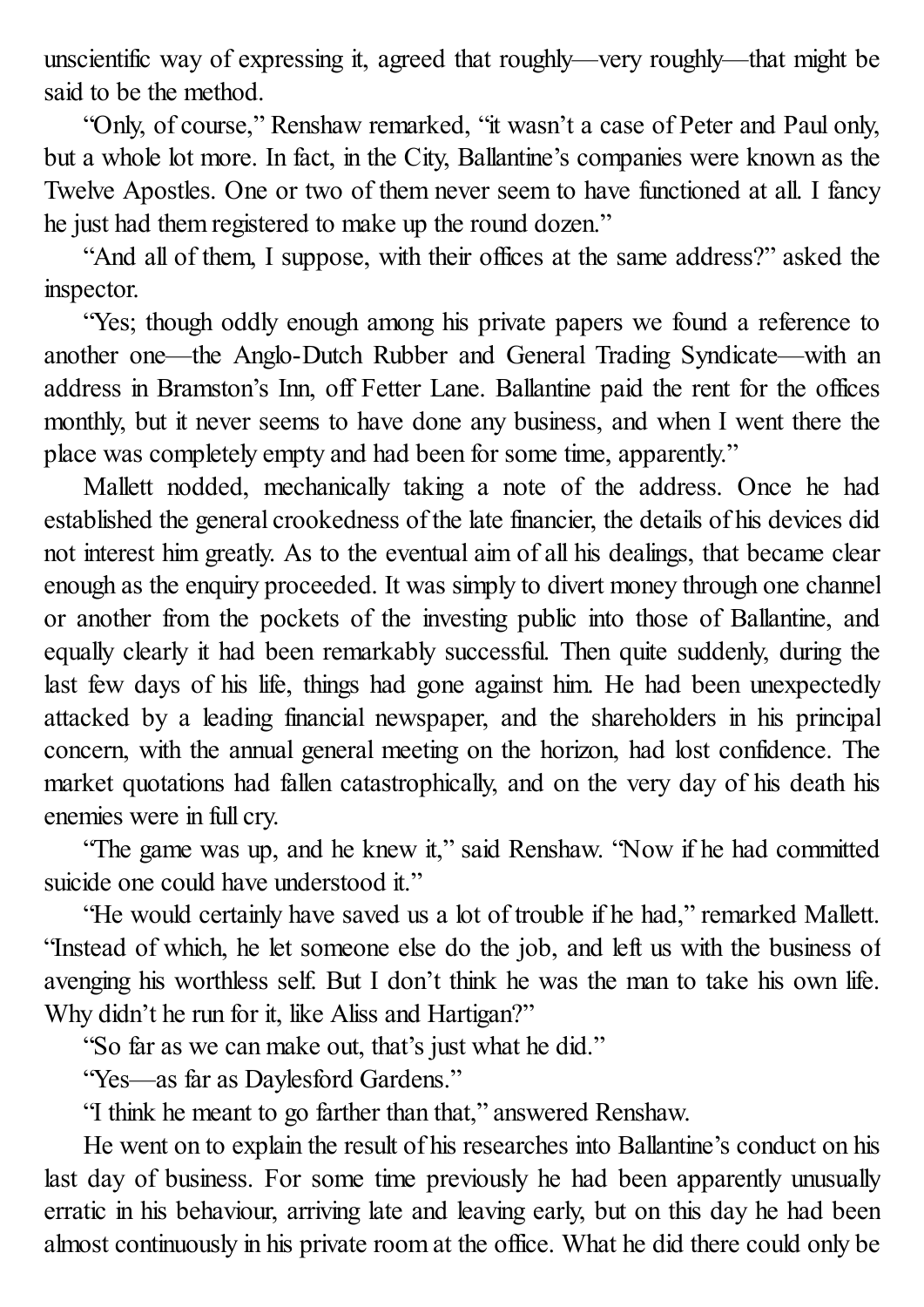unscientific way of expressing it, agreed that roughly—very roughly—that might be said to be the method.

"Only, of course," Renshaw remarked, "it wasn't a case of Peter and Paul only, but a whole lot more. In fact, in the City, Ballantine's companies were known as the Twelve Apostles. One or two of them never seem to have functioned at all. I fancy he just had them registered to make up the round dozen."

"And all of them, I suppose, with their offices at the same address?" asked the inspector.

"Yes; though oddly enough among his private papers we found a reference to another one—the Anglo-Dutch Rubber and General Trading Syndicate—with an address in Bramston's Inn, off Fetter Lane. Ballantine paid the rent for the offices monthly, but it never seems to have done any business, and when I went there the place was completely empty and had been for some time, apparently."

Mallett nodded, mechanically taking a note of the address. Once he had established the general crookedness of the late financier, the details of his devices did not interest him greatly. As to the eventual aim of all his dealings, that became clear enough as the enquiry proceeded. It was simply to divert money through one channel or another from the pockets of the investing public into those of Ballantine, and equally clearly it had been remarkably successful. Then quite suddenly, during the last few days of his life, things had gone against him. He had been unexpectedly attacked by a leading financial newspaper, and the shareholders in his principal concern, with the annual general meeting on the horizon, had lost confidence. The market quotations had fallen catastrophically, and on the very day of his death his enemies were in full cry.

"The game was up, and he knew it," said Renshaw. "Now if he had committed suicide one could have understood it."

"He would certainly have saved us a lot of trouble if he had," remarked Mallett. "Instead of which, he let someone else do the job, and left us with the business of avenging his worthless self. But I don't think he was the man to take his own life. Why didn't he run for it, like Aliss and Hartigan?"

"So far as we can make out, that's just what he did."

"Yes—as far as Daylesford Gardens."

"I think he meant to go farther than that," answered Renshaw.

He went on to explain the result of his researches into Ballantine's conduct on his last day of business. For some time previously he had been apparently unusually erratic in his behaviour, arriving late and leaving early, but on this day he had been almost continuously in his private room at the office. What he did there could only be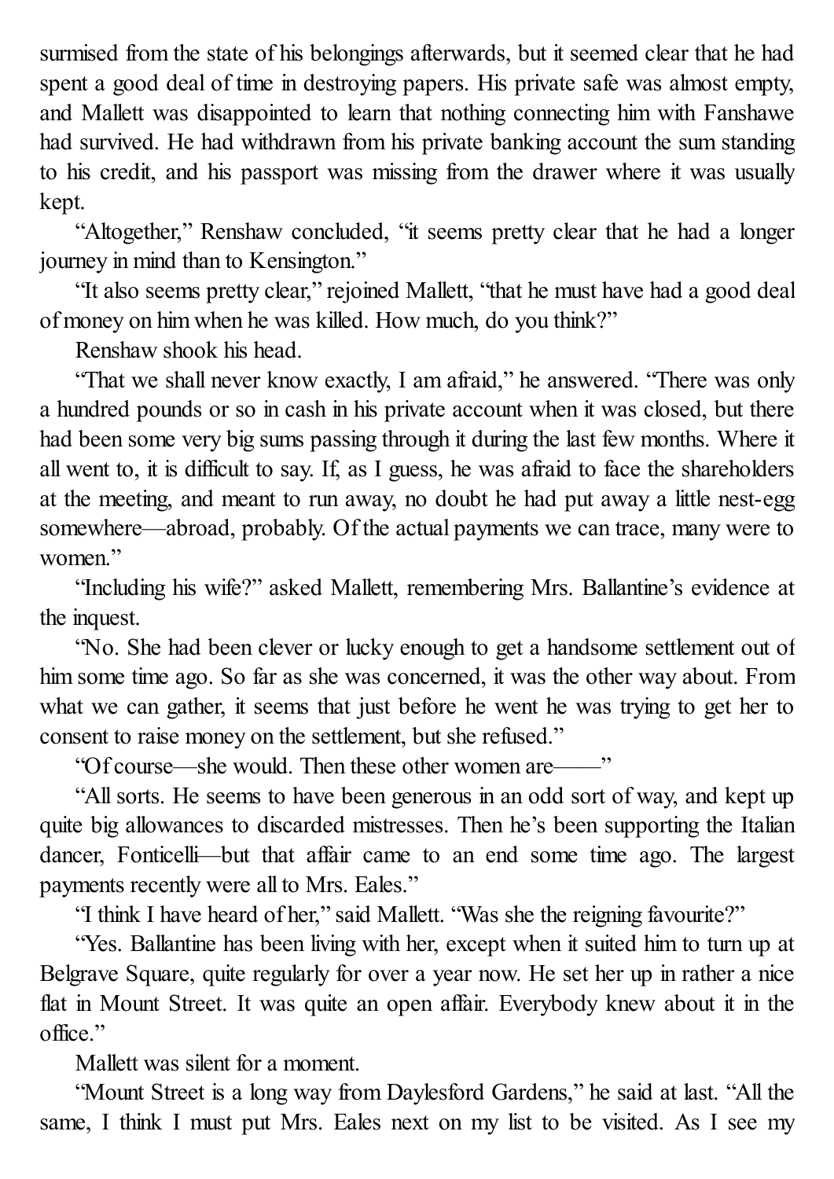surmised from the state of his belongings afterwards, but it seemed clear that he had spent a good deal of time in destroying papers. His private safe was almost empty, and Mallett was disappointed to learn that nothing connecting him with Fanshawe had survived. He had withdrawn from his private banking account the sum standing to his credit, and his passport was missing from the drawer where it was usually kept.

"Altogether," Renshaw concluded, "it seems pretty clear that he had a longer journey in mind than to Kensington."

"It also seems pretty clear," rejoined Mallett, "that he must have had a good deal of money on him when he was killed. How much, do you think?"

Renshaw shook his head.

"That we shall never know exactly, I am afraid," he answered. "There was only a hundred pounds or so in cash in his private account when it was closed, but there had been some very big sums passing through it during the last few months. Where it all went to, it is difficult to say. If, as I guess, he was afraid to face the shareholders at the meeting, and meant to run away, no doubt he had put away a little nest-egg somewhere—abroad, probably. Of the actual payments we can trace, many were to women."

"Including his wife?" asked Mallett, remembering Mrs. Ballantine's evidence at the inquest.

"No. She had been clever or lucky enough to get a handsome settlement out of him some time ago. So far as she was concerned, it was the other way about. From what we can gather, it seems that just before he went he was trying to get her to consent to raise money on the settlement, but she refused."

"Of course—she would. Then these other women are——"

"All sorts. He seems to have been generous in an odd sort of way, and kept up quite big allowances to discarded mistresses. Then he's been supporting the Italian dancer, Fonticelli—but that affair came to an end some time ago. The largest payments recently were all to Mrs. Eales."

"I think I have heard of her," said Mallett. "Was she the reigning favourite?"

"Yes. Ballantine has been living with her, except when it suited him to turn up at Belgrave Square, quite regularly for over a year now. He set her up in rather a nice flat in Mount Street. It was quite an open affair. Everybody knew about it in the office."

Mallett was silent for a moment.

"Mount Street is a long way from Daylesford Gardens," he said at last. "All the same, I think I must put Mrs. Eales next on my list to be visited. As I see my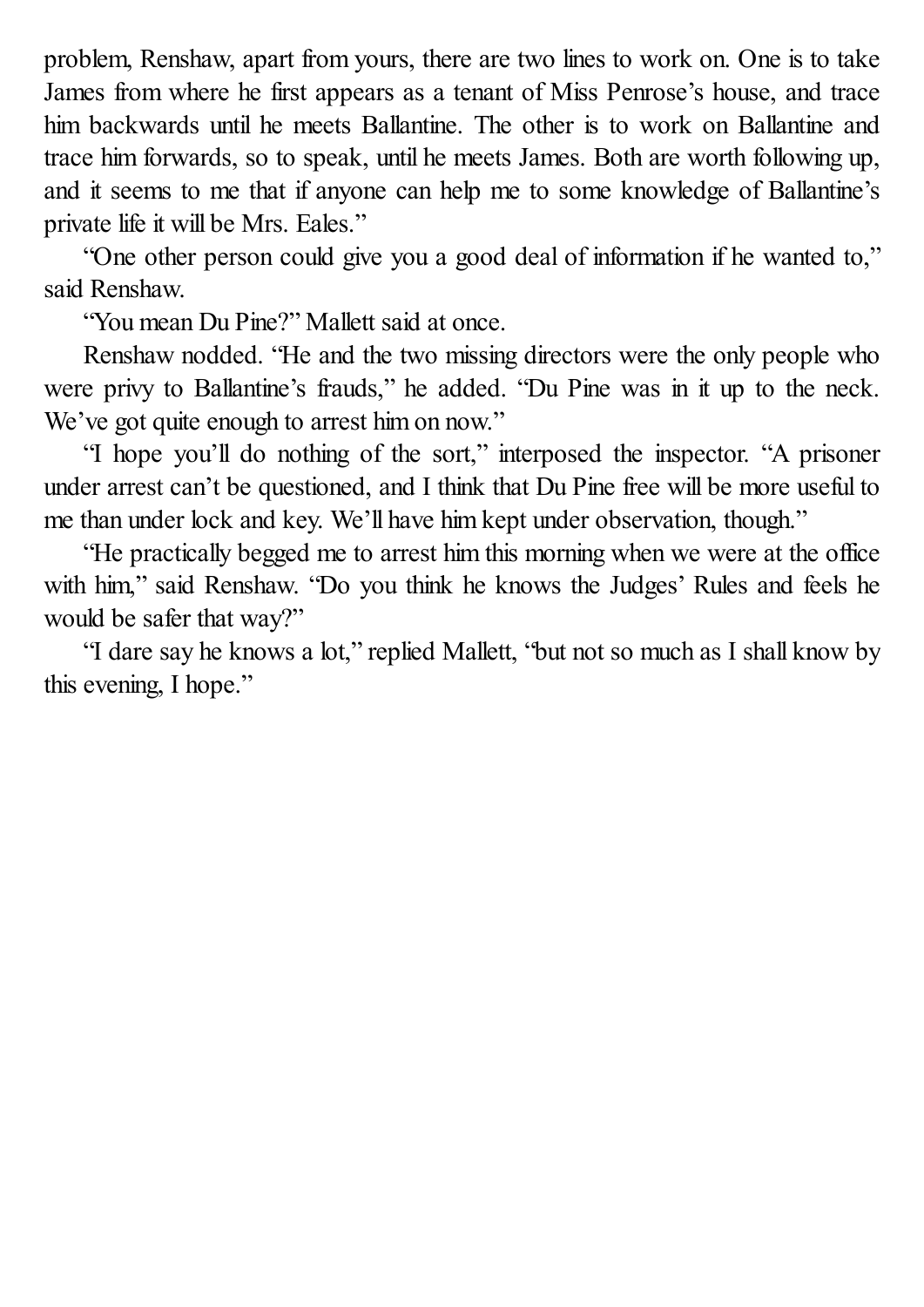problem, Renshaw, apart from yours, there are two lines to work on. One is to take James from where he first appears as a tenant of Miss Penrose's house, and trace him backwards until he meets Ballantine. The other is to work on Ballantine and trace him forwards, so to speak, until he meets James. Both are worth following up, and it seems to me that if anyone can help me to some knowledge of Ballantine's private life it will be Mrs. Eales."

"One other person could give you a good deal of information if he wanted to," said Renshaw.

"You mean Du Pine?" Mallett said at once.

Renshaw nodded. "He and the two missing directors were the only people who were privy to Ballantine's frauds," he added. "Du Pine was in it up to the neck. We've got quite enough to arrest him on now."

"I hope you'll do nothing of the sort," interposed the inspector. "A prisoner under arrest can't be questioned, and I think that Du Pine free will be more useful to me than under lock and key. We'll have him kept under observation, though."

"He practically begged me to arrest him this morning when we were at the office with him," said Renshaw. "Do you think he knows the Judges' Rules and feels he would be safer that way?"

"I dare say he knows a lot," replied Mallett, "but not so much as I shall know by this evening, I hope."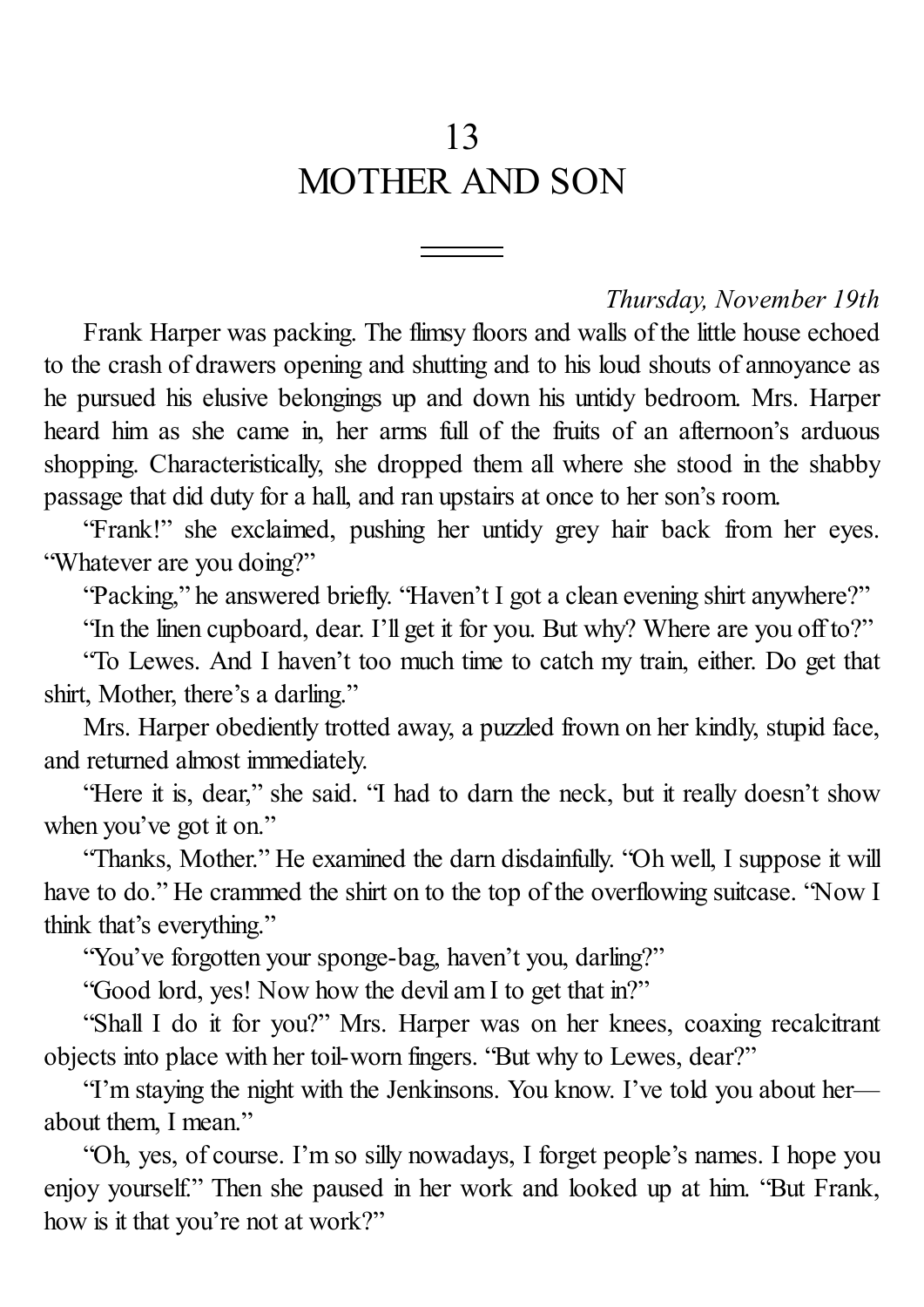# 13
# MOTHER AND SON

*Thursday, November 19th*

Frank Harper was packing. The flimsy floors and walls of the little house echoed to the crash of drawers opening and shutting and to his loud shouts of annoyance as he pursued his elusive belongings up and down his untidy bedroom. Mrs. Harper heard him as she came in, her arms full of the fruits of an afternoon's arduous shopping. Characteristically, she dropped them all where she stood in the shabby passage that did duty for a hall, and ran upstairs at once to her son's room.

"Frank!" she exclaimed, pushing her untidy grey hair back from her eyes. "Whatever are you doing?"

"Packing," he answered briefly. "Haven't I got a clean evening shirt anywhere?"

"In the linen cupboard, dear. I'll get it for you. But why? Where are you off to?"

"To Lewes. And I haven't too much time to catch my train, either. Do get that shirt, Mother, there's a darling."

Mrs. Harper obediently trotted away, a puzzled frown on her kindly, stupid face, and returned almost immediately.

"Here it is, dear," she said. "I had to darn the neck, but it really doesn't show when you've got it on."

"Thanks, Mother." He examined the darn disdainfully. "Oh well, I suppose it will have to do." He crammed the shirt on to the top of the overflowing suitcase. "Now I think that's everything."

"You've forgotten your sponge-bag, haven't you, darling?"

"Good lord, yes! Now how the devil am I to get that in?"

"Shall I do it for you?" Mrs. Harper was on her knees, coaxing recalcitrant objects into place with her toil-worn fingers. "But why to Lewes, dear?"

"I'm staying the night with the Jenkinsons. You know. I've told you about her—about them, I mean."

"Oh, yes, of course. I'm so silly nowadays, I forget people's names. I hope you enjoy yourself." Then she paused in her work and looked up at him. "But Frank, how is it that you're not at work?"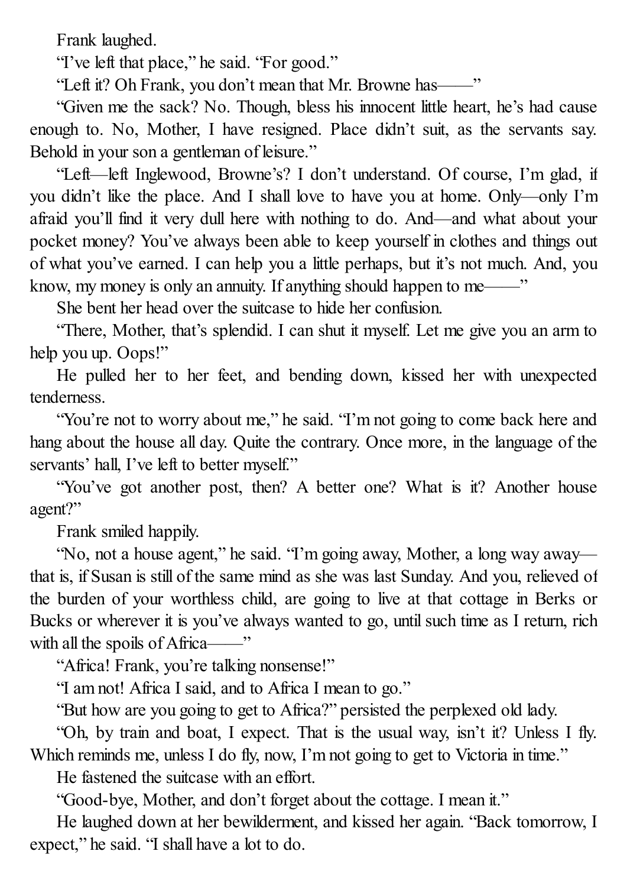Frank laughed.

"I've left that place," he said. "For good."

"Left it? Oh Frank, you don't mean that Mr. Browne has——"

"Given me the sack? No. Though, bless his innocent little heart, he's had cause enough to. No, Mother, I have resigned. Place didn't suit, as the servants say. Behold in your son a gentleman of leisure."

"Left—left Inglewood, Browne's? I don't understand. Of course, I'm glad, if you didn't like the place. And I shall love to have you at home. Only—only I'm afraid you'll find it very dull here with nothing to do. And—and what about your pocket money? You've always been able to keep yourself in clothes and things out of what you've earned. I can help you a little perhaps, but it's not much. And, you know, my money is only an annuity. If anything should happen to me——"

She bent her head over the suitcase to hide her confusion.

"There, Mother, that's splendid. I can shut it myself. Let me give you an arm to help you up. Oops!"

He pulled her to her feet, and bending down, kissed her with unexpected tenderness.

"You're not to worry about me," he said. "I'm not going to come back here and hang about the house all day. Quite the contrary. Once more, in the language of the servants' hall, I've left to better myself."

"You've got another post, then? A better one? What is it? Another house agent?"

Frank smiled happily.

"No, not a house agent," he said. "I'm going away, Mother, a long way away—that is, if Susan is still of the same mind as she was last Sunday. And you, relieved of the burden of your worthless child, are going to live at that cottage in Berks or Bucks or wherever it is you've always wanted to go, until such time as I return, rich with all the spoils of Africa——"

"Africa! Frank, you're talking nonsense!"

"I am not! Africa I said, and to Africa I mean to go."

"But how are you going to get to Africa?" persisted the perplexed old lady.

"Oh, by train and boat, I expect. That is the usual way, isn't it? Unless I fly. Which reminds me, unless I do fly, now, I'm not going to get to Victoria in time."

He fastened the suitcase with an effort.

"Good-bye, Mother, and don't forget about the cottage. I mean it."

He laughed down at her bewilderment, and kissed her again. "Back tomorrow, I expect," he said. "I shall have a lot to do.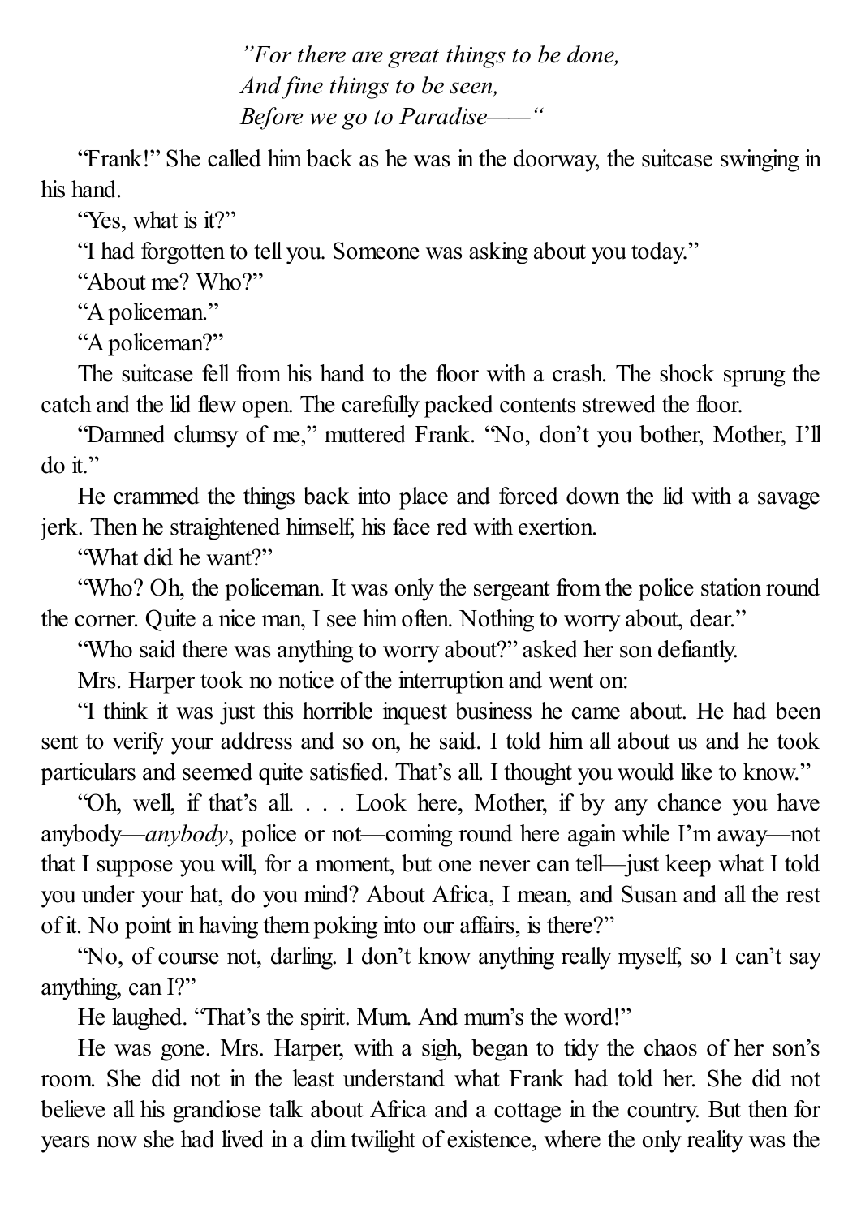*"For there are great things to be done,*  
*And fine things to be seen,*  
*Before we go to Paradise——"*

"Frank!" She called him back as he was in the doorway, the suitcase swinging in his hand.

"Yes, what is it?"

"I had forgotten to tell you. Someone was asking about you today."

"About me? Who?"

"A policeman."

"A policeman?"

The suitcase fell from his hand to the floor with a crash. The shock sprung the catch and the lid flew open. The carefully packed contents strewed the floor.

"Damned clumsy of me," muttered Frank. "No, don't you bother, Mother, I'll do it."

He crammed the things back into place and forced down the lid with a savage jerk. Then he straightened himself, his face red with exertion.

"What did he want?"

"Who? Oh, the policeman. It was only the sergeant from the police station round the corner. Quite a nice man, I see him often. Nothing to worry about, dear."

"Who said there was anything to worry about?" asked her son defiantly.

Mrs. Harper took no notice of the interruption and went on:

"I think it was just this horrible inquest business he came about. He had been sent to verify your address and so on, he said. I told him all about us and he took particulars and seemed quite satisfied. That's all. I thought you would like to know."

"Oh, well, if that's all. . . . Look here, Mother, if by any chance you have anybody—*anybody*, police or not—coming round here again while I'm away—not that I suppose you will, for a moment, but one never can tell—just keep what I told you under your hat, do you mind? About Africa, I mean, and Susan and all the rest of it. No point in having them poking into our affairs, is there?"

"No, of course not, darling. I don't know anything really myself, so I can't say anything, can I?"

He laughed. "That's the spirit. Mum. And mum's the word!"

He was gone. Mrs. Harper, with a sigh, began to tidy the chaos of her son's room. She did not in the least understand what Frank had told her. She did not believe all his grandiose talk about Africa and a cottage in the country. But then for years now she had lived in a dim twilight of existence, where the only reality was the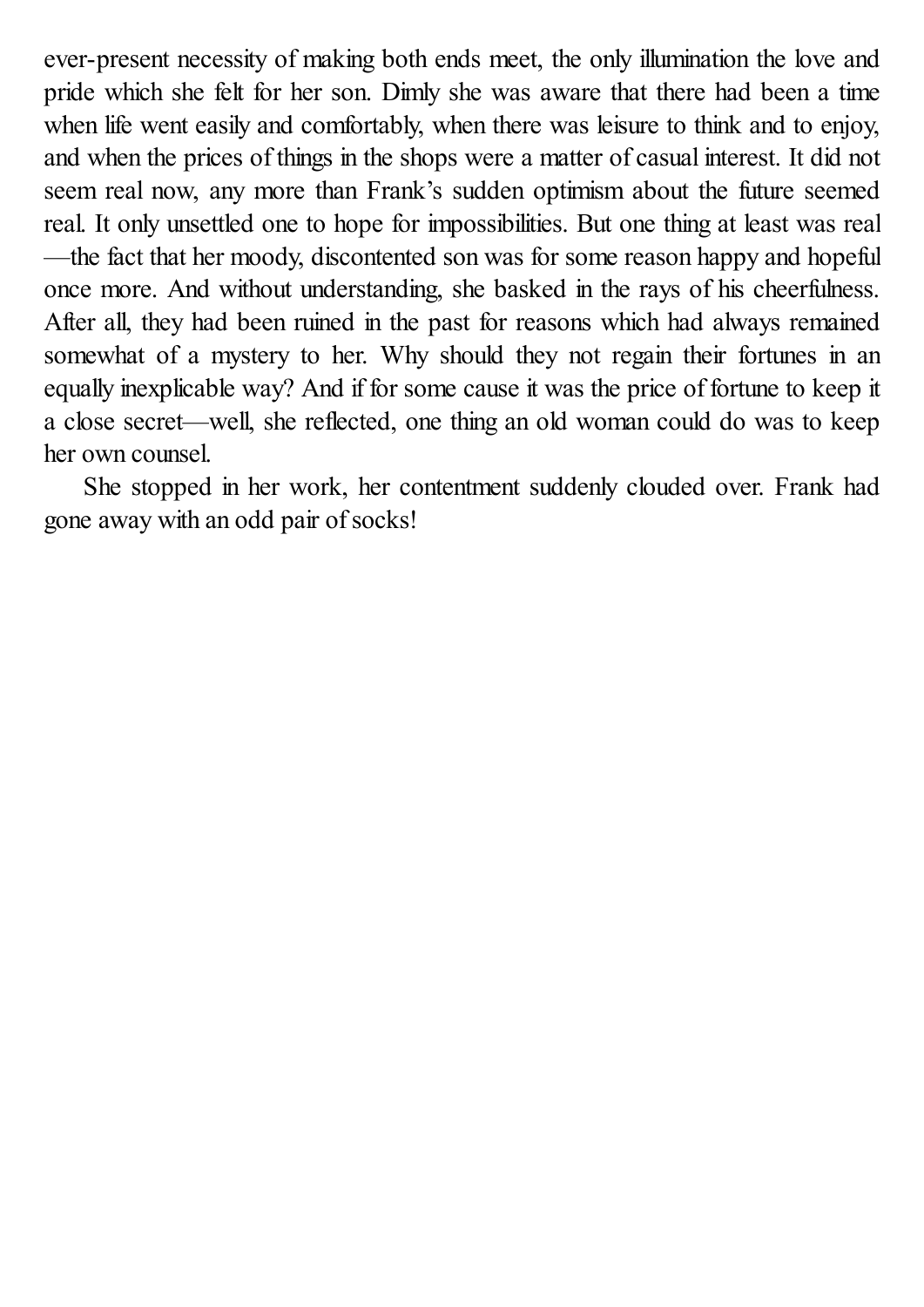ever-present necessity of making both ends meet, the only illumination the love and pride which she felt for her son. Dimly she was aware that there had been a time when life went easily and comfortably, when there was leisure to think and to enjoy, and when the prices of things in the shops were a matter of casual interest. It did not seem real now, any more than Frank's sudden optimism about the future seemed real. It only unsettled one to hope for impossibilities. But one thing at least was real—the fact that her moody, discontented son was for some reason happy and hopeful once more. And without understanding, she basked in the rays of his cheerfulness. After all, they had been ruined in the past for reasons which had always remained somewhat of a mystery to her. Why should they not regain their fortunes in an equally inexplicable way? And if for some cause it was the price of fortune to keep it a close secret—well, she reflected, one thing an old woman could do was to keep her own counsel.

She stopped in her work, her contentment suddenly clouded over. Frank had gone away with an odd pair of socks!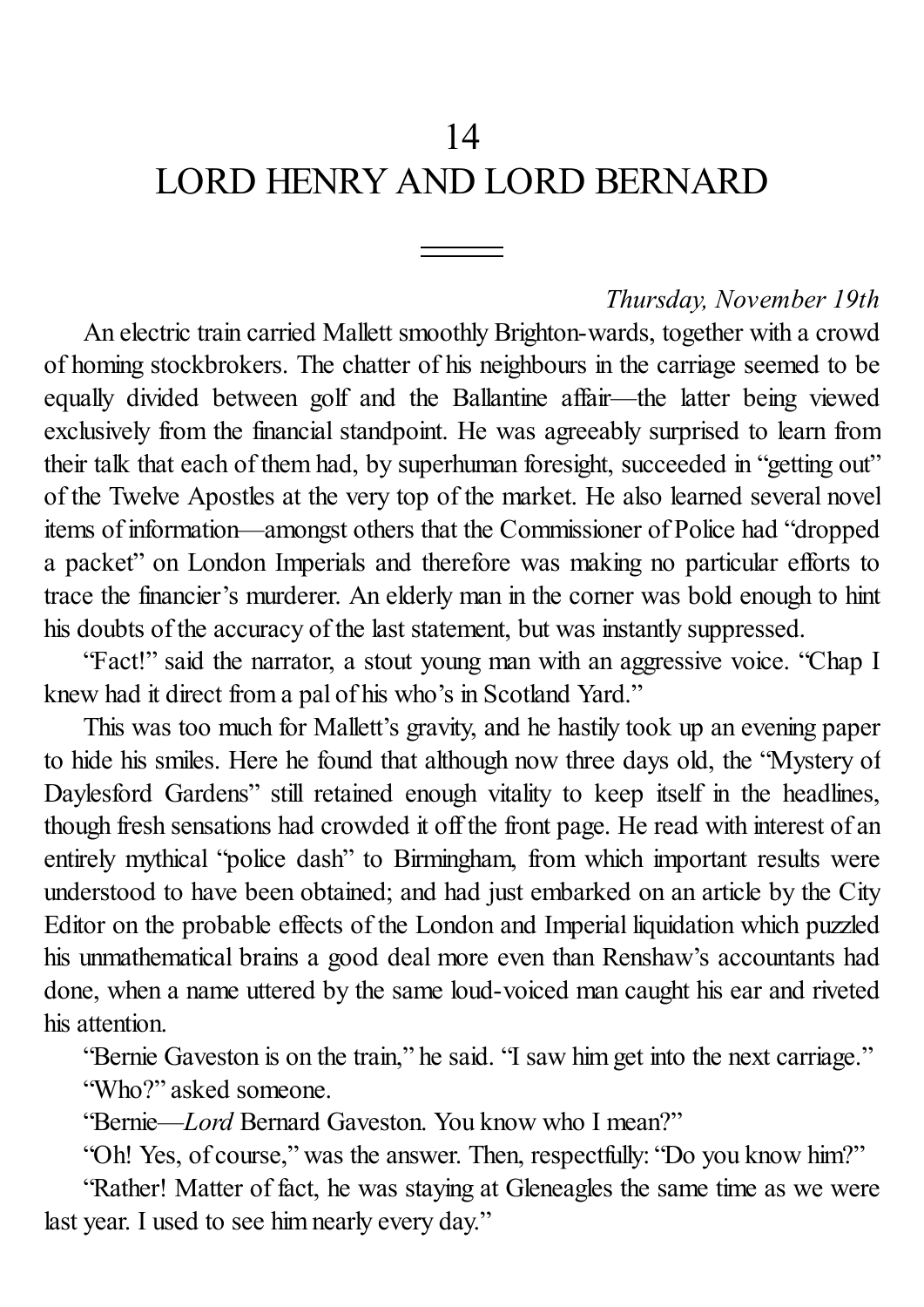# 14
# LORD HENRY AND LORD BERNARD

*Thursday, November 19th*

An electric train carried Mallett smoothly Brighton-wards, together with a crowd of homing stockbrokers. The chatter of his neighbours in the carriage seemed to be equally divided between golf and the Ballantine affair—the latter being viewed exclusively from the financial standpoint. He was agreeably surprised to learn from their talk that each of them had, by superhuman foresight, succeeded in "getting out" of the Twelve Apostles at the very top of the market. He also learned several novel items of information—amongst others that the Commissioner of Police had "dropped a packet" on London Imperials and therefore was making no particular efforts to trace the financier's murderer. An elderly man in the corner was bold enough to hint his doubts of the accuracy of the last statement, but was instantly suppressed.

"Fact!" said the narrator, a stout young man with an aggressive voice. "Chap I knew had it direct from a pal of his who's in Scotland Yard."

This was too much for Mallett's gravity, and he hastily took up an evening paper to hide his smiles. Here he found that although now three days old, the "Mystery of Daylesford Gardens" still retained enough vitality to keep itself in the headlines, though fresh sensations had crowded it off the front page. He read with interest of an entirely mythical "police dash" to Birmingham, from which important results were understood to have been obtained; and had just embarked on an article by the City Editor on the probable effects of the London and Imperial liquidation which puzzled his unmathematical brains a good deal more even than Renshaw's accountants had done, when a name uttered by the same loud-voiced man caught his ear and riveted his attention.

"Bernie Gaveston is on the train," he said. "I saw him get into the next carriage."

"Who?" asked someone.

"Bernie—*Lord* Bernard Gaveston. You know who I mean?"

"Oh! Yes, of course," was the answer. Then, respectfully: "Do you know him?"

"Rather! Matter of fact, he was staying at Gleneagles the same time as we were last year. I used to see him nearly every day."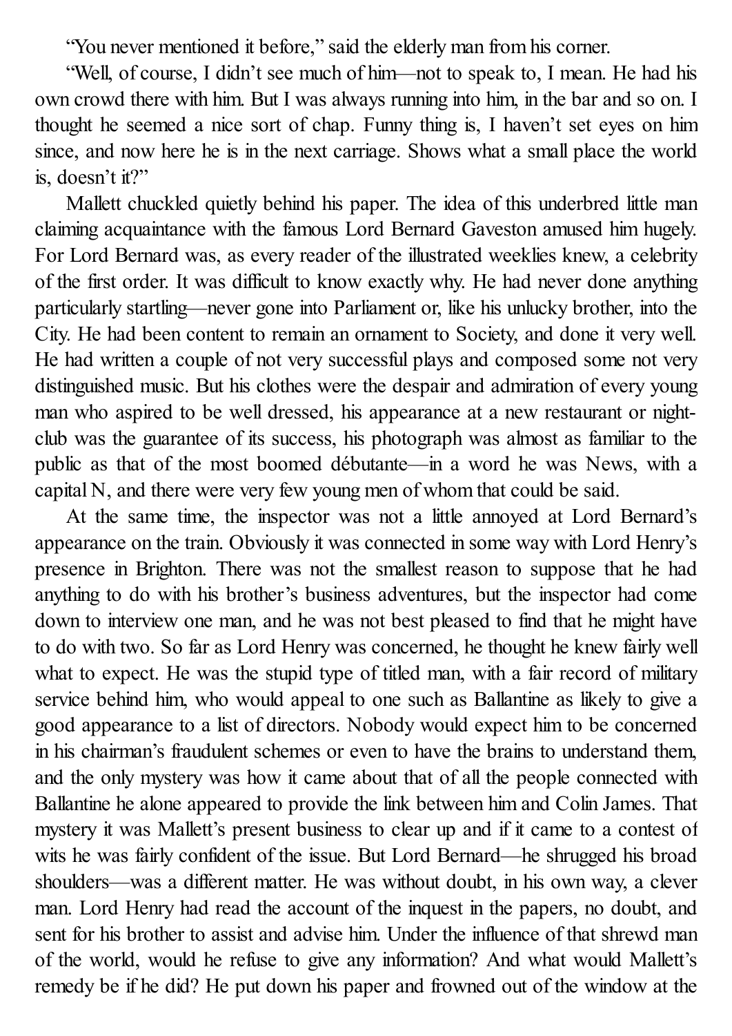"You never mentioned it before," said the elderly man from his corner.

"Well, of course, I didn't see much of him—not to speak to, I mean. He had his own crowd there with him. But I was always running into him, in the bar and so on. I thought he seemed a nice sort of chap. Funny thing is, I haven't set eyes on him since, and now here he is in the next carriage. Shows what a small place the world is, doesn't it?"

Mallett chuckled quietly behind his paper. The idea of this underbred little man claiming acquaintance with the famous Lord Bernard Gaveston amused him hugely. For Lord Bernard was, as every reader of the illustrated weeklies knew, a celebrity of the first order. It was difficult to know exactly why. He had never done anything particularly startling—never gone into Parliament or, like his unlucky brother, into the City. He had been content to remain an ornament to Society, and done it very well. He had written a couple of not very successful plays and composed some not very distinguished music. But his clothes were the despair and admiration of every young man who aspired to be well dressed, his appearance at a new restaurant or night-club was the guarantee of its success, his photograph was almost as familiar to the public as that of the most boomed débutante—in a word he was News, with a capital N, and there were very few young men of whom that could be said.

At the same time, the inspector was not a little annoyed at Lord Bernard's appearance on the train. Obviously it was connected in some way with Lord Henry's presence in Brighton. There was not the smallest reason to suppose that he had anything to do with his brother's business adventures, but the inspector had come down to interview one man, and he was not best pleased to find that he might have to do with two. So far as Lord Henry was concerned, he thought he knew fairly well what to expect. He was the stupid type of titled man, with a fair record of military service behind him, who would appeal to one such as Ballantine as likely to give a good appearance to a list of directors. Nobody would expect him to be concerned in his chairman's fraudulent schemes or even to have the brains to understand them, and the only mystery was how it came about that of all the people connected with Ballantine he alone appeared to provide the link between him and Colin James. That mystery it was Mallett's present business to clear up and if it came to a contest of wits he was fairly confident of the issue. But Lord Bernard—he shrugged his broad shoulders—was a different matter. He was without doubt, in his own way, a clever man. Lord Henry had read the account of the inquest in the papers, no doubt, and sent for his brother to assist and advise him. Under the influence of that shrewd man of the world, would he refuse to give any information? And what would Mallett's remedy be if he did? He put down his paper and frowned out of the window at the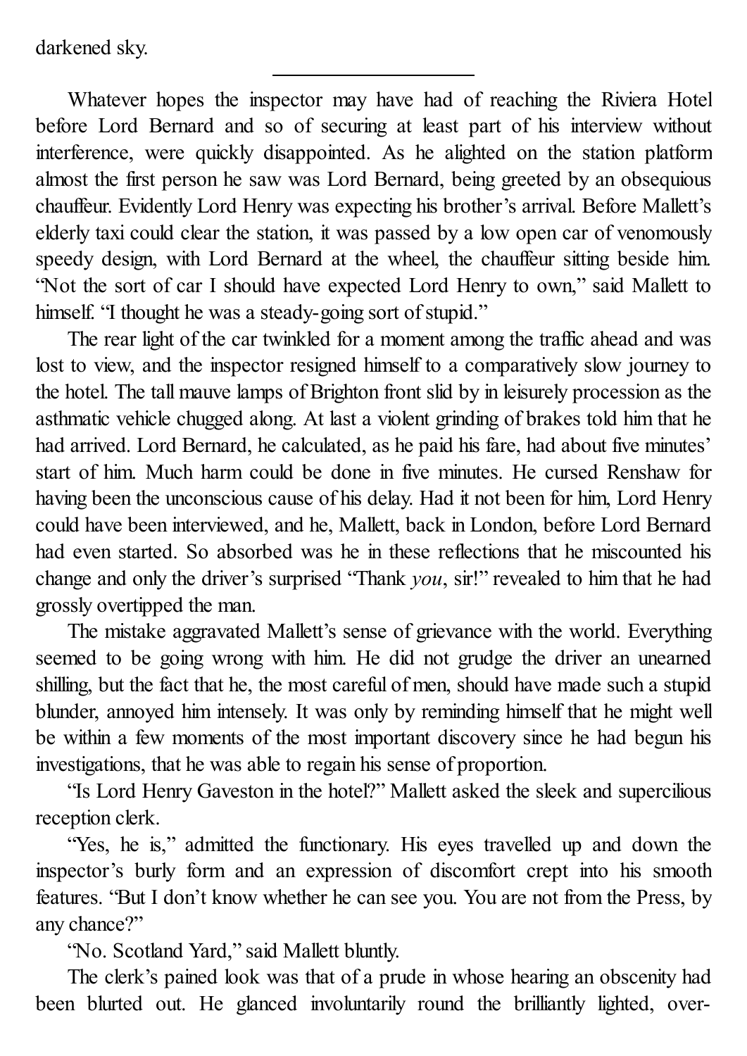darkened sky.

---

Whatever hopes the inspector may have had of reaching the Riviera Hotel before Lord Bernard and so of securing at least part of his interview without interference, were quickly disappointed. As he alighted on the station platform almost the first person he saw was Lord Bernard, being greeted by an obsequious chauffeur. Evidently Lord Henry was expecting his brother's arrival. Before Mallett's elderly taxi could clear the station, it was passed by a low open car of venomously speedy design, with Lord Bernard at the wheel, the chauffeur sitting beside him. "Not the sort of car I should have expected Lord Henry to own," said Mallett to himself. "I thought he was a steady-going sort of stupid."

The rear light of the car twinkled for a moment among the traffic ahead and was lost to view, and the inspector resigned himself to a comparatively slow journey to the hotel. The tall mauve lamps of Brighton front slid by in leisurely procession as the asthmatic vehicle chugged along. At last a violent grinding of brakes told him that he had arrived. Lord Bernard, he calculated, as he paid his fare, had about five minutes' start of him. Much harm could be done in five minutes. He cursed Renshaw for having been the unconscious cause of his delay. Had it not been for him, Lord Henry could have been interviewed, and he, Mallett, back in London, before Lord Bernard had even started. So absorbed was he in these reflections that he miscounted his change and only the driver's surprised "Thank *you*, sir!" revealed to him that he had grossly overtipped the man.

The mistake aggravated Mallett's sense of grievance with the world. Everything seemed to be going wrong with him. He did not grudge the driver an unearned shilling, but the fact that he, the most careful of men, should have made such a stupid blunder, annoyed him intensely. It was only by reminding himself that he might well be within a few moments of the most important discovery since he had begun his investigations, that he was able to regain his sense of proportion.

"Is Lord Henry Gaveston in the hotel?" Mallett asked the sleek and supercilious reception clerk.

"Yes, he is," admitted the functionary. His eyes travelled up and down the inspector's burly form and an expression of discomfort crept into his smooth features. "But I don't know whether he can see you. You are not from the Press, by any chance?"

"No. Scotland Yard," said Mallett bluntly.

The clerk's pained look was that of a prude in whose hearing an obscenity had been blurted out. He glanced involuntarily round the brilliantly lighted, over-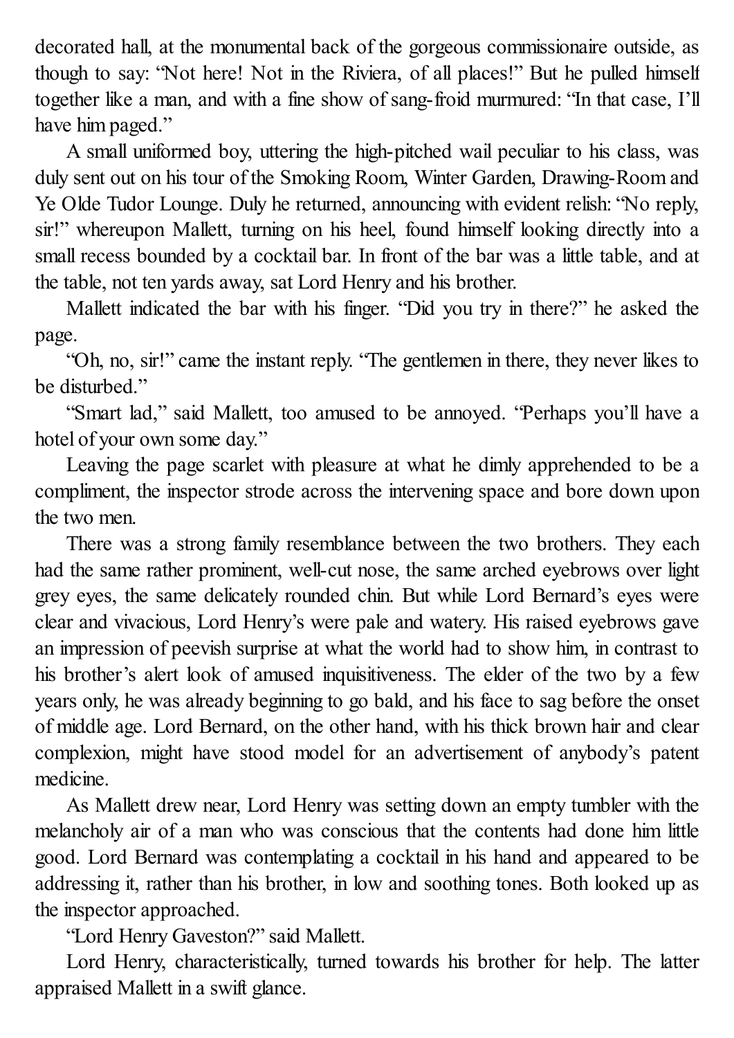decorated hall, at the monumental back of the gorgeous commissionaire outside, as though to say: "Not here! Not in the Riviera, of all places!" But he pulled himself together like a man, and with a fine show of sang-froid murmured: "In that case, I'll have him paged."

A small uniformed boy, uttering the high-pitched wail peculiar to his class, was duly sent out on his tour of the Smoking Room, Winter Garden, Drawing-Room and Ye Olde Tudor Lounge. Duly he returned, announcing with evident relish: "No reply, sir!" whereupon Mallett, turning on his heel, found himself looking directly into a small recess bounded by a cocktail bar. In front of the bar was a little table, and at the table, not ten yards away, sat Lord Henry and his brother.

Mallett indicated the bar with his finger. "Did you try in there?" he asked the page.

"Oh, no, sir!" came the instant reply. "The gentlemen in there, they never likes to be disturbed."

"Smart lad," said Mallett, too amused to be annoyed. "Perhaps you'll have a hotel of your own some day."

Leaving the page scarlet with pleasure at what he dimly apprehended to be a compliment, the inspector strode across the intervening space and bore down upon the two men.

There was a strong family resemblance between the two brothers. They each had the same rather prominent, well-cut nose, the same arched eyebrows over light grey eyes, the same delicately rounded chin. But while Lord Bernard's eyes were clear and vivacious, Lord Henry's were pale and watery. His raised eyebrows gave an impression of peevish surprise at what the world had to show him, in contrast to his brother's alert look of amused inquisitiveness. The elder of the two by a few years only, he was already beginning to go bald, and his face to sag before the onset of middle age. Lord Bernard, on the other hand, with his thick brown hair and clear complexion, might have stood model for an advertisement of anybody's patent medicine.

As Mallett drew near, Lord Henry was setting down an empty tumbler with the melancholy air of a man who was conscious that the contents had done him little good. Lord Bernard was contemplating a cocktail in his hand and appeared to be addressing it, rather than his brother, in low and soothing tones. Both looked up as the inspector approached.

"Lord Henry Gaveston?" said Mallett.

Lord Henry, characteristically, turned towards his brother for help. The latter appraised Mallett in a swift glance.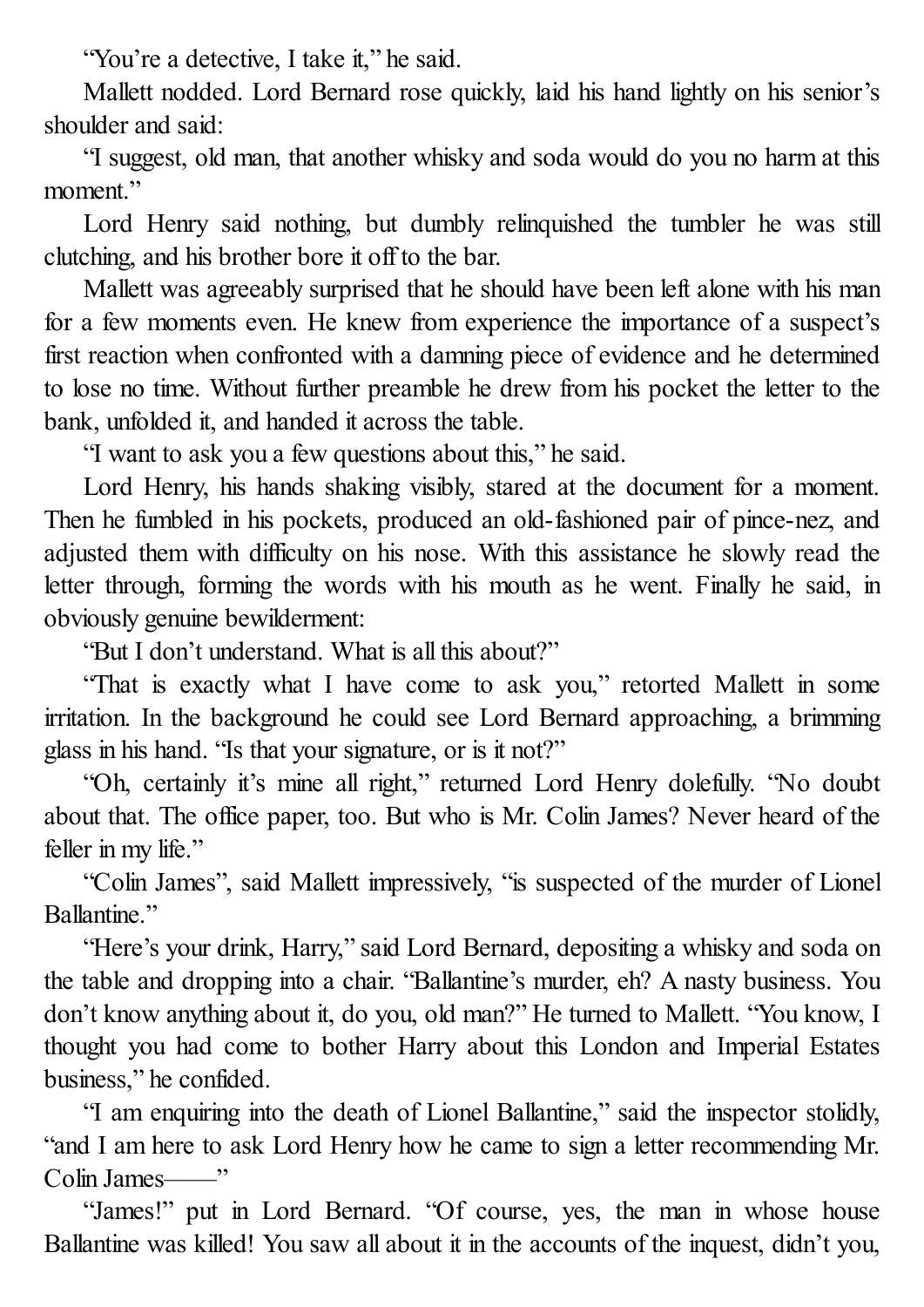"You're a detective, I take it," he said.

Mallett nodded. Lord Bernard rose quickly, laid his hand lightly on his senior's shoulder and said:

"I suggest, old man, that another whisky and soda would do you no harm at this moment."

Lord Henry said nothing, but dumbly relinquished the tumbler he was still clutching, and his brother bore it off to the bar.

Mallett was agreeably surprised that he should have been left alone with his man for a few moments even. He knew from experience the importance of a suspect's first reaction when confronted with a damning piece of evidence and he determined to lose no time. Without further preamble he drew from his pocket the letter to the bank, unfolded it, and handed it across the table.

"I want to ask you a few questions about this," he said.

Lord Henry, his hands shaking visibly, stared at the document for a moment. Then he fumbled in his pockets, produced an old-fashioned pair of pince-nez, and adjusted them with difficulty on his nose. With this assistance he slowly read the letter through, forming the words with his mouth as he went. Finally he said, in obviously genuine bewilderment:

"But I don't understand. What is all this about?"

"That is exactly what I have come to ask you," retorted Mallett in some irritation. In the background he could see Lord Bernard approaching, a brimming glass in his hand. "Is that your signature, or is it not?"

"Oh, certainly it's mine all right," returned Lord Henry dolefully. "No doubt about that. The office paper, too. But who is Mr. Colin James? Never heard of the feller in my life."

"Colin James", said Mallett impressively, "is suspected of the murder of Lionel Ballantine."

"Here's your drink, Harry," said Lord Bernard, depositing a whisky and soda on the table and dropping into a chair. "Ballantine's murder, eh? A nasty business. You don't know anything about it, do you, old man?" He turned to Mallett. "You know, I thought you had come to bother Harry about this London and Imperial Estates business," he confided.

"I am enquiring into the death of Lionel Ballantine," said the inspector stolidly, "and I am here to ask Lord Henry how he came to sign a letter recommending Mr. Colin James——"

"James!" put in Lord Bernard. "Of course, yes, the man in whose house Ballantine was killed! You saw all about it in the accounts of the inquest, didn't you,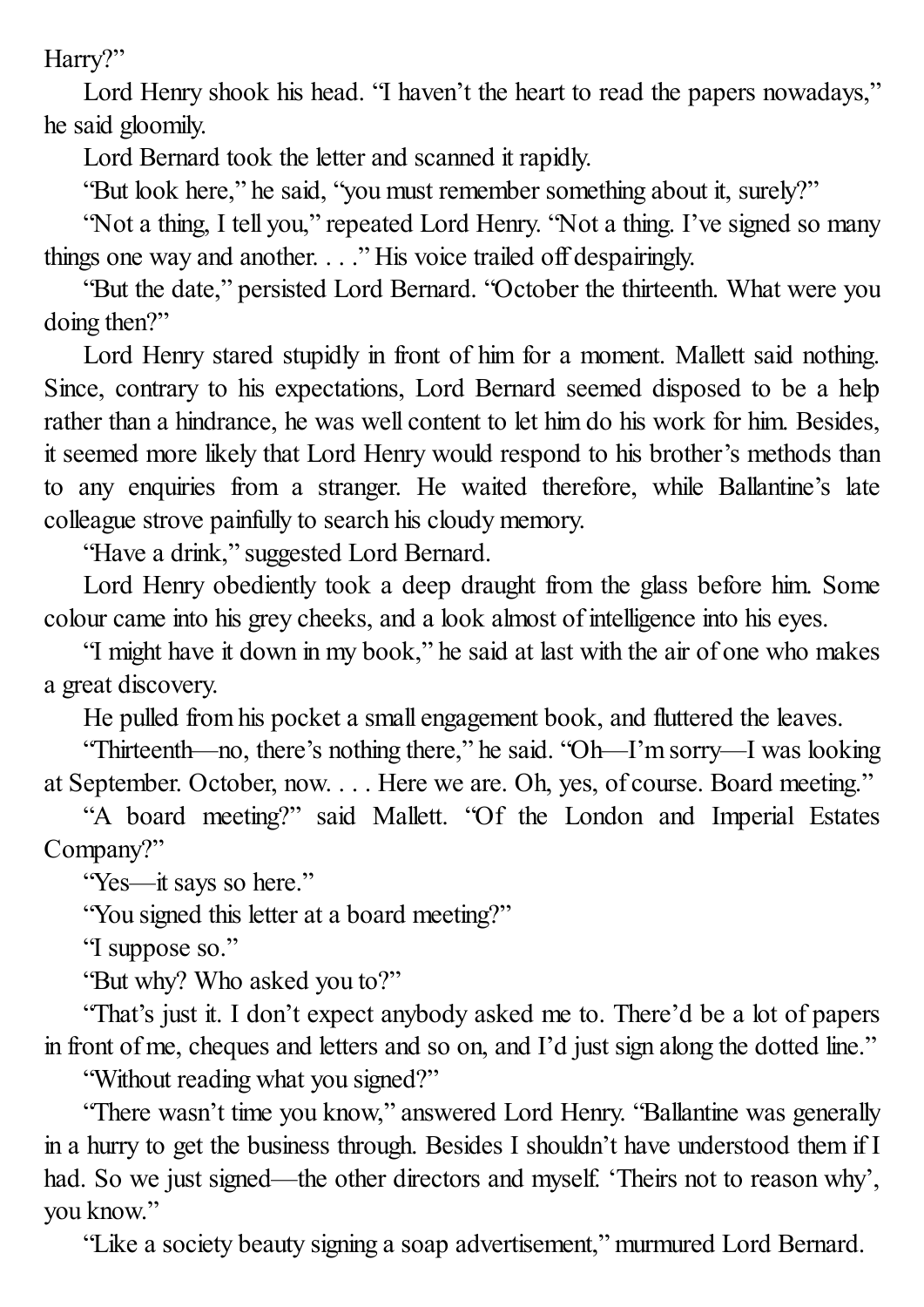Harry?"

Lord Henry shook his head. "I haven't the heart to read the papers nowadays," he said gloomily.

Lord Bernard took the letter and scanned it rapidly.

"But look here," he said, "you must remember something about it, surely?"

"Not a thing, I tell you," repeated Lord Henry. "Not a thing. I've signed so many things one way and another. . . ." His voice trailed off despairingly.

"But the date," persisted Lord Bernard. "October the thirteenth. What were you doing then?"

Lord Henry stared stupidly in front of him for a moment. Mallett said nothing. Since, contrary to his expectations, Lord Bernard seemed disposed to be a help rather than a hindrance, he was well content to let him do his work for him. Besides, it seemed more likely that Lord Henry would respond to his brother's methods than to any enquiries from a stranger. He waited therefore, while Ballantine's late colleague strove painfully to search his cloudy memory.

"Have a drink," suggested Lord Bernard.

Lord Henry obediently took a deep draught from the glass before him. Some colour came into his grey cheeks, and a look almost of intelligence into his eyes.

"I might have it down in my book," he said at last with the air of one who makes a great discovery.

He pulled from his pocket a small engagement book, and fluttered the leaves.

"Thirteenth—no, there's nothing there," he said. "Oh—I'm sorry—I was looking at September. October, now. . . . Here we are. Oh, yes, of course. Board meeting."

"A board meeting?" said Mallett. "Of the London and Imperial Estates Company?"

"Yes—it says so here."

"You signed this letter at a board meeting?"

"I suppose so."

"But why? Who asked you to?"

"That's just it. I don't expect anybody asked me to. There'd be a lot of papers in front of me, cheques and letters and so on, and I'd just sign along the dotted line."

"Without reading what you signed?"

"There wasn't time you know," answered Lord Henry. "Ballantine was generally in a hurry to get the business through. Besides I shouldn't have understood them if I had. So we just signed—the other directors and myself. 'Theirs not to reason why', you know."

"Like a society beauty signing a soap advertisement," murmured Lord Bernard.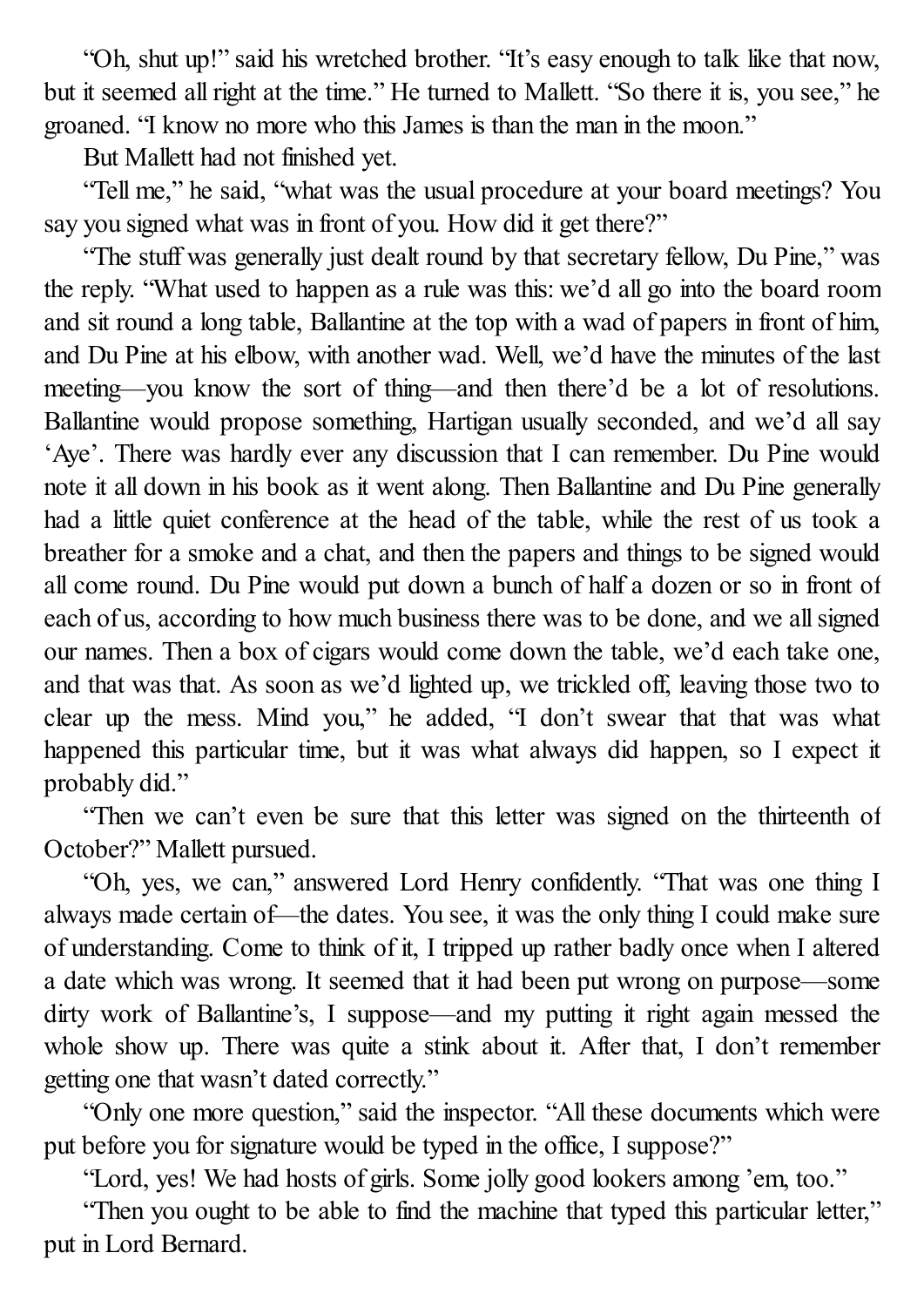"Oh, shut up!" said his wretched brother. "It's easy enough to talk like that now, but it seemed all right at the time." He turned to Mallett. "So there it is, you see," he groaned. "I know no more who this James is than the man in the moon."

But Mallett had not finished yet.

"Tell me," he said, "what was the usual procedure at your board meetings? You say you signed what was in front of you. How did it get there?"

"The stuff was generally just dealt round by that secretary fellow, Du Pine," was the reply. "What used to happen as a rule was this: we'd all go into the board room and sit round a long table, Ballantine at the top with a wad of papers in front of him, and Du Pine at his elbow, with another wad. Well, we'd have the minutes of the last meeting—you know the sort of thing—and then there'd be a lot of resolutions. Ballantine would propose something, Hartigan usually seconded, and we'd all say 'Aye'. There was hardly ever any discussion that I can remember. Du Pine would note it all down in his book as it went along. Then Ballantine and Du Pine generally had a little quiet conference at the head of the table, while the rest of us took a breather for a smoke and a chat, and then the papers and things to be signed would all come round. Du Pine would put down a bunch of half a dozen or so in front of each of us, according to how much business there was to be done, and we all signed our names. Then a box of cigars would come down the table, we'd each take one, and that was that. As soon as we'd lighted up, we trickled off, leaving those two to clear up the mess. Mind you," he added, "I don't swear that that was what happened this particular time, but it was what always did happen, so I expect it probably did."

"Then we can't even be sure that this letter was signed on the thirteenth of October?" Mallett pursued.

"Oh, yes, we can," answered Lord Henry confidently. "That was one thing I always made certain of—the dates. You see, it was the only thing I could make sure of understanding. Come to think of it, I tripped up rather badly once when I altered a date which was wrong. It seemed that it had been put wrong on purpose—some dirty work of Ballantine's, I suppose—and my putting it right again messed the whole show up. There was quite a stink about it. After that, I don't remember getting one that wasn't dated correctly."

"Only one more question," said the inspector. "All these documents which were put before you for signature would be typed in the office, I suppose?"

"Lord, yes! We had hosts of girls. Some jolly good lookers among 'em, too."

"Then you ought to be able to find the machine that typed this particular letter," put in Lord Bernard.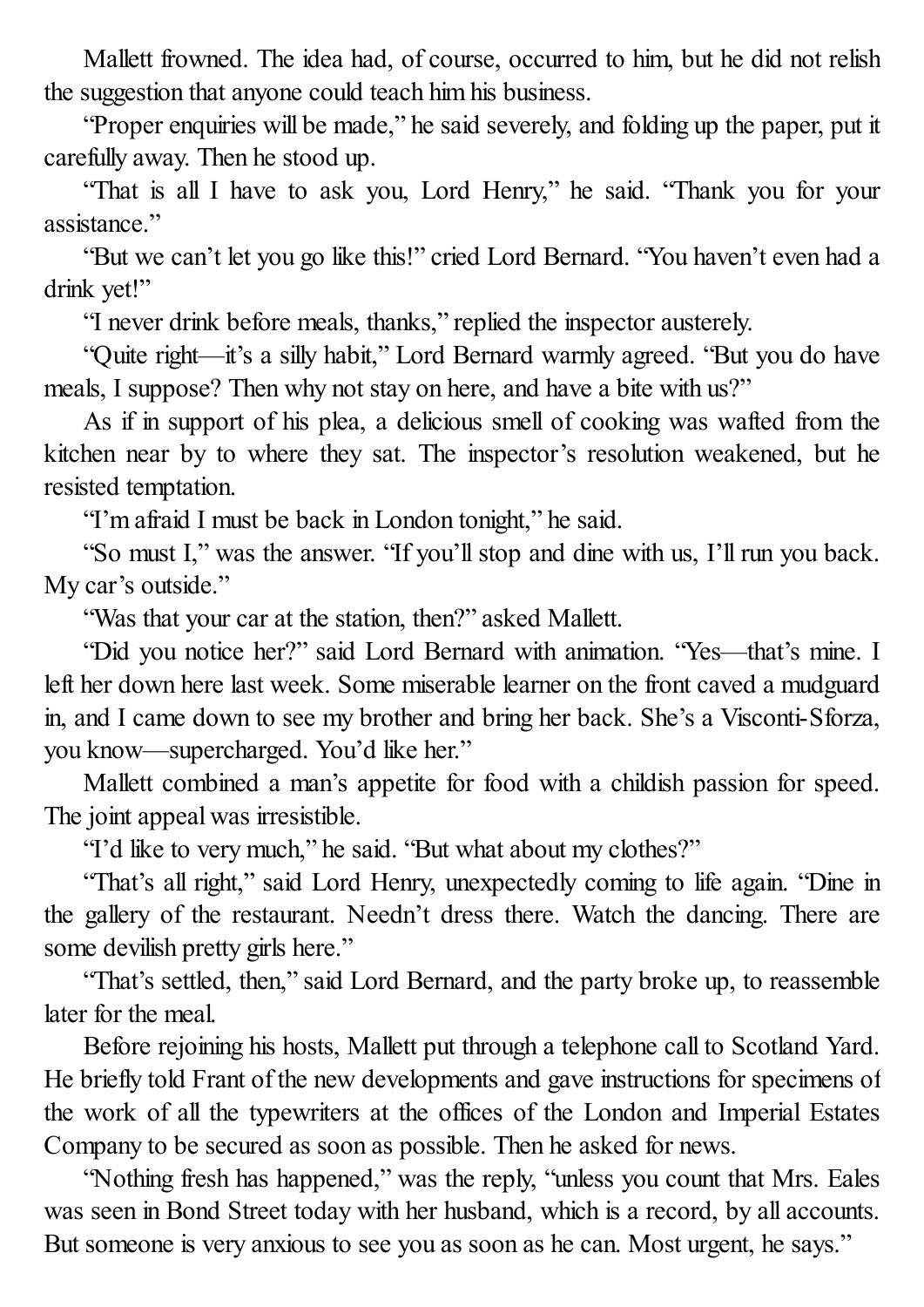Mallett frowned. The idea had, of course, occurred to him, but he did not relish the suggestion that anyone could teach him his business.

"Proper enquiries will be made," he said severely, and folding up the paper, put it carefully away. Then he stood up.

"That is all I have to ask you, Lord Henry," he said. "Thank you for your assistance."

"But we can't let you go like this!" cried Lord Bernard. "You haven't even had a drink yet!"

"I never drink before meals, thanks," replied the inspector austerely.

"Quite right—it's a silly habit," Lord Bernard warmly agreed. "But you do have meals, I suppose? Then why not stay on here, and have a bite with us?"

As if in support of his plea, a delicious smell of cooking was wafted from the kitchen near by to where they sat. The inspector's resolution weakened, but he resisted temptation.

"I'm afraid I must be back in London tonight," he said.

"So must I," was the answer. "If you'll stop and dine with us, I'll run you back. My car's outside."

"Was that your car at the station, then?" asked Mallett.

"Did you notice her?" said Lord Bernard with animation. "Yes—that's mine. I left her down here last week. Some miserable learner on the front caved a mudguard in, and I came down to see my brother and bring her back. She's a Visconti-Sforza, you know—supercharged. You'd like her."

Mallett combined a man's appetite for food with a childish passion for speed. The joint appeal was irresistible.

"I'd like to very much," he said. "But what about my clothes?"

"That's all right," said Lord Henry, unexpectedly coming to life again. "Dine in the gallery of the restaurant. Needn't dress there. Watch the dancing. There are some devilish pretty girls here."

"That's settled, then," said Lord Bernard, and the party broke up, to reassemble later for the meal.

Before rejoining his hosts, Mallett put through a telephone call to Scotland Yard. He briefly told Frant of the new developments and gave instructions for specimens of the work of all the typewriters at the offices of the London and Imperial Estates Company to be secured as soon as possible. Then he asked for news.

"Nothing fresh has happened," was the reply, "unless you count that Mrs. Eales was seen in Bond Street today with her husband, which is a record, by all accounts. But someone is very anxious to see you as soon as he can. Most urgent, he says."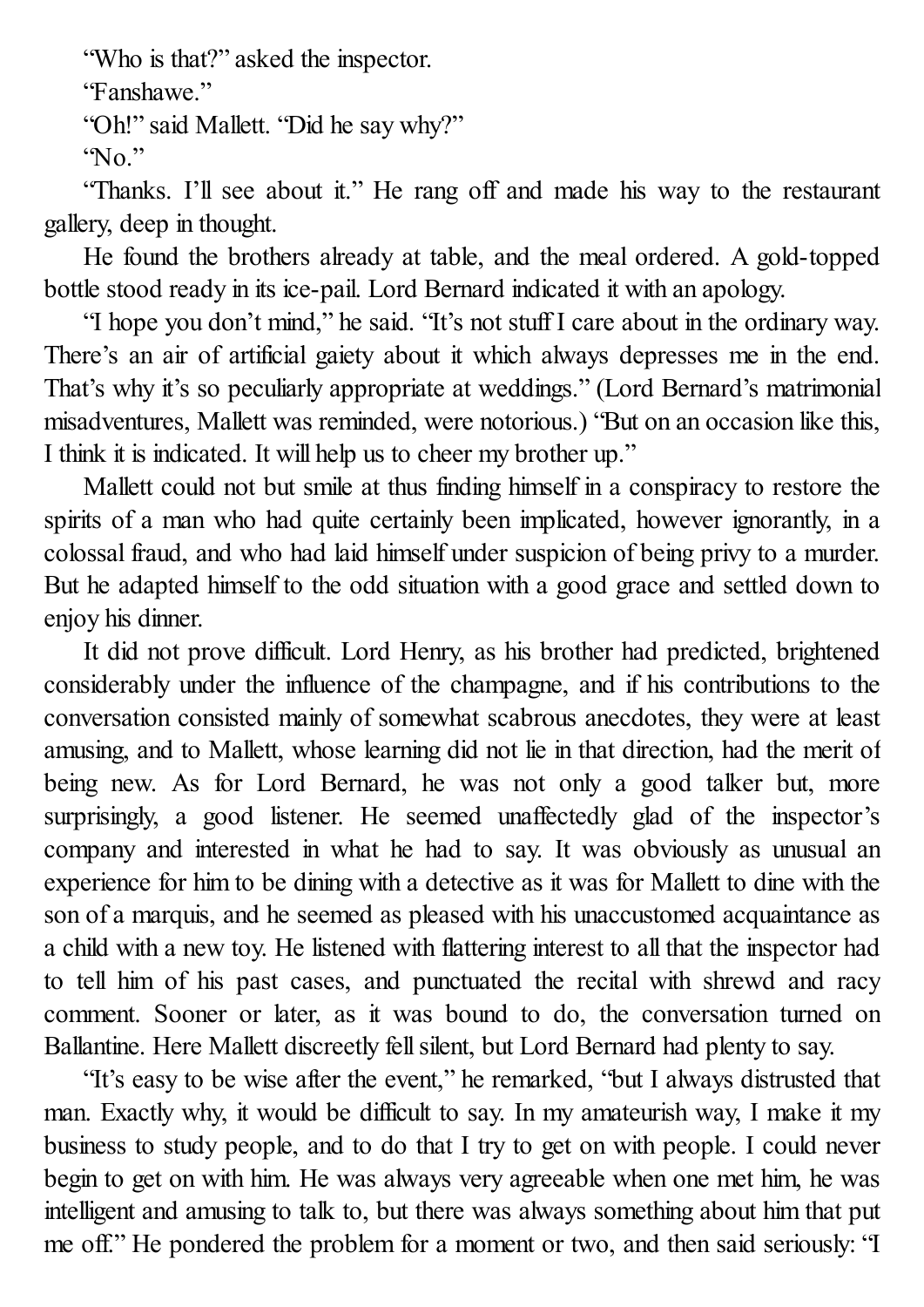"Who is that?" asked the inspector.

"Fanshawe."

"Oh!" said Mallett. "Did he say why?"

"No."

"Thanks. I'll see about it." He rang off and made his way to the restaurant gallery, deep in thought.

He found the brothers already at table, and the meal ordered. A gold-topped bottle stood ready in its ice-pail. Lord Bernard indicated it with an apology.

"I hope you don't mind," he said. "It's not stuff I care about in the ordinary way. There's an air of artificial gaiety about it which always depresses me in the end. That's why it's so peculiarly appropriate at weddings." (Lord Bernard's matrimonial misadventures, Mallett was reminded, were notorious.) "But on an occasion like this, I think it is indicated. It will help us to cheer my brother up."

Mallett could not but smile at thus finding himself in a conspiracy to restore the spirits of a man who had quite certainly been implicated, however ignorantly, in a colossal fraud, and who had laid himself under suspicion of being privy to a murder. But he adapted himself to the odd situation with a good grace and settled down to enjoy his dinner.

It did not prove difficult. Lord Henry, as his brother had predicted, brightened considerably under the influence of the champagne, and if his contributions to the conversation consisted mainly of somewhat scabrous anecdotes, they were at least amusing, and to Mallett, whose learning did not lie in that direction, had the merit of being new. As for Lord Bernard, he was not only a good talker but, more surprisingly, a good listener. He seemed unaffectedly glad of the inspector's company and interested in what he had to say. It was obviously as unusual an experience for him to be dining with a detective as it was for Mallett to dine with the son of a marquis, and he seemed as pleased with his unaccustomed acquaintance as a child with a new toy. He listened with flattering interest to all that the inspector had to tell him of his past cases, and punctuated the recital with shrewd and racy comment. Sooner or later, as it was bound to do, the conversation turned on Ballantine. Here Mallett discreetly fell silent, but Lord Bernard had plenty to say.

"It's easy to be wise after the event," he remarked, "but I always distrusted that man. Exactly why, it would be difficult to say. In my amateurish way, I make it my business to study people, and to do that I try to get on with people. I could never begin to get on with him. He was always very agreeable when one met him, he was intelligent and amusing to talk to, but there was always something about him that put me off." He pondered the problem for a moment or two, and then said seriously: "I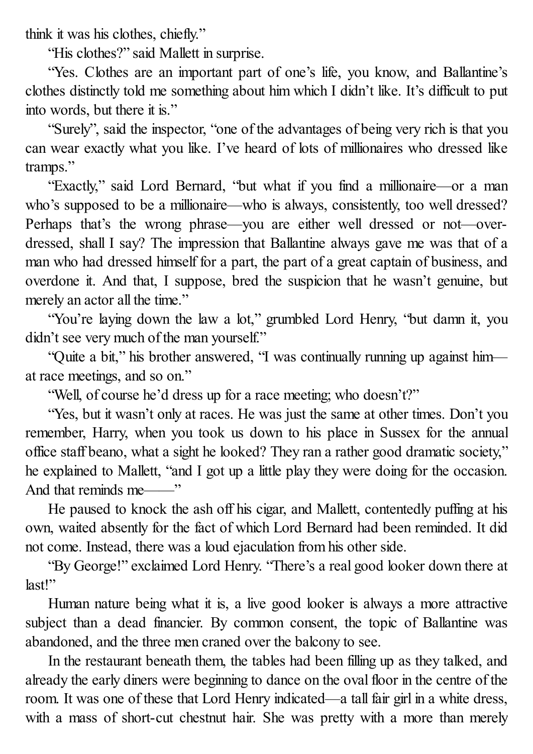think it was his clothes, chiefly."

"His clothes?" said Mallett in surprise.

"Yes. Clothes are an important part of one's life, you know, and Ballantine's clothes distinctly told me something about him which I didn't like. It's difficult to put into words, but there it is."

"Surely", said the inspector, "one of the advantages of being very rich is that you can wear exactly what you like. I've heard of lots of millionaires who dressed like tramps."

"Exactly," said Lord Bernard, "but what if you find a millionaire—or a man who's supposed to be a millionaire—who is always, consistently, too well dressed? Perhaps that's the wrong phrase—you are either well dressed or not—over-dressed, shall I say? The impression that Ballantine always gave me was that of a man who had dressed himself for a part, the part of a great captain of business, and overdone it. And that, I suppose, bred the suspicion that he wasn't genuine, but merely an actor all the time."

"You're laying down the law a lot," grumbled Lord Henry, "but damn it, you didn't see very much of the man yourself."

"Quite a bit," his brother answered, "I was continually running up against him—at race meetings, and so on."

"Well, of course he'd dress up for a race meeting; who doesn't?"

"Yes, but it wasn't only at races. He was just the same at other times. Don't you remember, Harry, when you took us down to his place in Sussex for the annual office staff beano, what a sight he looked? They ran a rather good dramatic society," he explained to Mallett, "and I got up a little play they were doing for the occasion. And that reminds me——"

He paused to knock the ash off his cigar, and Mallett, contentedly puffing at his own, waited absently for the fact of which Lord Bernard had been reminded. It did not come. Instead, there was a loud ejaculation from his other side.

"By George!" exclaimed Lord Henry. "There's a real good looker down there at last!"

Human nature being what it is, a live good looker is always a more attractive subject than a dead financier. By common consent, the topic of Ballantine was abandoned, and the three men craned over the balcony to see.

In the restaurant beneath them, the tables had been filling up as they talked, and already the early diners were beginning to dance on the oval floor in the centre of the room. It was one of these that Lord Henry indicated—a tall fair girl in a white dress, with a mass of short-cut chestnut hair. She was pretty with a more than merely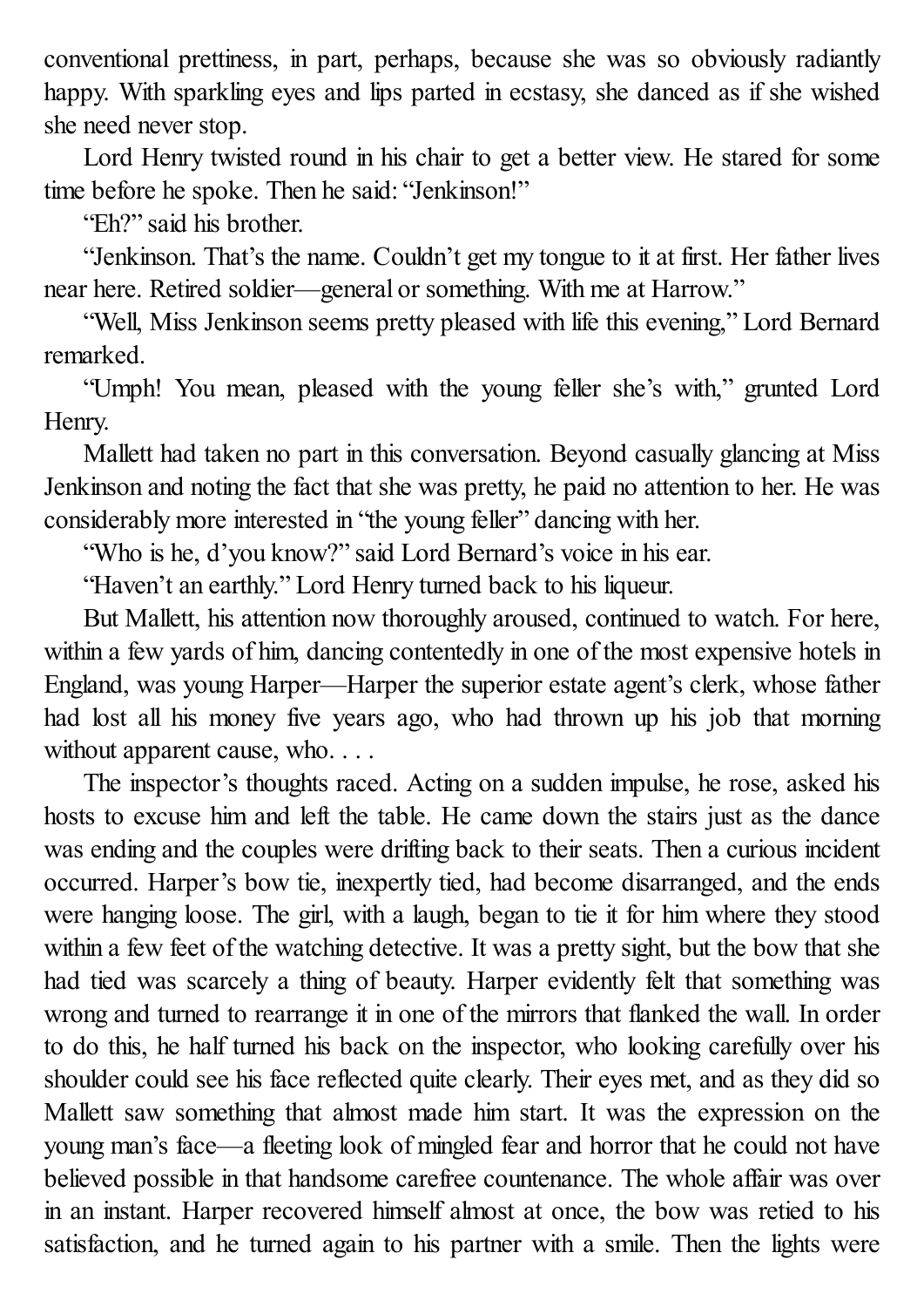conventional prettiness, in part, perhaps, because she was so obviously radiantly happy. With sparkling eyes and lips parted in ecstasy, she danced as if she wished she need never stop.

Lord Henry twisted round in his chair to get a better view. He stared for some time before he spoke. Then he said: "Jenkinson!"

"Eh?" said his brother.

"Jenkinson. That's the name. Couldn't get my tongue to it at first. Her father lives near here. Retired soldier—general or something. With me at Harrow."

"Well, Miss Jenkinson seems pretty pleased with life this evening," Lord Bernard remarked.

"Umph! You mean, pleased with the young feller she's with," grunted Lord Henry.

Mallett had taken no part in this conversation. Beyond casually glancing at Miss Jenkinson and noting the fact that she was pretty, he paid no attention to her. He was considerably more interested in "the young feller" dancing with her.

"Who is he, d'you know?" said Lord Bernard's voice in his ear.

"Haven't an earthly." Lord Henry turned back to his liqueur.

But Mallett, his attention now thoroughly aroused, continued to watch. For here, within a few yards of him, dancing contentedly in one of the most expensive hotels in England, was young Harper—Harper the superior estate agent's clerk, whose father had lost all his money five years ago, who had thrown up his job that morning without apparent cause, who. . . .

The inspector's thoughts raced. Acting on a sudden impulse, he rose, asked his hosts to excuse him and left the table. He came down the stairs just as the dance was ending and the couples were drifting back to their seats. Then a curious incident occurred. Harper's bow tie, inexpertly tied, had become disarranged, and the ends were hanging loose. The girl, with a laugh, began to tie it for him where they stood within a few feet of the watching detective. It was a pretty sight, but the bow that she had tied was scarcely a thing of beauty. Harper evidently felt that something was wrong and turned to rearrange it in one of the mirrors that flanked the wall. In order to do this, he half turned his back on the inspector, who looking carefully over his shoulder could see his face reflected quite clearly. Their eyes met, and as they did so Mallett saw something that almost made him start. It was the expression on the young man's face—a fleeting look of mingled fear and horror that he could not have believed possible in that handsome carefree countenance. The whole affair was over in an instant. Harper recovered himself almost at once, the bow was retied to his satisfaction, and he turned again to his partner with a smile. Then the lights were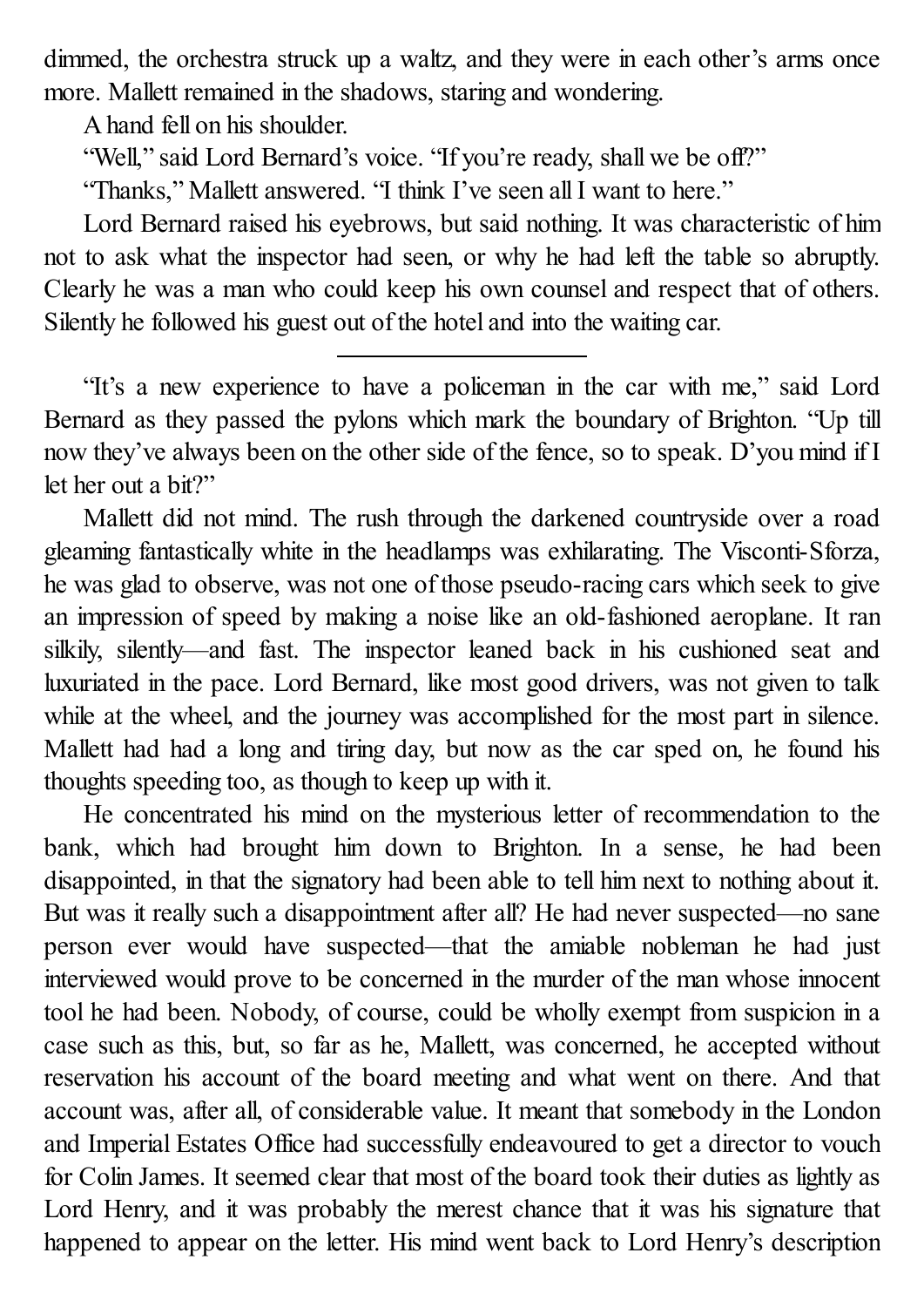dimmed, the orchestra struck up a waltz, and they were in each other's arms once more. Mallett remained in the shadows, staring and wondering.

A hand fell on his shoulder.

"Well," said Lord Bernard's voice. "If you're ready, shall we be off?"

"Thanks," Mallett answered. "I think I've seen all I want to here."

Lord Bernard raised his eyebrows, but said nothing. It was characteristic of him not to ask what the inspector had seen, or why he had left the table so abruptly. Clearly he was a man who could keep his own counsel and respect that of others. Silently he followed his guest out of the hotel and into the waiting car.

---

"It's a new experience to have a policeman in the car with me," said Lord Bernard as they passed the pylons which mark the boundary of Brighton. "Up till now they've always been on the other side of the fence, so to speak. D'you mind if I let her out a bit?"

Mallett did not mind. The rush through the darkened countryside over a road gleaming fantastically white in the headlamps was exhilarating. The Visconti-Sforza, he was glad to observe, was not one of those pseudo-racing cars which seek to give an impression of speed by making a noise like an old-fashioned aeroplane. It ran silkily, silently—and fast. The inspector leaned back in his cushioned seat and luxuriated in the pace. Lord Bernard, like most good drivers, was not given to talk while at the wheel, and the journey was accomplished for the most part in silence. Mallett had had a long and tiring day, but now as the car sped on, he found his thoughts speeding too, as though to keep up with it.

He concentrated his mind on the mysterious letter of recommendation to the bank, which had brought him down to Brighton. In a sense, he had been disappointed, in that the signatory had been able to tell him next to nothing about it. But was it really such a disappointment after all? He had never suspected—no sane person ever would have suspected—that the amiable nobleman he had just interviewed would prove to be concerned in the murder of the man whose innocent tool he had been. Nobody, of course, could be wholly exempt from suspicion in a case such as this, but, so far as he, Mallett, was concerned, he accepted without reservation his account of the board meeting and what went on there. And that account was, after all, of considerable value. It meant that somebody in the London and Imperial Estates Office had successfully endeavoured to get a director to vouch for Colin James. It seemed clear that most of the board took their duties as lightly as Lord Henry, and it was probably the merest chance that it was his signature that happened to appear on the letter. His mind went back to Lord Henry's description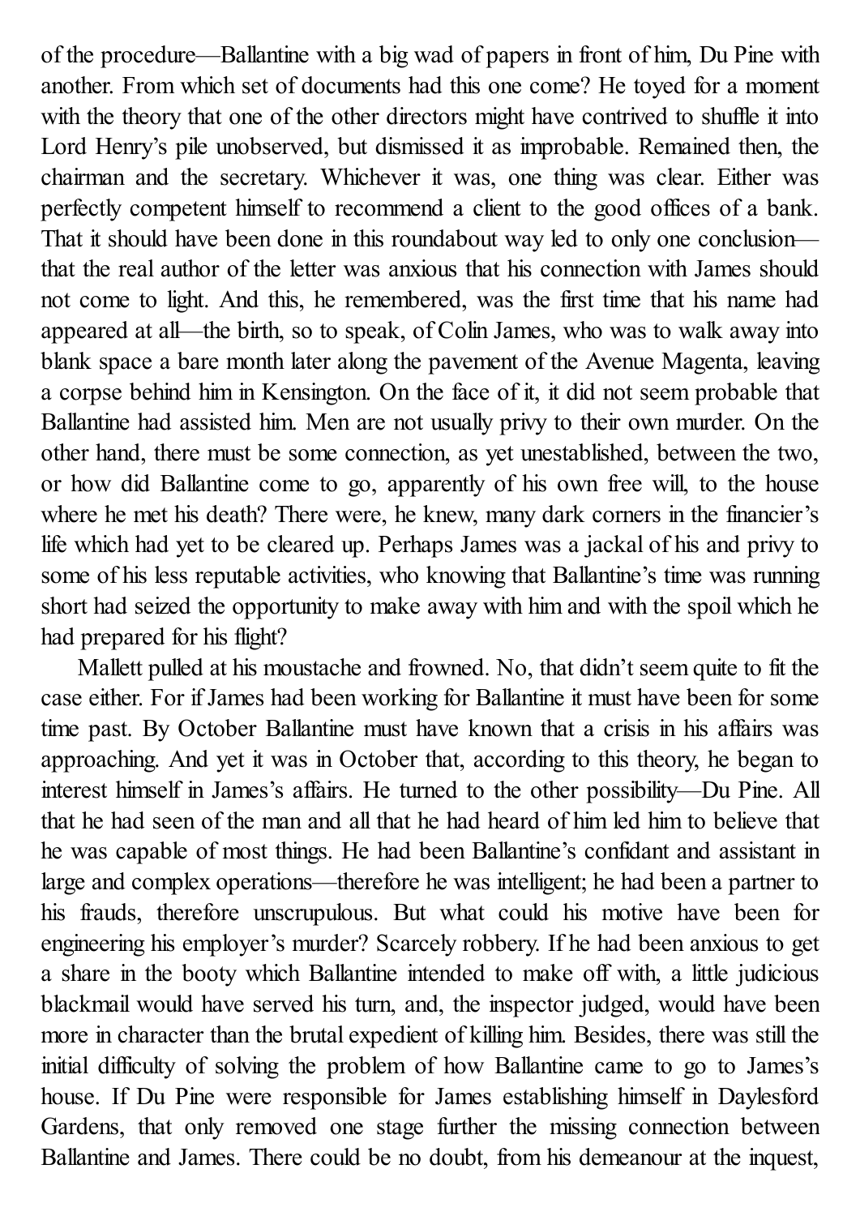of the procedure—Ballantine with a big wad of papers in front of him, Du Pine with another. From which set of documents had this one come? He toyed for a moment with the theory that one of the other directors might have contrived to shuffle it into Lord Henry's pile unobserved, but dismissed it as improbable. Remained then, the chairman and the secretary. Whichever it was, one thing was clear. Either was perfectly competent himself to recommend a client to the good offices of a bank. That it should have been done in this roundabout way led to only one conclusion—that the real author of the letter was anxious that his connection with James should not come to light. And this, he remembered, was the first time that his name had appeared at all—the birth, so to speak, of Colin James, who was to walk away into blank space a bare month later along the pavement of the Avenue Magenta, leaving a corpse behind him in Kensington. On the face of it, it did not seem probable that Ballantine had assisted him. Men are not usually privy to their own murder. On the other hand, there must be some connection, as yet unestablished, between the two, or how did Ballantine come to go, apparently of his own free will, to the house where he met his death? There were, he knew, many dark corners in the financier's life which had yet to be cleared up. Perhaps James was a jackal of his and privy to some of his less reputable activities, who knowing that Ballantine's time was running short had seized the opportunity to make away with him and with the spoil which he had prepared for his flight?

Mallett pulled at his moustache and frowned. No, that didn't seem quite to fit the case either. For if James had been working for Ballantine it must have been for some time past. By October Ballantine must have known that a crisis in his affairs was approaching. And yet it was in October that, according to this theory, he began to interest himself in James's affairs. He turned to the other possibility—Du Pine. All that he had seen of the man and all that he had heard of him led him to believe that he was capable of most things. He had been Ballantine's confidant and assistant in large and complex operations—therefore he was intelligent; he had been a partner to his frauds, therefore unscrupulous. But what could his motive have been for engineering his employer's murder? Scarcely robbery. If he had been anxious to get a share in the booty which Ballantine intended to make off with, a little judicious blackmail would have served his turn, and, the inspector judged, would have been more in character than the brutal expedient of killing him. Besides, there was still the initial difficulty of solving the problem of how Ballantine came to go to James's house. If Du Pine were responsible for James establishing himself in Daylesford Gardens, that only removed one stage further the missing connection between Ballantine and James. There could be no doubt, from his demeanour at the inquest,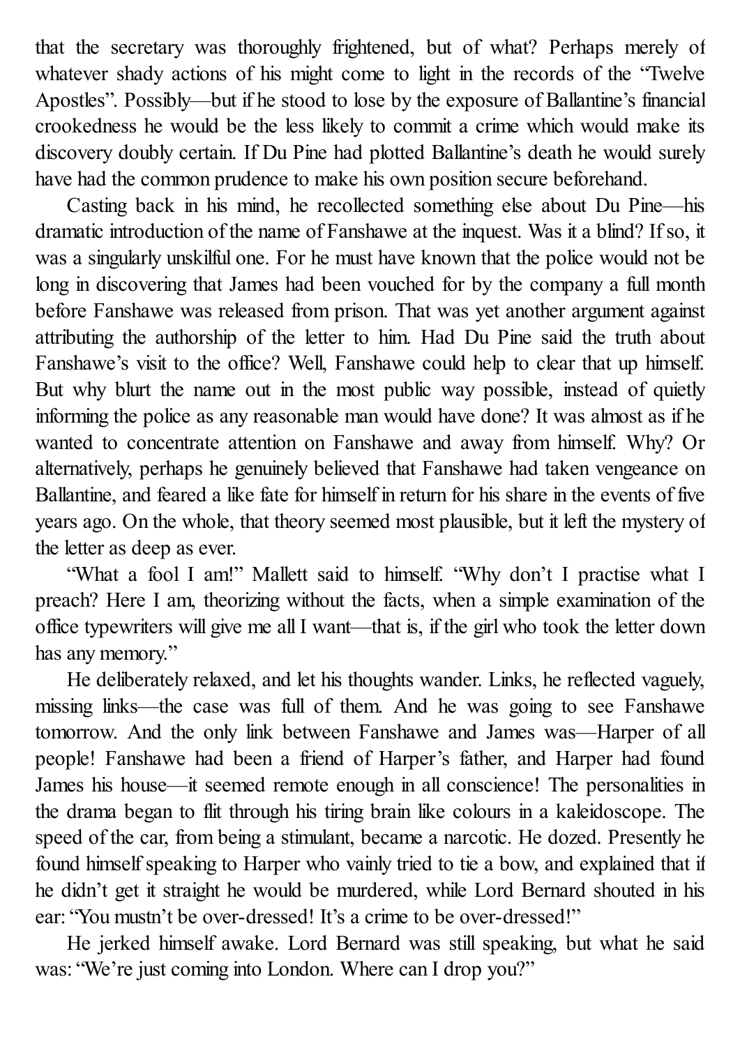that the secretary was thoroughly frightened, but of what? Perhaps merely of whatever shady actions of his might come to light in the records of the "Twelve Apostles". Possibly—but if he stood to lose by the exposure of Ballantine's financial crookedness he would be the less likely to commit a crime which would make its discovery doubly certain. If Du Pine had plotted Ballantine's death he would surely have had the common prudence to make his own position secure beforehand.

Casting back in his mind, he recollected something else about Du Pine—his dramatic introduction of the name of Fanshawe at the inquest. Was it a blind? If so, it was a singularly unskilful one. For he must have known that the police would not be long in discovering that James had been vouched for by the company a full month before Fanshawe was released from prison. That was yet another argument against attributing the authorship of the letter to him. Had Du Pine said the truth about Fanshawe's visit to the office? Well, Fanshawe could help to clear that up himself. But why blurt the name out in the most public way possible, instead of quietly informing the police as any reasonable man would have done? It was almost as if he wanted to concentrate attention on Fanshawe and away from himself. Why? Or alternatively, perhaps he genuinely believed that Fanshawe had taken vengeance on Ballantine, and feared a like fate for himself in return for his share in the events of five years ago. On the whole, that theory seemed most plausible, but it left the mystery of the letter as deep as ever.

"What a fool I am!" Mallett said to himself. "Why don't I practise what I preach? Here I am, theorizing without the facts, when a simple examination of the office typewriters will give me all I want—that is, if the girl who took the letter down has any memory."

He deliberately relaxed, and let his thoughts wander. Links, he reflected vaguely, missing links—the case was full of them. And he was going to see Fanshawe tomorrow. And the only link between Fanshawe and James was—Harper of all people! Fanshawe had been a friend of Harper's father, and Harper had found James his house—it seemed remote enough in all conscience! The personalities in the drama began to flit through his tiring brain like colours in a kaleidoscope. The speed of the car, from being a stimulant, became a narcotic. He dozed. Presently he found himself speaking to Harper who vainly tried to tie a bow, and explained that if he didn't get it straight he would be murdered, while Lord Bernard shouted in his ear: "You mustn't be over-dressed! It's a crime to be over-dressed!"

He jerked himself awake. Lord Bernard was still speaking, but what he said was: "We're just coming into London. Where can I drop you?"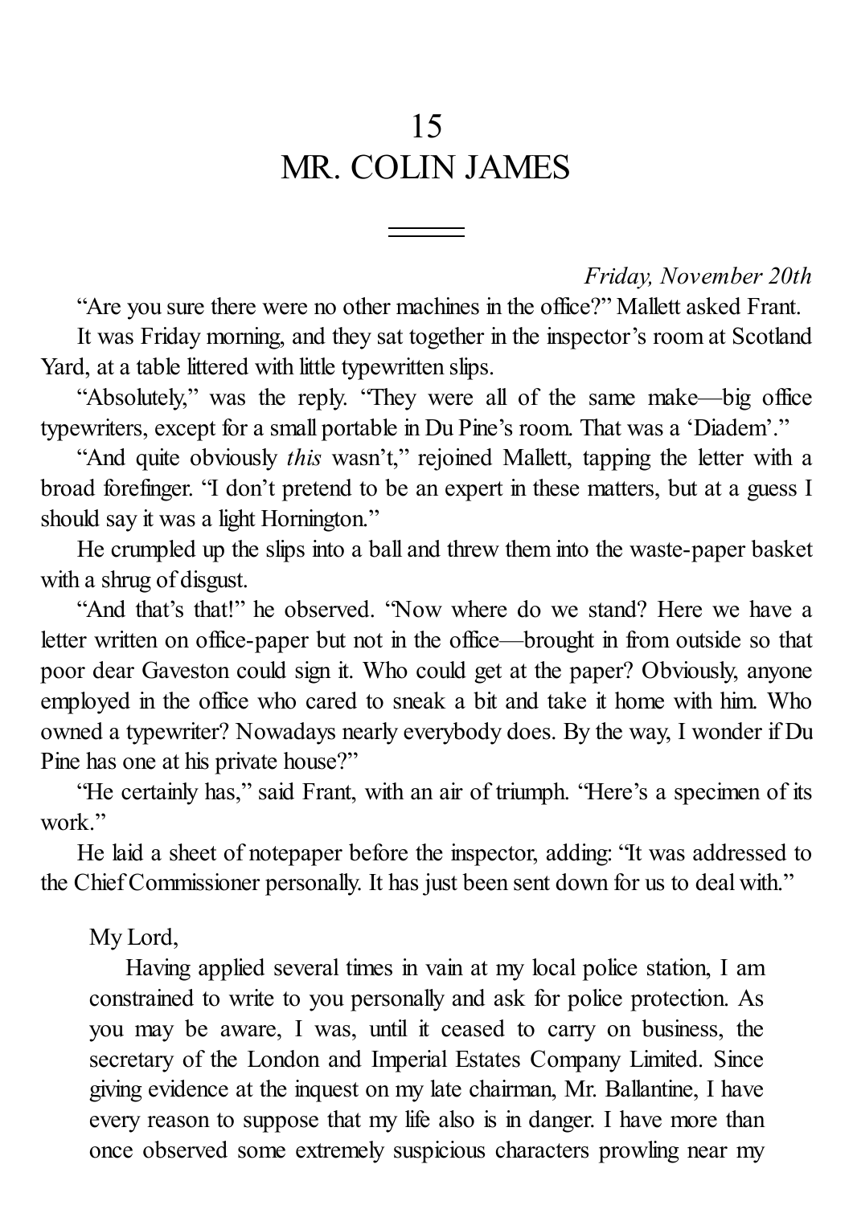# 15
# MR. COLIN JAMES

*Friday, November 20th*

"Are you sure there were no other machines in the office?" Mallett asked Frant.

It was Friday morning, and they sat together in the inspector's room at Scotland Yard, at a table littered with little typewritten slips.

"Absolutely," was the reply. "They were all of the same make—big office typewriters, except for a small portable in Du Pine's room. That was a 'Diadem'."

"And quite obviously *this* wasn't," rejoined Mallett, tapping the letter with a broad forefinger. "I don't pretend to be an expert in these matters, but at a guess I should say it was a light Hornington."

He crumpled up the slips into a ball and threw them into the waste-paper basket with a shrug of disgust.

"And that's that!" he observed. "Now where do we stand? Here we have a letter written on office-paper but not in the office—brought in from outside so that poor dear Gaveston could sign it. Who could get at the paper? Obviously, anyone employed in the office who cared to sneak a bit and take it home with him. Who owned a typewriter? Nowadays nearly everybody does. By the way, I wonder if Du Pine has one at his private house?"

"He certainly has," said Frant, with an air of triumph. "Here's a specimen of its work."

He laid a sheet of notepaper before the inspector, adding: "It was addressed to the Chief Commissioner personally. It has just been sent down for us to deal with."

> My Lord,
>
> Having applied several times in vain at my local police station, I am constrained to write to you personally and ask for police protection. As you may be aware, I was, until it ceased to carry on business, the secretary of the London and Imperial Estates Company Limited. Since giving evidence at the inquest on my late chairman, Mr. Ballantine, I have every reason to suppose that my life also is in danger. I have more than once observed some extremely suspicious characters prowling near my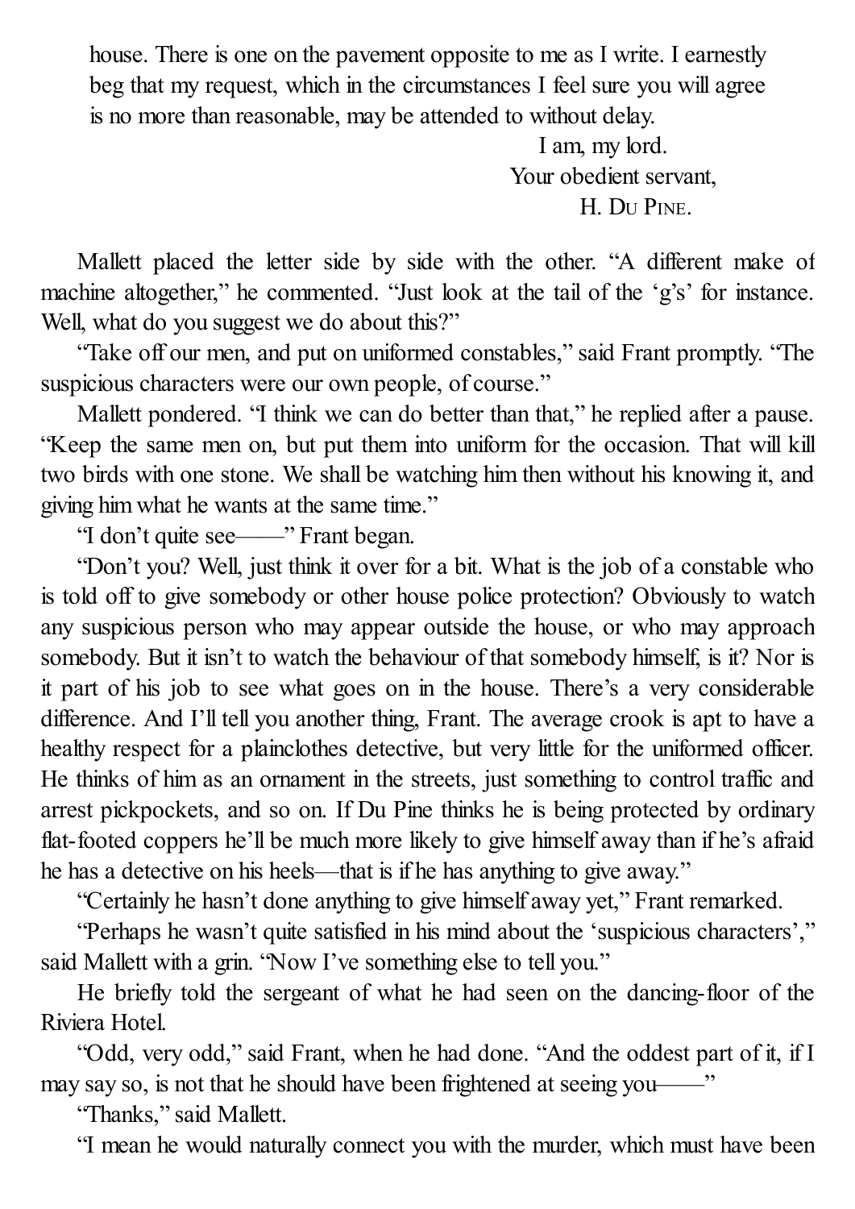house. There is one on the pavement opposite to me as I write. I earnestly beg that my request, which in the circumstances I feel sure you will agree is no more than reasonable, may be attended to without delay.

I am, my lord.
Your obedient servant,
H. Du Pine.

Mallett placed the letter side by side with the other. "A different make of machine altogether," he commented. "Just look at the tail of the 'g's' for instance. Well, what do you suggest we do about this?"

"Take off our men, and put on uniformed constables," said Frant promptly. "The suspicious characters were our own people, of course."

Mallett pondered. "I think we can do better than that," he replied after a pause. "Keep the same men on, but put them into uniform for the occasion. That will kill two birds with one stone. We shall be watching him then without his knowing it, and giving him what he wants at the same time."

"I don't quite see——" Frant began.

"Don't you? Well, just think it over for a bit. What is the job of a constable who is told off to give somebody or other house police protection? Obviously to watch any suspicious person who may appear outside the house, or who may approach somebody. But it isn't to watch the behaviour of that somebody himself, is it? Nor is it part of his job to see what goes on in the house. There's a very considerable difference. And I'll tell you another thing, Frant. The average crook is apt to have a healthy respect for a plainclothes detective, but very little for the uniformed officer. He thinks of him as an ornament in the streets, just something to control traffic and arrest pickpockets, and so on. If Du Pine thinks he is being protected by ordinary flat-footed coppers he'll be much more likely to give himself away than if he's afraid he has a detective on his heels—that is if he has anything to give away."

"Certainly he hasn't done anything to give himself away yet," Frant remarked.

"Perhaps he wasn't quite satisfied in his mind about the 'suspicious characters'," said Mallett with a grin. "Now I've something else to tell you."

He briefly told the sergeant of what he had seen on the dancing-floor of the Riviera Hotel.

"Odd, very odd," said Frant, when he had done. "And the oddest part of it, if I may say so, is not that he should have been frightened at seeing you——"

"Thanks," said Mallett.

"I mean he would naturally connect you with the murder, which must have been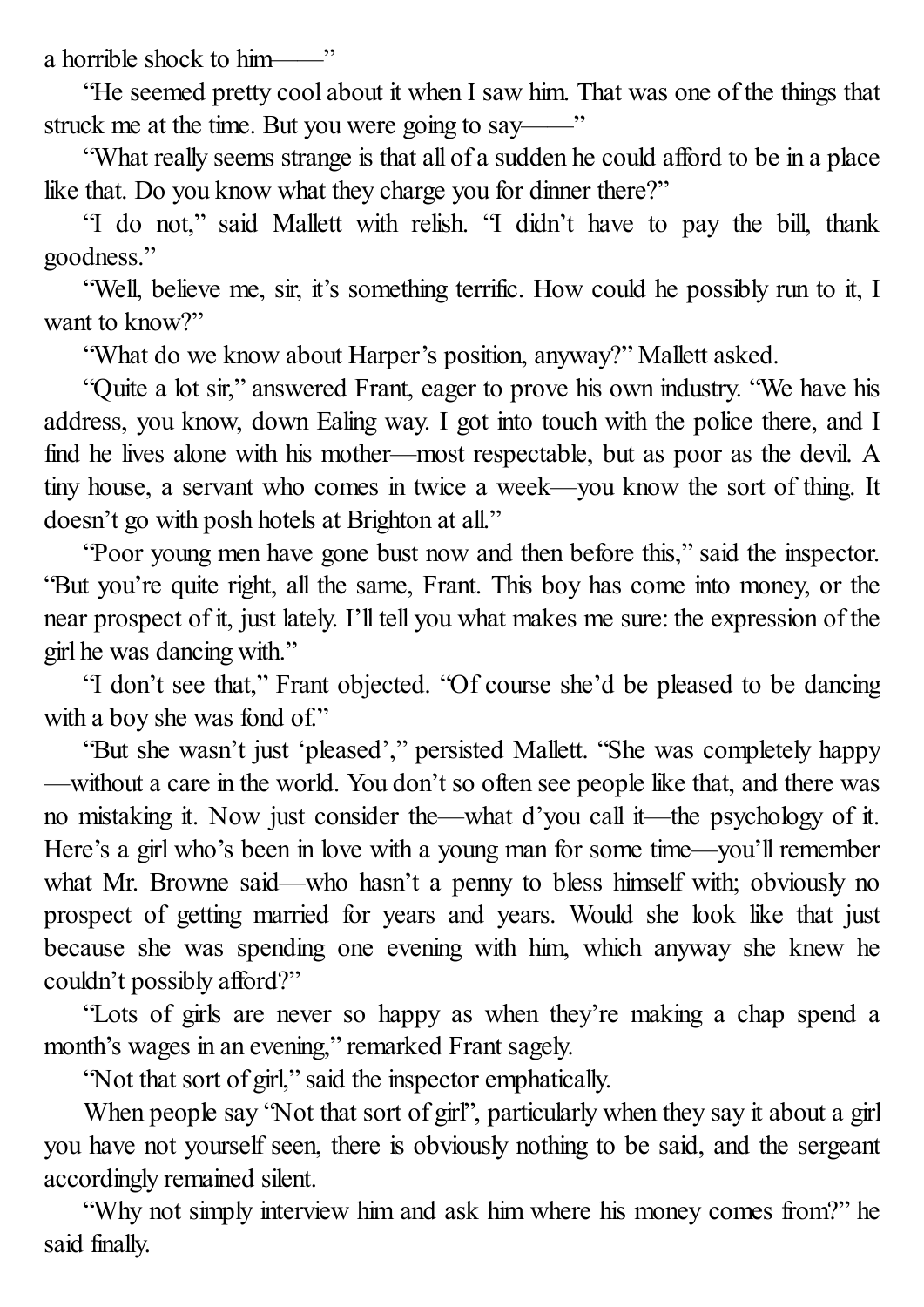a horrible shock to him——"

"He seemed pretty cool about it when I saw him. That was one of the things that struck me at the time. But you were going to say——"

"What really seems strange is that all of a sudden he could afford to be in a place like that. Do you know what they charge you for dinner there?"

"I do not," said Mallett with relish. "I didn't have to pay the bill, thank goodness."

"Well, believe me, sir, it's something terrific. How could he possibly run to it, I want to know?"

"What do we know about Harper's position, anyway?" Mallett asked.

"Quite a lot sir," answered Frant, eager to prove his own industry. "We have his address, you know, down Ealing way. I got into touch with the police there, and I find he lives alone with his mother—most respectable, but as poor as the devil. A tiny house, a servant who comes in twice a week—you know the sort of thing. It doesn't go with posh hotels at Brighton at all."

"Poor young men have gone bust now and then before this," said the inspector. "But you're quite right, all the same, Frant. This boy has come into money, or the near prospect of it, just lately. I'll tell you what makes me sure: the expression of the girl he was dancing with."

"I don't see that," Frant objected. "Of course she'd be pleased to be dancing with a boy she was fond of."

"But she wasn't just 'pleased'," persisted Mallett. "She was completely happy—without a care in the world. You don't so often see people like that, and there was no mistaking it. Now just consider the—what d'you call it—the psychology of it. Here's a girl who's been in love with a young man for some time—you'll remember what Mr. Browne said—who hasn't a penny to bless himself with; obviously no prospect of getting married for years and years. Would she look like that just because she was spending one evening with him, which anyway she knew he couldn't possibly afford?"

"Lots of girls are never so happy as when they're making a chap spend a month's wages in an evening," remarked Frant sagely.

"Not that sort of girl," said the inspector emphatically.

When people say "Not that sort of girl", particularly when they say it about a girl you have not yourself seen, there is obviously nothing to be said, and the sergeant accordingly remained silent.

"Why not simply interview him and ask him where his money comes from?" he said finally.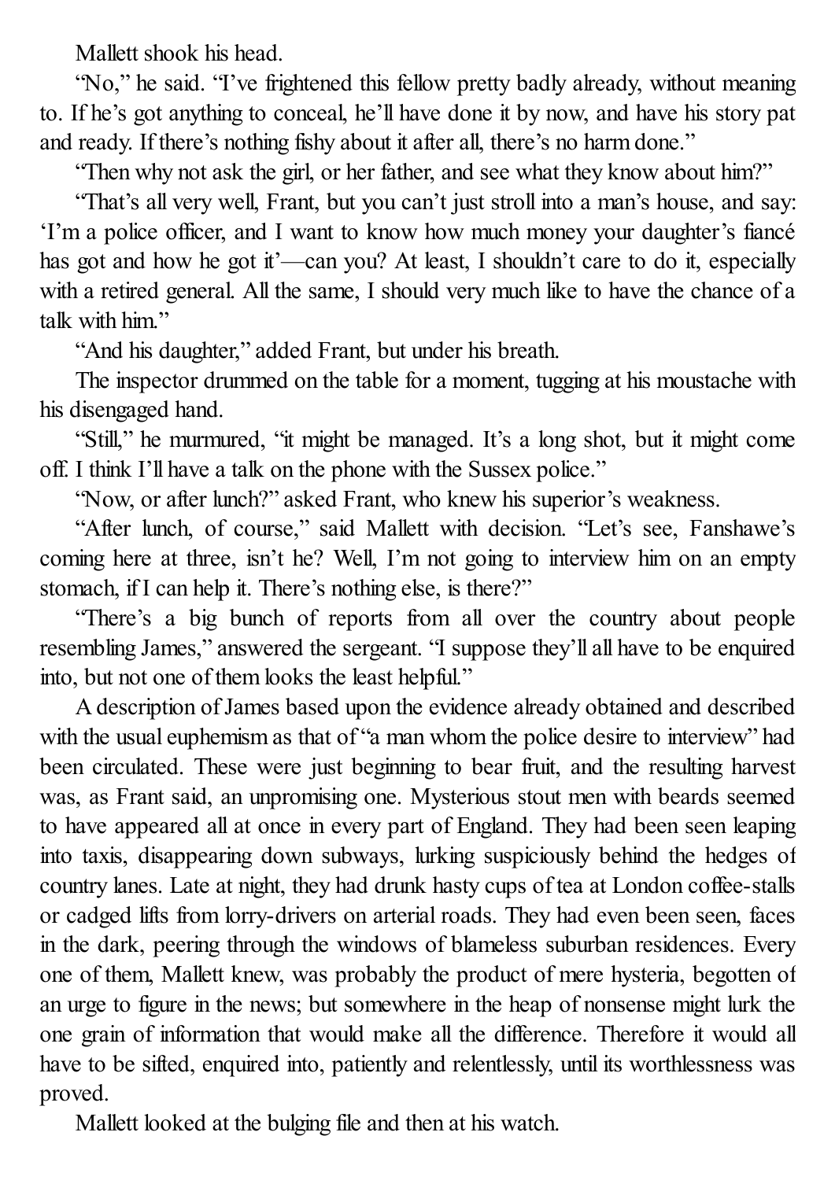Mallett shook his head.

"No," he said. "I've frightened this fellow pretty badly already, without meaning to. If he's got anything to conceal, he'll have done it by now, and have his story pat and ready. If there's nothing fishy about it after all, there's no harm done."

"Then why not ask the girl, or her father, and see what they know about him?"

"That's all very well, Frant, but you can't just stroll into a man's house, and say: 'I'm a police officer, and I want to know how much money your daughter's fiancé has got and how he got it'—can you? At least, I shouldn't care to do it, especially with a retired general. All the same, I should very much like to have the chance of a talk with him."

"And his daughter," added Frant, but under his breath.

The inspector drummed on the table for a moment, tugging at his moustache with his disengaged hand.

"Still," he murmured, "it might be managed. It's a long shot, but it might come off. I think I'll have a talk on the phone with the Sussex police."

"Now, or after lunch?" asked Frant, who knew his superior's weakness.

"After lunch, of course," said Mallett with decision. "Let's see, Fanshawe's coming here at three, isn't he? Well, I'm not going to interview him on an empty stomach, if I can help it. There's nothing else, is there?"

"There's a big bunch of reports from all over the country about people resembling James," answered the sergeant. "I suppose they'll all have to be enquired into, but not one of them looks the least helpful."

A description of James based upon the evidence already obtained and described with the usual euphemism as that of "a man whom the police desire to interview" had been circulated. These were just beginning to bear fruit, and the resulting harvest was, as Frant said, an unpromising one. Mysterious stout men with beards seemed to have appeared all at once in every part of England. They had been seen leaping into taxis, disappearing down subways, lurking suspiciously behind the hedges of country lanes. Late at night, they had drunk hasty cups of tea at London coffee-stalls or cadged lifts from lorry-drivers on arterial roads. They had even been seen, faces in the dark, peering through the windows of blameless suburban residences. Every one of them, Mallett knew, was probably the product of mere hysteria, begotten of an urge to figure in the news; but somewhere in the heap of nonsense might lurk the one grain of information that would make all the difference. Therefore it would all have to be sifted, enquired into, patiently and relentlessly, until its worthlessness was proved.

Mallett looked at the bulging file and then at his watch.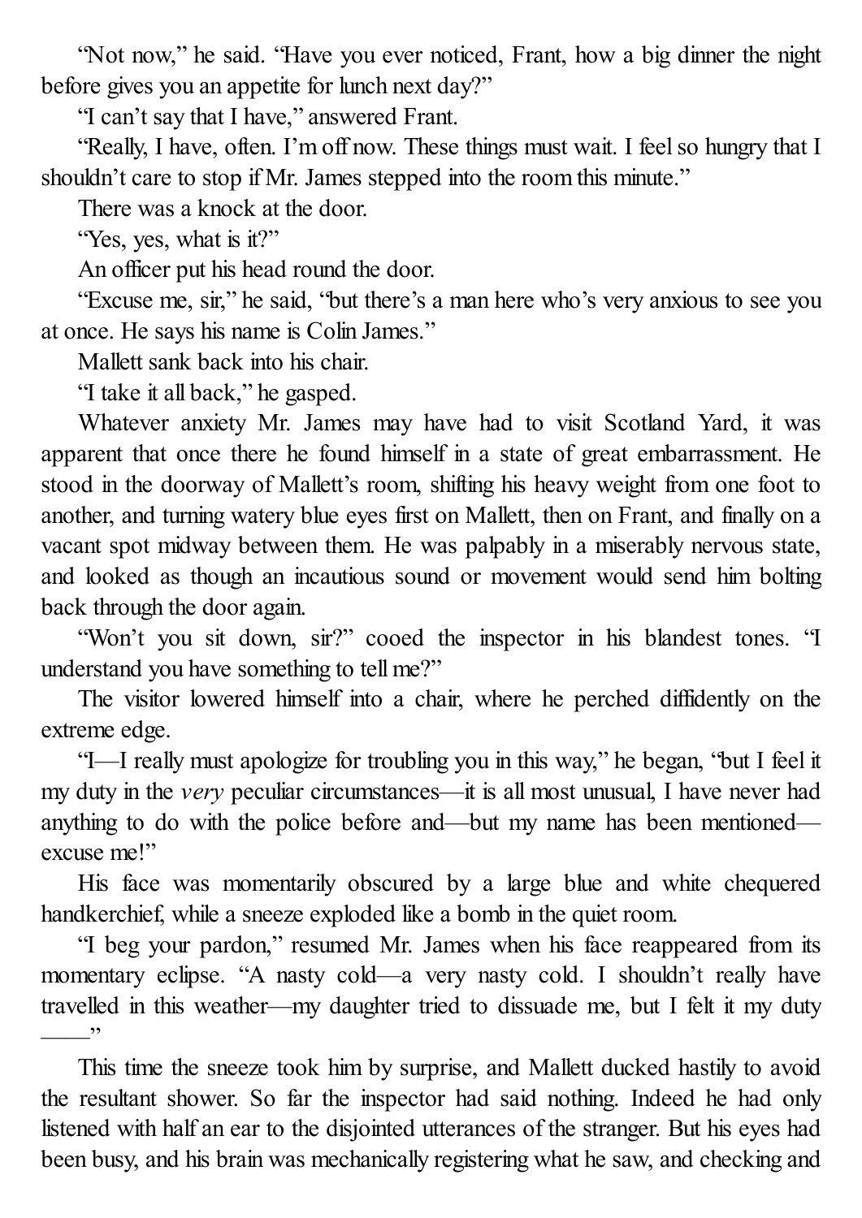"Not now," he said. "Have you ever noticed, Frant, how a big dinner the night before gives you an appetite for lunch next day?"

"I can't say that I have," answered Frant.

"Really, I have, often. I'm off now. These things must wait. I feel so hungry that I shouldn't care to stop if Mr. James stepped into the room this minute."

There was a knock at the door.

"Yes, yes, what is it?"

An officer put his head round the door.

"Excuse me, sir," he said, "but there's a man here who's very anxious to see you at once. He says his name is Colin James."

Mallett sank back into his chair.

"I take it all back," he gasped.

Whatever anxiety Mr. James may have had to visit Scotland Yard, it was apparent that once there he found himself in a state of great embarrassment. He stood in the doorway of Mallett's room, shifting his heavy weight from one foot to another, and turning watery blue eyes first on Mallett, then on Frant, and finally on a vacant spot midway between them. He was palpably in a miserably nervous state, and looked as though an incautious sound or movement would send him bolting back through the door again.

"Won't you sit down, sir?" cooed the inspector in his blandest tones. "I understand you have something to tell me?"

The visitor lowered himself into a chair, where he perched diffidently on the extreme edge.

"I—I really must apologize for troubling you in this way," he began, "but I feel it my duty in the *very* peculiar circumstances—it is all most unusual, I have never had anything to do with the police before and—but my name has been mentioned—excuse me!"

His face was momentarily obscured by a large blue and white chequered handkerchief, while a sneeze exploded like a bomb in the quiet room.

"I beg your pardon," resumed Mr. James when his face reappeared from its momentary eclipse. "A nasty cold—a very nasty cold. I shouldn't really have travelled in this weather—my daughter tried to dissuade me, but I felt it my duty ——"

This time the sneeze took him by surprise, and Mallett ducked hastily to avoid the resultant shower. So far the inspector had said nothing. Indeed he had only listened with half an ear to the disjointed utterances of the stranger. But his eyes had been busy, and his brain was mechanically registering what he saw, and checking and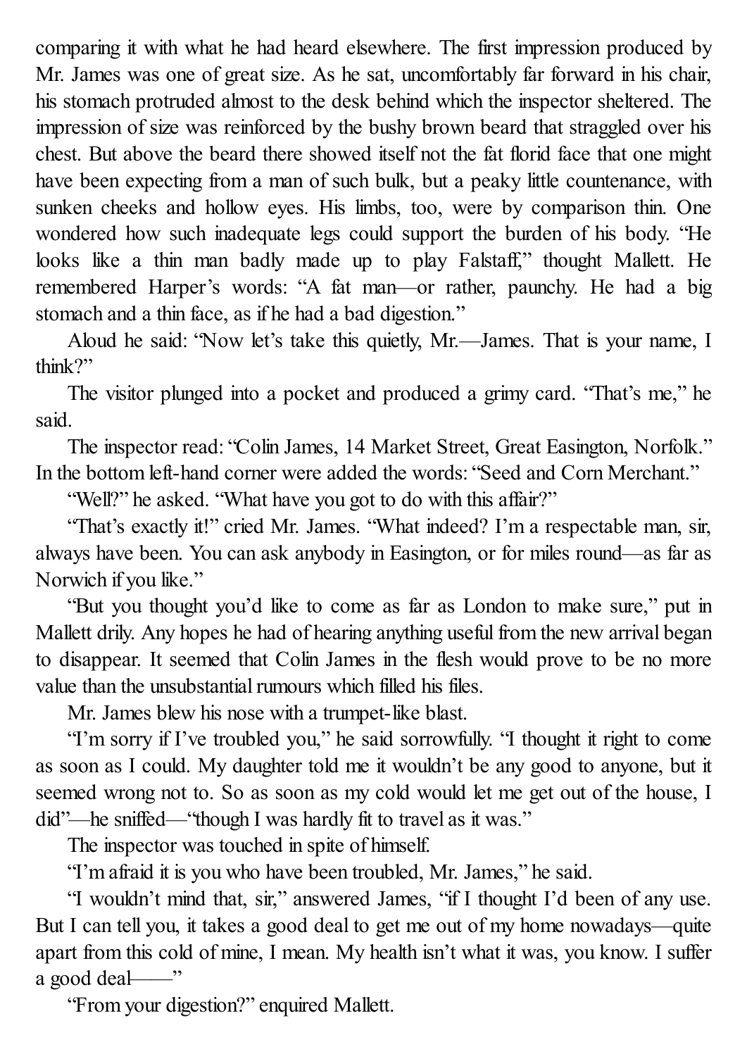comparing it with what he had heard elsewhere. The first impression produced by Mr. James was one of great size. As he sat, uncomfortably far forward in his chair, his stomach protruded almost to the desk behind which the inspector sheltered. The impression of size was reinforced by the bushy brown beard that straggled over his chest. But above the beard there showed itself not the fat florid face that one might have been expecting from a man of such bulk, but a peaky little countenance, with sunken cheeks and hollow eyes. His limbs, too, were by comparison thin. One wondered how such inadequate legs could support the burden of his body. "He looks like a thin man badly made up to play Falstaff," thought Mallett. He remembered Harper's words: "A fat man—or rather, paunchy. He had a big stomach and a thin face, as if he had a bad digestion."

Aloud he said: "Now let's take this quietly, Mr.—James. That is your name, I think?"

The visitor plunged into a pocket and produced a grimy card. "That's me," he said.

The inspector read: "Colin James, 14 Market Street, Great Easington, Norfolk." In the bottom left-hand corner were added the words: "Seed and Corn Merchant."

"Well?" he asked. "What have you got to do with this affair?"

"That's exactly it!" cried Mr. James. "What indeed? I'm a respectable man, sir, always have been. You can ask anybody in Easington, or for miles round—as far as Norwich if you like."

"But you thought you'd like to come as far as London to make sure," put in Mallett drily. Any hopes he had of hearing anything useful from the new arrival began to disappear. It seemed that Colin James in the flesh would prove to be no more value than the unsubstantial rumours which filled his files.

Mr. James blew his nose with a trumpet-like blast.

"I'm sorry if I've troubled you," he said sorrowfully. "I thought it right to come as soon as I could. My daughter told me it wouldn't be any good to anyone, but it seemed wrong not to. So as soon as my cold would let me get out of the house, I did"—he sniffed—"though I was hardly fit to travel as it was."

The inspector was touched in spite of himself.

"I'm afraid it is you who have been troubled, Mr. James," he said.

"I wouldn't mind that, sir," answered James, "if I thought I'd been of any use. But I can tell you, it takes a good deal to get me out of my home nowadays—quite apart from this cold of mine, I mean. My health isn't what it was, you know. I suffer a good deal——"

"From your digestion?" enquired Mallett.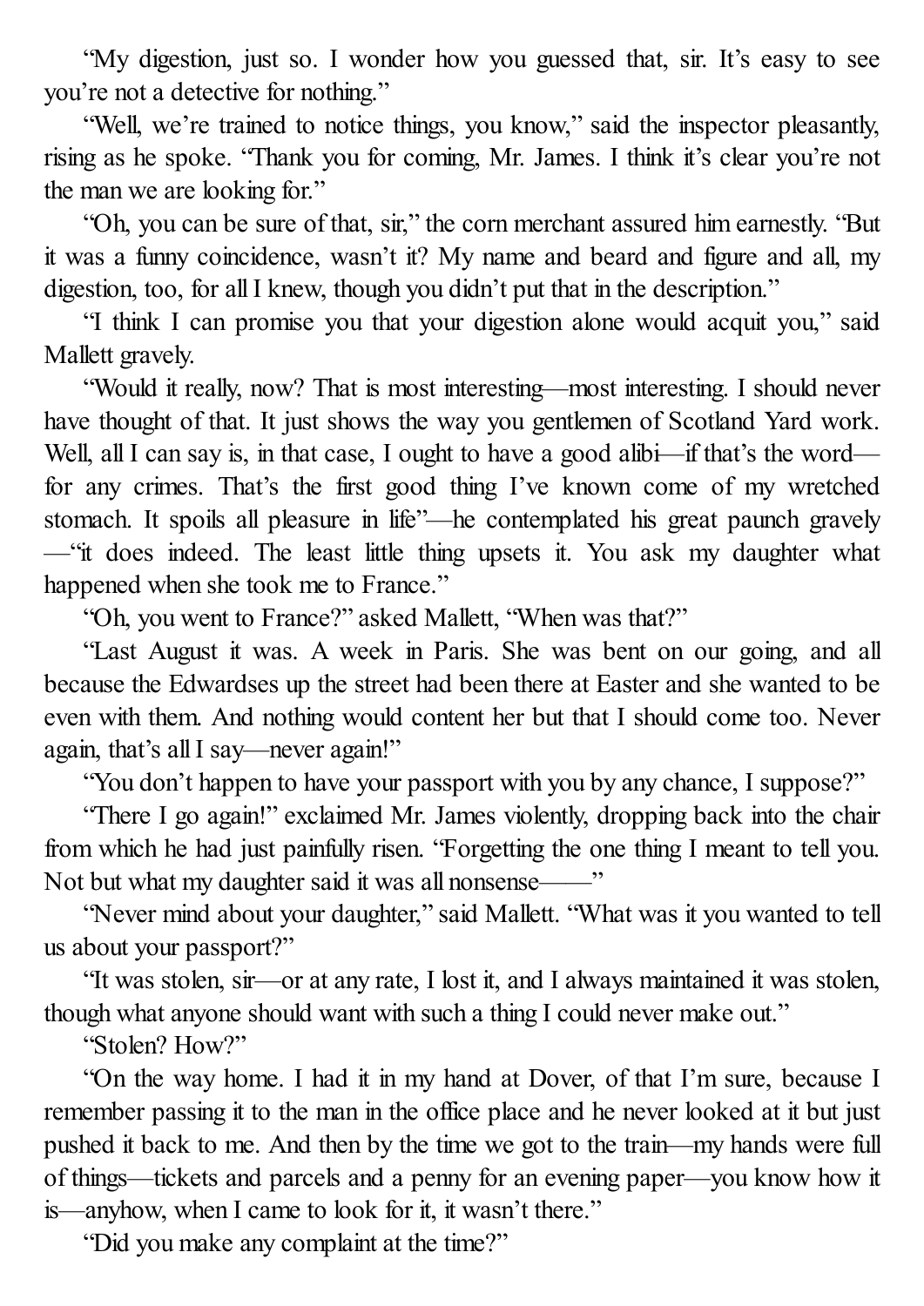"My digestion, just so. I wonder how you guessed that, sir. It's easy to see you're not a detective for nothing."

"Well, we're trained to notice things, you know," said the inspector pleasantly, rising as he spoke. "Thank you for coming, Mr. James. I think it's clear you're not the man we are looking for."

"Oh, you can be sure of that, sir," the corn merchant assured him earnestly. "But it was a funny coincidence, wasn't it? My name and beard and figure and all, my digestion, too, for all I knew, though you didn't put that in the description."

"I think I can promise you that your digestion alone would acquit you," said Mallett gravely.

"Would it really, now? That is most interesting—most interesting. I should never have thought of that. It just shows the way you gentlemen of Scotland Yard work. Well, all I can say is, in that case, I ought to have a good alibi—if that's the word—for any crimes. That's the first good thing I've known come of my wretched stomach. It spoils all pleasure in life"—he contemplated his great paunch gravely—"it does indeed. The least little thing upsets it. You ask my daughter what happened when she took me to France."

"Oh, you went to France?" asked Mallett, "When was that?"

"Last August it was. A week in Paris. She was bent on our going, and all because the Edwardses up the street had been there at Easter and she wanted to be even with them. And nothing would content her but that I should come too. Never again, that's all I say—never again!"

"You don't happen to have your passport with you by any chance, I suppose?"

"There I go again!" exclaimed Mr. James violently, dropping back into the chair from which he had just painfully risen. "Forgetting the one thing I meant to tell you. Not but what my daughter said it was all nonsense——"

"Never mind about your daughter," said Mallett. "What was it you wanted to tell us about your passport?"

"It was stolen, sir—or at any rate, I lost it, and I always maintained it was stolen, though what anyone should want with such a thing I could never make out."

"Stolen? How?"

"On the way home. I had it in my hand at Dover, of that I'm sure, because I remember passing it to the man in the office place and he never looked at it but just pushed it back to me. And then by the time we got to the train—my hands were full of things—tickets and parcels and a penny for an evening paper—you know how it is—anyhow, when I came to look for it, it wasn't there."

"Did you make any complaint at the time?"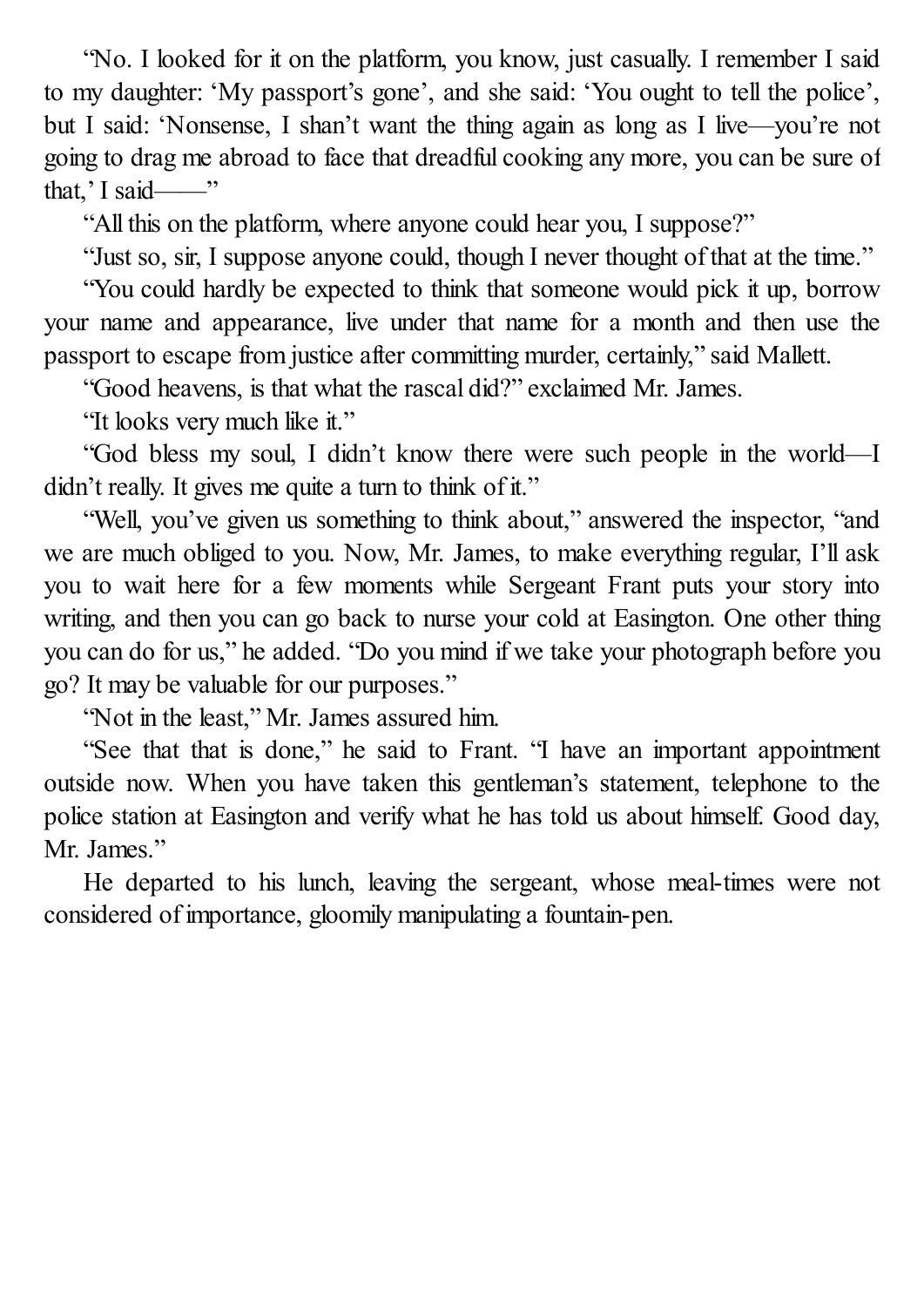"No. I looked for it on the platform, you know, just casually. I remember I said to my daughter: 'My passport's gone', and she said: 'You ought to tell the police', but I said: 'Nonsense, I shan't want the thing again as long as I live—you're not going to drag me abroad to face that dreadful cooking any more, you can be sure of that,' I said——"

"All this on the platform, where anyone could hear you, I suppose?"

"Just so, sir, I suppose anyone could, though I never thought of that at the time."

"You could hardly be expected to think that someone would pick it up, borrow your name and appearance, live under that name for a month and then use the passport to escape from justice after committing murder, certainly," said Mallett.

"Good heavens, is that what the rascal did?" exclaimed Mr. James.

"It looks very much like it."

"God bless my soul, I didn't know there were such people in the world—I didn't really. It gives me quite a turn to think of it."

"Well, you've given us something to think about," answered the inspector, "and we are much obliged to you. Now, Mr. James, to make everything regular, I'll ask you to wait here for a few moments while Sergeant Frant puts your story into writing, and then you can go back to nurse your cold at Easington. One other thing you can do for us," he added. "Do you mind if we take your photograph before you go? It may be valuable for our purposes."

"Not in the least," Mr. James assured him.

"See that that is done," he said to Frant. "I have an important appointment outside now. When you have taken this gentleman's statement, telephone to the police station at Easington and verify what he has told us about himself. Good day, Mr. James."

He departed to his lunch, leaving the sergeant, whose meal-times were not considered of importance, gloomily manipulating a fountain-pen.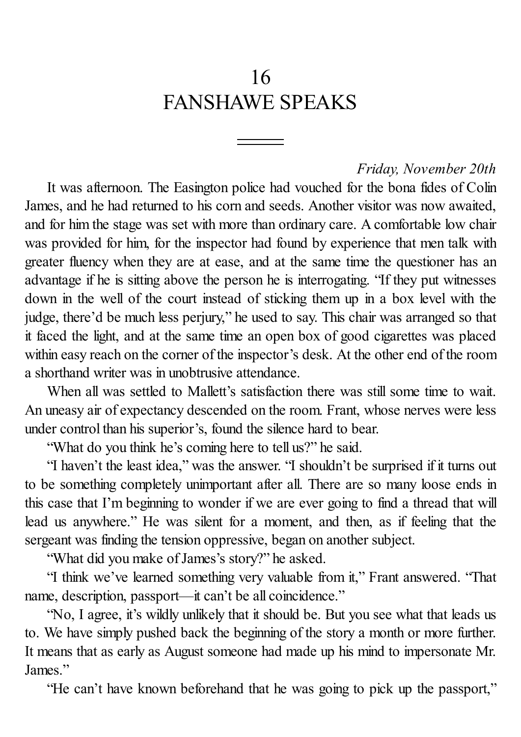# 16
# FANSHAWE SPEAKS

*Friday, November 20th*

It was afternoon. The Easington police had vouched for the bona fides of Colin James, and he had returned to his corn and seeds. Another visitor was now awaited, and for him the stage was set with more than ordinary care. A comfortable low chair was provided for him, for the inspector had found by experience that men talk with greater fluency when they are at ease, and at the same time the questioner has an advantage if he is sitting above the person he is interrogating. "If they put witnesses down in the well of the court instead of sticking them up in a box level with the judge, there'd be much less perjury," he used to say. This chair was arranged so that it faced the light, and at the same time an open box of good cigarettes was placed within easy reach on the corner of the inspector's desk. At the other end of the room a shorthand writer was in unobtrusive attendance.

When all was settled to Mallett's satisfaction there was still some time to wait. An uneasy air of expectancy descended on the room. Frant, whose nerves were less under control than his superior's, found the silence hard to bear.

"What do you think he's coming here to tell us?" he said.

"I haven't the least idea," was the answer. "I shouldn't be surprised if it turns out to be something completely unimportant after all. There are so many loose ends in this case that I'm beginning to wonder if we are ever going to find a thread that will lead us anywhere." He was silent for a moment, and then, as if feeling that the sergeant was finding the tension oppressive, began on another subject.

"What did you make of James's story?" he asked.

"I think we've learned something very valuable from it," Frant answered. "That name, description, passport—it can't be all coincidence."

"No, I agree, it's wildly unlikely that it should be. But you see what that leads us to. We have simply pushed back the beginning of the story a month or more further. It means that as early as August someone had made up his mind to impersonate Mr. James."

"He can't have known beforehand that he was going to pick up the passport,"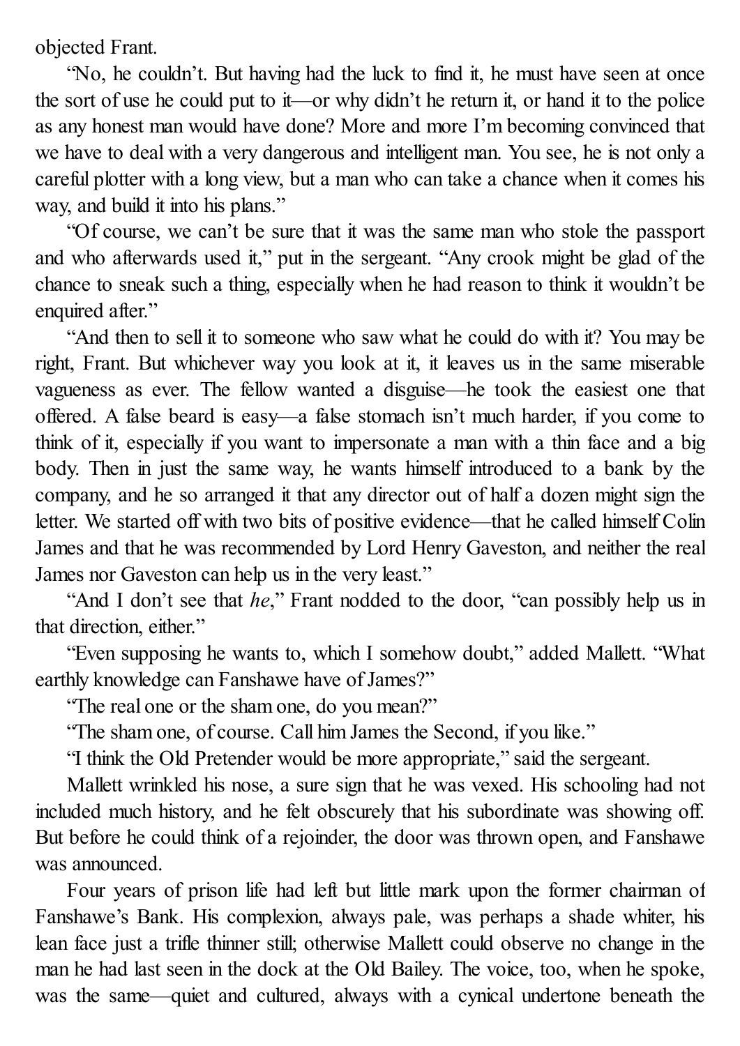objected Frant.

"No, he couldn't. But having had the luck to find it, he must have seen at once the sort of use he could put to it—or why didn't he return it, or hand it to the police as any honest man would have done? More and more I'm becoming convinced that we have to deal with a very dangerous and intelligent man. You see, he is not only a careful plotter with a long view, but a man who can take a chance when it comes his way, and build it into his plans."

"Of course, we can't be sure that it was the same man who stole the passport and who afterwards used it," put in the sergeant. "Any crook might be glad of the chance to sneak such a thing, especially when he had reason to think it wouldn't be enquired after."

"And then to sell it to someone who saw what he could do with it? You may be right, Frant. But whichever way you look at it, it leaves us in the same miserable vagueness as ever. The fellow wanted a disguise—he took the easiest one that offered. A false beard is easy—a false stomach isn't much harder, if you come to think of it, especially if you want to impersonate a man with a thin face and a big body. Then in just the same way, he wants himself introduced to a bank by the company, and he so arranged it that any director out of half a dozen might sign the letter. We started off with two bits of positive evidence—that he called himself Colin James and that he was recommended by Lord Henry Gaveston, and neither the real James nor Gaveston can help us in the very least."

"And I don't see that *he*," Frant nodded to the door, "can possibly help us in that direction, either."

"Even supposing he wants to, which I somehow doubt," added Mallett. "What earthly knowledge can Fanshawe have of James?"

"The real one or the sham one, do you mean?"

"The sham one, of course. Call him James the Second, if you like."

"I think the Old Pretender would be more appropriate," said the sergeant.

Mallett wrinkled his nose, a sure sign that he was vexed. His schooling had not included much history, and he felt obscurely that his subordinate was showing off. But before he could think of a rejoinder, the door was thrown open, and Fanshawe was announced.

Four years of prison life had left but little mark upon the former chairman of Fanshawe's Bank. His complexion, always pale, was perhaps a shade whiter, his lean face just a trifle thinner still; otherwise Mallett could observe no change in the man he had last seen in the dock at the Old Bailey. The voice, too, when he spoke, was the same—quiet and cultured, always with a cynical undertone beneath the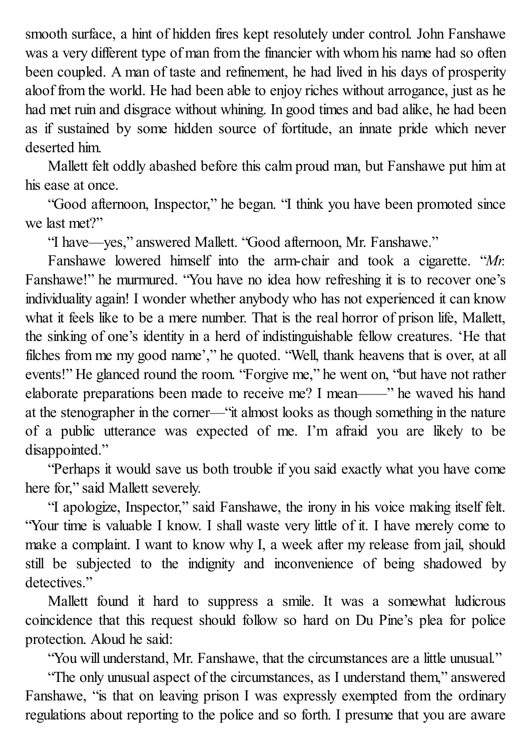smooth surface, a hint of hidden fires kept resolutely under control. John Fanshawe was a very different type of man from the financier with whom his name had so often been coupled. A man of taste and refinement, he had lived in his days of prosperity aloof from the world. He had been able to enjoy riches without arrogance, just as he had met ruin and disgrace without whining. In good times and bad alike, he had been as if sustained by some hidden source of fortitude, an innate pride which never deserted him.

Mallett felt oddly abashed before this calm proud man, but Fanshawe put him at his ease at once.

"Good afternoon, Inspector," he began. "I think you have been promoted since we last met?"

"I have—yes," answered Mallett. "Good afternoon, Mr. Fanshawe."

Fanshawe lowered himself into the arm-chair and took a cigarette. "*Mr.* Fanshawe!" he murmured. "You have no idea how refreshing it is to recover one's individuality again! I wonder whether anybody who has not experienced it can know what it feels like to be a mere number. That is the real horror of prison life, Mallett, the sinking of one's identity in a herd of indistinguishable fellow creatures. 'He that filches from me my good name'," he quoted. "Well, thank heavens that is over, at all events!" He glanced round the room. "Forgive me," he went on, "but have not rather elaborate preparations been made to receive me? I mean——" he waved his hand at the stenographer in the corner—"it almost looks as though something in the nature of a public utterance was expected of me. I'm afraid you are likely to be disappointed."

"Perhaps it would save us both trouble if you said exactly what you have come here for," said Mallett severely.

"I apologize, Inspector," said Fanshawe, the irony in his voice making itself felt. "Your time is valuable I know. I shall waste very little of it. I have merely come to make a complaint. I want to know why I, a week after my release from jail, should still be subjected to the indignity and inconvenience of being shadowed by detectives."

Mallett found it hard to suppress a smile. It was a somewhat ludicrous coincidence that this request should follow so hard on Du Pine's plea for police protection. Aloud he said:

"You will understand, Mr. Fanshawe, that the circumstances are a little unusual."

"The only unusual aspect of the circumstances, as I understand them," answered Fanshawe, "is that on leaving prison I was expressly exempted from the ordinary regulations about reporting to the police and so forth. I presume that you are aware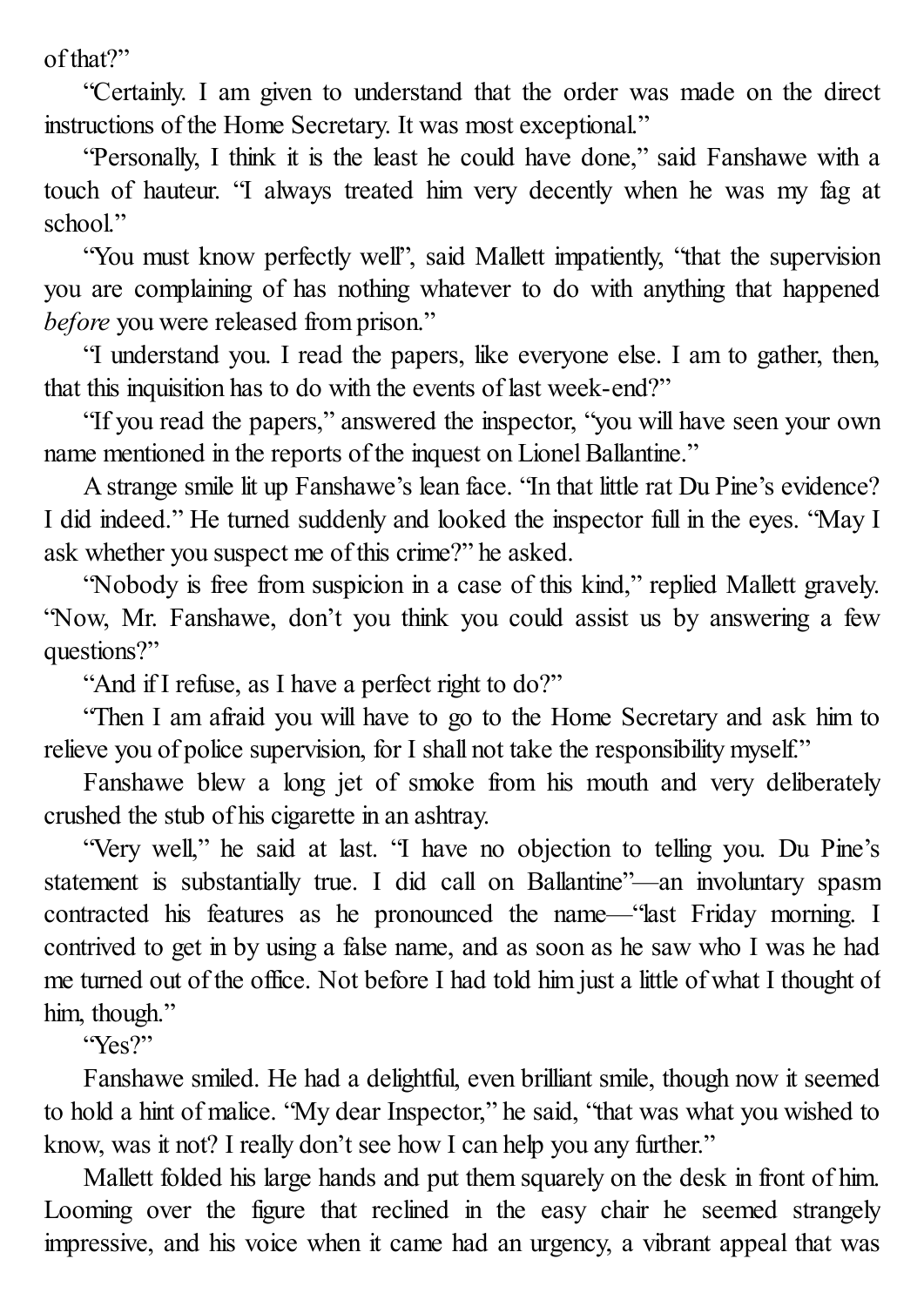of that?"

"Certainly. I am given to understand that the order was made on the direct instructions of the Home Secretary. It was most exceptional."

"Personally, I think it is the least he could have done," said Fanshawe with a touch of hauteur. "I always treated him very decently when he was my fag at school."

"You must know perfectly well", said Mallett impatiently, "that the supervision you are complaining of has nothing whatever to do with anything that happened *before* you were released from prison."

"I understand you. I read the papers, like everyone else. I am to gather, then, that this inquisition has to do with the events of last week-end?"

"If you read the papers," answered the inspector, "you will have seen your own name mentioned in the reports of the inquest on Lionel Ballantine."

A strange smile lit up Fanshawe's lean face. "In that little rat Du Pine's evidence? I did indeed." He turned suddenly and looked the inspector full in the eyes. "May I ask whether you suspect me of this crime?" he asked.

"Nobody is free from suspicion in a case of this kind," replied Mallett gravely. "Now, Mr. Fanshawe, don't you think you could assist us by answering a few questions?"

"And if I refuse, as I have a perfect right to do?"

"Then I am afraid you will have to go to the Home Secretary and ask him to relieve you of police supervision, for I shall not take the responsibility myself."

Fanshawe blew a long jet of smoke from his mouth and very deliberately crushed the stub of his cigarette in an ashtray.

"Very well," he said at last. "I have no objection to telling you. Du Pine's statement is substantially true. I did call on Ballantine"—an involuntary spasm contracted his features as he pronounced the name—"last Friday morning. I contrived to get in by using a false name, and as soon as he saw who I was he had me turned out of the office. Not before I had told him just a little of what I thought of him, though."

"Yes?"

Fanshawe smiled. He had a delightful, even brilliant smile, though now it seemed to hold a hint of malice. "My dear Inspector," he said, "that was what you wished to know, was it not? I really don't see how I can help you any further."

Mallett folded his large hands and put them squarely on the desk in front of him. Looming over the figure that reclined in the easy chair he seemed strangely impressive, and his voice when it came had an urgency, a vibrant appeal that was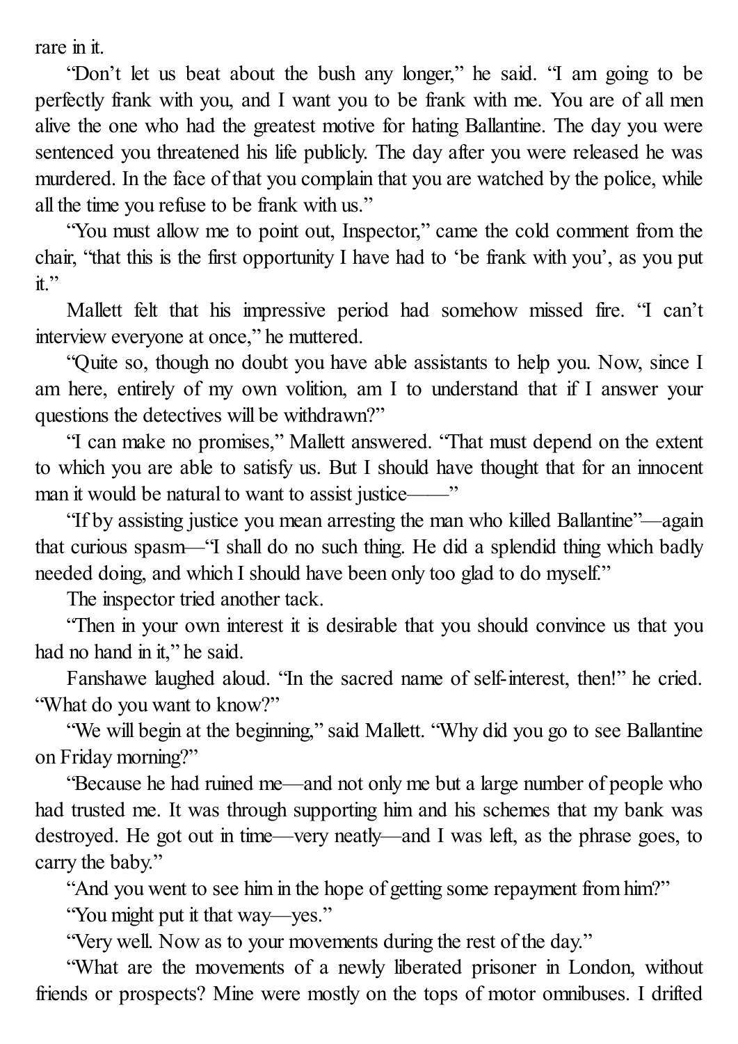rare in it.

“Don’t let us beat about the bush any longer,” he said. “I am going to be perfectly frank with you, and I want you to be frank with me. You are of all men alive the one who had the greatest motive for hating Ballantine. The day you were sentenced you threatened his life publicly. The day after you were released he was murdered. In the face of that you complain that you are watched by the police, while all the time you refuse to be frank with us.”

“You must allow me to point out, Inspector,” came the cold comment from the chair, “that this is the first opportunity I have had to ‘be frank with you’, as you put it.”

Mallett felt that his impressive period had somehow missed fire. “I can’t interview everyone at once,” he muttered.

“Quite so, though no doubt you have able assistants to help you. Now, since I am here, entirely of my own volition, am I to understand that if I answer your questions the detectives will be withdrawn?”

“I can make no promises,” Mallett answered. “That must depend on the extent to which you are able to satisfy us. But I should have thought that for an innocent man it would be natural to want to assist justice——”

“If by assisting justice you mean arresting the man who killed Ballantine”—again that curious spasm—“I shall do no such thing. He did a splendid thing which badly needed doing, and which I should have been only too glad to do myself.”

The inspector tried another tack.

“Then in your own interest it is desirable that you should convince us that you had no hand in it,” he said.

Fanshawe laughed aloud. “In the sacred name of self-interest, then!” he cried. “What do you want to know?”

“We will begin at the beginning,” said Mallett. “Why did you go to see Ballantine on Friday morning?”

“Because he had ruined me—and not only me but a large number of people who had trusted me. It was through supporting him and his schemes that my bank was destroyed. He got out in time—very neatly—and I was left, as the phrase goes, to carry the baby.”

“And you went to see him in the hope of getting some repayment from him?”

“You might put it that way—yes.”

“Very well. Now as to your movements during the rest of the day.”

“What are the movements of a newly liberated prisoner in London, without friends or prospects? Mine were mostly on the tops of motor omnibuses. I drifted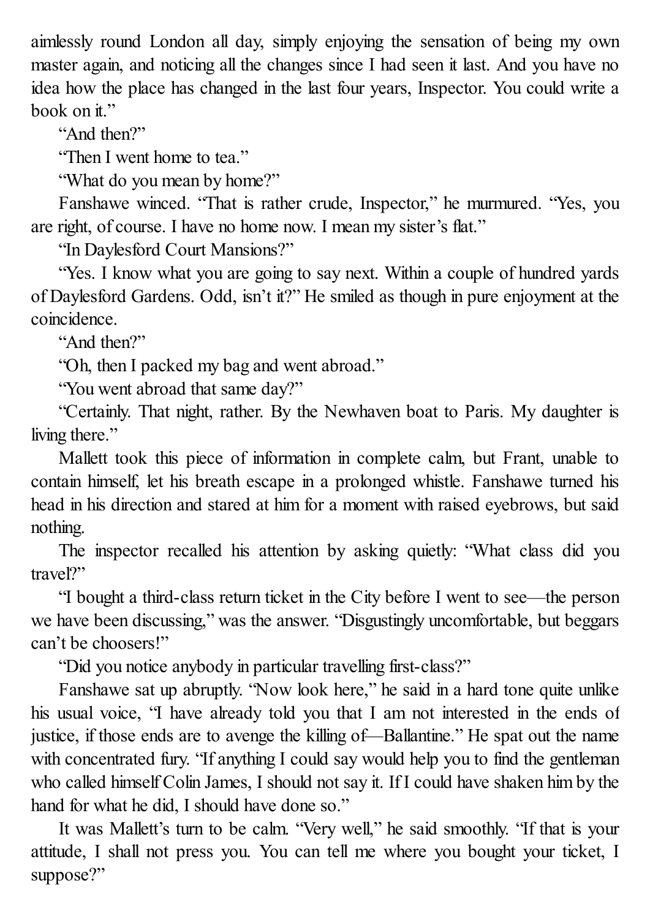aimlessly round London all day, simply enjoying the sensation of being my own master again, and noticing all the changes since I had seen it last. And you have no idea how the place has changed in the last four years, Inspector. You could write a book on it."

"And then?"

"Then I went home to tea."

"What do you mean by home?"

Fanshawe winced. "That is rather crude, Inspector," he murmured. "Yes, you are right, of course. I have no home now. I mean my sister's flat."

"In Daylesford Court Mansions?"

"Yes. I know what you are going to say next. Within a couple of hundred yards of Daylesford Gardens. Odd, isn't it?" He smiled as though in pure enjoyment at the coincidence.

"And then?"

"Oh, then I packed my bag and went abroad."

"You went abroad that same day?"

"Certainly. That night, rather. By the Newhaven boat to Paris. My daughter is living there."

Mallett took this piece of information in complete calm, but Frant, unable to contain himself, let his breath escape in a prolonged whistle. Fanshawe turned his head in his direction and stared at him for a moment with raised eyebrows, but said nothing.

The inspector recalled his attention by asking quietly: "What class did you travel?"

"I bought a third-class return ticket in the City before I went to see—the person we have been discussing," was the answer. "Disgustingly uncomfortable, but beggars can't be choosers!"

"Did you notice anybody in particular travelling first-class?"

Fanshawe sat up abruptly. "Now look here," he said in a hard tone quite unlike his usual voice, "I have already told you that I am not interested in the ends of justice, if those ends are to avenge the killing of—Ballantine." He spat out the name with concentrated fury. "If anything I could say would help you to find the gentleman who called himself Colin James, I should not say it. If I could have shaken him by the hand for what he did, I should have done so."

It was Mallett's turn to be calm. "Very well," he said smoothly. "If that is your attitude, I shall not press you. You can tell me where you bought your ticket, I suppose?"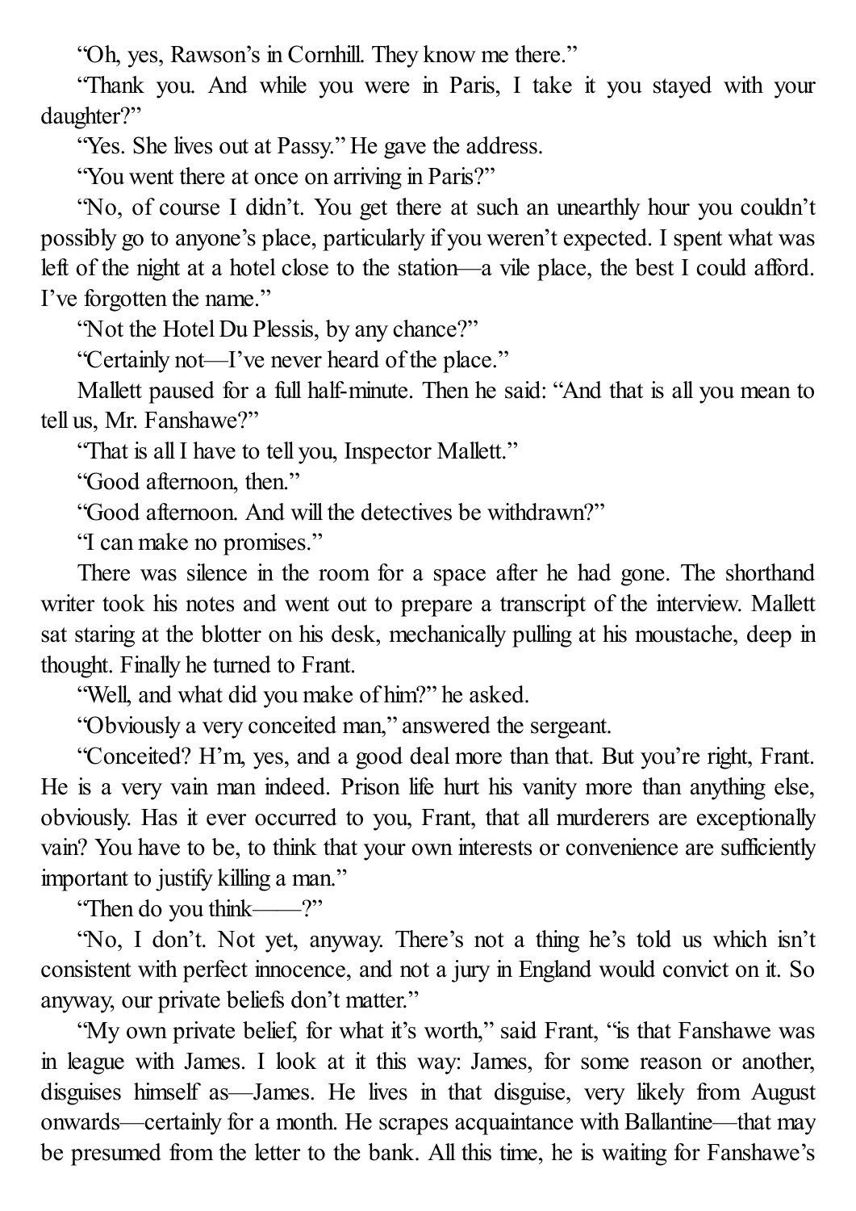"Oh, yes, Rawson's in Cornhill. They know me there."

"Thank you. And while you were in Paris, I take it you stayed with your daughter?"

"Yes. She lives out at Passy." He gave the address.

"You went there at once on arriving in Paris?"

"No, of course I didn't. You get there at such an unearthly hour you couldn't possibly go to anyone's place, particularly if you weren't expected. I spent what was left of the night at a hotel close to the station—a vile place, the best I could afford. I've forgotten the name."

"Not the Hotel Du Plessis, by any chance?"

"Certainly not—I've never heard of the place."

Mallett paused for a full half-minute. Then he said: "And that is all you mean to tell us, Mr. Fanshawe?"

"That is all I have to tell you, Inspector Mallett."

"Good afternoon, then."

"Good afternoon. And will the detectives be withdrawn?"

"I can make no promises."

There was silence in the room for a space after he had gone. The shorthand writer took his notes and went out to prepare a transcript of the interview. Mallett sat staring at the blotter on his desk, mechanically pulling at his moustache, deep in thought. Finally he turned to Frant.

"Well, and what did you make of him?" he asked.

"Obviously a very conceited man," answered the sergeant.

"Conceited? H'm, yes, and a good deal more than that. But you're right, Frant. He is a very vain man indeed. Prison life hurt his vanity more than anything else, obviously. Has it ever occurred to you, Frant, that all murderers are exceptionally vain? You have to be, to think that your own interests or convenience are sufficiently important to justify killing a man."

"Then do you think——?"

"No, I don't. Not yet, anyway. There's not a thing he's told us which isn't consistent with perfect innocence, and not a jury in England would convict on it. So anyway, our private beliefs don't matter."

"My own private belief, for what it's worth," said Frant, "is that Fanshawe was in league with James. I look at it this way: James, for some reason or another, disguises himself as—James. He lives in that disguise, very likely from August onwards—certainly for a month. He scrapes acquaintance with Ballantine—that may be presumed from the letter to the bank. All this time, he is waiting for Fanshawe's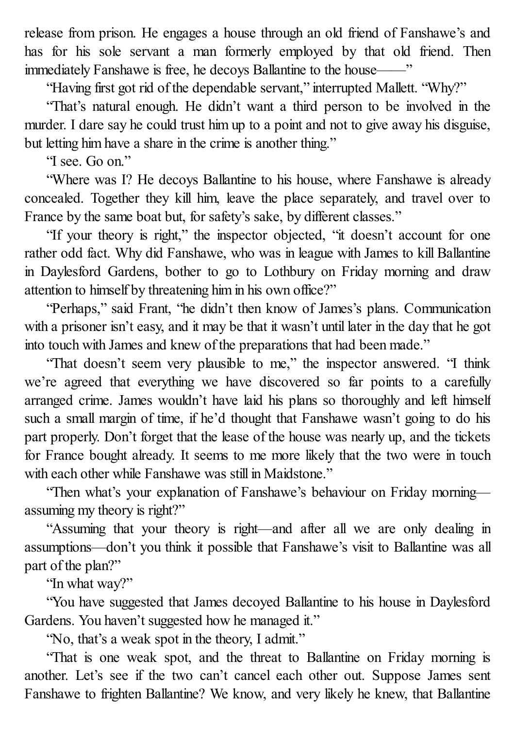release from prison. He engages a house through an old friend of Fanshawe's and has for his sole servant a man formerly employed by that old friend. Then immediately Fanshawe is free, he decoys Ballantine to the house——"

"Having first got rid of the dependable servant," interrupted Mallett. "Why?"

"That's natural enough. He didn't want a third person to be involved in the murder. I dare say he could trust him up to a point and not to give away his disguise, but letting him have a share in the crime is another thing."

"I see. Go on."

"Where was I? He decoys Ballantine to his house, where Fanshawe is already concealed. Together they kill him, leave the place separately, and travel over to France by the same boat but, for safety's sake, by different classes."

"If your theory is right," the inspector objected, "it doesn't account for one rather odd fact. Why did Fanshawe, who was in league with James to kill Ballantine in Daylesford Gardens, bother to go to Lothbury on Friday morning and draw attention to himself by threatening him in his own office?"

"Perhaps," said Frant, "he didn't then know of James's plans. Communication with a prisoner isn't easy, and it may be that it wasn't until later in the day that he got into touch with James and knew of the preparations that had been made."

"That doesn't seem very plausible to me," the inspector answered. "I think we're agreed that everything we have discovered so far points to a carefully arranged crime. James wouldn't have laid his plans so thoroughly and left himself such a small margin of time, if he'd thought that Fanshawe wasn't going to do his part properly. Don't forget that the lease of the house was nearly up, and the tickets for France bought already. It seems to me more likely that the two were in touch with each other while Fanshawe was still in Maidstone."

"Then what's your explanation of Fanshawe's behaviour on Friday morning—assuming my theory is right?"

"Assuming that your theory is right—and after all we are only dealing in assumptions—don't you think it possible that Fanshawe's visit to Ballantine was all part of the plan?"

"In what way?"

"You have suggested that James decoyed Ballantine to his house in Daylesford Gardens. You haven't suggested how he managed it."

"No, that's a weak spot in the theory, I admit."

"That is one weak spot, and the threat to Ballantine on Friday morning is another. Let's see if the two can't cancel each other out. Suppose James sent Fanshawe to frighten Ballantine? We know, and very likely he knew, that Ballantine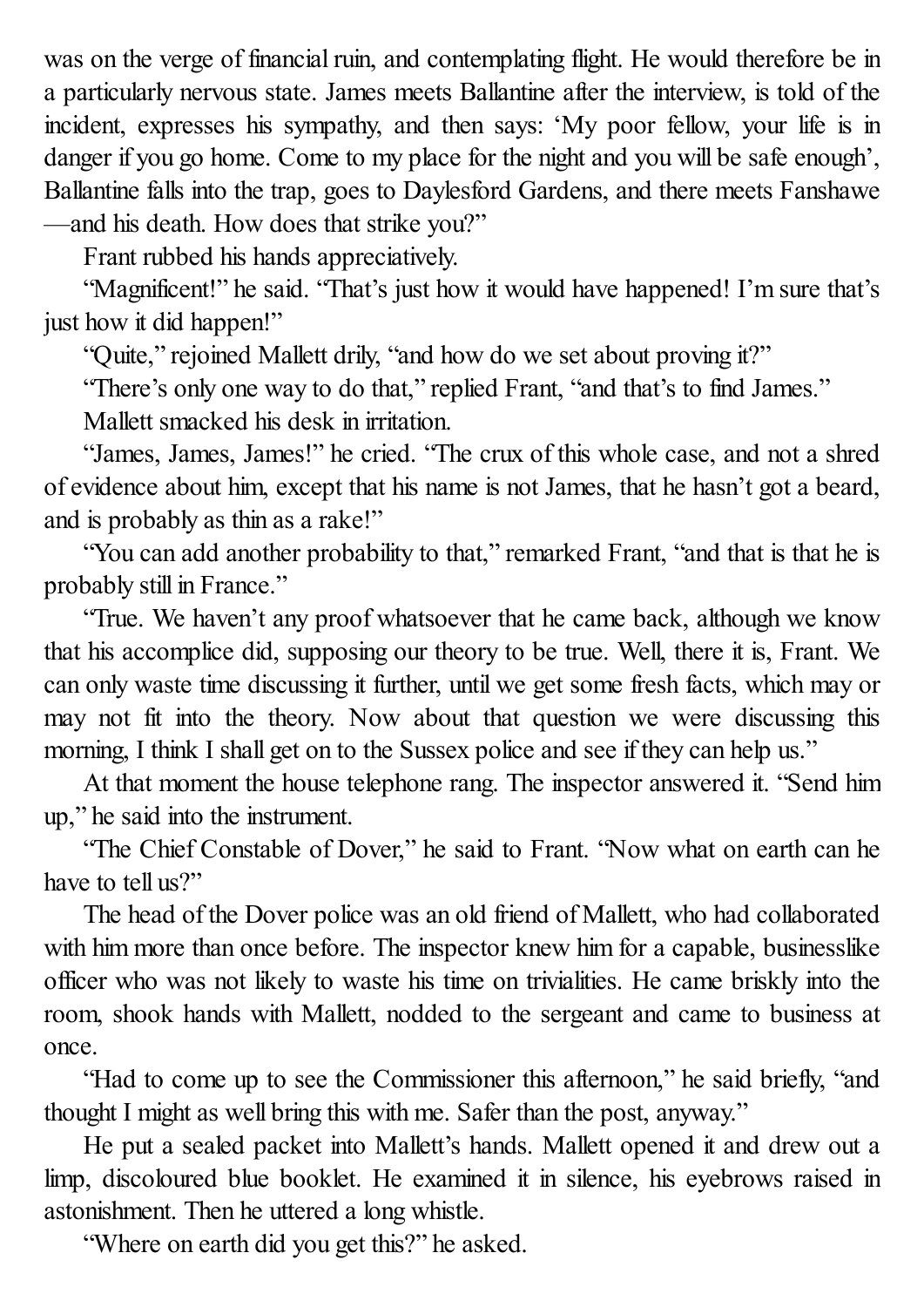was on the verge of financial ruin, and contemplating flight. He would therefore be in a particularly nervous state. James meets Ballantine after the interview, is told of the incident, expresses his sympathy, and then says: 'My poor fellow, your life is in danger if you go home. Come to my place for the night and you will be safe enough', Ballantine falls into the trap, goes to Daylesford Gardens, and there meets Fanshawe—and his death. How does that strike you?"

Frant rubbed his hands appreciatively.

"Magnificent!" he said. "That's just how it would have happened! I'm sure that's just how it did happen!"

"Quite," rejoined Mallett drily, "and how do we set about proving it?"

"There's only one way to do that," replied Frant, "and that's to find James."

Mallett smacked his desk in irritation.

"James, James, James!" he cried. "The crux of this whole case, and not a shred of evidence about him, except that his name is not James, that he hasn't got a beard, and is probably as thin as a rake!"

"You can add another probability to that," remarked Frant, "and that is that he is probably still in France."

"True. We haven't any proof whatsoever that he came back, although we know that his accomplice did, supposing our theory to be true. Well, there it is, Frant. We can only waste time discussing it further, until we get some fresh facts, which may or may not fit into the theory. Now about that question we were discussing this morning, I think I shall get on to the Sussex police and see if they can help us."

At that moment the house telephone rang. The inspector answered it. "Send him up," he said into the instrument.

"The Chief Constable of Dover," he said to Frant. "Now what on earth can he have to tell us?"

The head of the Dover police was an old friend of Mallett, who had collaborated with him more than once before. The inspector knew him for a capable, businesslike officer who was not likely to waste his time on trivialities. He came briskly into the room, shook hands with Mallett, nodded to the sergeant and came to business at once.

"Had to come up to see the Commissioner this afternoon," he said briefly, "and thought I might as well bring this with me. Safer than the post, anyway."

He put a sealed packet into Mallett's hands. Mallett opened it and drew out a limp, discoloured blue booklet. He examined it in silence, his eyebrows raised in astonishment. Then he uttered a long whistle.

"Where on earth did you get this?" he asked.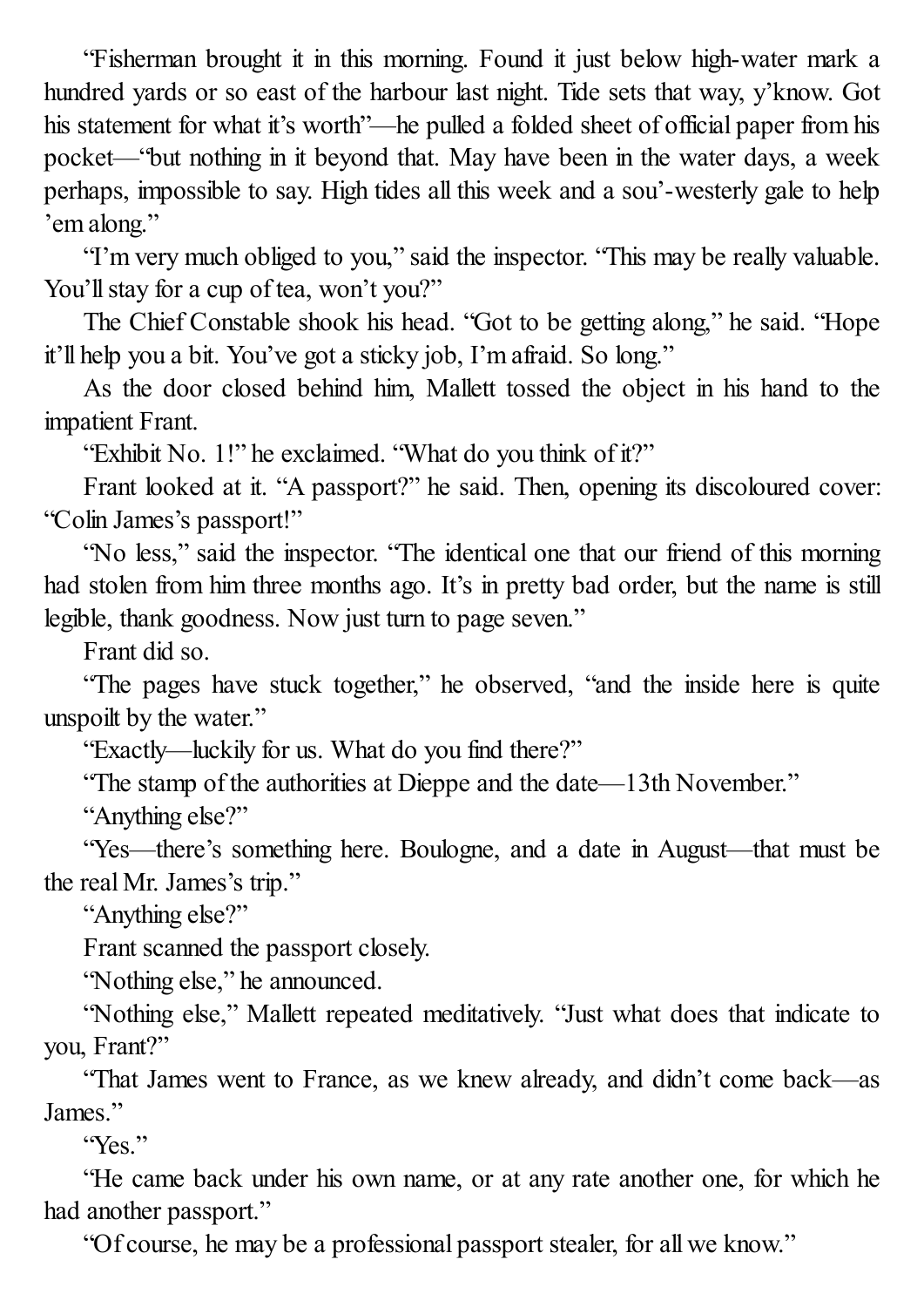"Fisherman brought it in this morning. Found it just below high-water mark a hundred yards or so east of the harbour last night. Tide sets that way, y'know. Got his statement for what it's worth"—he pulled a folded sheet of official paper from his pocket—"but nothing in it beyond that. May have been in the water days, a week perhaps, impossible to say. High tides all this week and a sou'-westerly gale to help 'em along."

"I'm very much obliged to you," said the inspector. "This may be really valuable. You'll stay for a cup of tea, won't you?"

The Chief Constable shook his head. "Got to be getting along," he said. "Hope it'll help you a bit. You've got a sticky job, I'm afraid. So long."

As the door closed behind him, Mallett tossed the object in his hand to the impatient Frant.

"Exhibit No. 1!" he exclaimed. "What do you think of it?"

Frant looked at it. "A passport?" he said. Then, opening its discoloured cover: "Colin James's passport!"

"No less," said the inspector. "The identical one that our friend of this morning had stolen from him three months ago. It's in pretty bad order, but the name is still legible, thank goodness. Now just turn to page seven."

Frant did so.

"The pages have stuck together," he observed, "and the inside here is quite unspoilt by the water."

"Exactly—luckily for us. What do you find there?"

"The stamp of the authorities at Dieppe and the date—13th November."

"Anything else?"

"Yes—there's something here. Boulogne, and a date in August—that must be the real Mr. James's trip."

"Anything else?"

Frant scanned the passport closely.

"Nothing else," he announced.

"Nothing else," Mallett repeated meditatively. "Just what does that indicate to you, Frant?"

"That James went to France, as we knew already, and didn't come back—as James."

"Yes."

"He came back under his own name, or at any rate another one, for which he had another passport."

"Of course, he may be a professional passport stealer, for all we know."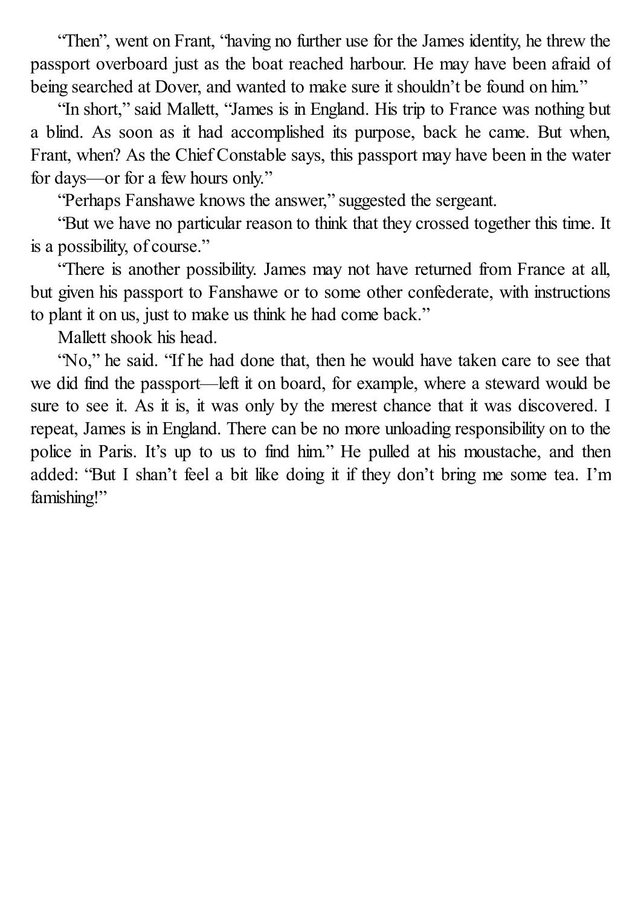"Then", went on Frant, "having no further use for the James identity, he threw the passport overboard just as the boat reached harbour. He may have been afraid of being searched at Dover, and wanted to make sure it shouldn't be found on him."

"In short," said Mallett, "James is in England. His trip to France was nothing but a blind. As soon as it had accomplished its purpose, back he came. But when, Frant, when? As the Chief Constable says, this passport may have been in the water for days—or for a few hours only."

"Perhaps Fanshawe knows the answer," suggested the sergeant.

"But we have no particular reason to think that they crossed together this time. It is a possibility, of course."

"There is another possibility. James may not have returned from France at all, but given his passport to Fanshawe or to some other confederate, with instructions to plant it on us, just to make us think he had come back."

Mallett shook his head.

"No," he said. "If he had done that, then he would have taken care to see that we did find the passport—left it on board, for example, where a steward would be sure to see it. As it is, it was only by the merest chance that it was discovered. I repeat, James is in England. There can be no more unloading responsibility on to the police in Paris. It's up to us to find him." He pulled at his moustache, and then added: "But I shan't feel a bit like doing it if they don't bring me some tea. I'm famishing!"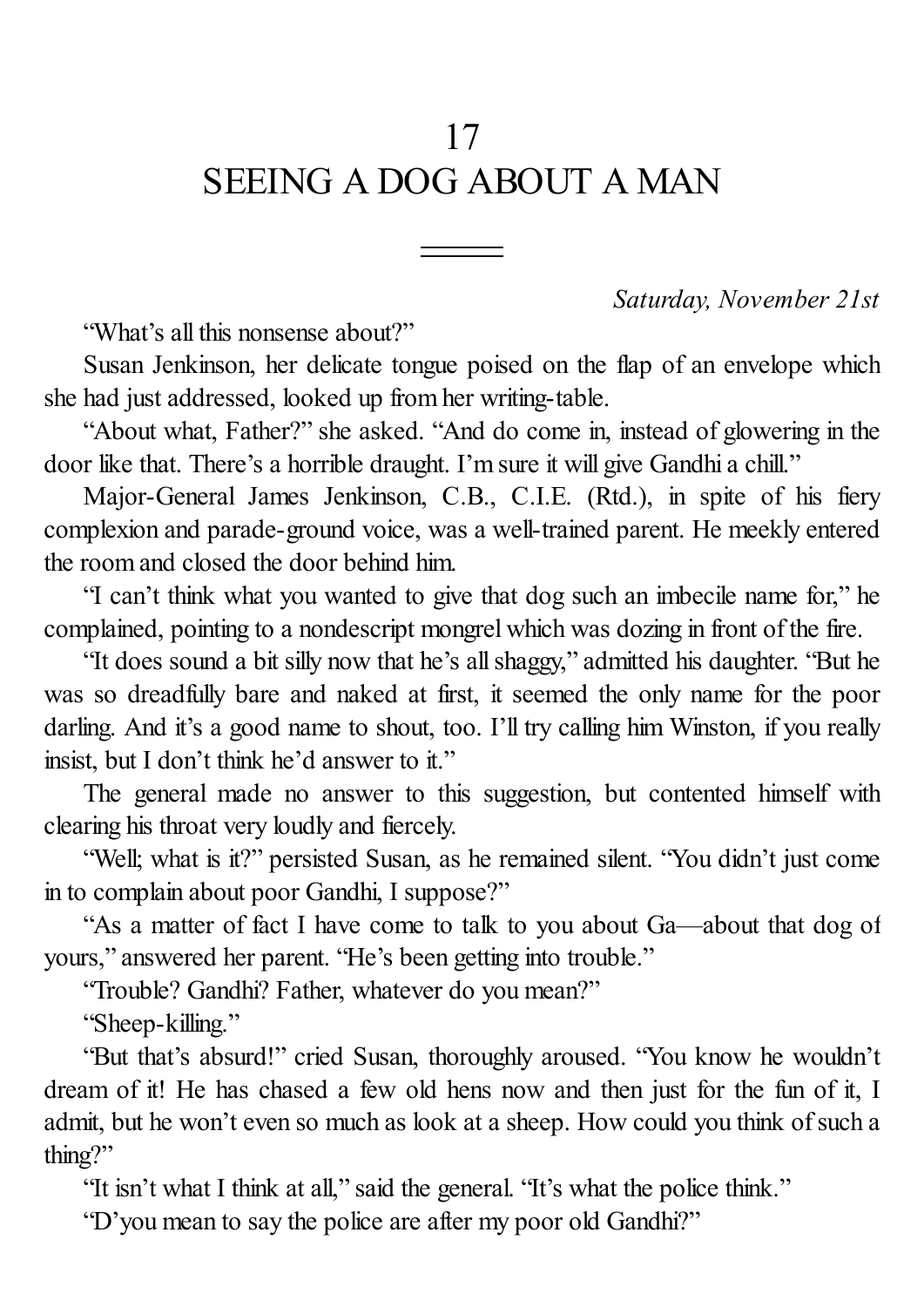# 17
# SEEING A DOG ABOUT A MAN

*Saturday, November 21st*

"What's all this nonsense about?"

Susan Jenkinson, her delicate tongue poised on the flap of an envelope which she had just addressed, looked up from her writing-table.

"About what, Father?" she asked. "And do come in, instead of glowering in the door like that. There's a horrible draught. I'm sure it will give Gandhi a chill."

Major-General James Jenkinson, C.B., C.I.E. (Rtd.), in spite of his fiery complexion and parade-ground voice, was a well-trained parent. He meekly entered the room and closed the door behind him.

"I can't think what you wanted to give that dog such an imbecile name for," he complained, pointing to a nondescript mongrel which was dozing in front of the fire.

"It does sound a bit silly now that he's all shaggy," admitted his daughter. "But he was so dreadfully bare and naked at first, it seemed the only name for the poor darling. And it's a good name to shout, too. I'll try calling him Winston, if you really insist, but I don't think he'd answer to it."

The general made no answer to this suggestion, but contented himself with clearing his throat very loudly and fiercely.

"Well; what is it?" persisted Susan, as he remained silent. "You didn't just come in to complain about poor Gandhi, I suppose?"

"As a matter of fact I have come to talk to you about Ga—about that dog of yours," answered her parent. "He's been getting into trouble."

"Trouble? Gandhi? Father, whatever do you mean?"

"Sheep-killing."

"But that's absurd!" cried Susan, thoroughly aroused. "You know he wouldn't dream of it! He has chased a few old hens now and then just for the fun of it, I admit, but he won't even so much as look at a sheep. How could you think of such a thing?"

"It isn't what I think at all," said the general. "It's what the police think."

"D'you mean to say the police are after my poor old Gandhi?"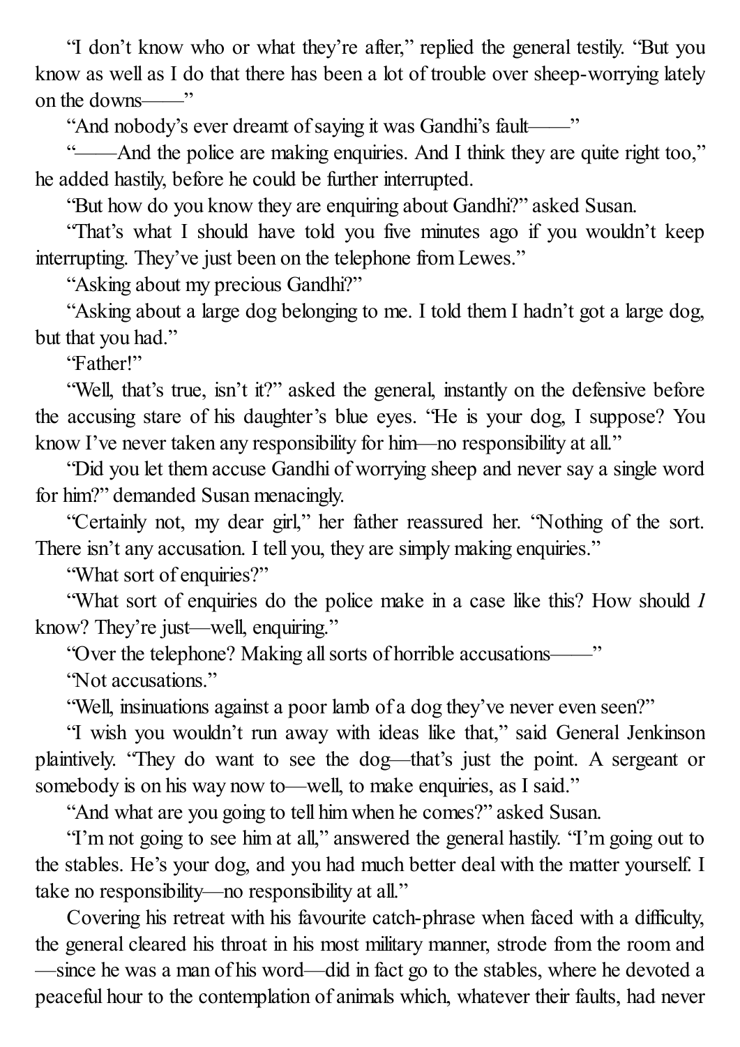"I don't know who or what they're after," replied the general testily. "But you know as well as I do that there has been a lot of trouble over sheep-worrying lately on the downs——"

"And nobody's ever dreamt of saying it was Gandhi's fault——"

"——And the police are making enquiries. And I think they are quite right too," he added hastily, before he could be further interrupted.

"But how do you know they are enquiring about Gandhi?" asked Susan.

"That's what I should have told you five minutes ago if you wouldn't keep interrupting. They've just been on the telephone from Lewes."

"Asking about my precious Gandhi?"

"Asking about a large dog belonging to me. I told them I hadn't got a large dog, but that you had."

"Father!"

"Well, that's true, isn't it?" asked the general, instantly on the defensive before the accusing stare of his daughter's blue eyes. "He is your dog, I suppose? You know I've never taken any responsibility for him—no responsibility at all."

"Did you let them accuse Gandhi of worrying sheep and never say a single word for him?" demanded Susan menacingly.

"Certainly not, my dear girl," her father reassured her. "Nothing of the sort. There isn't any accusation. I tell you, they are simply making enquiries."

"What sort of enquiries?"

"What sort of enquiries do the police make in a case like this? How should *I* know? They're just—well, enquiring."

"Over the telephone? Making all sorts of horrible accusations——"

"Not accusations."

"Well, insinuations against a poor lamb of a dog they've never even seen?"

"I wish you wouldn't run away with ideas like that," said General Jenkinson plaintively. "They do want to see the dog—that's just the point. A sergeant or somebody is on his way now to—well, to make enquiries, as I said."

"And what are you going to tell him when he comes?" asked Susan.

"I'm not going to see him at all," answered the general hastily. "I'm going out to the stables. He's your dog, and you had much better deal with the matter yourself. I take no responsibility—no responsibility at all."

Covering his retreat with his favourite catch-phrase when faced with a difficulty, the general cleared his throat in his most military manner, strode from the room and—since he was a man of his word—did in fact go to the stables, where he devoted a peaceful hour to the contemplation of animals which, whatever their faults, had never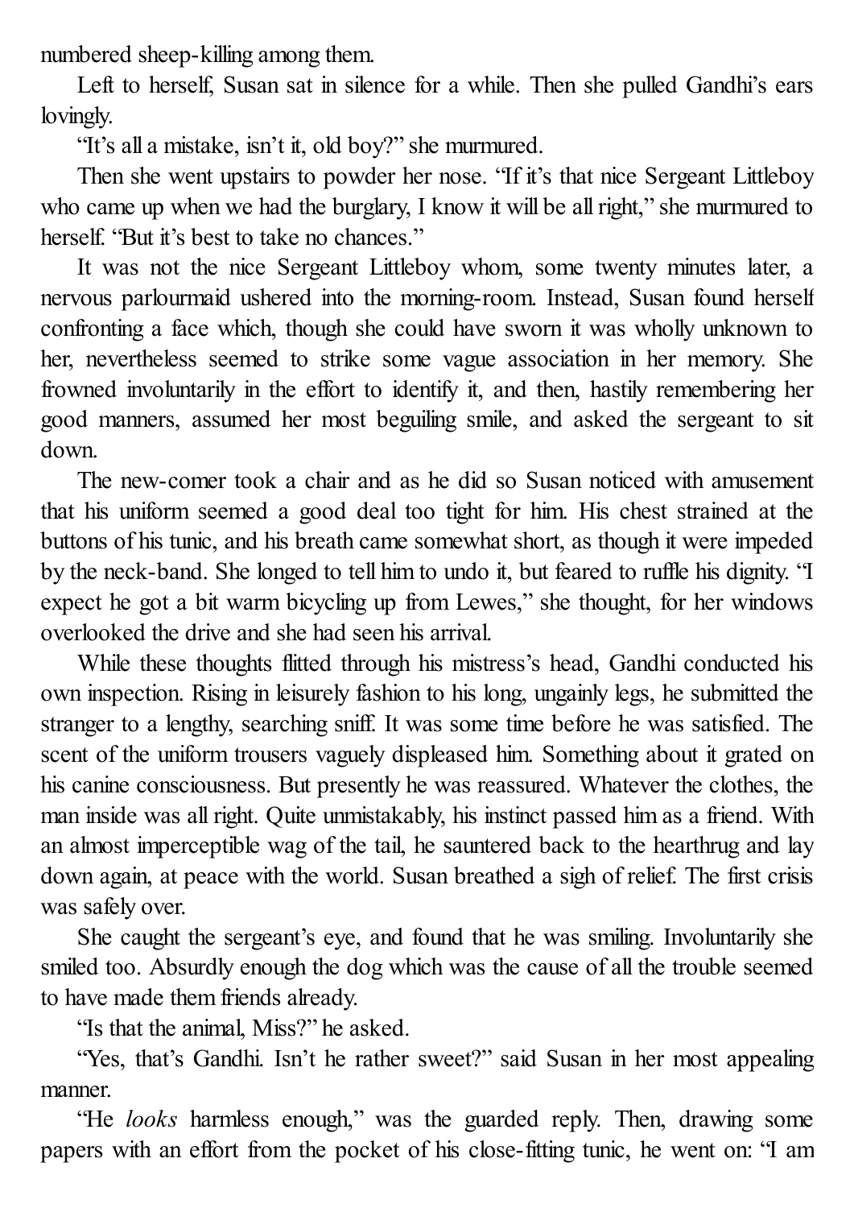numbered sheep-killing among them.

Left to herself, Susan sat in silence for a while. Then she pulled Gandhi's ears lovingly.

"It's all a mistake, isn't it, old boy?" she murmured.

Then she went upstairs to powder her nose. "If it's that nice Sergeant Littleboy who came up when we had the burglary, I know it will be all right," she murmured to herself. "But it's best to take no chances."

It was not the nice Sergeant Littleboy whom, some twenty minutes later, a nervous parlourmaid ushered into the morning-room. Instead, Susan found herself confronting a face which, though she could have sworn it was wholly unknown to her, nevertheless seemed to strike some vague association in her memory. She frowned involuntarily in the effort to identify it, and then, hastily remembering her good manners, assumed her most beguiling smile, and asked the sergeant to sit down.

The new-comer took a chair and as he did so Susan noticed with amusement that his uniform seemed a good deal too tight for him. His chest strained at the buttons of his tunic, and his breath came somewhat short, as though it were impeded by the neck-band. She longed to tell him to undo it, but feared to ruffle his dignity. "I expect he got a bit warm bicycling up from Lewes," she thought, for her windows overlooked the drive and she had seen his arrival.

While these thoughts flitted through his mistress's head, Gandhi conducted his own inspection. Rising in leisurely fashion to his long, ungainly legs, he submitted the stranger to a lengthy, searching sniff. It was some time before he was satisfied. The scent of the uniform trousers vaguely displeased him. Something about it grated on his canine consciousness. But presently he was reassured. Whatever the clothes, the man inside was all right. Quite unmistakably, his instinct passed him as a friend. With an almost imperceptible wag of the tail, he sauntered back to the hearthrug and lay down again, at peace with the world. Susan breathed a sigh of relief. The first crisis was safely over.

She caught the sergeant's eye, and found that he was smiling. Involuntarily she smiled too. Absurdly enough the dog which was the cause of all the trouble seemed to have made them friends already.

"Is that the animal, Miss?" he asked.

"Yes, that's Gandhi. Isn't he rather sweet?" said Susan in her most appealing manner.

"He *looks* harmless enough," was the guarded reply. Then, drawing some papers with an effort from the pocket of his close-fitting tunic, he went on: "I am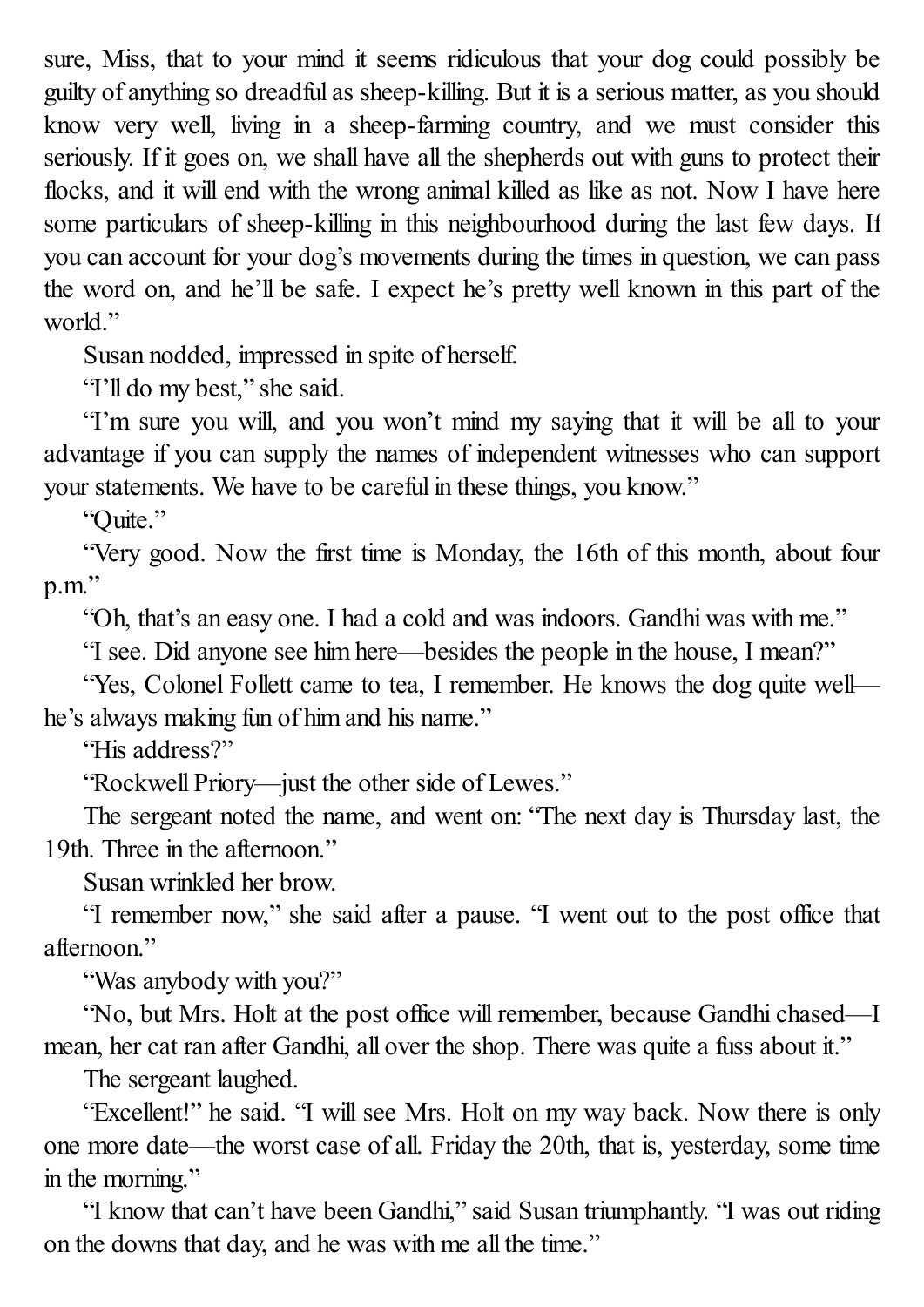sure, Miss, that to your mind it seems ridiculous that your dog could possibly be guilty of anything so dreadful as sheep-killing. But it is a serious matter, as you should know very well, living in a sheep-farming country, and we must consider this seriously. If it goes on, we shall have all the shepherds out with guns to protect their flocks, and it will end with the wrong animal killed as like as not. Now I have here some particulars of sheep-killing in this neighbourhood during the last few days. If you can account for your dog's movements during the times in question, we can pass the word on, and he'll be safe. I expect he's pretty well known in this part of the world."

Susan nodded, impressed in spite of herself.

"I'll do my best," she said.

"I'm sure you will, and you won't mind my saying that it will be all to your advantage if you can supply the names of independent witnesses who can support your statements. We have to be careful in these things, you know."

"Quite."

"Very good. Now the first time is Monday, the 16th of this month, about four p.m."

"Oh, that's an easy one. I had a cold and was indoors. Gandhi was with me."

"I see. Did anyone see him here—besides the people in the house, I mean?"

"Yes, Colonel Follett came to tea, I remember. He knows the dog quite well—he's always making fun of him and his name."

"His address?"

"Rockwell Priory—just the other side of Lewes."

The sergeant noted the name, and went on: "The next day is Thursday last, the 19th. Three in the afternoon."

Susan wrinkled her brow.

"I remember now," she said after a pause. "I went out to the post office that afternoon."

"Was anybody with you?"

"No, but Mrs. Holt at the post office will remember, because Gandhi chased—I mean, her cat ran after Gandhi, all over the shop. There was quite a fuss about it."

The sergeant laughed.

"Excellent!" he said. "I will see Mrs. Holt on my way back. Now there is only one more date—the worst case of all. Friday the 20th, that is, yesterday, some time in the morning."

"I know that can't have been Gandhi," said Susan triumphantly. "I was out riding on the downs that day, and he was with me all the time."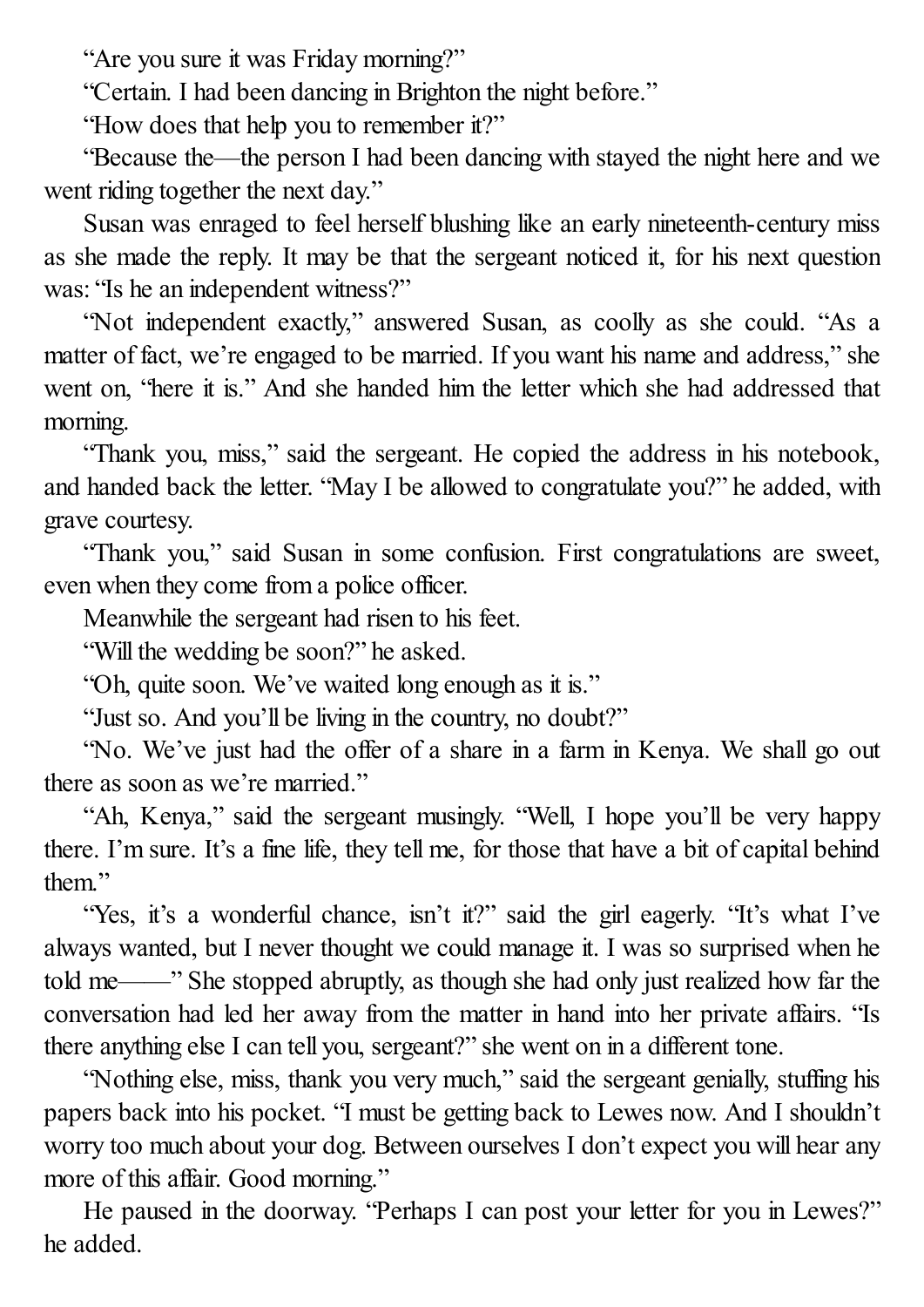"Are you sure it was Friday morning?"

"Certain. I had been dancing in Brighton the night before."

"How does that help you to remember it?"

"Because the—the person I had been dancing with stayed the night here and we went riding together the next day."

Susan was enraged to feel herself blushing like an early nineteenth-century miss as she made the reply. It may be that the sergeant noticed it, for his next question was: "Is he an independent witness?"

"Not independent exactly," answered Susan, as coolly as she could. "As a matter of fact, we're engaged to be married. If you want his name and address," she went on, "here it is." And she handed him the letter which she had addressed that morning.

"Thank you, miss," said the sergeant. He copied the address in his notebook, and handed back the letter. "May I be allowed to congratulate you?" he added, with grave courtesy.

"Thank you," said Susan in some confusion. First congratulations are sweet, even when they come from a police officer.

Meanwhile the sergeant had risen to his feet.

"Will the wedding be soon?" he asked.

"Oh, quite soon. We've waited long enough as it is."

"Just so. And you'll be living in the country, no doubt?"

"No. We've just had the offer of a share in a farm in Kenya. We shall go out there as soon as we're married."

"Ah, Kenya," said the sergeant musingly. "Well, I hope you'll be very happy there. I'm sure. It's a fine life, they tell me, for those that have a bit of capital behind them."

"Yes, it's a wonderful chance, isn't it?" said the girl eagerly. "It's what I've always wanted, but I never thought we could manage it. I was so surprised when he told me——" She stopped abruptly, as though she had only just realized how far the conversation had led her away from the matter in hand into her private affairs. "Is there anything else I can tell you, sergeant?" she went on in a different tone.

"Nothing else, miss, thank you very much," said the sergeant genially, stuffing his papers back into his pocket. "I must be getting back to Lewes now. And I shouldn't worry too much about your dog. Between ourselves I don't expect you will hear any more of this affair. Good morning."

He paused in the doorway. "Perhaps I can post your letter for you in Lewes?" he added.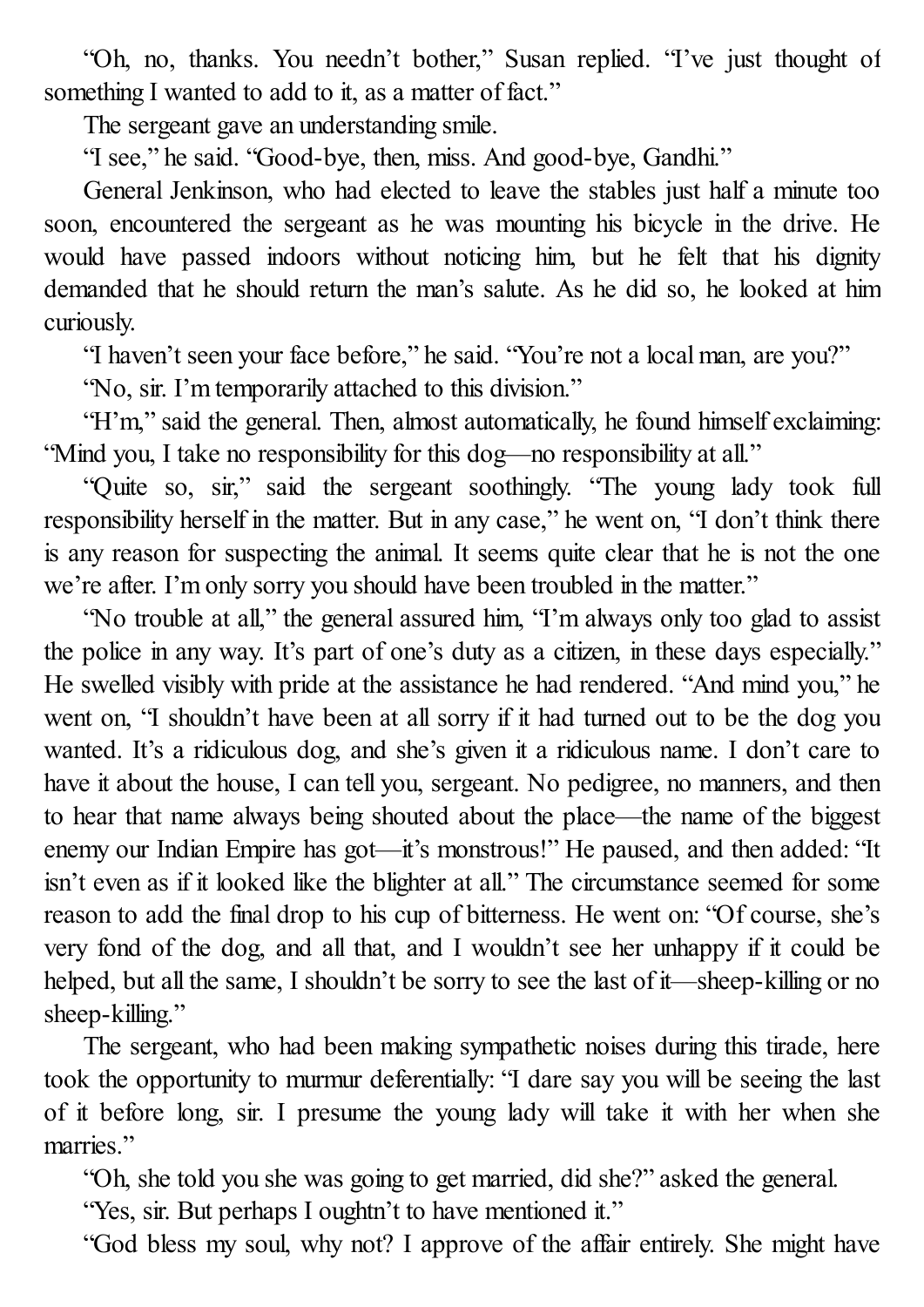"Oh, no, thanks. You needn't bother," Susan replied. "I've just thought of something I wanted to add to it, as a matter of fact."

The sergeant gave an understanding smile.

"I see," he said. "Good-bye, then, miss. And good-bye, Gandhi."

General Jenkinson, who had elected to leave the stables just half a minute too soon, encountered the sergeant as he was mounting his bicycle in the drive. He would have passed indoors without noticing him, but he felt that his dignity demanded that he should return the man's salute. As he did so, he looked at him curiously.

"I haven't seen your face before," he said. "You're not a local man, are you?"

"No, sir. I'm temporarily attached to this division."

"H'm," said the general. Then, almost automatically, he found himself exclaiming: "Mind you, I take no responsibility for this dog—no responsibility at all."

"Quite so, sir," said the sergeant soothingly. "The young lady took full responsibility herself in the matter. But in any case," he went on, "I don't think there is any reason for suspecting the animal. It seems quite clear that he is not the one we're after. I'm only sorry you should have been troubled in the matter."

"No trouble at all," the general assured him, "I'm always only too glad to assist the police in any way. It's part of one's duty as a citizen, in these days especially." He swelled visibly with pride at the assistance he had rendered. "And mind you," he went on, "I shouldn't have been at all sorry if it had turned out to be the dog you wanted. It's a ridiculous dog, and she's given it a ridiculous name. I don't care to have it about the house, I can tell you, sergeant. No pedigree, no manners, and then to hear that name always being shouted about the place—the name of the biggest enemy our Indian Empire has got—it's monstrous!" He paused, and then added: "It isn't even as if it looked like the blighter at all." The circumstance seemed for some reason to add the final drop to his cup of bitterness. He went on: "Of course, she's very fond of the dog, and all that, and I wouldn't see her unhappy if it could be helped, but all the same, I shouldn't be sorry to see the last of it—sheep-killing or no sheep-killing."

The sergeant, who had been making sympathetic noises during this tirade, here took the opportunity to murmur deferentially: "I dare say you will be seeing the last of it before long, sir. I presume the young lady will take it with her when she marries."

"Oh, she told you she was going to get married, did she?" asked the general.

"Yes, sir. But perhaps I oughtn't to have mentioned it."

"God bless my soul, why not? I approve of the affair entirely. She might have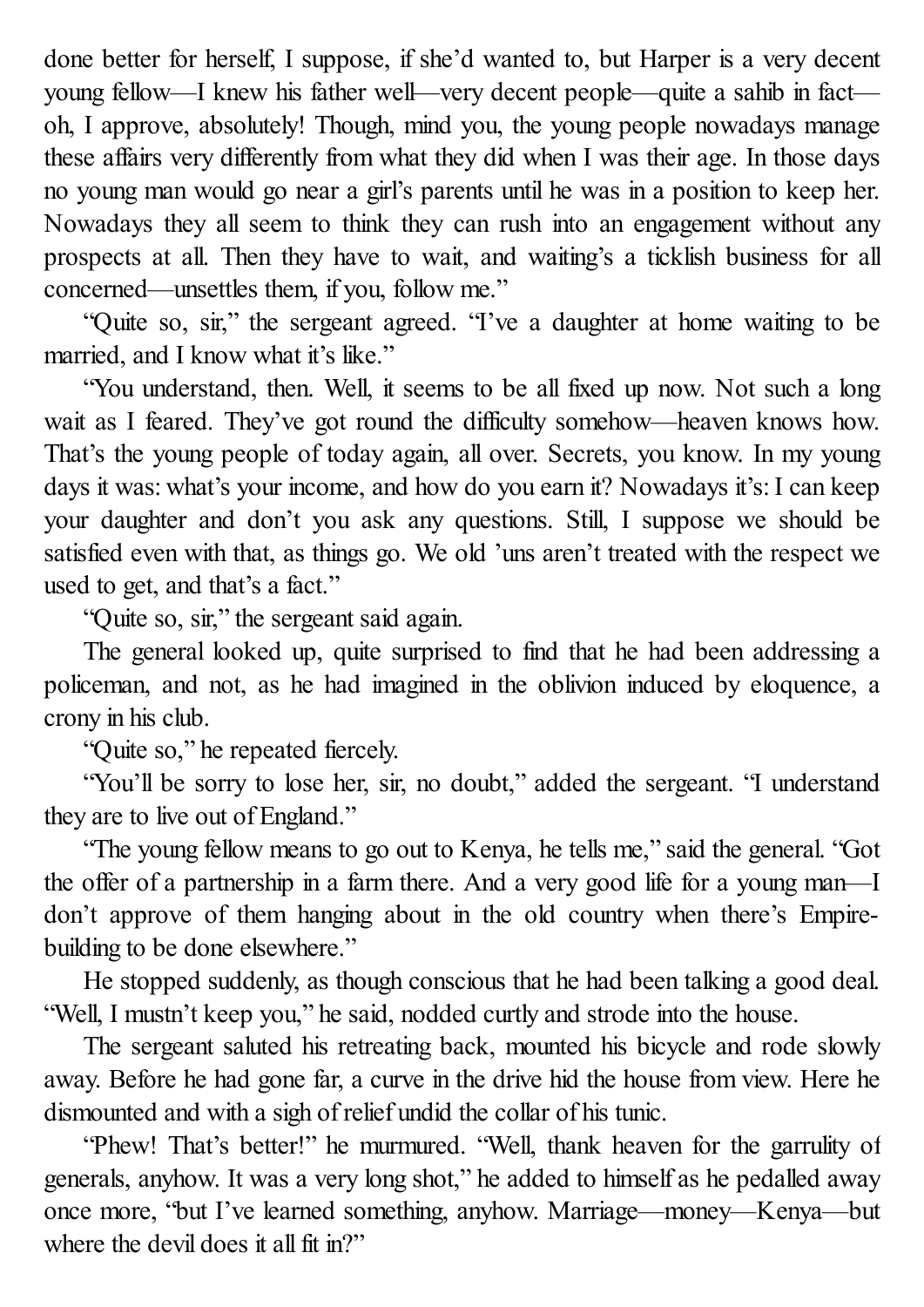done better for herself, I suppose, if she'd wanted to, but Harper is a very decent young fellow—I knew his father well—very decent people—quite a sahib in fact—oh, I approve, absolutely! Though, mind you, the young people nowadays manage these affairs very differently from what they did when I was their age. In those days no young man would go near a girl's parents until he was in a position to keep her. Nowadays they all seem to think they can rush into an engagement without any prospects at all. Then they have to wait, and waiting's a ticklish business for all concerned—unsettles them, if you, follow me."

"Quite so, sir," the sergeant agreed. "I've a daughter at home waiting to be married, and I know what it's like."

"You understand, then. Well, it seems to be all fixed up now. Not such a long wait as I feared. They've got round the difficulty somehow—heaven knows how. That's the young people of today again, all over. Secrets, you know. In my young days it was: what's your income, and how do you earn it? Nowadays it's: I can keep your daughter and don't you ask any questions. Still, I suppose we should be satisfied even with that, as things go. We old 'uns aren't treated with the respect we used to get, and that's a fact."

"Quite so, sir," the sergeant said again.

The general looked up, quite surprised to find that he had been addressing a policeman, and not, as he had imagined in the oblivion induced by eloquence, a crony in his club.

"Quite so," he repeated fiercely.

"You'll be sorry to lose her, sir, no doubt," added the sergeant. "I understand they are to live out of England."

"The young fellow means to go out to Kenya, he tells me," said the general. "Got the offer of a partnership in a farm there. And a very good life for a young man—I don't approve of them hanging about in the old country when there's Empire-building to be done elsewhere."

He stopped suddenly, as though conscious that he had been talking a good deal. "Well, I mustn't keep you," he said, nodded curtly and strode into the house.

The sergeant saluted his retreating back, mounted his bicycle and rode slowly away. Before he had gone far, a curve in the drive hid the house from view. Here he dismounted and with a sigh of relief undid the collar of his tunic.

"Phew! That's better!" he murmured. "Well, thank heaven for the garrulity of generals, anyhow. It was a very long shot," he added to himself as he pedalled away once more, "but I've learned something, anyhow. Marriage—money—Kenya—but where the devil does it all fit in?"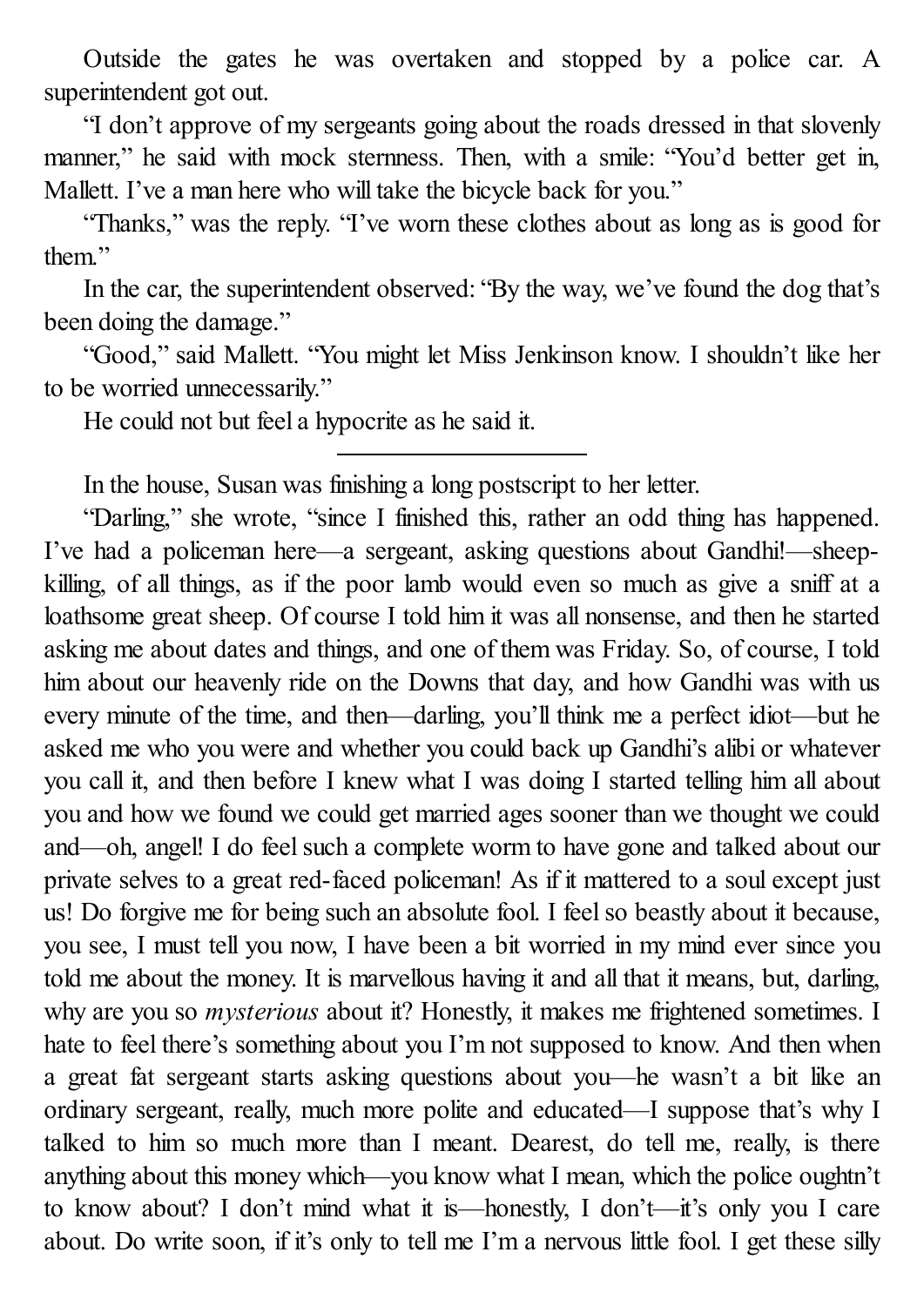Outside the gates he was overtaken and stopped by a police car. A superintendent got out.

"I don't approve of my sergeants going about the roads dressed in that slovenly manner," he said with mock sternness. Then, with a smile: "You'd better get in, Mallett. I've a man here who will take the bicycle back for you."

"Thanks," was the reply. "I've worn these clothes about as long as is good for them."

In the car, the superintendent observed: "By the way, we've found the dog that's been doing the damage."

"Good," said Mallett. "You might let Miss Jenkinson know. I shouldn't like her to be worried unnecessarily."

He could not but feel a hypocrite as he said it.

---

In the house, Susan was finishing a long postscript to her letter.

"Darling," she wrote, "since I finished this, rather an odd thing has happened. I've had a policeman here—a sergeant, asking questions about Gandhi!—sheep-killing, of all things, as if the poor lamb would even so much as give a sniff at a loathsome great sheep. Of course I told him it was all nonsense, and then he started asking me about dates and things, and one of them was Friday. So, of course, I told him about our heavenly ride on the Downs that day, and how Gandhi was with us every minute of the time, and then—darling, you'll think me a perfect idiot—but he asked me who you were and whether you could back up Gandhi's alibi or whatever you call it, and then before I knew what I was doing I started telling him all about you and how we found we could get married ages sooner than we thought we could and—oh, angel! I do feel such a complete worm to have gone and talked about our private selves to a great red-faced policeman! As if it mattered to a soul except just us! Do forgive me for being such an absolute fool. I feel so beastly about it because, you see, I must tell you now, I have been a bit worried in my mind ever since you told me about the money. It is marvellous having it and all that it means, but, darling, why are you so *mysterious* about it? Honestly, it makes me frightened sometimes. I hate to feel there's something about you I'm not supposed to know. And then when a great fat sergeant starts asking questions about you—he wasn't a bit like an ordinary sergeant, really, much more polite and educated—I suppose that's why I talked to him so much more than I meant. Dearest, do tell me, really, is there anything about this money which—you know what I mean, which the police oughtn't to know about? I don't mind what it is—honestly, I don't—it's only you I care about. Do write soon, if it's only to tell me I'm a nervous little fool. I get these silly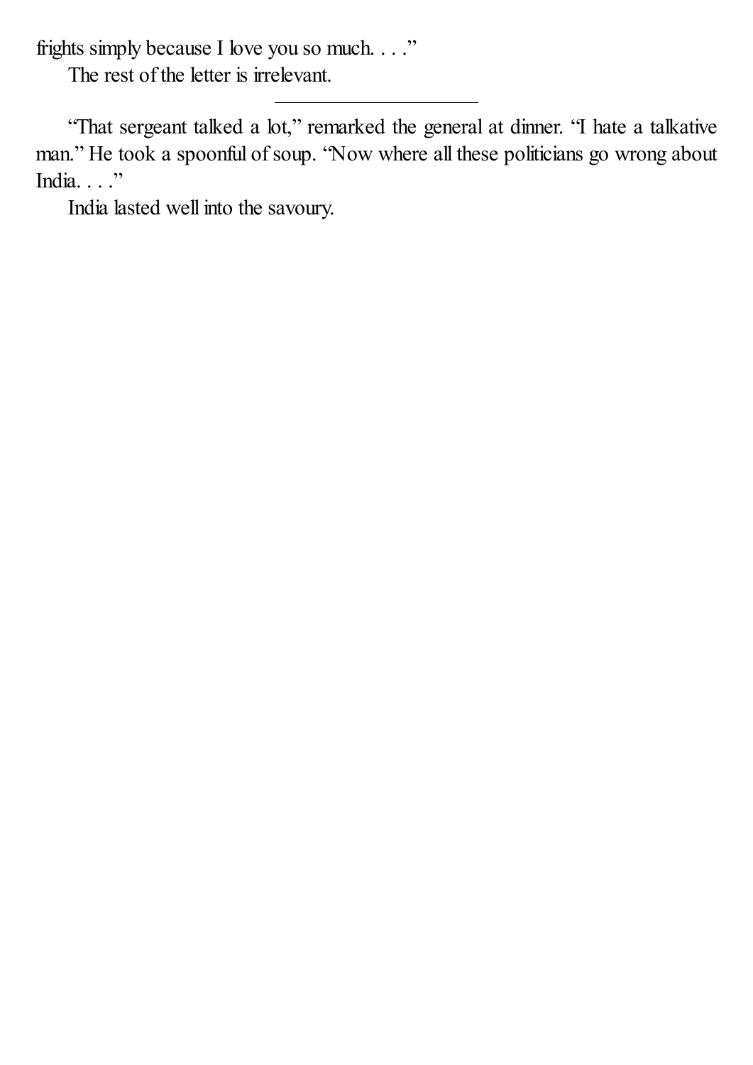frights simply because I love you so much. . . .”

The rest of the letter is irrelevant.

---

“That sergeant talked a lot,” remarked the general at dinner. “I hate a talkative man.” He took a spoonful of soup. “Now where all these politicians go wrong about India. . . .”

India lasted well into the savoury.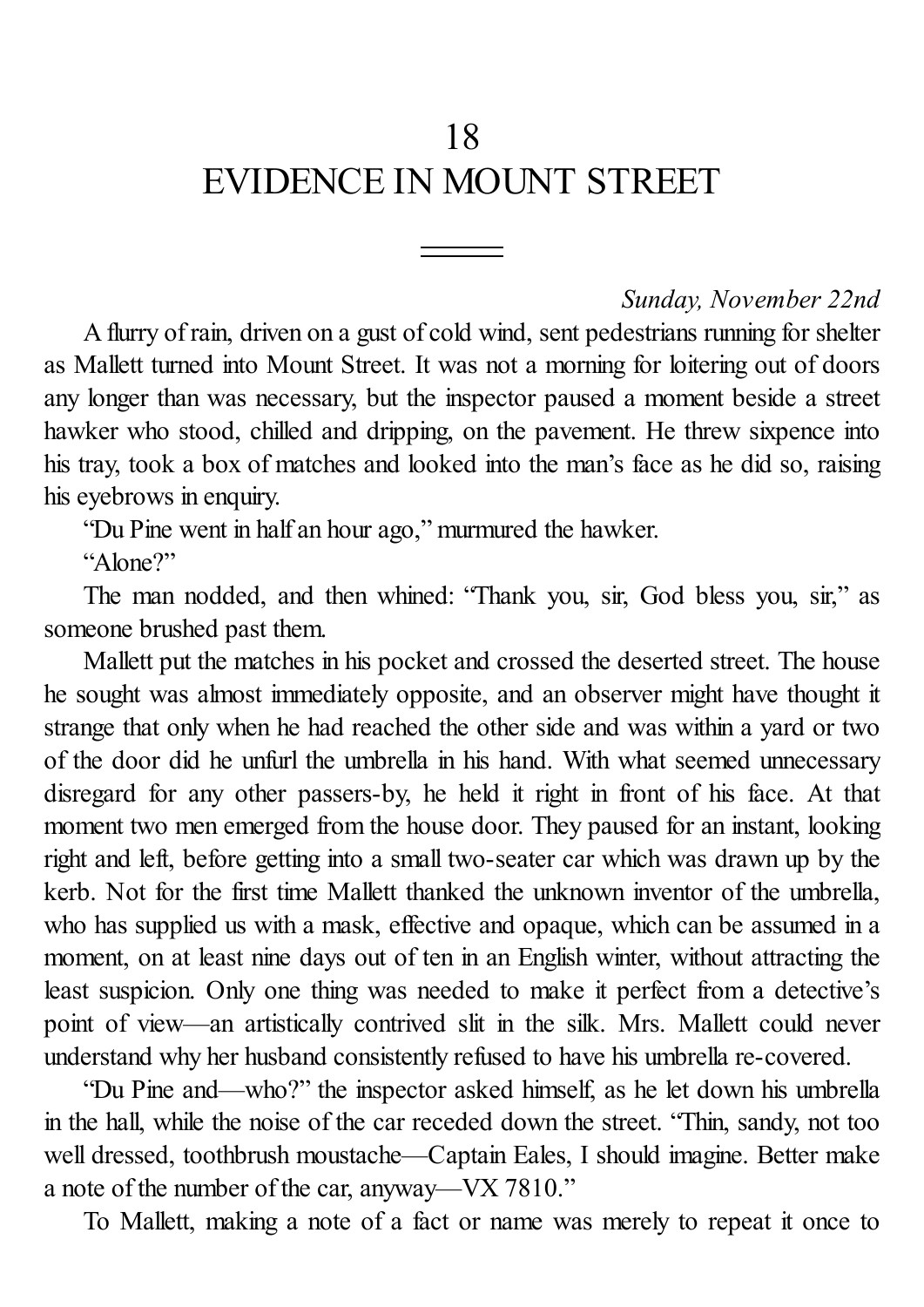# 18
# EVIDENCE IN MOUNT STREET

*Sunday, November 22nd*

A flurry of rain, driven on a gust of cold wind, sent pedestrians running for shelter as Mallett turned into Mount Street. It was not a morning for loitering out of doors any longer than was necessary, but the inspector paused a moment beside a street hawker who stood, chilled and dripping, on the pavement. He threw sixpence into his tray, took a box of matches and looked into the man's face as he did so, raising his eyebrows in enquiry.

"Du Pine went in half an hour ago," murmured the hawker.

"Alone?"

The man nodded, and then whined: "Thank you, sir, God bless you, sir," as someone brushed past them.

Mallett put the matches in his pocket and crossed the deserted street. The house he sought was almost immediately opposite, and an observer might have thought it strange that only when he had reached the other side and was within a yard or two of the door did he unfurl the umbrella in his hand. With what seemed unnecessary disregard for any other passers-by, he held it right in front of his face. At that moment two men emerged from the house door. They paused for an instant, looking right and left, before getting into a small two-seater car which was drawn up by the kerb. Not for the first time Mallett thanked the unknown inventor of the umbrella, who has supplied us with a mask, effective and opaque, which can be assumed in a moment, on at least nine days out of ten in an English winter, without attracting the least suspicion. Only one thing was needed to make it perfect from a detective's point of view—an artistically contrived slit in the silk. Mrs. Mallett could never understand why her husband consistently refused to have his umbrella re-covered.

"Du Pine and—who?" the inspector asked himself, as he let down his umbrella in the hall, while the noise of the car receded down the street. "Thin, sandy, not too well dressed, toothbrush moustache—Captain Eales, I should imagine. Better make a note of the number of the car, anyway—VX 7810."

To Mallett, making a note of a fact or name was merely to repeat it once to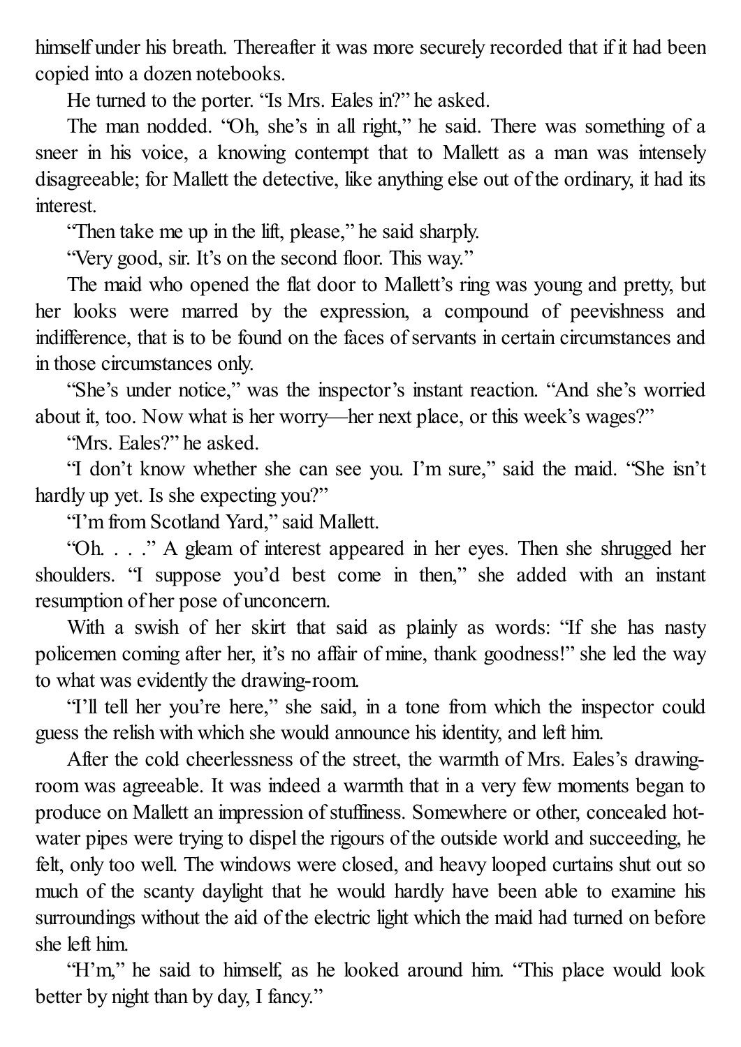himself under his breath. Thereafter it was more securely recorded that if it had been copied into a dozen notebooks.

He turned to the porter. "Is Mrs. Eales in?" he asked.

The man nodded. "Oh, she's in all right," he said. There was something of a sneer in his voice, a knowing contempt that to Mallett as a man was intensely disagreeable; for Mallett the detective, like anything else out of the ordinary, it had its interest.

"Then take me up in the lift, please," he said sharply.

"Very good, sir. It's on the second floor. This way."

The maid who opened the flat door to Mallett's ring was young and pretty, but her looks were marred by the expression, a compound of peevishness and indifference, that is to be found on the faces of servants in certain circumstances and in those circumstances only.

"She's under notice," was the inspector's instant reaction. "And she's worried about it, too. Now what is her worry—her next place, or this week's wages?"

"Mrs. Eales?" he asked.

"I don't know whether she can see you. I'm sure," said the maid. "She isn't hardly up yet. Is she expecting you?"

"I'm from Scotland Yard," said Mallett.

"Oh. . . ." A gleam of interest appeared in her eyes. Then she shrugged her shoulders. "I suppose you'd best come in then," she added with an instant resumption of her pose of unconcern.

With a swish of her skirt that said as plainly as words: "If she has nasty policemen coming after her, it's no affair of mine, thank goodness!" she led the way to what was evidently the drawing-room.

"I'll tell her you're here," she said, in a tone from which the inspector could guess the relish with which she would announce his identity, and left him.

After the cold cheerlessness of the street, the warmth of Mrs. Eales's drawing-room was agreeable. It was indeed a warmth that in a very few moments began to produce on Mallett an impression of stuffiness. Somewhere or other, concealed hot-water pipes were trying to dispel the rigours of the outside world and succeeding, he felt, only too well. The windows were closed, and heavy looped curtains shut out so much of the scanty daylight that he would hardly have been able to examine his surroundings without the aid of the electric light which the maid had turned on before she left him.

"H'm," he said to himself, as he looked around him. "This place would look better by night than by day, I fancy."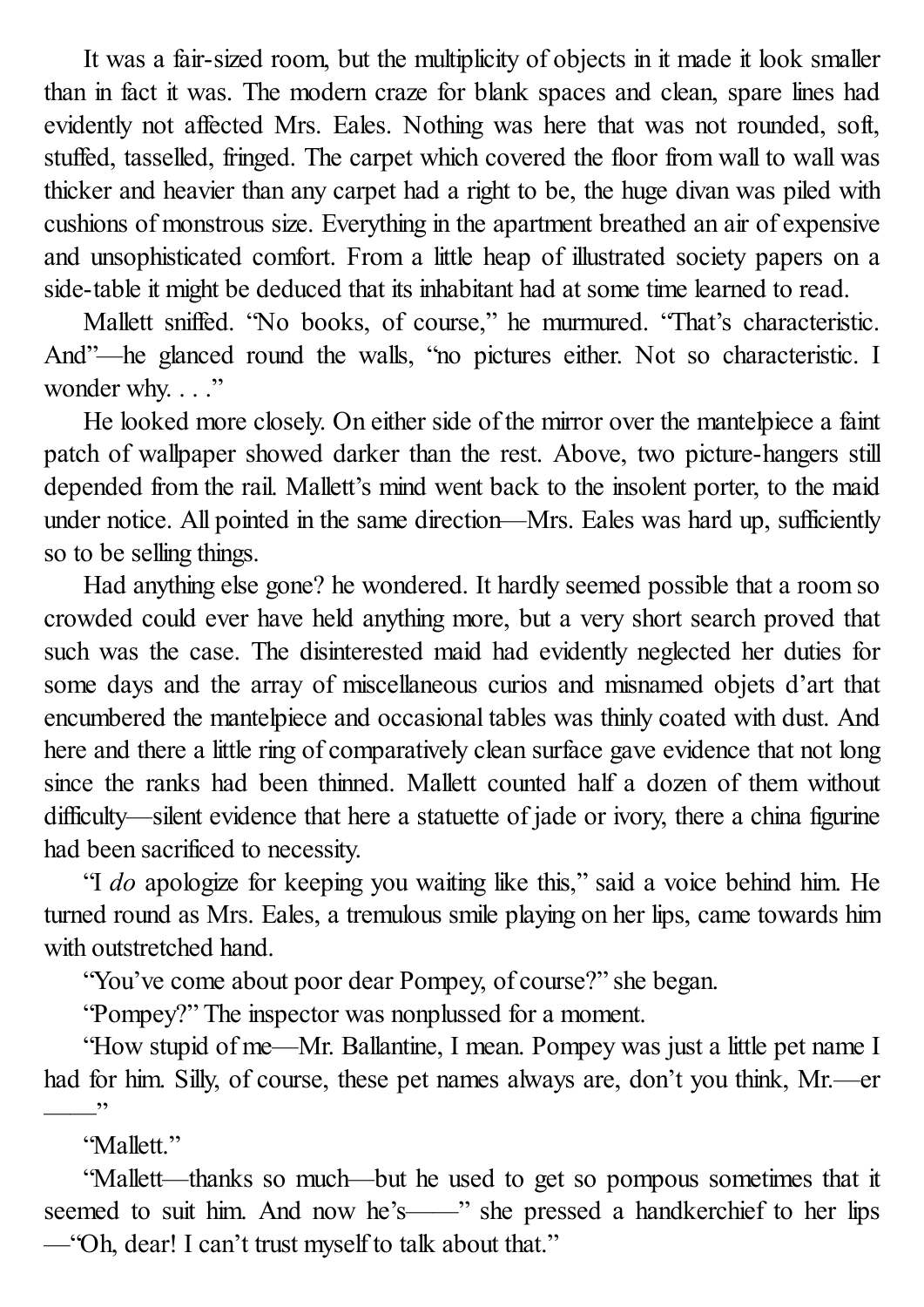It was a fair-sized room, but the multiplicity of objects in it made it look smaller than in fact it was. The modern craze for blank spaces and clean, spare lines had evidently not affected Mrs. Eales. Nothing was here that was not rounded, soft, stuffed, tasselled, fringed. The carpet which covered the floor from wall to wall was thicker and heavier than any carpet had a right to be, the huge divan was piled with cushions of monstrous size. Everything in the apartment breathed an air of expensive and unsophisticated comfort. From a little heap of illustrated society papers on a side-table it might be deduced that its inhabitant had at some time learned to read.

Mallett sniffed. "No books, of course," he murmured. "That's characteristic. And"—he glanced round the walls, "no pictures either. Not so characteristic. I wonder why. . . ."

He looked more closely. On either side of the mirror over the mantelpiece a faint patch of wallpaper showed darker than the rest. Above, two picture-hangers still depended from the rail. Mallett's mind went back to the insolent porter, to the maid under notice. All pointed in the same direction—Mrs. Eales was hard up, sufficiently so to be selling things.

Had anything else gone? he wondered. It hardly seemed possible that a room so crowded could ever have held anything more, but a very short search proved that such was the case. The disinterested maid had evidently neglected her duties for some days and the array of miscellaneous curios and misnamed objets d'art that encumbered the mantelpiece and occasional tables was thinly coated with dust. And here and there a little ring of comparatively clean surface gave evidence that not long since the ranks had been thinned. Mallett counted half a dozen of them without difficulty—silent evidence that here a statuette of jade or ivory, there a china figurine had been sacrificed to necessity.

"I *do* apologize for keeping you waiting like this," said a voice behind him. He turned round as Mrs. Eales, a tremulous smile playing on her lips, came towards him with outstretched hand.

"You've come about poor dear Pompey, of course?" she began.

"Pompey?" The inspector was nonplussed for a moment.

"How stupid of me—Mr. Ballantine, I mean. Pompey was just a little pet name I had for him. Silly, of course, these pet names always are, don't you think, Mr.—er ——"

"Mallett."

"Mallett—thanks so much—but he used to get so pompous sometimes that it seemed to suit him. And now he's——" she pressed a handkerchief to her lips —"Oh, dear! I can't trust myself to talk about that."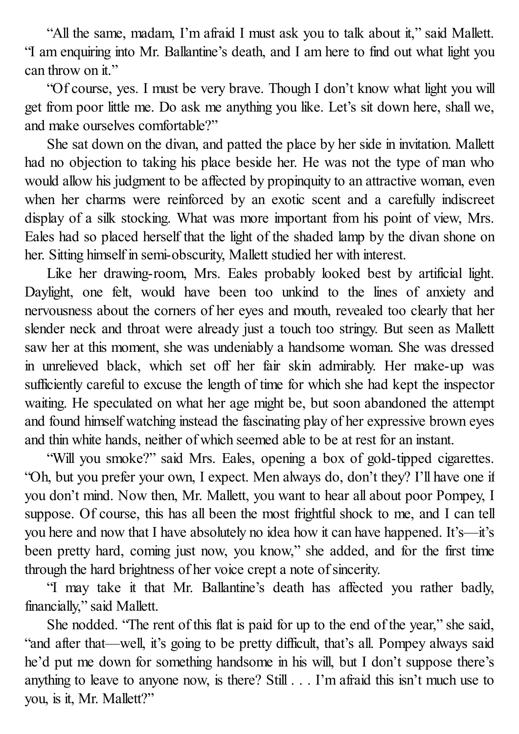"All the same, madam, I'm afraid I must ask you to talk about it," said Mallett. "I am enquiring into Mr. Ballantine's death, and I am here to find out what light you can throw on it."

"Of course, yes. I must be very brave. Though I don't know what light you will get from poor little me. Do ask me anything you like. Let's sit down here, shall we, and make ourselves comfortable?"

She sat down on the divan, and patted the place by her side in invitation. Mallett had no objection to taking his place beside her. He was not the type of man who would allow his judgment to be affected by propinquity to an attractive woman, even when her charms were reinforced by an exotic scent and a carefully indiscreet display of a silk stocking. What was more important from his point of view, Mrs. Eales had so placed herself that the light of the shaded lamp by the divan shone on her. Sitting himself in semi-obscurity, Mallett studied her with interest.

Like her drawing-room, Mrs. Eales probably looked best by artificial light. Daylight, one felt, would have been too unkind to the lines of anxiety and nervousness about the corners of her eyes and mouth, revealed too clearly that her slender neck and throat were already just a touch too stringy. But seen as Mallett saw her at this moment, she was undeniably a handsome woman. She was dressed in unrelieved black, which set off her fair skin admirably. Her make-up was sufficiently careful to excuse the length of time for which she had kept the inspector waiting. He speculated on what her age might be, but soon abandoned the attempt and found himself watching instead the fascinating play of her expressive brown eyes and thin white hands, neither of which seemed able to be at rest for an instant.

"Will you smoke?" said Mrs. Eales, opening a box of gold-tipped cigarettes. "Oh, but you prefer your own, I expect. Men always do, don't they? I'll have one if you don't mind. Now then, Mr. Mallett, you want to hear all about poor Pompey, I suppose. Of course, this has all been the most frightful shock to me, and I can tell you here and now that I have absolutely no idea how it can have happened. It's—it's been pretty hard, coming just now, you know," she added, and for the first time through the hard brightness of her voice crept a note of sincerity.

"I may take it that Mr. Ballantine's death has affected you rather badly, financially," said Mallett.

She nodded. "The rent of this flat is paid for up to the end of the year," she said, "and after that—well, it's going to be pretty difficult, that's all. Pompey always said he'd put me down for something handsome in his will, but I don't suppose there's anything to leave to anyone now, is there? Still . . . I'm afraid this isn't much use to you, is it, Mr. Mallett?"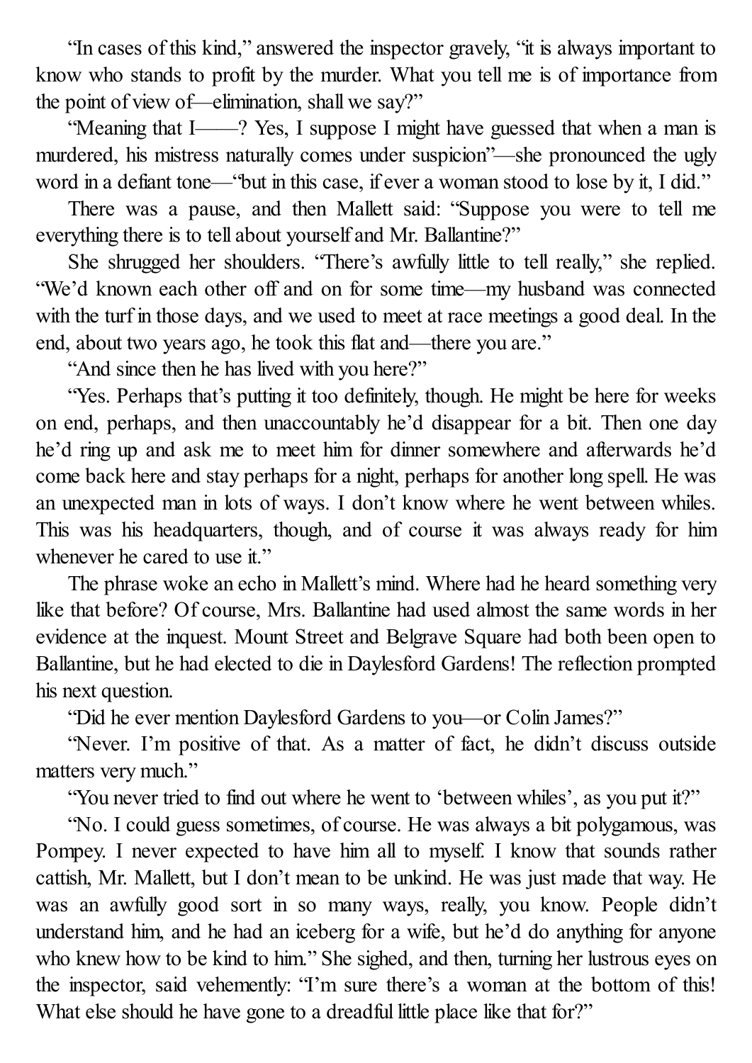"In cases of this kind," answered the inspector gravely, "it is always important to know who stands to profit by the murder. What you tell me is of importance from the point of view of—elimination, shall we say?"

"Meaning that I——? Yes, I suppose I might have guessed that when a man is murdered, his mistress naturally comes under suspicion"—she pronounced the ugly word in a defiant tone—"but in this case, if ever a woman stood to lose by it, I did."

There was a pause, and then Mallett said: "Suppose you were to tell me everything there is to tell about yourself and Mr. Ballantine?"

She shrugged her shoulders. "There's awfully little to tell really," she replied. "We'd known each other off and on for some time—my husband was connected with the turf in those days, and we used to meet at race meetings a good deal. In the end, about two years ago, he took this flat and—there you are."

"And since then he has lived with you here?"

"Yes. Perhaps that's putting it too definitely, though. He might be here for weeks on end, perhaps, and then unaccountably he'd disappear for a bit. Then one day he'd ring up and ask me to meet him for dinner somewhere and afterwards he'd come back here and stay perhaps for a night, perhaps for another long spell. He was an unexpected man in lots of ways. I don't know where he went between whiles. This was his headquarters, though, and of course it was always ready for him whenever he cared to use it."

The phrase woke an echo in Mallett's mind. Where had he heard something very like that before? Of course, Mrs. Ballantine had used almost the same words in her evidence at the inquest. Mount Street and Belgrave Square had both been open to Ballantine, but he had elected to die in Daylesford Gardens! The reflection prompted his next question.

"Did he ever mention Daylesford Gardens to you—or Colin James?"

"Never. I'm positive of that. As a matter of fact, he didn't discuss outside matters very much."

"You never tried to find out where he went to 'between whiles', as you put it?"

"No. I could guess sometimes, of course. He was always a bit polygamous, was Pompey. I never expected to have him all to myself. I know that sounds rather cattish, Mr. Mallett, but I don't mean to be unkind. He was just made that way. He was an awfully good sort in so many ways, really, you know. People didn't understand him, and he had an iceberg for a wife, but he'd do anything for anyone who knew how to be kind to him." She sighed, and then, turning her lustrous eyes on the inspector, said vehemently: "I'm sure there's a woman at the bottom of this! What else should he have gone to a dreadful little place like that for?"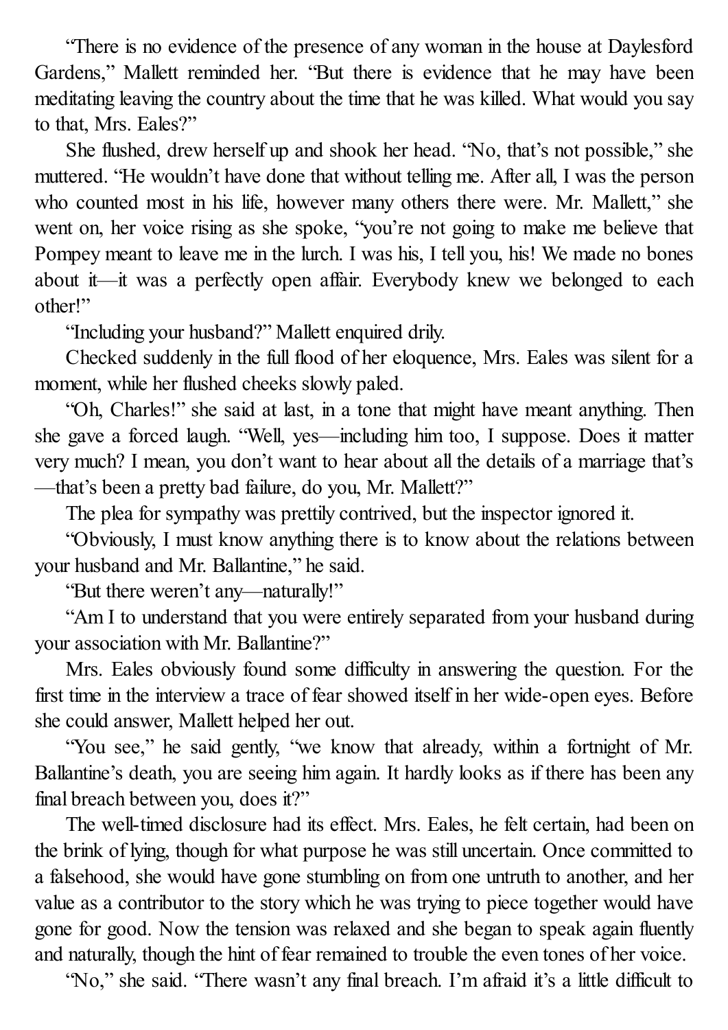"There is no evidence of the presence of any woman in the house at Daylesford Gardens," Mallett reminded her. "But there is evidence that he may have been meditating leaving the country about the time that he was killed. What would you say to that, Mrs. Eales?"

She flushed, drew herself up and shook her head. "No, that's not possible," she muttered. "He wouldn't have done that without telling me. After all, I was the person who counted most in his life, however many others there were. Mr. Mallett," she went on, her voice rising as she spoke, "you're not going to make me believe that Pompey meant to leave me in the lurch. I was his, I tell you, his! We made no bones about it—it was a perfectly open affair. Everybody knew we belonged to each other!"

"Including your husband?" Mallett enquired drily.

Checked suddenly in the full flood of her eloquence, Mrs. Eales was silent for a moment, while her flushed cheeks slowly paled.

"Oh, Charles!" she said at last, in a tone that might have meant anything. Then she gave a forced laugh. "Well, yes—including him too, I suppose. Does it matter very much? I mean, you don't want to hear about all the details of a marriage that's—that's been a pretty bad failure, do you, Mr. Mallett?"

The plea for sympathy was prettily contrived, but the inspector ignored it.

"Obviously, I must know anything there is to know about the relations between your husband and Mr. Ballantine," he said.

"But there weren't any—naturally!"

"Am I to understand that you were entirely separated from your husband during your association with Mr. Ballantine?"

Mrs. Eales obviously found some difficulty in answering the question. For the first time in the interview a trace of fear showed itself in her wide-open eyes. Before she could answer, Mallett helped her out.

"You see," he said gently, "we know that already, within a fortnight of Mr. Ballantine's death, you are seeing him again. It hardly looks as if there has been any final breach between you, does it?"

The well-timed disclosure had its effect. Mrs. Eales, he felt certain, had been on the brink of lying, though for what purpose he was still uncertain. Once committed to a falsehood, she would have gone stumbling on from one untruth to another, and her value as a contributor to the story which he was trying to piece together would have gone for good. Now the tension was relaxed and she began to speak again fluently and naturally, though the hint of fear remained to trouble the even tones of her voice.

"No," she said. "There wasn't any final breach. I'm afraid it's a little difficult to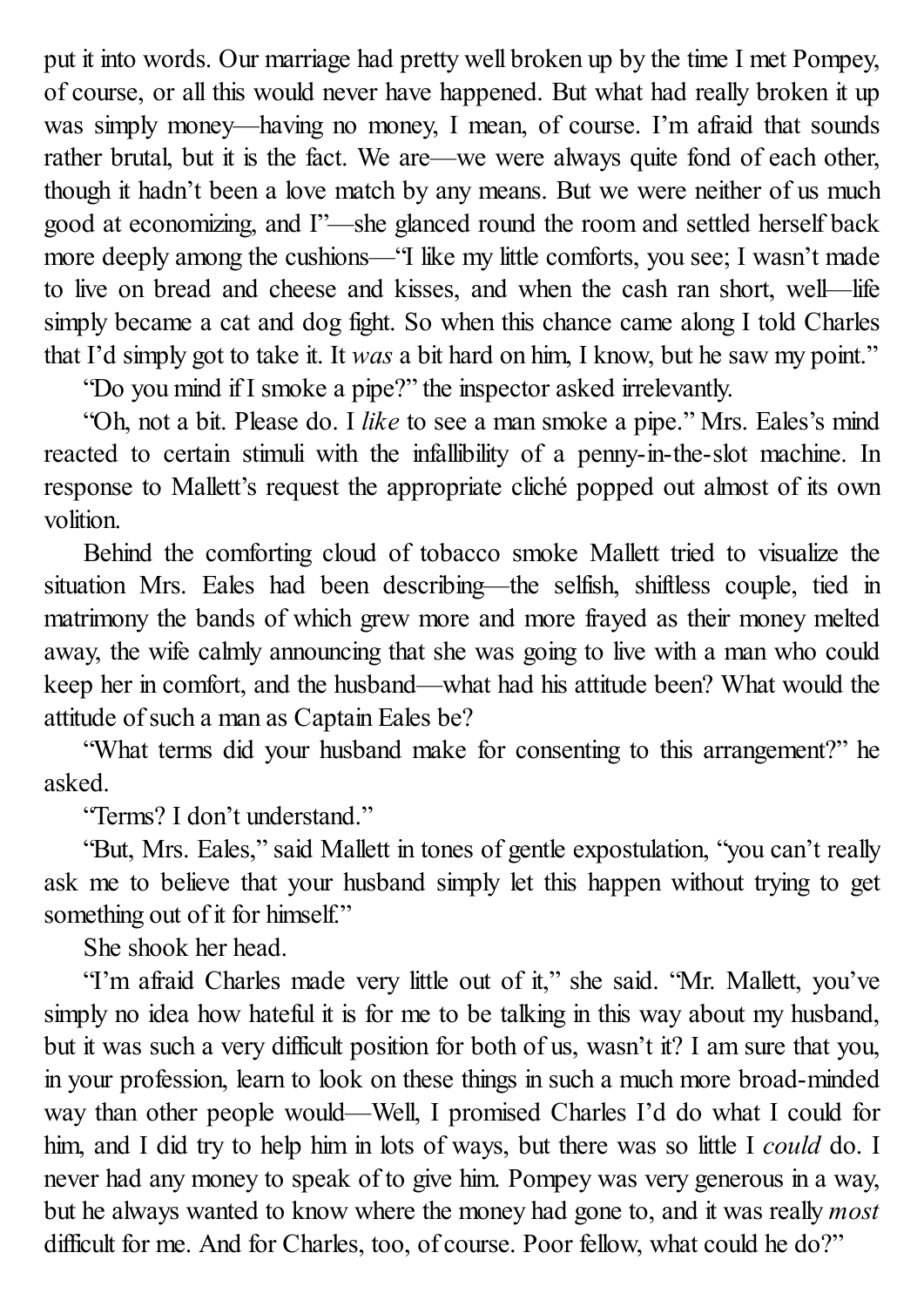put it into words. Our marriage had pretty well broken up by the time I met Pompey, of course, or all this would never have happened. But what had really broken it up was simply money—having no money, I mean, of course. I'm afraid that sounds rather brutal, but it is the fact. We are—we were always quite fond of each other, though it hadn't been a love match by any means. But we were neither of us much good at economizing, and I"—she glanced round the room and settled herself back more deeply among the cushions—"I like my little comforts, you see; I wasn't made to live on bread and cheese and kisses, and when the cash ran short, well—life simply became a cat and dog fight. So when this chance came along I told Charles that I'd simply got to take it. It *was* a bit hard on him, I know, but he saw my point."

"Do you mind if I smoke a pipe?" the inspector asked irrelevantly.

"Oh, not a bit. Please do. I *like* to see a man smoke a pipe." Mrs. Eales's mind reacted to certain stimuli with the infallibility of a penny-in-the-slot machine. In response to Mallett's request the appropriate cliché popped out almost of its own volition.

Behind the comforting cloud of tobacco smoke Mallett tried to visualize the situation Mrs. Eales had been describing—the selfish, shiftless couple, tied in matrimony the bands of which grew more and more frayed as their money melted away, the wife calmly announcing that she was going to live with a man who could keep her in comfort, and the husband—what had his attitude been? What would the attitude of such a man as Captain Eales be?

"What terms did your husband make for consenting to this arrangement?" he asked.

"Terms? I don't understand."

"But, Mrs. Eales," said Mallett in tones of gentle expostulation, "you can't really ask me to believe that your husband simply let this happen without trying to get something out of it for himself."

She shook her head.

"I'm afraid Charles made very little out of it," she said. "Mr. Mallett, you've simply no idea how hateful it is for me to be talking in this way about my husband, but it was such a very difficult position for both of us, wasn't it? I am sure that you, in your profession, learn to look on these things in such a much more broad-minded way than other people would—Well, I promised Charles I'd do what I could for him, and I did try to help him in lots of ways, but there was so little I *could* do. I never had any money to speak of to give him. Pompey was very generous in a way, but he always wanted to know where the money had gone to, and it was really *most* difficult for me. And for Charles, too, of course. Poor fellow, what could he do?"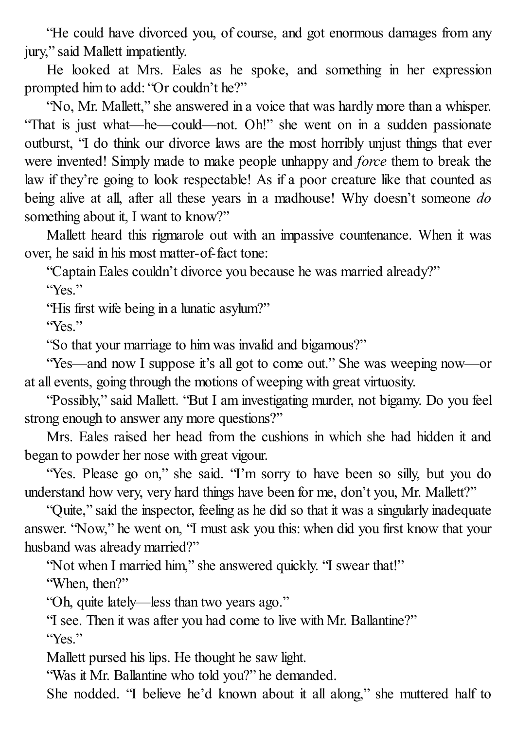"He could have divorced you, of course, and got enormous damages from any jury," said Mallett impatiently.

He looked at Mrs. Eales as he spoke, and something in her expression prompted him to add: "Or couldn't he?"

"No, Mr. Mallett," she answered in a voice that was hardly more than a whisper. "That is just what—he—could—not. Oh!" she went on in a sudden passionate outburst, "I do think our divorce laws are the most horribly unjust things that ever were invented! Simply made to make people unhappy and *force* them to break the law if they're going to look respectable! As if a poor creature like that counted as being alive at all, after all these years in a madhouse! Why doesn't someone *do* something about it, I want to know?"

Mallett heard this rigmarole out with an impassive countenance. When it was over, he said in his most matter-of-fact tone:

"Captain Eales couldn't divorce you because he was married already?"

"Yes."

"His first wife being in a lunatic asylum?"

"Yes."

"So that your marriage to him was invalid and bigamous?"

"Yes—and now I suppose it's all got to come out." She was weeping now—or at all events, going through the motions of weeping with great virtuosity.

"Possibly," said Mallett. "But I am investigating murder, not bigamy. Do you feel strong enough to answer any more questions?"

Mrs. Eales raised her head from the cushions in which she had hidden it and began to powder her nose with great vigour.

"Yes. Please go on," she said. "I'm sorry to have been so silly, but you do understand how very, very hard things have been for me, don't you, Mr. Mallett?"

"Quite," said the inspector, feeling as he did so that it was a singularly inadequate answer. "Now," he went on, "I must ask you this: when did you first know that your husband was already married?"

"Not when I married him," she answered quickly. "I swear that!"

"When, then?"

"Oh, quite lately—less than two years ago."

"I see. Then it was after you had come to live with Mr. Ballantine?"

"Yes."

Mallett pursed his lips. He thought he saw light.

"Was it Mr. Ballantine who told you?" he demanded.

She nodded. "I believe he'd known about it all along," she muttered half to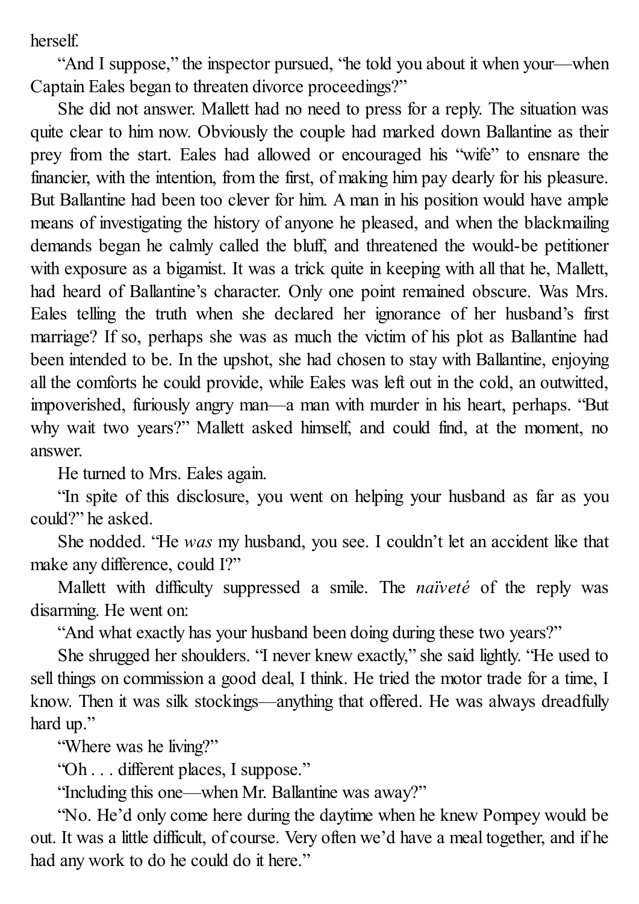herself.

"And I suppose," the inspector pursued, "he told you about it when your—when Captain Eales began to threaten divorce proceedings?"

She did not answer. Mallett had no need to press for a reply. The situation was quite clear to him now. Obviously the couple had marked down Ballantine as their prey from the start. Eales had allowed or encouraged his "wife" to ensnare the financier, with the intention, from the first, of making him pay dearly for his pleasure. But Ballantine had been too clever for him. A man in his position would have ample means of investigating the history of anyone he pleased, and when the blackmailing demands began he calmly called the bluff, and threatened the would-be petitioner with exposure as a bigamist. It was a trick quite in keeping with all that he, Mallett, had heard of Ballantine's character. Only one point remained obscure. Was Mrs. Eales telling the truth when she declared her ignorance of her husband's first marriage? If so, perhaps she was as much the victim of his plot as Ballantine had been intended to be. In the upshot, she had chosen to stay with Ballantine, enjoying all the comforts he could provide, while Eales was left out in the cold, an outwitted, impoverished, furiously angry man—a man with murder in his heart, perhaps. "But why wait two years?" Mallett asked himself, and could find, at the moment, no answer.

He turned to Mrs. Eales again.

"In spite of this disclosure, you went on helping your husband as far as you could?" he asked.

She nodded. "He *was* my husband, you see. I couldn't let an accident like that make any difference, could I?"

Mallett with difficulty suppressed a smile. The *naïveté* of the reply was disarming. He went on:

"And what exactly has your husband been doing during these two years?"

She shrugged her shoulders. "I never knew exactly," she said lightly. "He used to sell things on commission a good deal, I think. He tried the motor trade for a time, I know. Then it was silk stockings—anything that offered. He was always dreadfully hard up."

"Where was he living?"

"Oh . . . different places, I suppose."

"Including this one—when Mr. Ballantine was away?"

"No. He'd only come here during the daytime when he knew Pompey would be out. It was a little difficult, of course. Very often we'd have a meal together, and if he had any work to do he could do it here."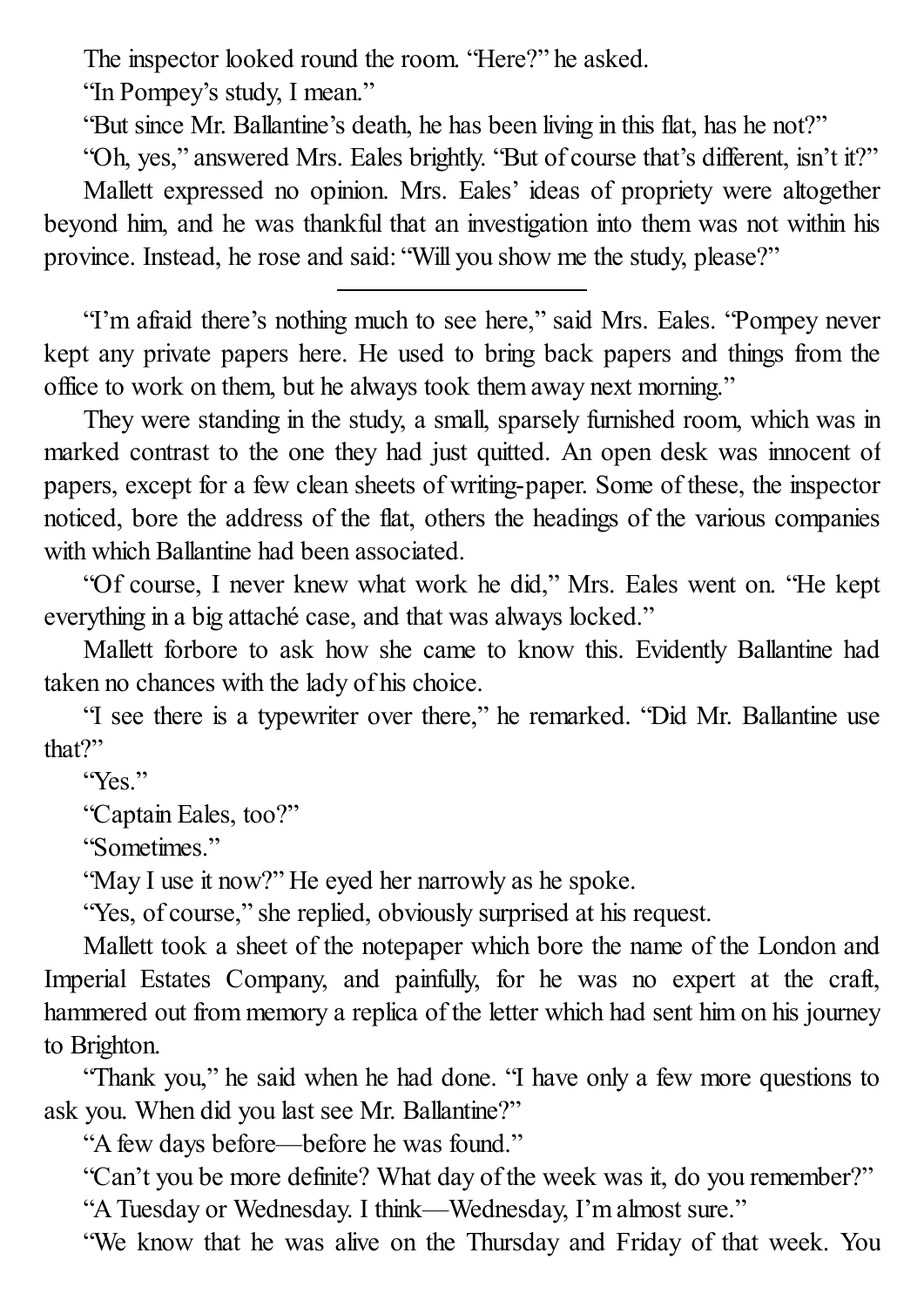The inspector looked round the room. "Here?" he asked.

"In Pompey's study, I mean."

"But since Mr. Ballantine's death, he has been living in this flat, has he not?"

"Oh, yes," answered Mrs. Eales brightly. "But of course that's different, isn't it?"

Mallett expressed no opinion. Mrs. Eales' ideas of propriety were altogether beyond him, and he was thankful that an investigation into them was not within his province. Instead, he rose and said: "Will you show me the study, please?"

---

"I'm afraid there's nothing much to see here," said Mrs. Eales. "Pompey never kept any private papers here. He used to bring back papers and things from the office to work on them, but he always took them away next morning."

They were standing in the study, a small, sparsely furnished room, which was in marked contrast to the one they had just quitted. An open desk was innocent of papers, except for a few clean sheets of writing-paper. Some of these, the inspector noticed, bore the address of the flat, others the headings of the various companies with which Ballantine had been associated.

"Of course, I never knew what work he did," Mrs. Eales went on. "He kept everything in a big attaché case, and that was always locked."

Mallett forbore to ask how she came to know this. Evidently Ballantine had taken no chances with the lady of his choice.

"I see there is a typewriter over there," he remarked. "Did Mr. Ballantine use that?"

"Yes."

"Captain Eales, too?"

"Sometimes."

"May I use it now?" He eyed her narrowly as he spoke.

"Yes, of course," she replied, obviously surprised at his request.

Mallett took a sheet of the notepaper which bore the name of the London and Imperial Estates Company, and painfully, for he was no expert at the craft, hammered out from memory a replica of the letter which had sent him on his journey to Brighton.

"Thank you," he said when he had done. "I have only a few more questions to ask you. When did you last see Mr. Ballantine?"

"A few days before—before he was found."

"Can't you be more definite? What day of the week was it, do you remember?"

"A Tuesday or Wednesday. I think—Wednesday, I'm almost sure."

"We know that he was alive on the Thursday and Friday of that week. You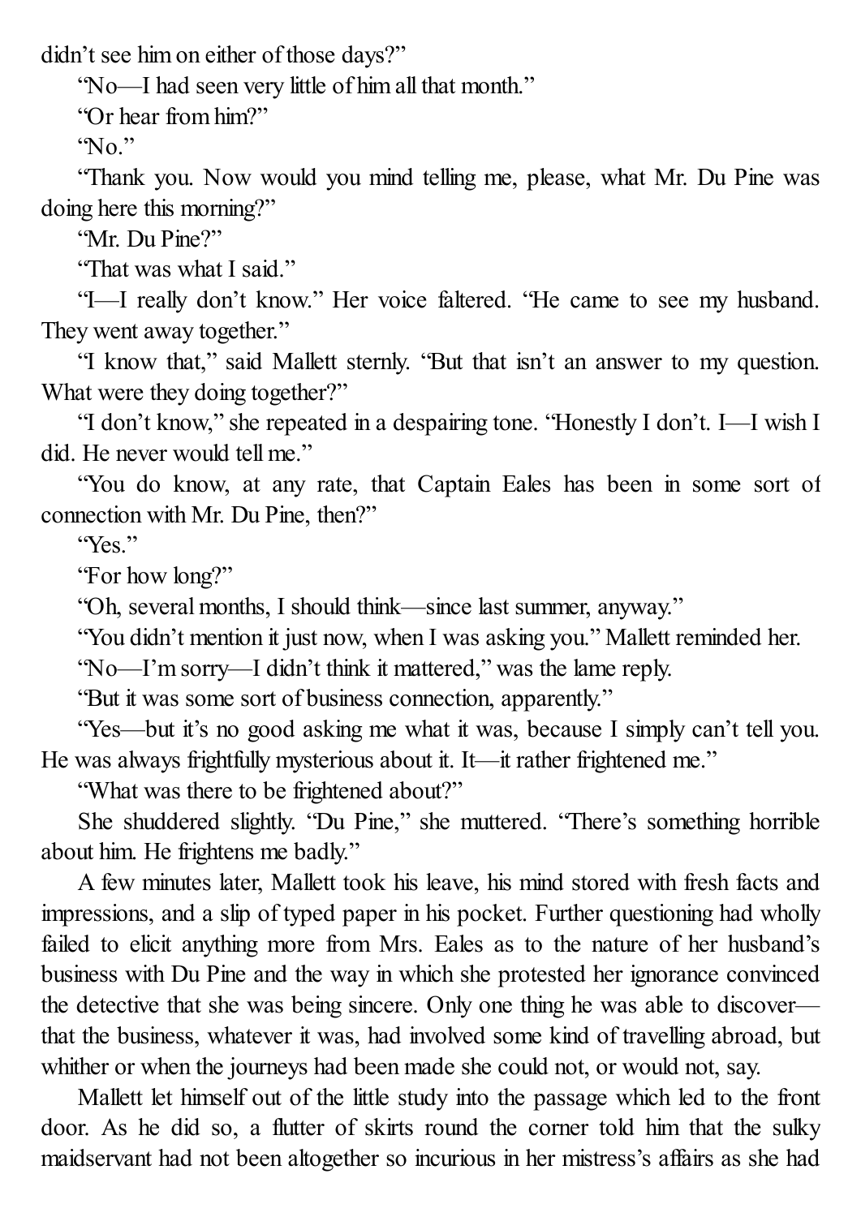didn't see him on either of those days?"

"No—I had seen very little of him all that month."

"Or hear from him?"

"No."

"Thank you. Now would you mind telling me, please, what Mr. Du Pine was doing here this morning?"

"Mr. Du Pine?"

"That was what I said."

"I—I really don't know." Her voice faltered. "He came to see my husband. They went away together."

"I know that," said Mallett sternly. "But that isn't an answer to my question. What were they doing together?"

"I don't know," she repeated in a despairing tone. "Honestly I don't. I—I wish I did. He never would tell me."

"You do know, at any rate, that Captain Eales has been in some sort of connection with Mr. Du Pine, then?"

"Yes."

"For how long?"

"Oh, several months, I should think—since last summer, anyway."

"You didn't mention it just now, when I was asking you." Mallett reminded her.

"No—I'm sorry—I didn't think it mattered," was the lame reply.

"But it was some sort of business connection, apparently."

"Yes—but it's no good asking me what it was, because I simply can't tell you. He was always frightfully mysterious about it. It—it rather frightened me."

"What was there to be frightened about?"

She shuddered slightly. "Du Pine," she muttered. "There's something horrible about him. He frightens me badly."

A few minutes later, Mallett took his leave, his mind stored with fresh facts and impressions, and a slip of typed paper in his pocket. Further questioning had wholly failed to elicit anything more from Mrs. Eales as to the nature of her husband's business with Du Pine and the way in which she protested her ignorance convinced the detective that she was being sincere. Only one thing he was able to discover—that the business, whatever it was, had involved some kind of travelling abroad, but whither or when the journeys had been made she could not, or would not, say.

Mallett let himself out of the little study into the passage which led to the front door. As he did so, a flutter of skirts round the corner told him that the sulky maidservant had not been altogether so incurious in her mistress's affairs as she had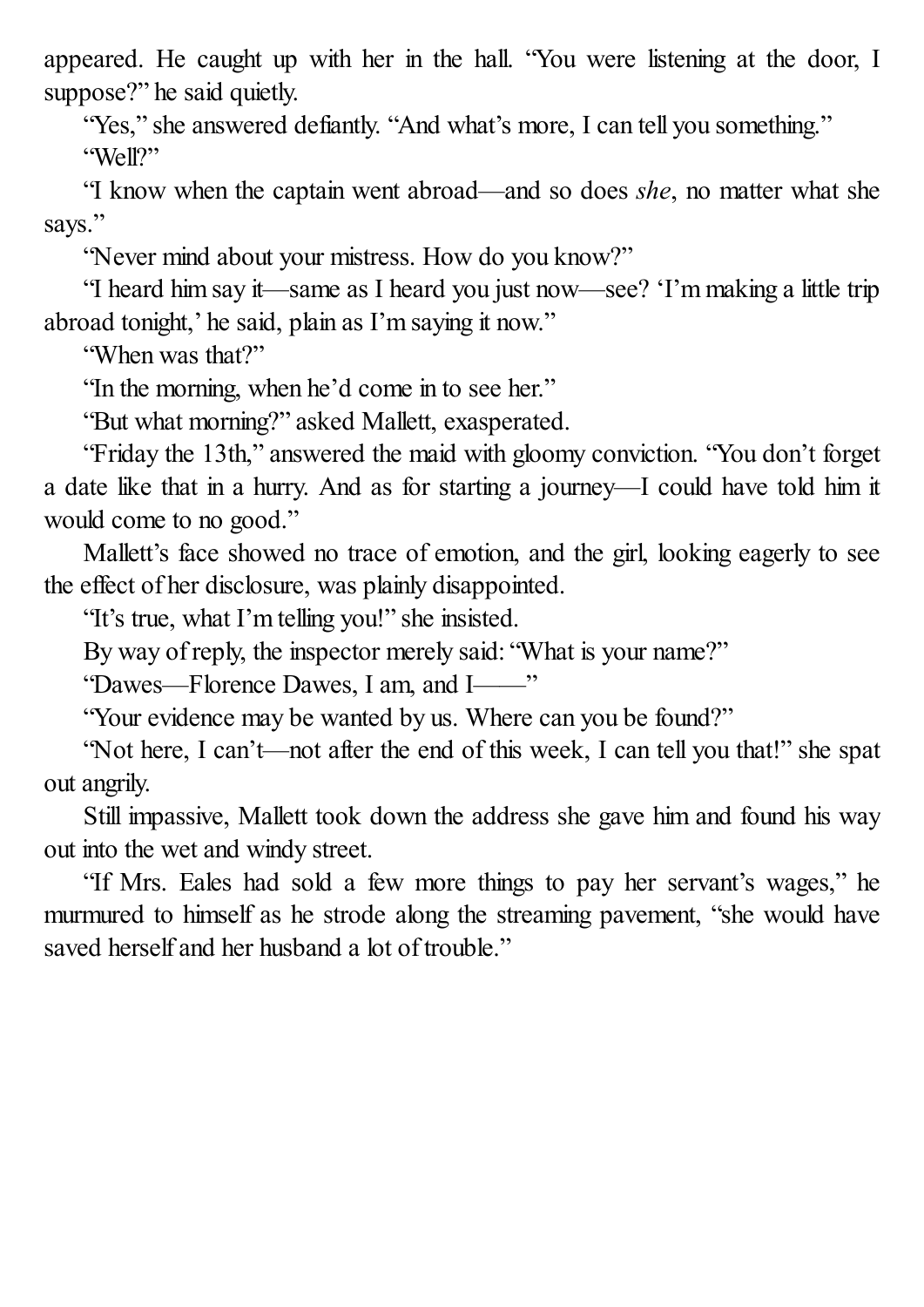appeared. He caught up with her in the hall. "You were listening at the door, I suppose?" he said quietly.

"Yes," she answered defiantly. "And what's more, I can tell you something."

"Well?"

"I know when the captain went abroad—and so does *she*, no matter what she says."

"Never mind about your mistress. How do you know?"

"I heard him say it—same as I heard you just now—see? 'I'm making a little trip abroad tonight,' he said, plain as I'm saying it now."

"When was that?"

"In the morning, when he'd come in to see her."

"But what morning?" asked Mallett, exasperated.

"Friday the 13th," answered the maid with gloomy conviction. "You don't forget a date like that in a hurry. And as for starting a journey—I could have told him it would come to no good."

Mallett's face showed no trace of emotion, and the girl, looking eagerly to see the effect of her disclosure, was plainly disappointed.

"It's true, what I'm telling you!" she insisted.

By way of reply, the inspector merely said: "What is your name?"

"Dawes—Florence Dawes, I am, and I——"

"Your evidence may be wanted by us. Where can you be found?"

"Not here, I can't—not after the end of this week, I can tell you that!" she spat out angrily.

Still impassive, Mallett took down the address she gave him and found his way out into the wet and windy street.

"If Mrs. Eales had sold a few more things to pay her servant's wages," he murmured to himself as he strode along the streaming pavement, "she would have saved herself and her husband a lot of trouble."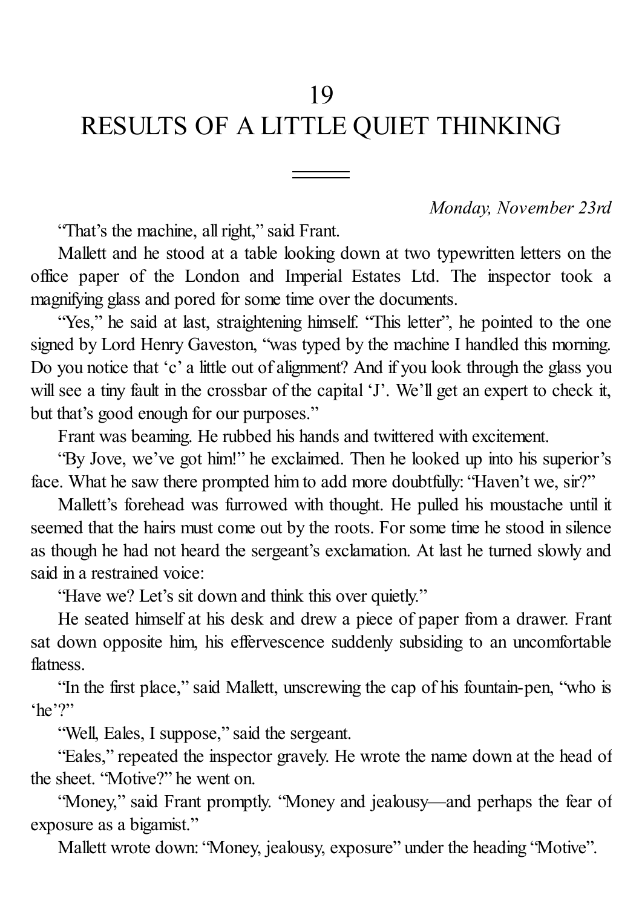# 19
# RESULTS OF A LITTLE QUIET THINKING

*Monday, November 23rd*

"That's the machine, all right," said Frant.

Mallett and he stood at a table looking down at two typewritten letters on the office paper of the London and Imperial Estates Ltd. The inspector took a magnifying glass and pored for some time over the documents.

"Yes," he said at last, straightening himself. "This letter", he pointed to the one signed by Lord Henry Gaveston, "was typed by the machine I handled this morning. Do you notice that 'c' a little out of alignment? And if you look through the glass you will see a tiny fault in the crossbar of the capital 'J'. We'll get an expert to check it, but that's good enough for our purposes."

Frant was beaming. He rubbed his hands and twittered with excitement.

"By Jove, we've got him!" he exclaimed. Then he looked up into his superior's face. What he saw there prompted him to add more doubtfully: "Haven't we, sir?"

Mallett's forehead was furrowed with thought. He pulled his moustache until it seemed that the hairs must come out by the roots. For some time he stood in silence as though he had not heard the sergeant's exclamation. At last he turned slowly and said in a restrained voice:

"Have we? Let's sit down and think this over quietly."

He seated himself at his desk and drew a piece of paper from a drawer. Frant sat down opposite him, his effervescence suddenly subsiding to an uncomfortable flatness.

"In the first place," said Mallett, unscrewing the cap of his fountain-pen, "who is 'he'?"

"Well, Eales, I suppose," said the sergeant.

"Eales," repeated the inspector gravely. He wrote the name down at the head of the sheet. "Motive?" he went on.

"Money," said Frant promptly. "Money and jealousy—and perhaps the fear of exposure as a bigamist."

Mallett wrote down: "Money, jealousy, exposure" under the heading "Motive".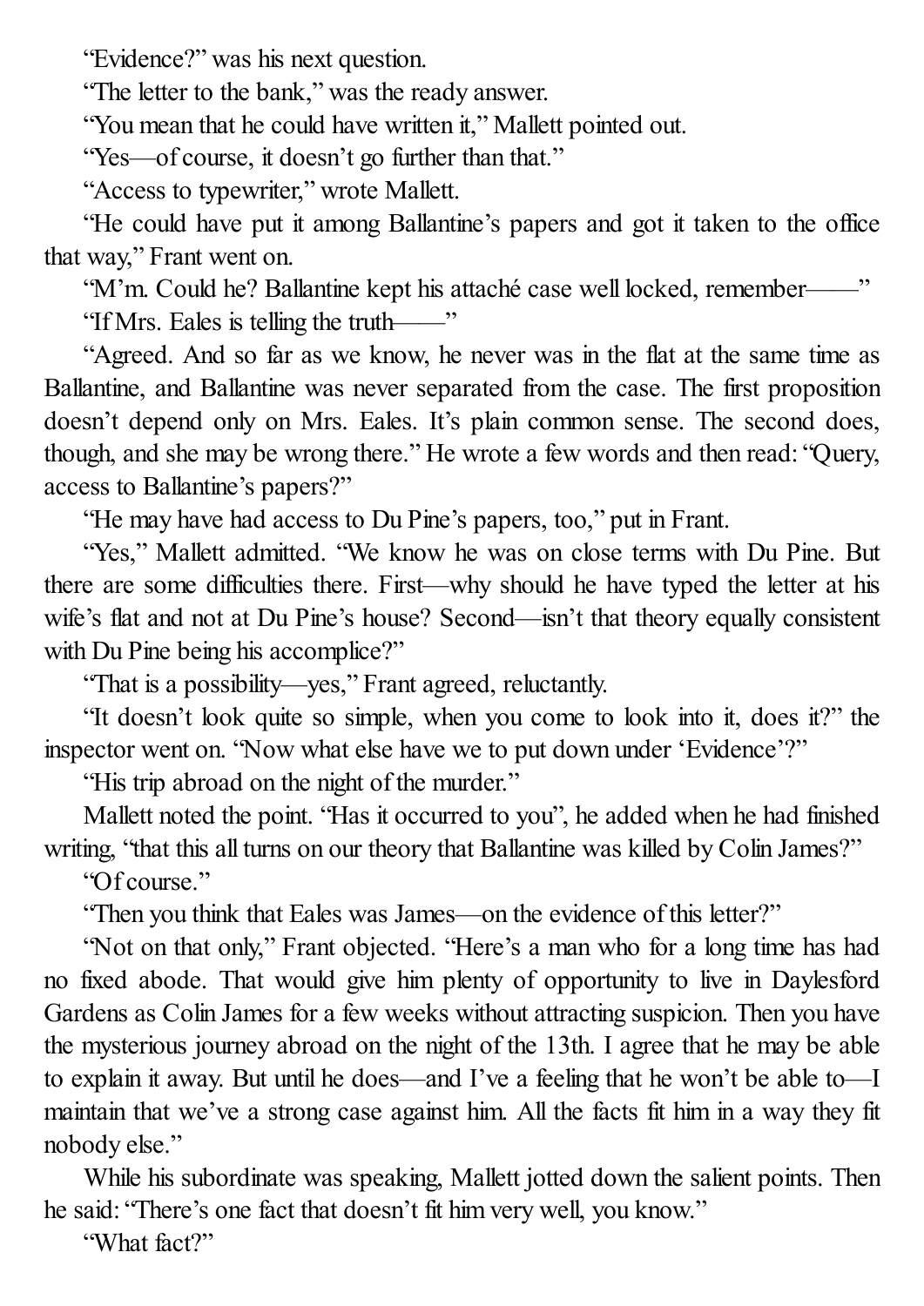"Evidence?" was his next question.

"The letter to the bank," was the ready answer.

"You mean that he could have written it," Mallett pointed out.

"Yes—of course, it doesn't go further than that."

"Access to typewriter," wrote Mallett.

"He could have put it among Ballantine's papers and got it taken to the office that way," Frant went on.

"M'm. Could he? Ballantine kept his attaché case well locked, remember——"

"If Mrs. Eales is telling the truth——"

"Agreed. And so far as we know, he never was in the flat at the same time as Ballantine, and Ballantine was never separated from the case. The first proposition doesn't depend only on Mrs. Eales. It's plain common sense. The second does, though, and she may be wrong there." He wrote a few words and then read: "Query, access to Ballantine's papers?"

"He may have had access to Du Pine's papers, too," put in Frant.

"Yes," Mallett admitted. "We know he was on close terms with Du Pine. But there are some difficulties there. First—why should he have typed the letter at his wife's flat and not at Du Pine's house? Second—isn't that theory equally consistent with Du Pine being his accomplice?"

"That is a possibility—yes," Frant agreed, reluctantly.

"It doesn't look quite so simple, when you come to look into it, does it?" the inspector went on. "Now what else have we to put down under 'Evidence'?"

"His trip abroad on the night of the murder."

Mallett noted the point. "Has it occurred to you", he added when he had finished writing, "that this all turns on our theory that Ballantine was killed by Colin James?"

"Of course."

"Then you think that Eales was James—on the evidence of this letter?"

"Not on that only," Frant objected. "Here's a man who for a long time has had no fixed abode. That would give him plenty of opportunity to live in Daylesford Gardens as Colin James for a few weeks without attracting suspicion. Then you have the mysterious journey abroad on the night of the 13th. I agree that he may be able to explain it away. But until he does—and I've a feeling that he won't be able to—I maintain that we've a strong case against him. All the facts fit him in a way they fit nobody else."

While his subordinate was speaking, Mallett jotted down the salient points. Then he said: "There's one fact that doesn't fit him very well, you know."

"What fact?"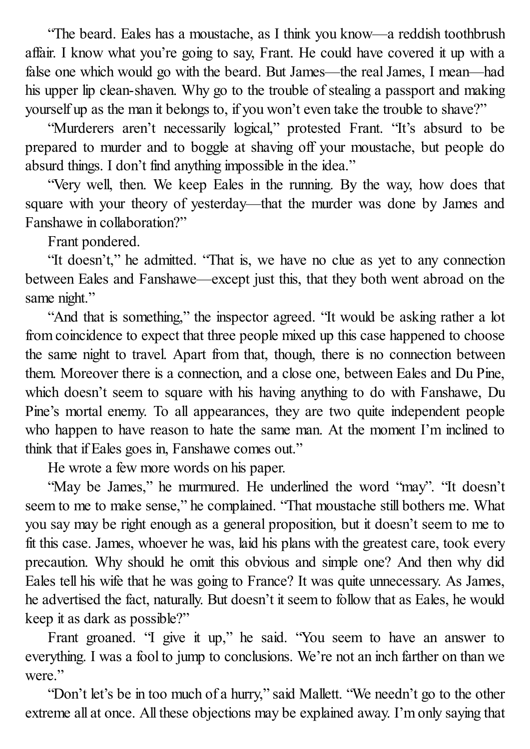"The beard. Eales has a moustache, as I think you know—a reddish toothbrush affair. I know what you're going to say, Frant. He could have covered it up with a false one which would go with the beard. But James—the real James, I mean—had his upper lip clean-shaven. Why go to the trouble of stealing a passport and making yourself up as the man it belongs to, if you won't even take the trouble to shave?"

"Murderers aren't necessarily logical," protested Frant. "It's absurd to be prepared to murder and to boggle at shaving off your moustache, but people do absurd things. I don't find anything impossible in the idea."

"Very well, then. We keep Eales in the running. By the way, how does that square with your theory of yesterday—that the murder was done by James and Fanshawe in collaboration?"

Frant pondered.

"It doesn't," he admitted. "That is, we have no clue as yet to any connection between Eales and Fanshawe—except just this, that they both went abroad on the same night."

"And that is something," the inspector agreed. "It would be asking rather a lot from coincidence to expect that three people mixed up this case happened to choose the same night to travel. Apart from that, though, there is no connection between them. Moreover there is a connection, and a close one, between Eales and Du Pine, which doesn't seem to square with his having anything to do with Fanshawe, Du Pine's mortal enemy. To all appearances, they are two quite independent people who happen to have reason to hate the same man. At the moment I'm inclined to think that if Eales goes in, Fanshawe comes out."

He wrote a few more words on his paper.

"May be James," he murmured. He underlined the word "may". "It doesn't seem to me to make sense," he complained. "That moustache still bothers me. What you say may be right enough as a general proposition, but it doesn't seem to me to fit this case. James, whoever he was, laid his plans with the greatest care, took every precaution. Why should he omit this obvious and simple one? And then why did Eales tell his wife that he was going to France? It was quite unnecessary. As James, he advertised the fact, naturally. But doesn't it seem to follow that as Eales, he would keep it as dark as possible?"

Frant groaned. "I give it up," he said. "You seem to have an answer to everything. I was a fool to jump to conclusions. We're not an inch farther on than we were."

"Don't let's be in too much of a hurry," said Mallett. "We needn't go to the other extreme all at once. All these objections may be explained away. I'm only saying that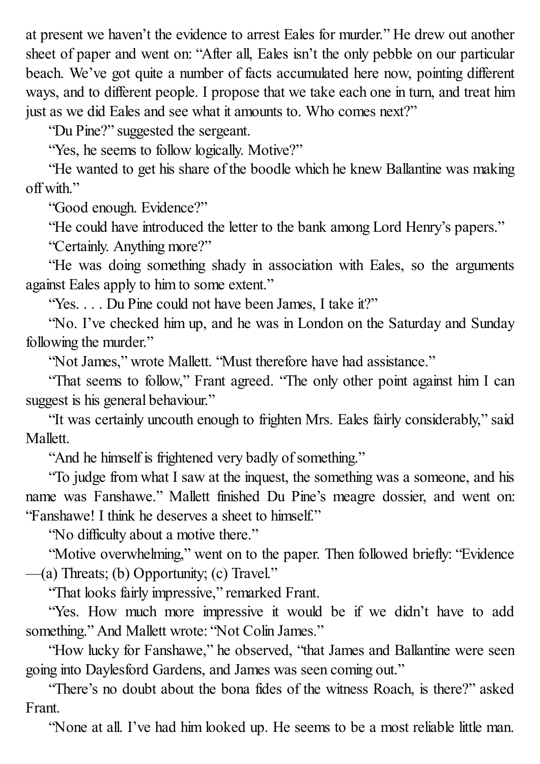at present we haven't the evidence to arrest Eales for murder." He drew out another sheet of paper and went on: "After all, Eales isn't the only pebble on our particular beach. We've got quite a number of facts accumulated here now, pointing different ways, and to different people. I propose that we take each one in turn, and treat him just as we did Eales and see what it amounts to. Who comes next?"

"Du Pine?" suggested the sergeant.

"Yes, he seems to follow logically. Motive?"

"He wanted to get his share of the boodle which he knew Ballantine was making off with."

"Good enough. Evidence?"

"He could have introduced the letter to the bank among Lord Henry's papers."

"Certainly. Anything more?"

"He was doing something shady in association with Eales, so the arguments against Eales apply to him to some extent."

"Yes. . . . Du Pine could not have been James, I take it?"

"No. I've checked him up, and he was in London on the Saturday and Sunday following the murder."

"Not James," wrote Mallett. "Must therefore have had assistance."

"That seems to follow," Frant agreed. "The only other point against him I can suggest is his general behaviour."

"It was certainly uncouth enough to frighten Mrs. Eales fairly considerably," said Mallett.

"And he himself is frightened very badly of something."

"To judge from what I saw at the inquest, the something was a someone, and his name was Fanshawe." Mallett finished Du Pine's meagre dossier, and went on: "Fanshawe! I think he deserves a sheet to himself."

"No difficulty about a motive there."

"Motive overwhelming," went on to the paper. Then followed briefly: "Evidence —(a) Threats; (b) Opportunity; (c) Travel."

"That looks fairly impressive," remarked Frant.

"Yes. How much more impressive it would be if we didn't have to add something." And Mallett wrote: "Not Colin James."

"How lucky for Fanshawe," he observed, "that James and Ballantine were seen going into Daylesford Gardens, and James was seen coming out."

"There's no doubt about the bona fides of the witness Roach, is there?" asked Frant.

"None at all. I've had him looked up. He seems to be a most reliable little man.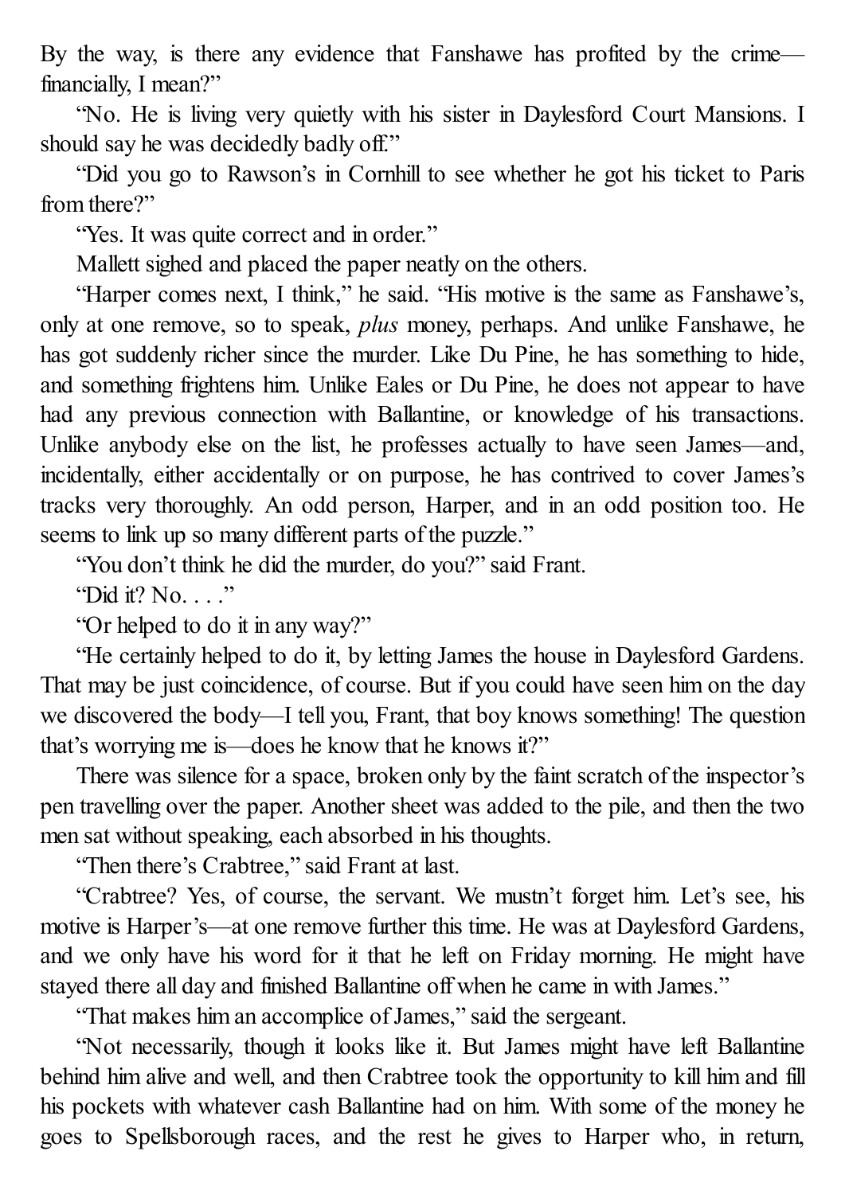By the way, is there any evidence that Fanshawe has profited by the crime—financially, I mean?"

"No. He is living very quietly with his sister in Daylesford Court Mansions. I should say he was decidedly badly off."

"Did you go to Rawson's in Cornhill to see whether he got his ticket to Paris from there?"

"Yes. It was quite correct and in order."

Mallett sighed and placed the paper neatly on the others.

"Harper comes next, I think," he said. "His motive is the same as Fanshawe's, only at one remove, so to speak, *plus* money, perhaps. And unlike Fanshawe, he has got suddenly richer since the murder. Like Du Pine, he has something to hide, and something frightens him. Unlike Eales or Du Pine, he does not appear to have had any previous connection with Ballantine, or knowledge of his transactions. Unlike anybody else on the list, he professes actually to have seen James—and, incidentally, either accidentally or on purpose, he has contrived to cover James's tracks very thoroughly. An odd person, Harper, and in an odd position too. He seems to link up so many different parts of the puzzle."

"You don't think he did the murder, do you?" said Frant.

"Did it? No. . . ."

"Or helped to do it in any way?"

"He certainly helped to do it, by letting James the house in Daylesford Gardens. That may be just coincidence, of course. But if you could have seen him on the day we discovered the body—I tell you, Frant, that boy knows something! The question that's worrying me is—does he know that he knows it?"

There was silence for a space, broken only by the faint scratch of the inspector's pen travelling over the paper. Another sheet was added to the pile, and then the two men sat without speaking, each absorbed in his thoughts.

"Then there's Crabtree," said Frant at last.

"Crabtree? Yes, of course, the servant. We mustn't forget him. Let's see, his motive is Harper's—at one remove further this time. He was at Daylesford Gardens, and we only have his word for it that he left on Friday morning. He might have stayed there all day and finished Ballantine off when he came in with James."

"That makes him an accomplice of James," said the sergeant.

"Not necessarily, though it looks like it. But James might have left Ballantine behind him alive and well, and then Crabtree took the opportunity to kill him and fill his pockets with whatever cash Ballantine had on him. With some of the money he goes to Spellsborough races, and the rest he gives to Harper who, in return,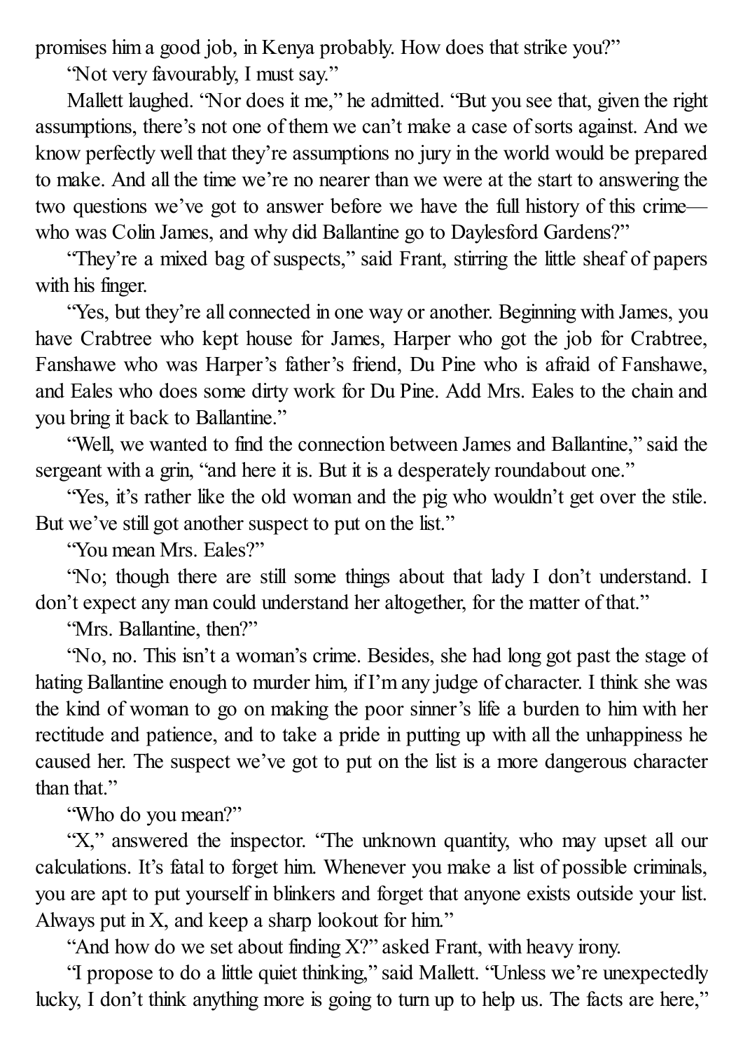promises him a good job, in Kenya probably. How does that strike you?"

"Not very favourably, I must say."

Mallett laughed. "Nor does it me," he admitted. "But you see that, given the right assumptions, there's not one of them we can't make a case of sorts against. And we know perfectly well that they're assumptions no jury in the world would be prepared to make. And all the time we're no nearer than we were at the start to answering the two questions we've got to answer before we have the full history of this crime—who was Colin James, and why did Ballantine go to Daylesford Gardens?"

"They're a mixed bag of suspects," said Frant, stirring the little sheaf of papers with his finger.

"Yes, but they're all connected in one way or another. Beginning with James, you have Crabtree who kept house for James, Harper who got the job for Crabtree, Fanshawe who was Harper's father's friend, Du Pine who is afraid of Fanshawe, and Eales who does some dirty work for Du Pine. Add Mrs. Eales to the chain and you bring it back to Ballantine."

"Well, we wanted to find the connection between James and Ballantine," said the sergeant with a grin, "and here it is. But it is a desperately roundabout one."

"Yes, it's rather like the old woman and the pig who wouldn't get over the stile. But we've still got another suspect to put on the list."

"You mean Mrs. Eales?"

"No; though there are still some things about that lady I don't understand. I don't expect any man could understand her altogether, for the matter of that."

"Mrs. Ballantine, then?"

"No, no. This isn't a woman's crime. Besides, she had long got past the stage of hating Ballantine enough to murder him, if I'm any judge of character. I think she was the kind of woman to go on making the poor sinner's life a burden to him with her rectitude and patience, and to take a pride in putting up with all the unhappiness he caused her. The suspect we've got to put on the list is a more dangerous character than that."

"Who do you mean?"

"X," answered the inspector. "The unknown quantity, who may upset all our calculations. It's fatal to forget him. Whenever you make a list of possible criminals, you are apt to put yourself in blinkers and forget that anyone exists outside your list. Always put in X, and keep a sharp lookout for him."

"And how do we set about finding X?" asked Frant, with heavy irony.

"I propose to do a little quiet thinking," said Mallett. "Unless we're unexpectedly lucky, I don't think anything more is going to turn up to help us. The facts are here,"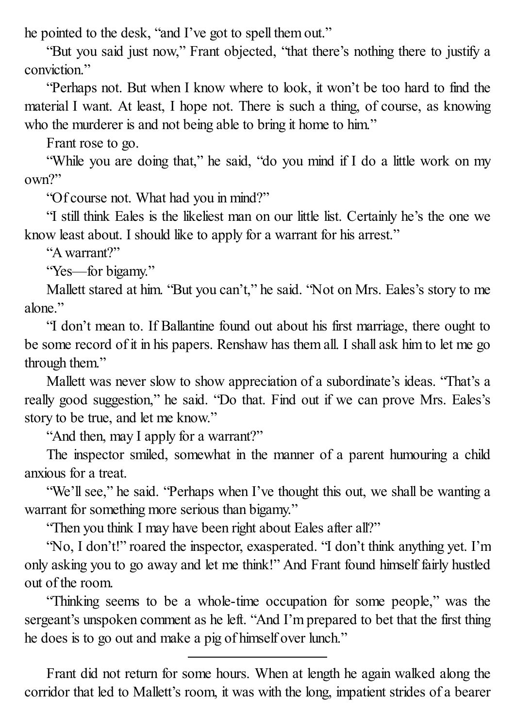he pointed to the desk, "and I've got to spell them out."

"But you said just now," Frant objected, "that there's nothing there to justify a conviction."

"Perhaps not. But when I know where to look, it won't be too hard to find the material I want. At least, I hope not. There is such a thing, of course, as knowing who the murderer is and not being able to bring it home to him."

Frant rose to go.

"While you are doing that," he said, "do you mind if I do a little work on my own?"

"Of course not. What had you in mind?"

"I still think Eales is the likeliest man on our little list. Certainly he's the one we know least about. I should like to apply for a warrant for his arrest."

"A warrant?"

"Yes—for bigamy."

Mallett stared at him. "But you can't," he said. "Not on Mrs. Eales's story to me alone."

"I don't mean to. If Ballantine found out about his first marriage, there ought to be some record of it in his papers. Renshaw has them all. I shall ask him to let me go through them."

Mallett was never slow to show appreciation of a subordinate's ideas. "That's a really good suggestion," he said. "Do that. Find out if we can prove Mrs. Eales's story to be true, and let me know."

"And then, may I apply for a warrant?"

The inspector smiled, somewhat in the manner of a parent humouring a child anxious for a treat.

"We'll see," he said. "Perhaps when I've thought this out, we shall be wanting a warrant for something more serious than bigamy."

"Then you think I may have been right about Eales after all?"

"No, I don't!" roared the inspector, exasperated. "I don't think anything yet. I'm only asking you to go away and let me think!" And Frant found himself fairly hustled out of the room.

"Thinking seems to be a whole-time occupation for some people," was the sergeant's unspoken comment as he left. "And I'm prepared to bet that the first thing he does is to go out and make a pig of himself over lunch."

---

Frant did not return for some hours. When at length he again walked along the corridor that led to Mallett's room, it was with the long, impatient strides of a bearer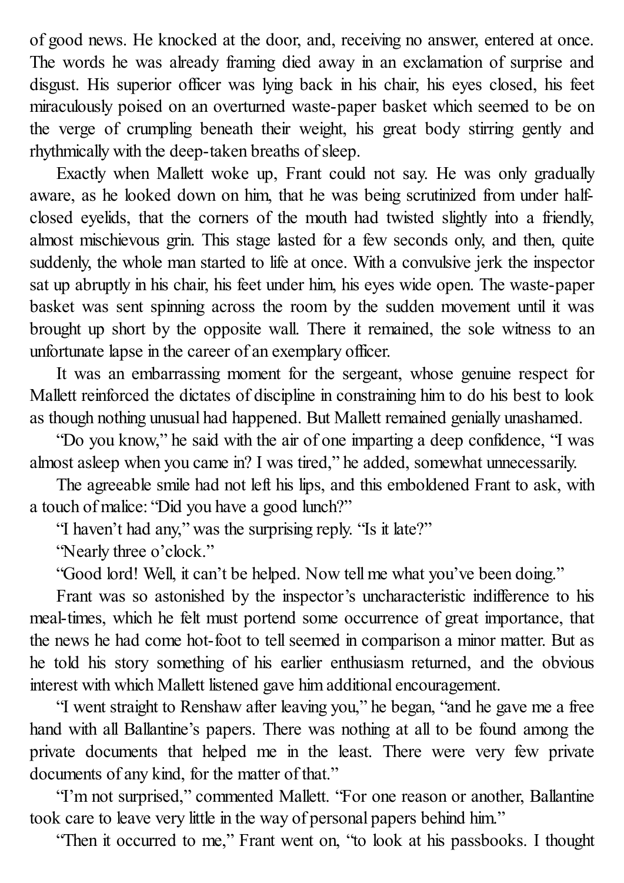of good news. He knocked at the door, and, receiving no answer, entered at once. The words he was already framing died away in an exclamation of surprise and disgust. His superior officer was lying back in his chair, his eyes closed, his feet miraculously poised on an overturned waste-paper basket which seemed to be on the verge of crumpling beneath their weight, his great body stirring gently and rhythmically with the deep-taken breaths of sleep.

Exactly when Mallett woke up, Frant could not say. He was only gradually aware, as he looked down on him, that he was being scrutinized from under half-closed eyelids, that the corners of the mouth had twisted slightly into a friendly, almost mischievous grin. This stage lasted for a few seconds only, and then, quite suddenly, the whole man started to life at once. With a convulsive jerk the inspector sat up abruptly in his chair, his feet under him, his eyes wide open. The waste-paper basket was sent spinning across the room by the sudden movement until it was brought up short by the opposite wall. There it remained, the sole witness to an unfortunate lapse in the career of an exemplary officer.

It was an embarrassing moment for the sergeant, whose genuine respect for Mallett reinforced the dictates of discipline in constraining him to do his best to look as though nothing unusual had happened. But Mallett remained genially unashamed.

"Do you know," he said with the air of one imparting a deep confidence, "I was almost asleep when you came in? I was tired," he added, somewhat unnecessarily.

The agreeable smile had not left his lips, and this emboldened Frant to ask, with a touch of malice: "Did you have a good lunch?"

"I haven't had any," was the surprising reply. "Is it late?"

"Nearly three o'clock."

"Good lord! Well, it can't be helped. Now tell me what you've been doing."

Frant was so astonished by the inspector's uncharacteristic indifference to his meal-times, which he felt must portend some occurrence of great importance, that the news he had come hot-foot to tell seemed in comparison a minor matter. But as he told his story something of his earlier enthusiasm returned, and the obvious interest with which Mallett listened gave him additional encouragement.

"I went straight to Renshaw after leaving you," he began, "and he gave me a free hand with all Ballantine's papers. There was nothing at all to be found among the private documents that helped me in the least. There were very few private documents of any kind, for the matter of that."

"I'm not surprised," commented Mallett. "For one reason or another, Ballantine took care to leave very little in the way of personal papers behind him."

"Then it occurred to me," Frant went on, "to look at his passbooks. I thought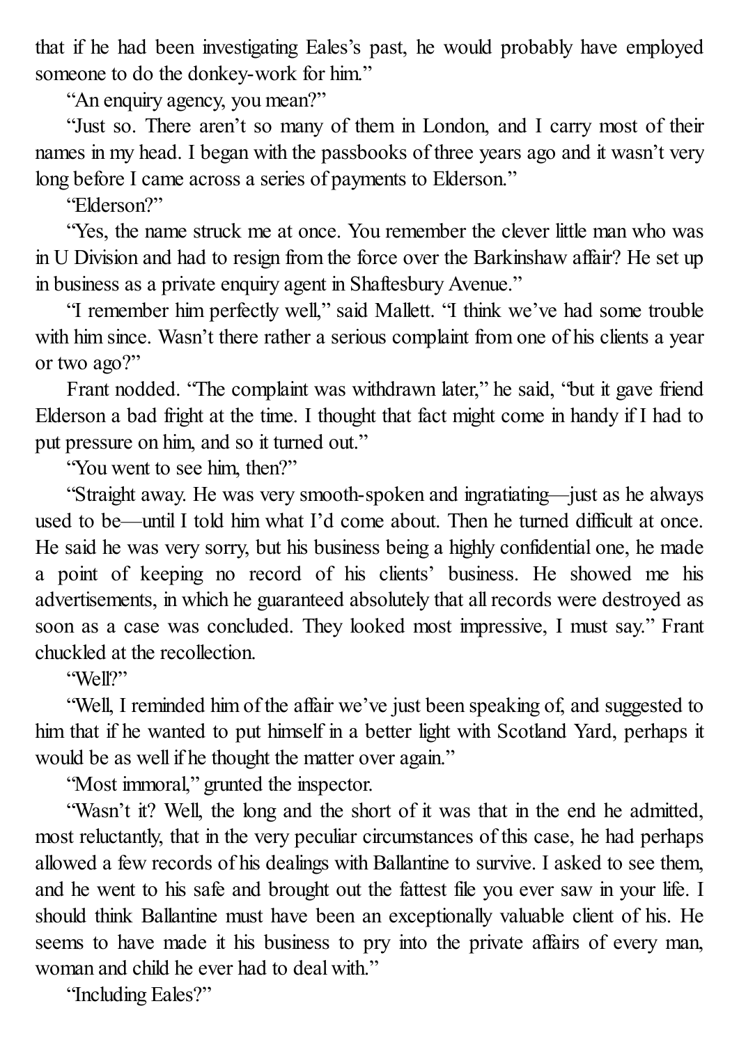that if he had been investigating Eales's past, he would probably have employed someone to do the donkey-work for him."

"An enquiry agency, you mean?"

"Just so. There aren't so many of them in London, and I carry most of their names in my head. I began with the passbooks of three years ago and it wasn't very long before I came across a series of payments to Elderson."

"Elderson?"

"Yes, the name struck me at once. You remember the clever little man who was in U Division and had to resign from the force over the Barkinshaw affair? He set up in business as a private enquiry agent in Shaftesbury Avenue."

"I remember him perfectly well," said Mallett. "I think we've had some trouble with him since. Wasn't there rather a serious complaint from one of his clients a year or two ago?"

Frant nodded. "The complaint was withdrawn later," he said, "but it gave friend Elderson a bad fright at the time. I thought that fact might come in handy if I had to put pressure on him, and so it turned out."

"You went to see him, then?"

"Straight away. He was very smooth-spoken and ingratiating—just as he always used to be—until I told him what I'd come about. Then he turned difficult at once. He said he was very sorry, but his business being a highly confidential one, he made a point of keeping no record of his clients' business. He showed me his advertisements, in which he guaranteed absolutely that all records were destroyed as soon as a case was concluded. They looked most impressive, I must say." Frant chuckled at the recollection.

"Well?"

"Well, I reminded him of the affair we've just been speaking of, and suggested to him that if he wanted to put himself in a better light with Scotland Yard, perhaps it would be as well if he thought the matter over again."

"Most immoral," grunted the inspector.

"Wasn't it? Well, the long and the short of it was that in the end he admitted, most reluctantly, that in the very peculiar circumstances of this case, he had perhaps allowed a few records of his dealings with Ballantine to survive. I asked to see them, and he went to his safe and brought out the fattest file you ever saw in your life. I should think Ballantine must have been an exceptionally valuable client of his. He seems to have made it his business to pry into the private affairs of every man, woman and child he ever had to deal with."

"Including Eales?"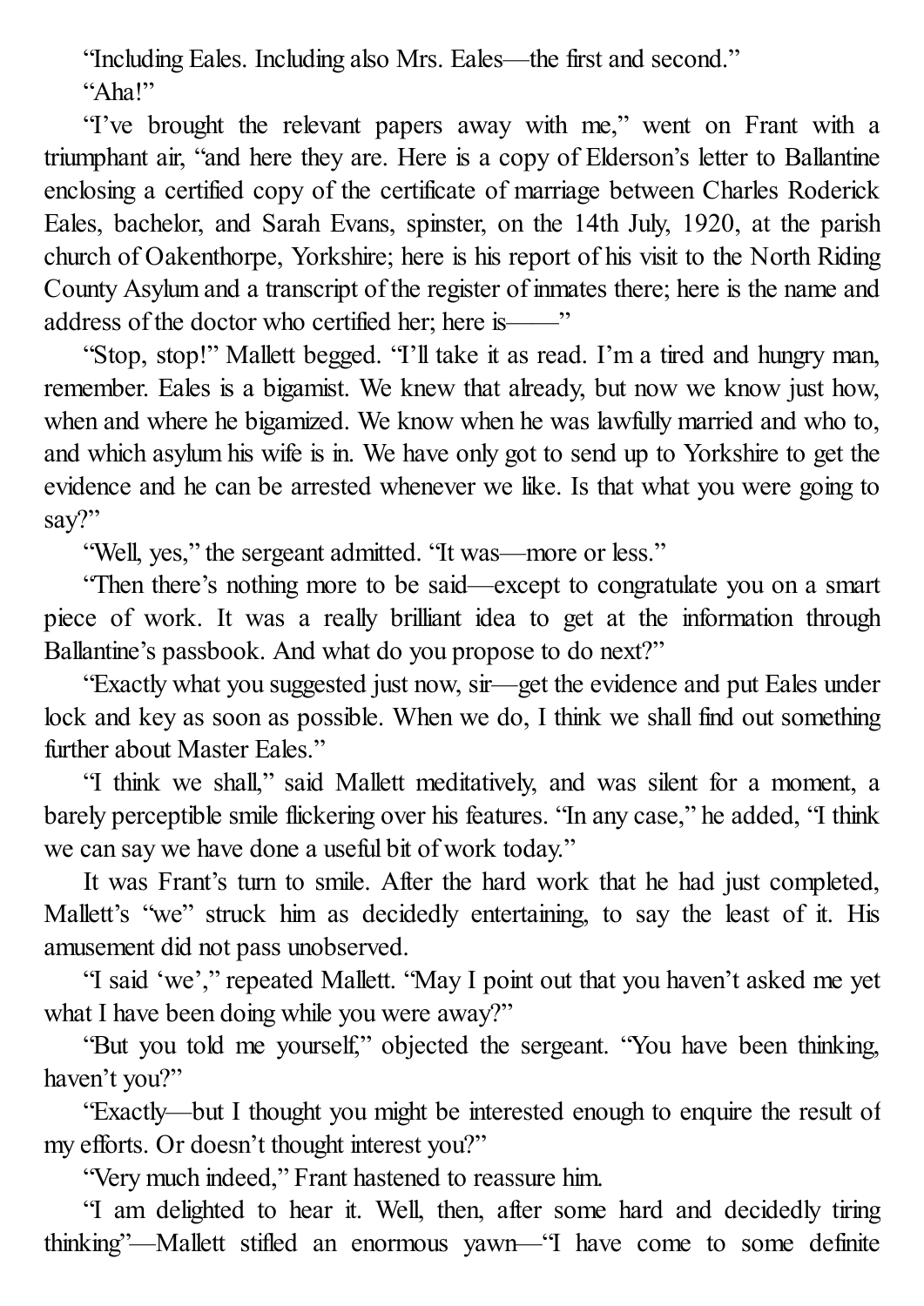"Including Eales. Including also Mrs. Eales—the first and second."

"Aha!"

"I've brought the relevant papers away with me," went on Frant with a triumphant air, "and here they are. Here is a copy of Elderson's letter to Ballantine enclosing a certified copy of the certificate of marriage between Charles Roderick Eales, bachelor, and Sarah Evans, spinster, on the 14th July, 1920, at the parish church of Oakenthorpe, Yorkshire; here is his report of his visit to the North Riding County Asylum and a transcript of the register of inmates there; here is the name and address of the doctor who certified her; here is——"

"Stop, stop!" Mallett begged. "I'll take it as read. I'm a tired and hungry man, remember. Eales is a bigamist. We knew that already, but now we know just how, when and where he bigamized. We know when he was lawfully married and who to, and which asylum his wife is in. We have only got to send up to Yorkshire to get the evidence and he can be arrested whenever we like. Is that what you were going to say?"

"Well, yes," the sergeant admitted. "It was—more or less."

"Then there's nothing more to be said—except to congratulate you on a smart piece of work. It was a really brilliant idea to get at the information through Ballantine's passbook. And what do you propose to do next?"

"Exactly what you suggested just now, sir—get the evidence and put Eales under lock and key as soon as possible. When we do, I think we shall find out something further about Master Eales."

"I think we shall," said Mallett meditatively, and was silent for a moment, a barely perceptible smile flickering over his features. "In any case," he added, "I think we can say we have done a useful bit of work today."

It was Frant's turn to smile. After the hard work that he had just completed, Mallett's "we" struck him as decidedly entertaining, to say the least of it. His amusement did not pass unobserved.

"I said 'we'," repeated Mallett. "May I point out that you haven't asked me yet what I have been doing while you were away?"

"But you told me yourself," objected the sergeant. "You have been thinking, haven't you?"

"Exactly—but I thought you might be interested enough to enquire the result of my efforts. Or doesn't thought interest you?"

"Very much indeed," Frant hastened to reassure him.

"I am delighted to hear it. Well, then, after some hard and decidedly tiring thinking"—Mallett stifled an enormous yawn—"I have come to some definite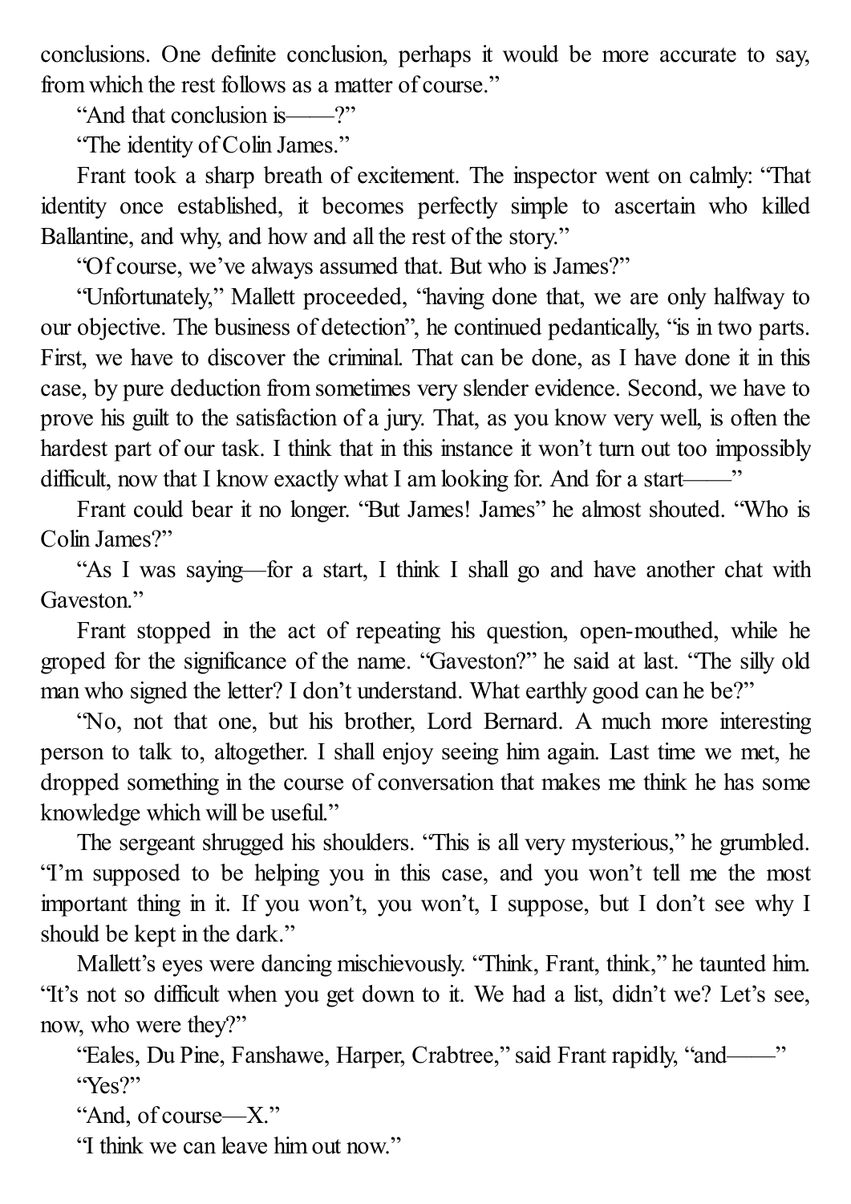conclusions. One definite conclusion, perhaps it would be more accurate to say, from which the rest follows as a matter of course."

"And that conclusion is——?"

"The identity of Colin James."

Frant took a sharp breath of excitement. The inspector went on calmly: "That identity once established, it becomes perfectly simple to ascertain who killed Ballantine, and why, and how and all the rest of the story."

"Of course, we've always assumed that. But who is James?"

"Unfortunately," Mallett proceeded, "having done that, we are only halfway to our objective. The business of detection", he continued pedantically, "is in two parts. First, we have to discover the criminal. That can be done, as I have done it in this case, by pure deduction from sometimes very slender evidence. Second, we have to prove his guilt to the satisfaction of a jury. That, as you know very well, is often the hardest part of our task. I think that in this instance it won't turn out too impossibly difficult, now that I know exactly what I am looking for. And for a start——"

Frant could bear it no longer. "But James! James" he almost shouted. "Who is Colin James?"

"As I was saying—for a start, I think I shall go and have another chat with Gaveston."

Frant stopped in the act of repeating his question, open-mouthed, while he groped for the significance of the name. "Gaveston?" he said at last. "The silly old man who signed the letter? I don't understand. What earthly good can he be?"

"No, not that one, but his brother, Lord Bernard. A much more interesting person to talk to, altogether. I shall enjoy seeing him again. Last time we met, he dropped something in the course of conversation that makes me think he has some knowledge which will be useful."

The sergeant shrugged his shoulders. "This is all very mysterious," he grumbled. "I'm supposed to be helping you in this case, and you won't tell me the most important thing in it. If you won't, you won't, I suppose, but I don't see why I should be kept in the dark."

Mallett's eyes were dancing mischievously. "Think, Frant, think," he taunted him. "It's not so difficult when you get down to it. We had a list, didn't we? Let's see, now, who were they?"

"Eales, Du Pine, Fanshawe, Harper, Crabtree," said Frant rapidly, "and——"

"Yes?"

"And, of course—X."

"I think we can leave him out now."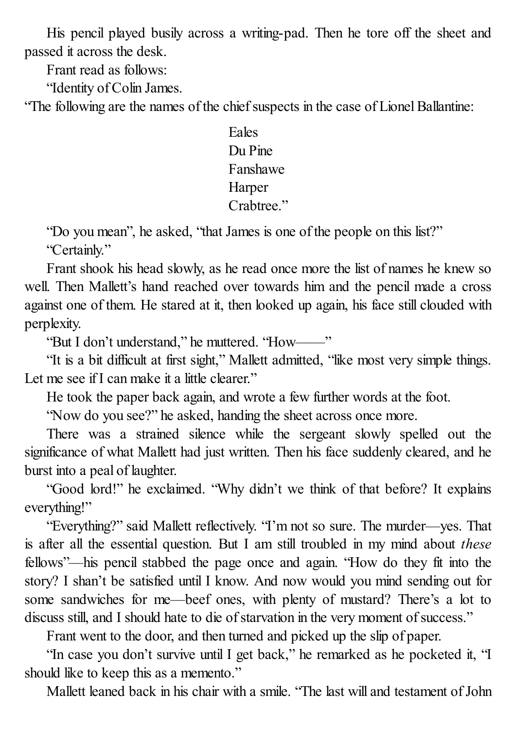His pencil played busily across a writing-pad. Then he tore off the sheet and passed it across the desk.

Frant read as follows:

"Identity of Colin James.

"The following are the names of the chief suspects in the case of Lionel Ballantine:

Eales
Du Pine
Fanshawe
Harper
Crabtree."

"Do you mean", he asked, "that James is one of the people on this list?"

"Certainly."

Frant shook his head slowly, as he read once more the list of names he knew so well. Then Mallett's hand reached over towards him and the pencil made a cross against one of them. He stared at it, then looked up again, his face still clouded with perplexity.

"But I don't understand," he muttered. "How——"

"It is a bit difficult at first sight," Mallett admitted, "like most very simple things. Let me see if I can make it a little clearer."

He took the paper back again, and wrote a few further words at the foot.

"Now do you see?" he asked, handing the sheet across once more.

There was a strained silence while the sergeant slowly spelled out the significance of what Mallett had just written. Then his face suddenly cleared, and he burst into a peal of laughter.

"Good lord!" he exclaimed. "Why didn't we think of that before? It explains everything!"

"Everything?" said Mallett reflectively. "I'm not so sure. The murder—yes. That is after all the essential question. But I am still troubled in my mind about *these* fellows"—his pencil stabbed the page once and again. "How do they fit into the story? I shan't be satisfied until I know. And now would you mind sending out for some sandwiches for me—beef ones, with plenty of mustard? There's a lot to discuss still, and I should hate to die of starvation in the very moment of success."

Frant went to the door, and then turned and picked up the slip of paper.

"In case you don't survive until I get back," he remarked as he pocketed it, "I should like to keep this as a memento."

Mallett leaned back in his chair with a smile. "The last will and testament of John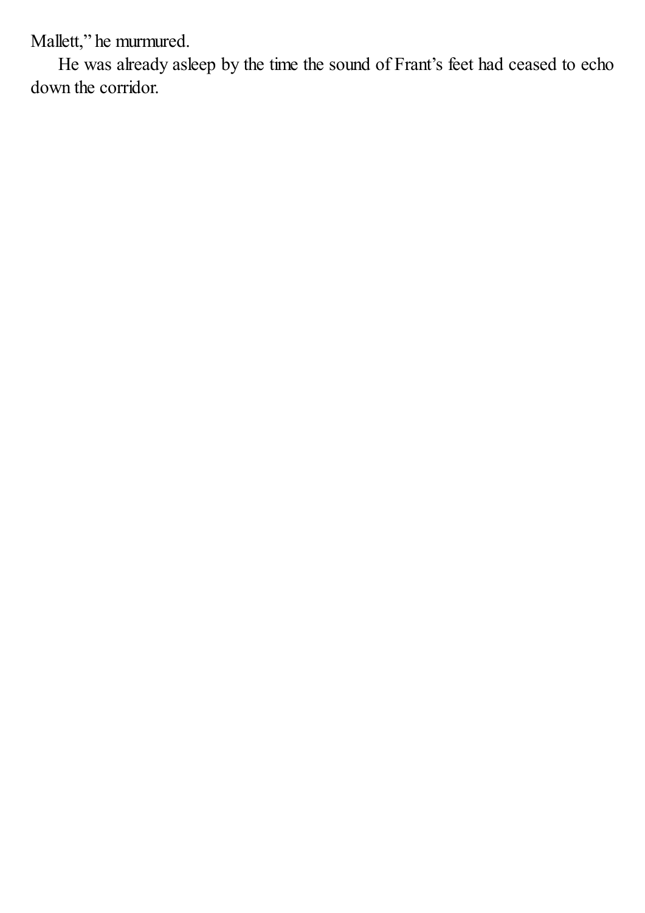Mallett," he murmured.

He was already asleep by the time the sound of Frant's feet had ceased to echo down the corridor.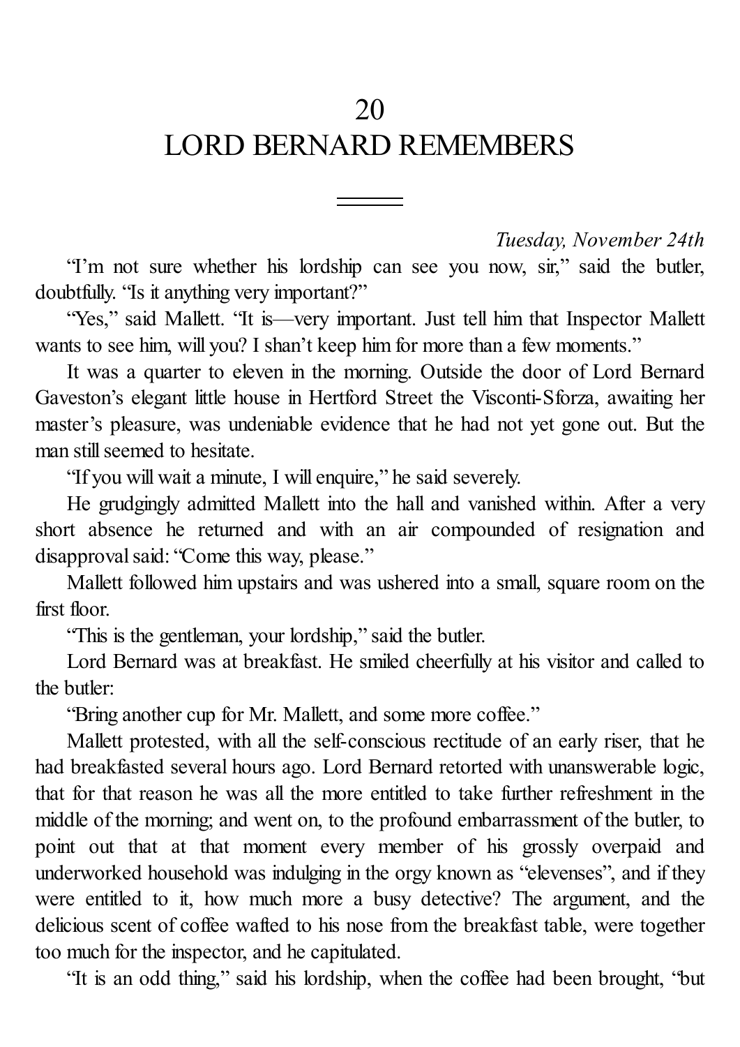# 20
# LORD BERNARD REMEMBERS

*Tuesday, November 24th*

"I'm not sure whether his lordship can see you now, sir," said the butler, doubtfully. "Is it anything very important?"

"Yes," said Mallett. "It is—very important. Just tell him that Inspector Mallett wants to see him, will you? I shan't keep him for more than a few moments."

It was a quarter to eleven in the morning. Outside the door of Lord Bernard Gaveston's elegant little house in Hertford Street the Visconti-Sforza, awaiting her master's pleasure, was undeniable evidence that he had not yet gone out. But the man still seemed to hesitate.

"If you will wait a minute, I will enquire," he said severely.

He grudgingly admitted Mallett into the hall and vanished within. After a very short absence he returned and with an air compounded of resignation and disapproval said: "Come this way, please."

Mallett followed him upstairs and was ushered into a small, square room on the first floor.

"This is the gentleman, your lordship," said the butler.

Lord Bernard was at breakfast. He smiled cheerfully at his visitor and called to the butler:

"Bring another cup for Mr. Mallett, and some more coffee."

Mallett protested, with all the self-conscious rectitude of an early riser, that he had breakfasted several hours ago. Lord Bernard retorted with unanswerable logic, that for that reason he was all the more entitled to take further refreshment in the middle of the morning; and went on, to the profound embarrassment of the butler, to point out that at that moment every member of his grossly overpaid and underworked household was indulging in the orgy known as "elevenses", and if they were entitled to it, how much more a busy detective? The argument, and the delicious scent of coffee wafted to his nose from the breakfast table, were together too much for the inspector, and he capitulated.

"It is an odd thing," said his lordship, when the coffee had been brought, "but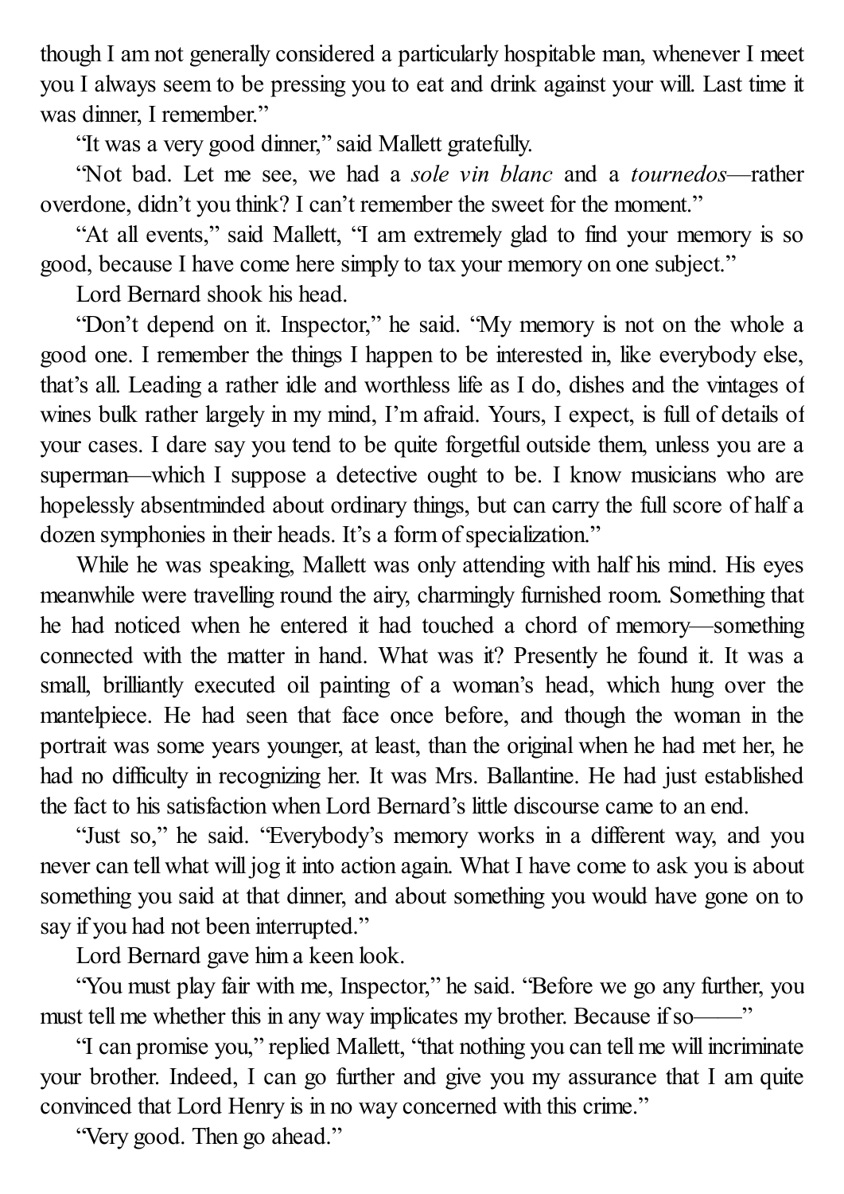though I am not generally considered a particularly hospitable man, whenever I meet you I always seem to be pressing you to eat and drink against your will. Last time it was dinner, I remember."

"It was a very good dinner," said Mallett gratefully.

"Not bad. Let me see, we had a *sole vin blanc* and a *tournedos*—rather overdone, didn't you think? I can't remember the sweet for the moment."

"At all events," said Mallett, "I am extremely glad to find your memory is so good, because I have come here simply to tax your memory on one subject."

Lord Bernard shook his head.

"Don't depend on it. Inspector," he said. "My memory is not on the whole a good one. I remember the things I happen to be interested in, like everybody else, that's all. Leading a rather idle and worthless life as I do, dishes and the vintages of wines bulk rather largely in my mind, I'm afraid. Yours, I expect, is full of details of your cases. I dare say you tend to be quite forgetful outside them, unless you are a superman—which I suppose a detective ought to be. I know musicians who are hopelessly absentminded about ordinary things, but can carry the full score of half a dozen symphonies in their heads. It's a form of specialization."

While he was speaking, Mallett was only attending with half his mind. His eyes meanwhile were travelling round the airy, charmingly furnished room. Something that he had noticed when he entered it had touched a chord of memory—something connected with the matter in hand. What was it? Presently he found it. It was a small, brilliantly executed oil painting of a woman's head, which hung over the mantelpiece. He had seen that face once before, and though the woman in the portrait was some years younger, at least, than the original when he had met her, he had no difficulty in recognizing her. It was Mrs. Ballantine. He had just established the fact to his satisfaction when Lord Bernard's little discourse came to an end.

"Just so," he said. "Everybody's memory works in a different way, and you never can tell what will jog it into action again. What I have come to ask you is about something you said at that dinner, and about something you would have gone on to say if you had not been interrupted."

Lord Bernard gave him a keen look.

"You must play fair with me, Inspector," he said. "Before we go any further, you must tell me whether this in any way implicates my brother. Because if so——"

"I can promise you," replied Mallett, "that nothing you can tell me will incriminate your brother. Indeed, I can go further and give you my assurance that I am quite convinced that Lord Henry is in no way concerned with this crime."

"Very good. Then go ahead."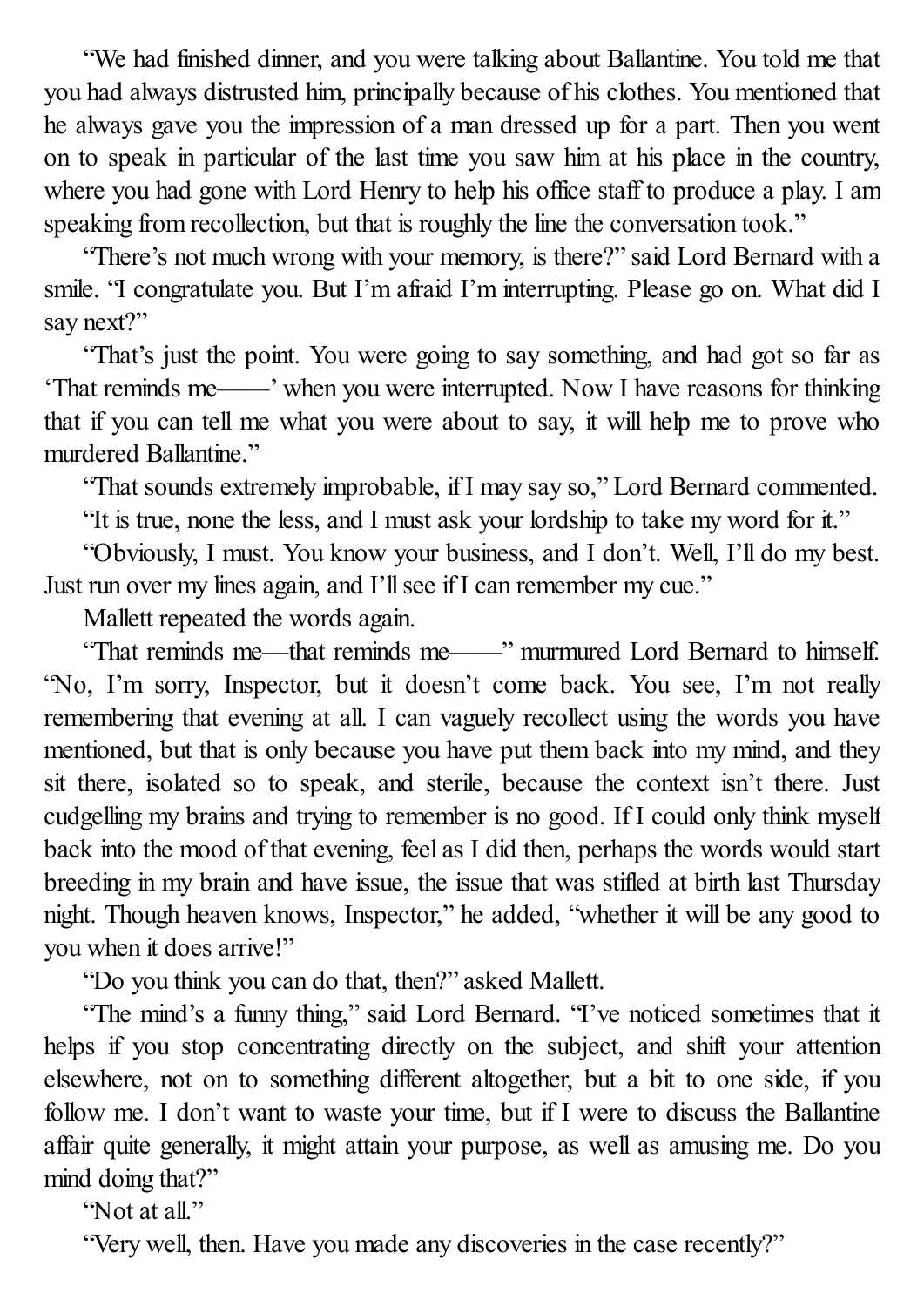"We had finished dinner, and you were talking about Ballantine. You told me that you had always distrusted him, principally because of his clothes. You mentioned that he always gave you the impression of a man dressed up for a part. Then you went on to speak in particular of the last time you saw him at his place in the country, where you had gone with Lord Henry to help his office staff to produce a play. I am speaking from recollection, but that is roughly the line the conversation took."

"There's not much wrong with your memory, is there?" said Lord Bernard with a smile. "I congratulate you. But I'm afraid I'm interrupting. Please go on. What did I say next?"

"That's just the point. You were going to say something, and had got so far as 'That reminds me——' when you were interrupted. Now I have reasons for thinking that if you can tell me what you were about to say, it will help me to prove who murdered Ballantine."

"That sounds extremely improbable, if I may say so," Lord Bernard commented.

"It is true, none the less, and I must ask your lordship to take my word for it."

"Obviously, I must. You know your business, and I don't. Well, I'll do my best. Just run over my lines again, and I'll see if I can remember my cue."

Mallett repeated the words again.

"That reminds me—that reminds me——" murmured Lord Bernard to himself. "No, I'm sorry, Inspector, but it doesn't come back. You see, I'm not really remembering that evening at all. I can vaguely recollect using the words you have mentioned, but that is only because you have put them back into my mind, and they sit there, isolated so to speak, and sterile, because the context isn't there. Just cudgelling my brains and trying to remember is no good. If I could only think myself back into the mood of that evening, feel as I did then, perhaps the words would start breeding in my brain and have issue, the issue that was stifled at birth last Thursday night. Though heaven knows, Inspector," he added, "whether it will be any good to you when it does arrive!"

"Do you think you can do that, then?" asked Mallett.

"The mind's a funny thing," said Lord Bernard. "I've noticed sometimes that it helps if you stop concentrating directly on the subject, and shift your attention elsewhere, not on to something different altogether, but a bit to one side, if you follow me. I don't want to waste your time, but if I were to discuss the Ballantine affair quite generally, it might attain your purpose, as well as amusing me. Do you mind doing that?"

"Not at all."

"Very well, then. Have you made any discoveries in the case recently?"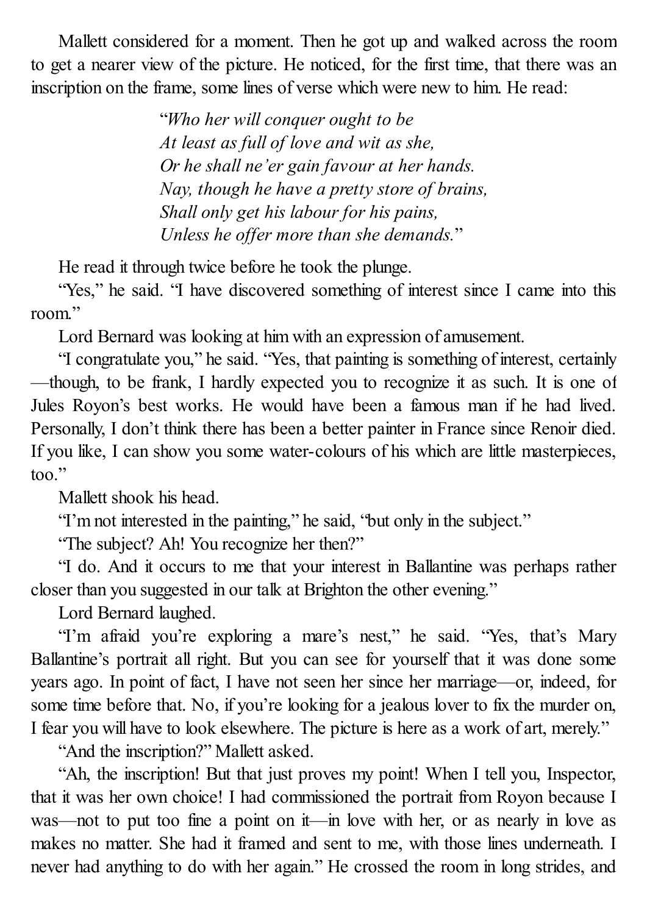Mallett considered for a moment. Then he got up and walked across the room to get a nearer view of the picture. He noticed, for the first time, that there was an inscription on the frame, some lines of verse which were new to him. He read:

> "*Who her will conquer ought to be*
> *At least as full of love and wit as she,*
> *Or he shall ne'er gain favour at her hands.*
> *Nay, though he have a pretty store of brains,*
> *Shall only get his labour for his pains,*
> *Unless he offer more than she demands.*"

He read it through twice before he took the plunge.

"Yes," he said. "I have discovered something of interest since I came into this room."

Lord Bernard was looking at him with an expression of amusement.

"I congratulate you," he said. "Yes, that painting is something of interest, certainly—though, to be frank, I hardly expected you to recognize it as such. It is one of Jules Royon's best works. He would have been a famous man if he had lived. Personally, I don't think there has been a better painter in France since Renoir died. If you like, I can show you some water-colours of his which are little masterpieces, too."

Mallett shook his head.

"I'm not interested in the painting," he said, "but only in the subject."

"The subject? Ah! You recognize her then?"

"I do. And it occurs to me that your interest in Ballantine was perhaps rather closer than you suggested in our talk at Brighton the other evening."

Lord Bernard laughed.

"I'm afraid you're exploring a mare's nest," he said. "Yes, that's Mary Ballantine's portrait all right. But you can see for yourself that it was done some years ago. In point of fact, I have not seen her since her marriage—or, indeed, for some time before that. No, if you're looking for a jealous lover to fix the murder on, I fear you will have to look elsewhere. The picture is here as a work of art, merely."

"And the inscription?" Mallett asked.

"Ah, the inscription! But that just proves my point! When I tell you, Inspector, that it was her own choice! I had commissioned the portrait from Royon because I was—not to put too fine a point on it—in love with her, or as nearly in love as makes no matter. She had it framed and sent to me, with those lines underneath. I never had anything to do with her again." He crossed the room in long strides, and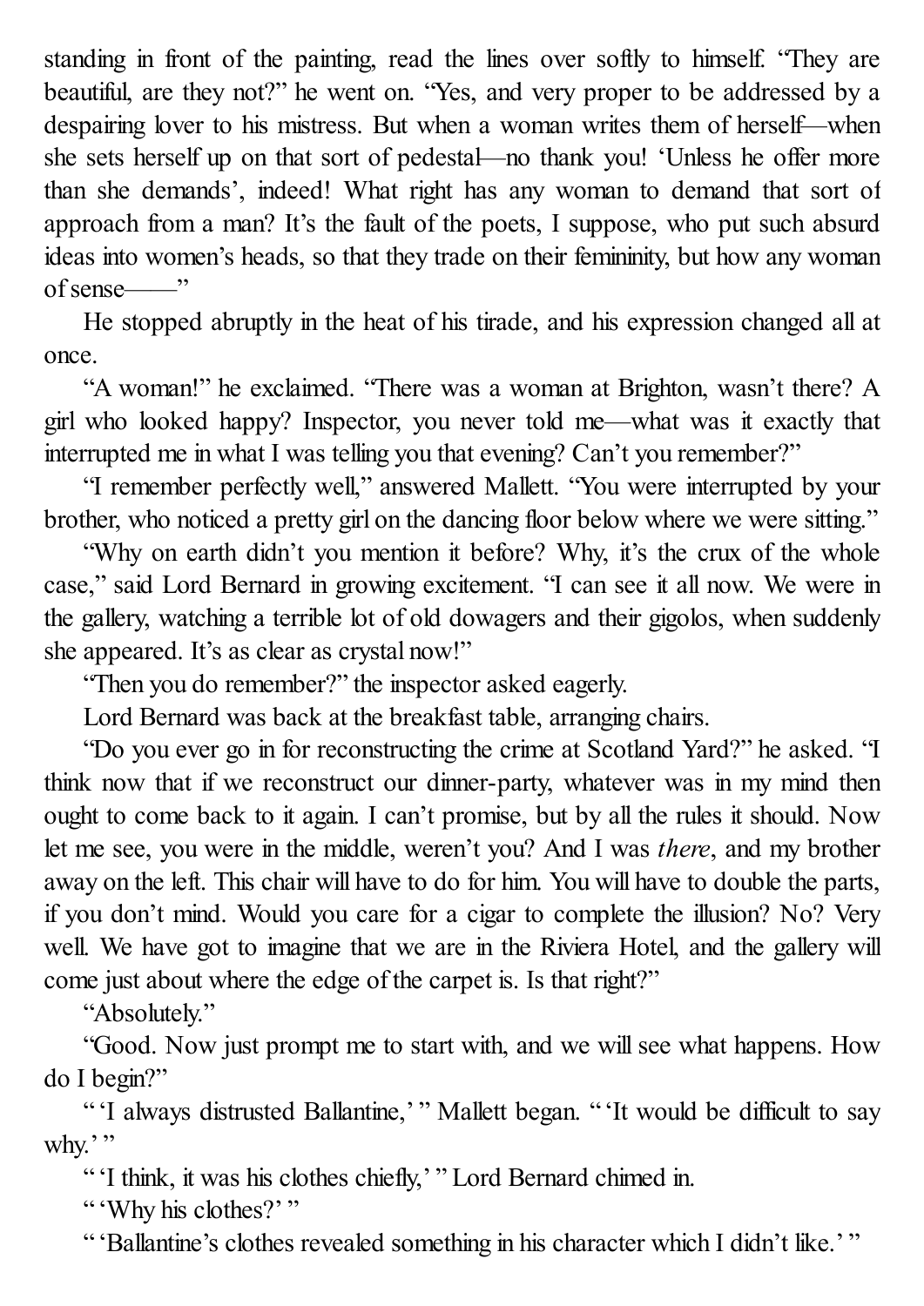standing in front of the painting, read the lines over softly to himself. "They are beautiful, are they not?" he went on. "Yes, and very proper to be addressed by a despairing lover to his mistress. But when a woman writes them of herself—when she sets herself up on that sort of pedestal—no thank you! 'Unless he offer more than she demands', indeed! What right has any woman to demand that sort of approach from a man? It's the fault of the poets, I suppose, who put such absurd ideas into women's heads, so that they trade on their femininity, but how any woman of sense——"

He stopped abruptly in the heat of his tirade, and his expression changed all at once.

"A woman!" he exclaimed. "There was a woman at Brighton, wasn't there? A girl who looked happy? Inspector, you never told me—what was it exactly that interrupted me in what I was telling you that evening? Can't you remember?"

"I remember perfectly well," answered Mallett. "You were interrupted by your brother, who noticed a pretty girl on the dancing floor below where we were sitting."

"Why on earth didn't you mention it before? Why, it's the crux of the whole case," said Lord Bernard in growing excitement. "I can see it all now. We were in the gallery, watching a terrible lot of old dowagers and their gigolos, when suddenly she appeared. It's as clear as crystal now!"

"Then you do remember?" the inspector asked eagerly.

Lord Bernard was back at the breakfast table, arranging chairs.

"Do you ever go in for reconstructing the crime at Scotland Yard?" he asked. "I think now that if we reconstruct our dinner-party, whatever was in my mind then ought to come back to it again. I can't promise, but by all the rules it should. Now let me see, you were in the middle, weren't you? And I was *there*, and my brother away on the left. This chair will have to do for him. You will have to double the parts, if you don't mind. Would you care for a cigar to complete the illusion? No? Very well. We have got to imagine that we are in the Riviera Hotel, and the gallery will come just about where the edge of the carpet is. Is that right?"

"Absolutely."

"Good. Now just prompt me to start with, and we will see what happens. How do I begin?"

" 'I always distrusted Ballantine,' " Mallett began. " 'It would be difficult to say why.' "

" 'I think, it was his clothes chiefly,' " Lord Bernard chimed in.

" 'Why his clothes?' "

" 'Ballantine's clothes revealed something in his character which I didn't like.' "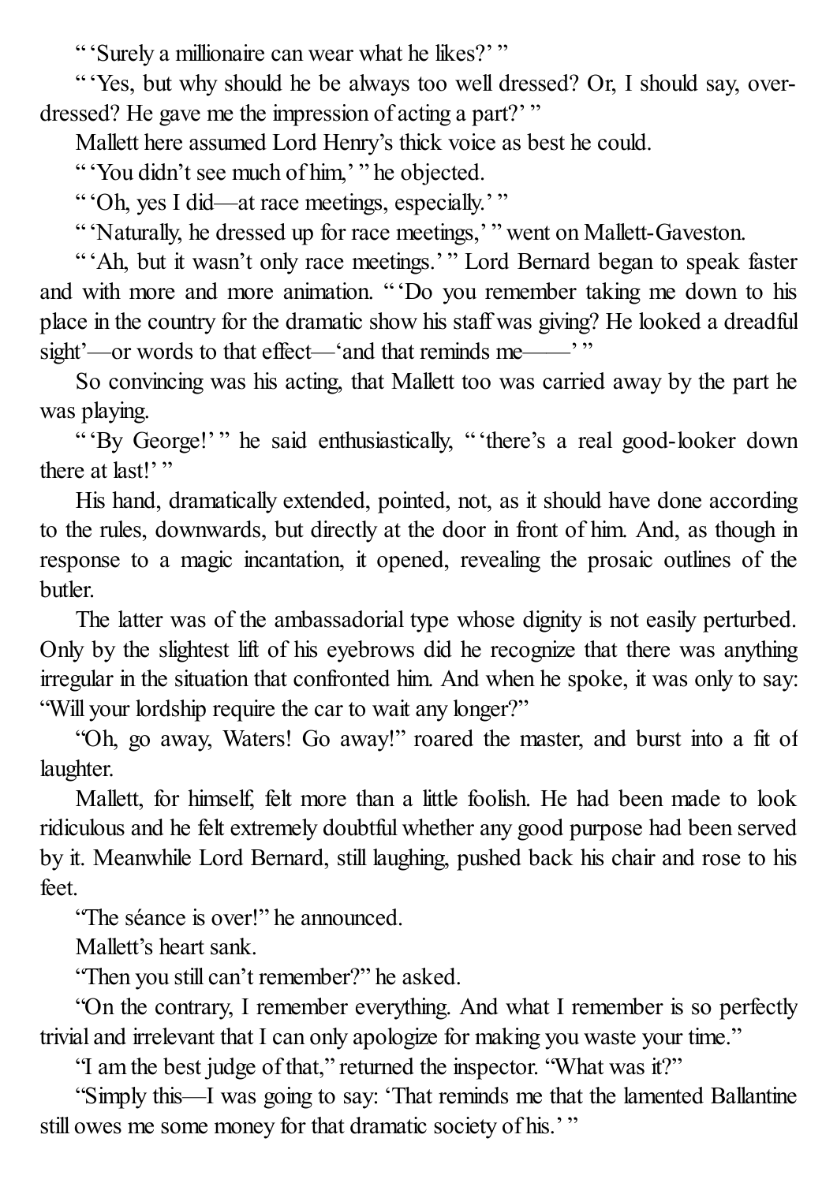" 'Surely a millionaire can wear what he likes?' "

" 'Yes, but why should he be always too well dressed? Or, I should say, over-dressed? He gave me the impression of acting a part?' "

Mallett here assumed Lord Henry's thick voice as best he could.

" 'You didn't see much of him,' " he objected.

" 'Oh, yes I did—at race meetings, especially.' "

" 'Naturally, he dressed up for race meetings,' " went on Mallett-Gaveston.

" 'Ah, but it wasn't only race meetings.' " Lord Bernard began to speak faster and with more and more animation. " 'Do you remember taking me down to his place in the country for the dramatic show his staff was giving? He looked a dreadful sight'—or words to that effect—'and that reminds me——' "

So convincing was his acting, that Mallett too was carried away by the part he was playing.

" 'By George!' " he said enthusiastically, " 'there's a real good-looker down there at last!' "

His hand, dramatically extended, pointed, not, as it should have done according to the rules, downwards, but directly at the door in front of him. And, as though in response to a magic incantation, it opened, revealing the prosaic outlines of the butler.

The latter was of the ambassadorial type whose dignity is not easily perturbed. Only by the slightest lift of his eyebrows did he recognize that there was anything irregular in the situation that confronted him. And when he spoke, it was only to say: "Will your lordship require the car to wait any longer?"

"Oh, go away, Waters! Go away!" roared the master, and burst into a fit of laughter.

Mallett, for himself, felt more than a little foolish. He had been made to look ridiculous and he felt extremely doubtful whether any good purpose had been served by it. Meanwhile Lord Bernard, still laughing, pushed back his chair and rose to his feet.

"The séance is over!" he announced.

Mallett's heart sank.

"Then you still can't remember?" he asked.

"On the contrary, I remember everything. And what I remember is so perfectly trivial and irrelevant that I can only apologize for making you waste your time."

"I am the best judge of that," returned the inspector. "What was it?"

"Simply this—I was going to say: 'That reminds me that the lamented Ballantine still owes me some money for that dramatic society of his.' "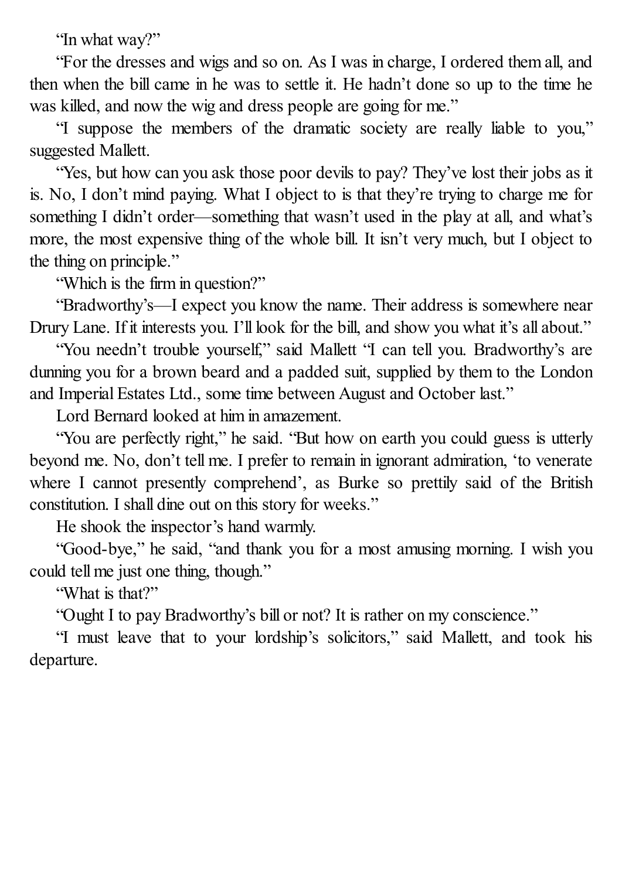"In what way?"

"For the dresses and wigs and so on. As I was in charge, I ordered them all, and then when the bill came in he was to settle it. He hadn't done so up to the time he was killed, and now the wig and dress people are going for me."

"I suppose the members of the dramatic society are really liable to you," suggested Mallett.

"Yes, but how can you ask those poor devils to pay? They've lost their jobs as it is. No, I don't mind paying. What I object to is that they're trying to charge me for something I didn't order—something that wasn't used in the play at all, and what's more, the most expensive thing of the whole bill. It isn't very much, but I object to the thing on principle."

"Which is the firm in question?"

"Bradworthy's—I expect you know the name. Their address is somewhere near Drury Lane. If it interests you. I'll look for the bill, and show you what it's all about."

"You needn't trouble yourself," said Mallett "I can tell you. Bradworthy's are dunning you for a brown beard and a padded suit, supplied by them to the London and Imperial Estates Ltd., some time between August and October last."

Lord Bernard looked at him in amazement.

"You are perfectly right," he said. "But how on earth you could guess is utterly beyond me. No, don't tell me. I prefer to remain in ignorant admiration, 'to venerate where I cannot presently comprehend', as Burke so prettily said of the British constitution. I shall dine out on this story for weeks."

He shook the inspector's hand warmly.

"Good-bye," he said, "and thank you for a most amusing morning. I wish you could tell me just one thing, though."

"What is that?"

"Ought I to pay Bradworthy's bill or not? It is rather on my conscience."

"I must leave that to your lordship's solicitors," said Mallett, and took his departure.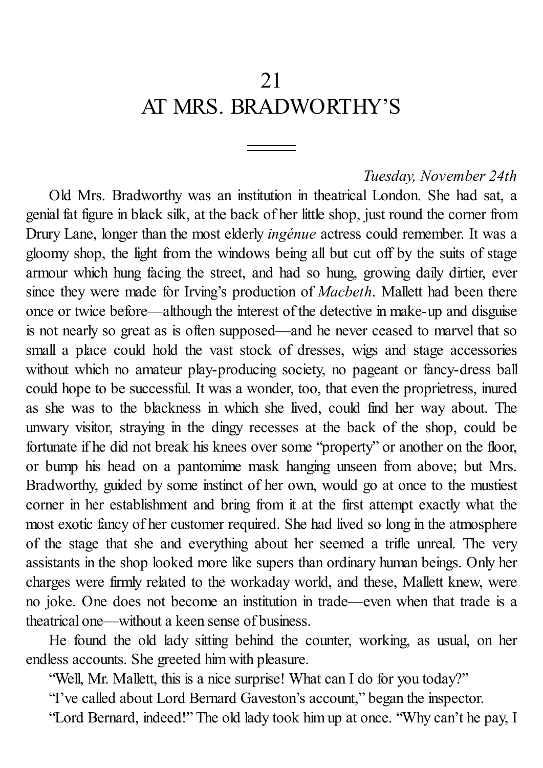# 21
# AT MRS. BRADWORTHY'S

*Tuesday, November 24th*

Old Mrs. Bradworthy was an institution in theatrical London. She had sat, a genial fat figure in black silk, at the back of her little shop, just round the corner from Drury Lane, longer than the most elderly *ingénue* actress could remember. It was a gloomy shop, the light from the windows being all but cut off by the suits of stage armour which hung facing the street, and had so hung, growing daily dirtier, ever since they were made for Irving's production of *Macbeth*. Mallett had been there once or twice before—although the interest of the detective in make-up and disguise is not nearly so great as is often supposed—and he never ceased to marvel that so small a place could hold the vast stock of dresses, wigs and stage accessories without which no amateur play-producing society, no pageant or fancy-dress ball could hope to be successful. It was a wonder, too, that even the proprietress, inured as she was to the blackness in which she lived, could find her way about. The unwary visitor, straying in the dingy recesses at the back of the shop, could be fortunate if he did not break his knees over some "property" or another on the floor, or bump his head on a pantomime mask hanging unseen from above; but Mrs. Bradworthy, guided by some instinct of her own, would go at once to the mustiest corner in her establishment and bring from it at the first attempt exactly what the most exotic fancy of her customer required. She had lived so long in the atmosphere of the stage that she and everything about her seemed a trifle unreal. The very assistants in the shop looked more like supers than ordinary human beings. Only her charges were firmly related to the workaday world, and these, Mallett knew, were no joke. One does not become an institution in trade—even when that trade is a theatrical one—without a keen sense of business.

He found the old lady sitting behind the counter, working, as usual, on her endless accounts. She greeted him with pleasure.

"Well, Mr. Mallett, this is a nice surprise! What can I do for you today?"

"I've called about Lord Bernard Gaveston's account," began the inspector.

"Lord Bernard, indeed!" The old lady took him up at once. "Why can't he pay, I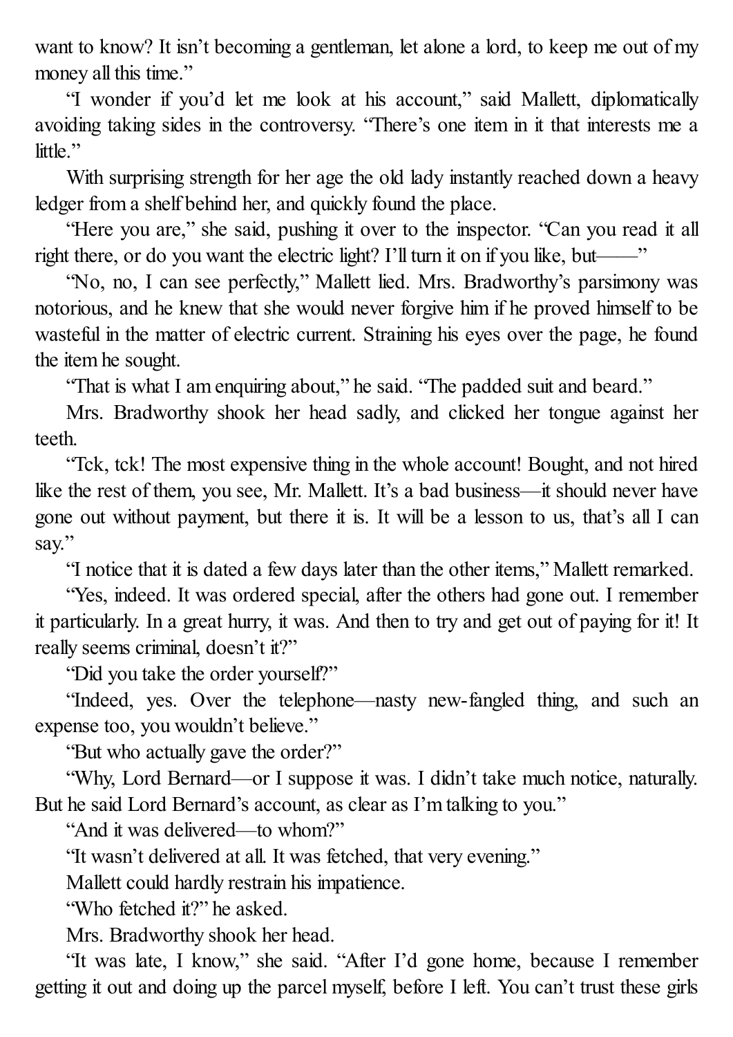want to know? It isn't becoming a gentleman, let alone a lord, to keep me out of my money all this time."

"I wonder if you'd let me look at his account," said Mallett, diplomatically avoiding taking sides in the controversy. "There's one item in it that interests me a little."

With surprising strength for her age the old lady instantly reached down a heavy ledger from a shelf behind her, and quickly found the place.

"Here you are," she said, pushing it over to the inspector. "Can you read it all right there, or do you want the electric light? I'll turn it on if you like, but——"

"No, no, I can see perfectly," Mallett lied. Mrs. Bradworthy's parsimony was notorious, and he knew that she would never forgive him if he proved himself to be wasteful in the matter of electric current. Straining his eyes over the page, he found the item he sought.

"That is what I am enquiring about," he said. "The padded suit and beard."

Mrs. Bradworthy shook her head sadly, and clicked her tongue against her teeth.

"Tck, tck! The most expensive thing in the whole account! Bought, and not hired like the rest of them, you see, Mr. Mallett. It's a bad business—it should never have gone out without payment, but there it is. It will be a lesson to us, that's all I can say."

"I notice that it is dated a few days later than the other items," Mallett remarked.

"Yes, indeed. It was ordered special, after the others had gone out. I remember it particularly. In a great hurry, it was. And then to try and get out of paying for it! It really seems criminal, doesn't it?"

"Did you take the order yourself?"

"Indeed, yes. Over the telephone—nasty new-fangled thing, and such an expense too, you wouldn't believe."

"But who actually gave the order?"

"Why, Lord Bernard—or I suppose it was. I didn't take much notice, naturally. But he said Lord Bernard's account, as clear as I'm talking to you."

"And it was delivered—to whom?"

"It wasn't delivered at all. It was fetched, that very evening."

Mallett could hardly restrain his impatience.

"Who fetched it?" he asked.

Mrs. Bradworthy shook her head.

"It was late, I know," she said. "After I'd gone home, because I remember getting it out and doing up the parcel myself, before I left. You can't trust these girls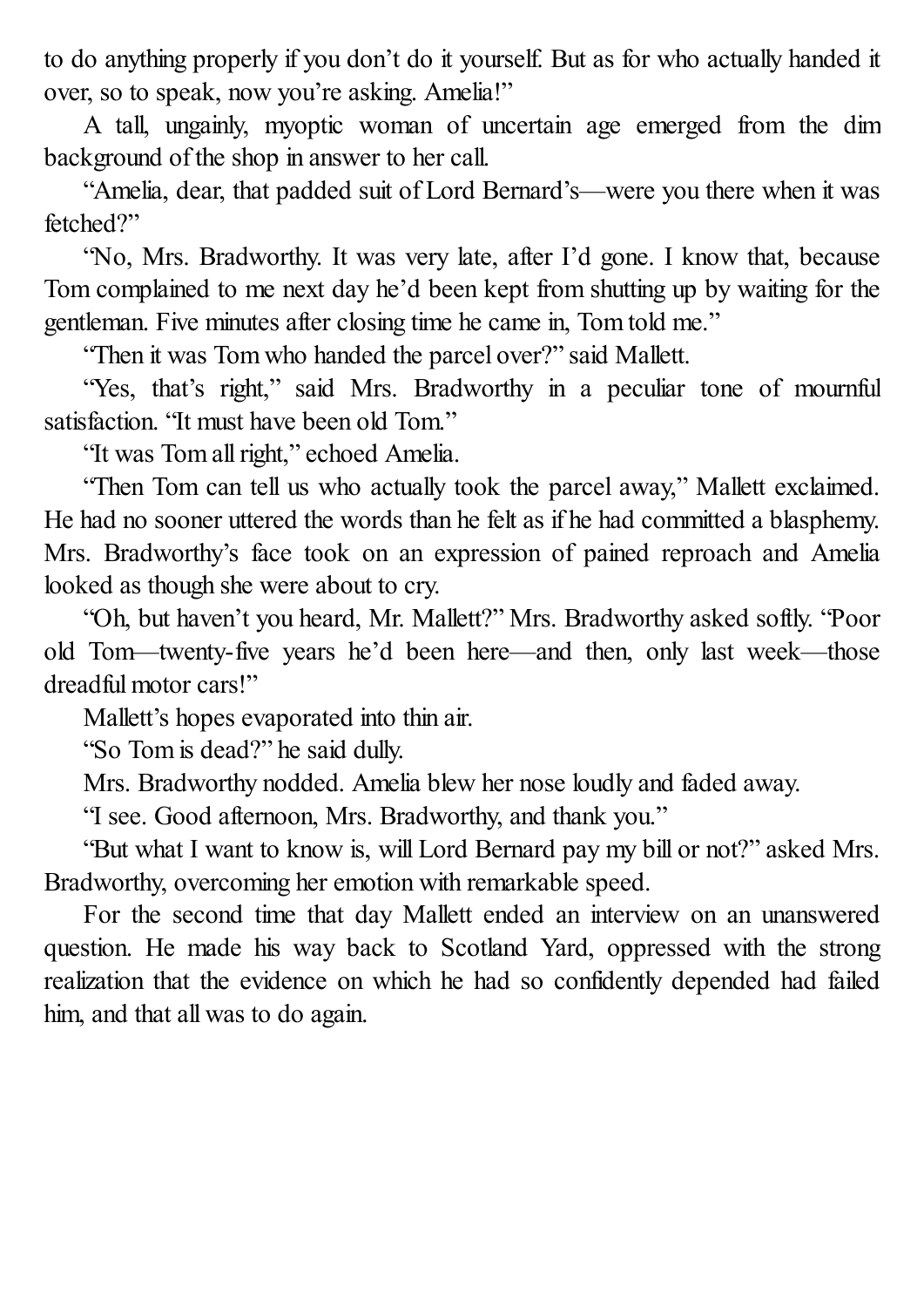to do anything properly if you don't do it yourself. But as for who actually handed it over, so to speak, now you're asking. Amelia!"

A tall, ungainly, myoptic woman of uncertain age emerged from the dim background of the shop in answer to her call.

"Amelia, dear, that padded suit of Lord Bernard's—were you there when it was fetched?"

"No, Mrs. Bradworthy. It was very late, after I'd gone. I know that, because Tom complained to me next day he'd been kept from shutting up by waiting for the gentleman. Five minutes after closing time he came in, Tom told me."

"Then it was Tom who handed the parcel over?" said Mallett.

"Yes, that's right," said Mrs. Bradworthy in a peculiar tone of mournful satisfaction. "It must have been old Tom."

"It was Tom all right," echoed Amelia.

"Then Tom can tell us who actually took the parcel away," Mallett exclaimed. He had no sooner uttered the words than he felt as if he had committed a blasphemy. Mrs. Bradworthy's face took on an expression of pained reproach and Amelia looked as though she were about to cry.

"Oh, but haven't you heard, Mr. Mallett?" Mrs. Bradworthy asked softly. "Poor old Tom—twenty-five years he'd been here—and then, only last week—those dreadful motor cars!"

Mallett's hopes evaporated into thin air.

"So Tom is dead?" he said dully.

Mrs. Bradworthy nodded. Amelia blew her nose loudly and faded away.

"I see. Good afternoon, Mrs. Bradworthy, and thank you."

"But what I want to know is, will Lord Bernard pay my bill or not?" asked Mrs. Bradworthy, overcoming her emotion with remarkable speed.

For the second time that day Mallett ended an interview on an unanswered question. He made his way back to Scotland Yard, oppressed with the strong realization that the evidence on which he had so confidently depended had failed him, and that all was to do again.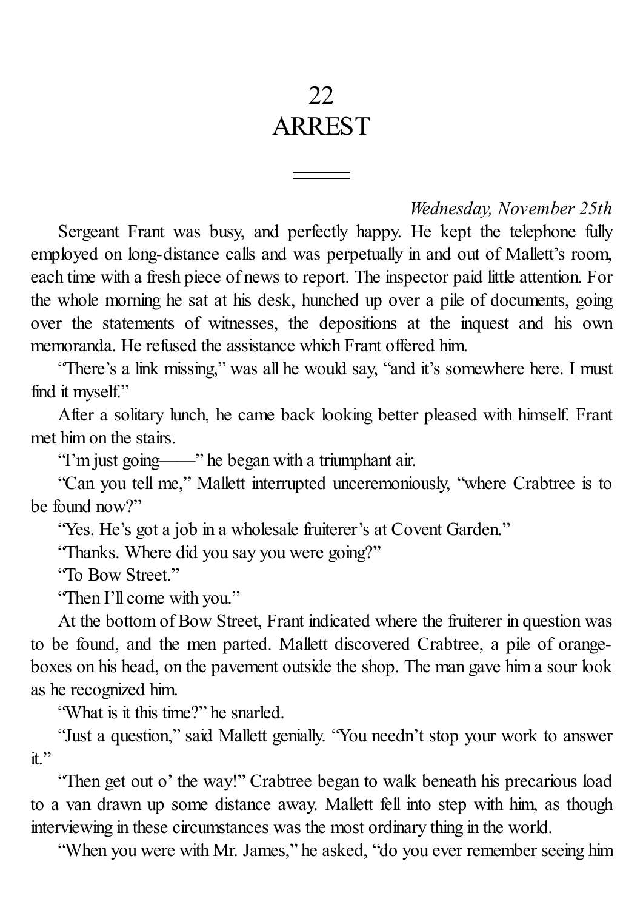# 22
# ARREST

*Wednesday, November 25th*

Sergeant Frant was busy, and perfectly happy. He kept the telephone fully employed on long-distance calls and was perpetually in and out of Mallett's room, each time with a fresh piece of news to report. The inspector paid little attention. For the whole morning he sat at his desk, hunched up over a pile of documents, going over the statements of witnesses, the depositions at the inquest and his own memoranda. He refused the assistance which Frant offered him.

"There's a link missing," was all he would say, "and it's somewhere here. I must find it myself."

After a solitary lunch, he came back looking better pleased with himself. Frant met him on the stairs.

"I'm just going——" he began with a triumphant air.

"Can you tell me," Mallett interrupted unceremoniously, "where Crabtree is to be found now?"

"Yes. He's got a job in a wholesale fruiterer's at Covent Garden."

"Thanks. Where did you say you were going?"

"To Bow Street."

"Then I'll come with you."

At the bottom of Bow Street, Frant indicated where the fruiterer in question was to be found, and the men parted. Mallett discovered Crabtree, a pile of orange-boxes on his head, on the pavement outside the shop. The man gave him a sour look as he recognized him.

"What is it this time?" he snarled.

"Just a question," said Mallett genially. "You needn't stop your work to answer it."

"Then get out o' the way!" Crabtree began to walk beneath his precarious load to a van drawn up some distance away. Mallett fell into step with him, as though interviewing in these circumstances was the most ordinary thing in the world.

"When you were with Mr. James," he asked, "do you ever remember seeing him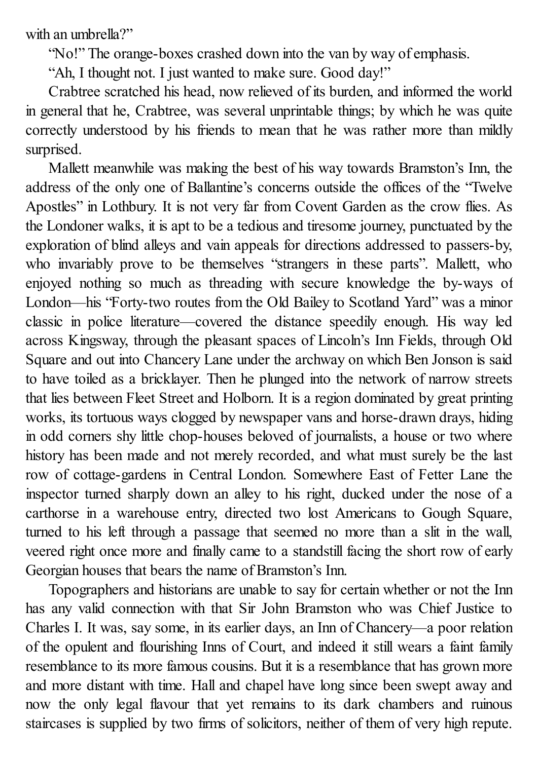with an umbrella?"

"No!" The orange-boxes crashed down into the van by way of emphasis.

"Ah, I thought not. I just wanted to make sure. Good day!"

Crabtree scratched his head, now relieved of its burden, and informed the world in general that he, Crabtree, was several unprintable things; by which he was quite correctly understood by his friends to mean that he was rather more than mildly surprised.

Mallett meanwhile was making the best of his way towards Bramston's Inn, the address of the only one of Ballantine's concerns outside the offices of the "Twelve Apostles" in Lothbury. It is not very far from Covent Garden as the crow flies. As the Londoner walks, it is apt to be a tedious and tiresome journey, punctuated by the exploration of blind alleys and vain appeals for directions addressed to passers-by, who invariably prove to be themselves "strangers in these parts". Mallett, who enjoyed nothing so much as threading with secure knowledge the by-ways of London—his "Forty-two routes from the Old Bailey to Scotland Yard" was a minor classic in police literature—covered the distance speedily enough. His way led across Kingsway, through the pleasant spaces of Lincoln's Inn Fields, through Old Square and out into Chancery Lane under the archway on which Ben Jonson is said to have toiled as a bricklayer. Then he plunged into the network of narrow streets that lies between Fleet Street and Holborn. It is a region dominated by great printing works, its tortuous ways clogged by newspaper vans and horse-drawn drays, hiding in odd corners shy little chop-houses beloved of journalists, a house or two where history has been made and not merely recorded, and what must surely be the last row of cottage-gardens in Central London. Somewhere East of Fetter Lane the inspector turned sharply down an alley to his right, ducked under the nose of a carthorse in a warehouse entry, directed two lost Americans to Gough Square, turned to his left through a passage that seemed no more than a slit in the wall, veered right once more and finally came to a standstill facing the short row of early Georgian houses that bears the name of Bramston's Inn.

Topographers and historians are unable to say for certain whether or not the Inn has any valid connection with that Sir John Bramston who was Chief Justice to Charles I. It was, say some, in its earlier days, an Inn of Chancery—a poor relation of the opulent and flourishing Inns of Court, and indeed it still wears a faint family resemblance to its more famous cousins. But it is a resemblance that has grown more and more distant with time. Hall and chapel have long since been swept away and now the only legal flavour that yet remains to its dark chambers and ruinous staircases is supplied by two firms of solicitors, neither of them of very high repute.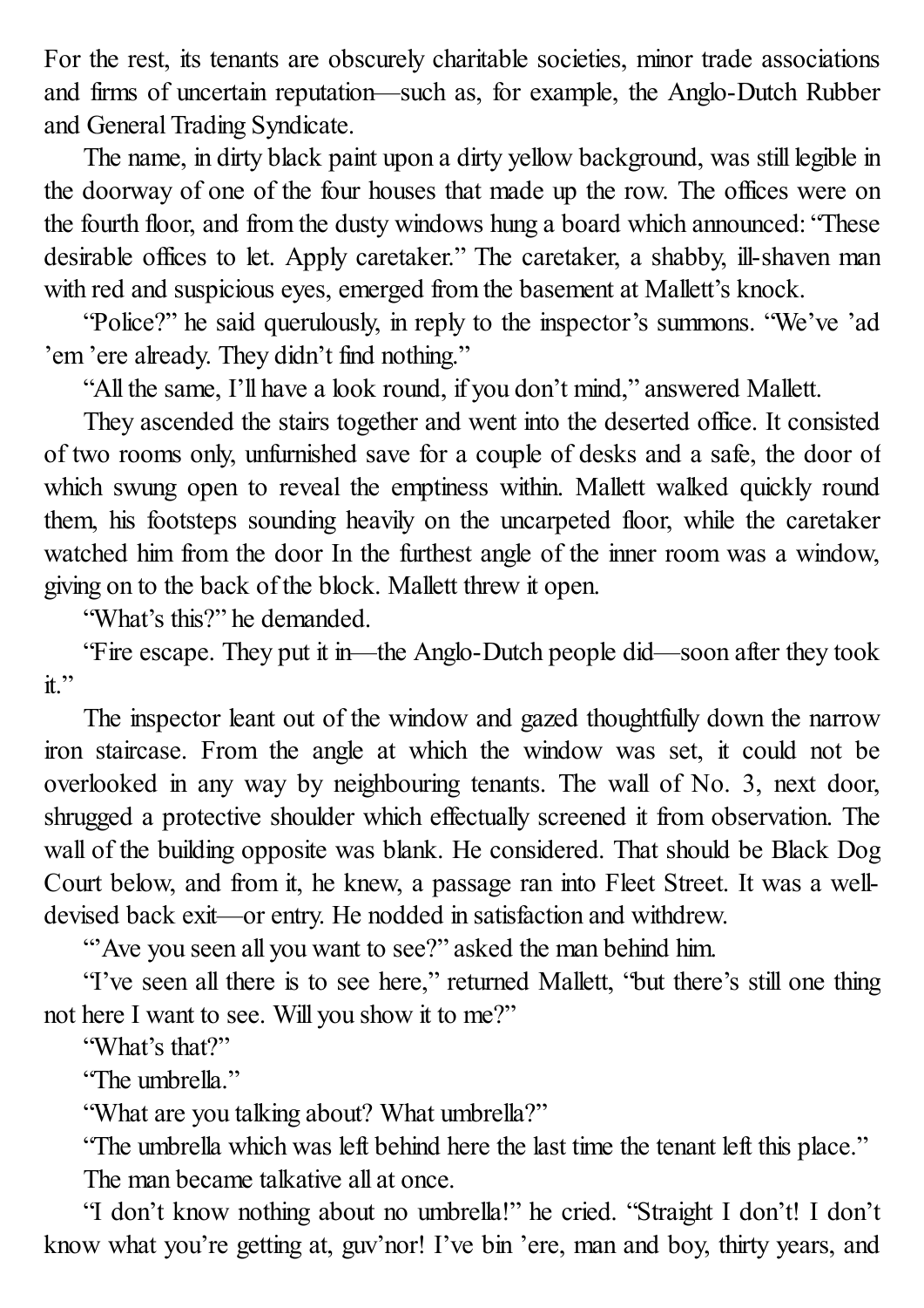For the rest, its tenants are obscurely charitable societies, minor trade associations and firms of uncertain reputation—such as, for example, the Anglo-Dutch Rubber and General Trading Syndicate.

The name, in dirty black paint upon a dirty yellow background, was still legible in the doorway of one of the four houses that made up the row. The offices were on the fourth floor, and from the dusty windows hung a board which announced: "These desirable offices to let. Apply caretaker." The caretaker, a shabby, ill-shaven man with red and suspicious eyes, emerged from the basement at Mallett's knock.

"Police?" he said querulously, in reply to the inspector's summons. "We've 'ad 'em 'ere already. They didn't find nothing."

"All the same, I'll have a look round, if you don't mind," answered Mallett.

They ascended the stairs together and went into the deserted office. It consisted of two rooms only, unfurnished save for a couple of desks and a safe, the door of which swung open to reveal the emptiness within. Mallett walked quickly round them, his footsteps sounding heavily on the uncarpeted floor, while the caretaker watched him from the door In the furthest angle of the inner room was a window, giving on to the back of the block. Mallett threw it open.

"What's this?" he demanded.

"Fire escape. They put it in—the Anglo-Dutch people did—soon after they took it."

The inspector leant out of the window and gazed thoughtfully down the narrow iron staircase. From the angle at which the window was set, it could not be overlooked in any way by neighbouring tenants. The wall of No. 3, next door, shrugged a protective shoulder which effectually screened it from observation. The wall of the building opposite was blank. He considered. That should be Black Dog Court below, and from it, he knew, a passage ran into Fleet Street. It was a well-devised back exit—or entry. He nodded in satisfaction and withdrew.

"'Ave you seen all you want to see?" asked the man behind him.

"I've seen all there is to see here," returned Mallett, "but there's still one thing not here I want to see. Will you show it to me?"

"What's that?"

"The umbrella."

"What are you talking about? What umbrella?"

"The umbrella which was left behind here the last time the tenant left this place."

The man became talkative all at once.

"I don't know nothing about no umbrella!" he cried. "Straight I don't! I don't know what you're getting at, guv'nor! I've bin 'ere, man and boy, thirty years, and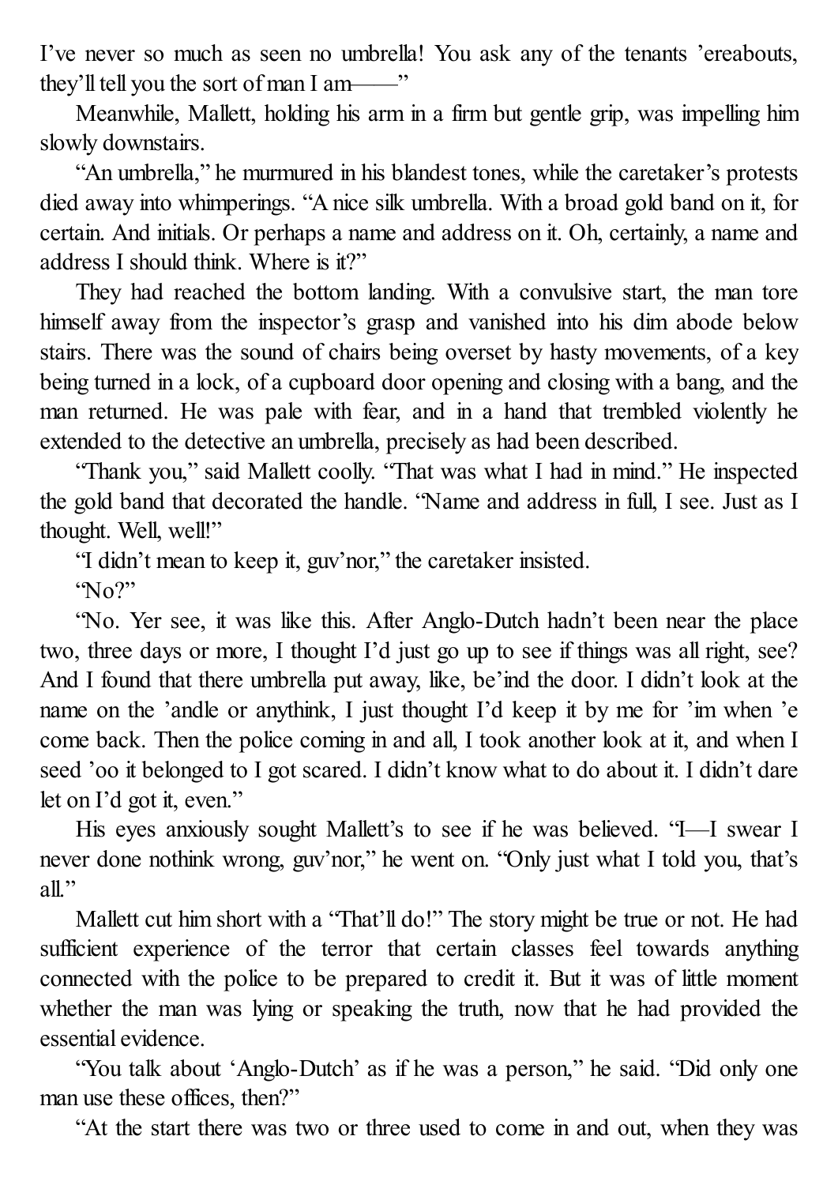I've never so much as seen no umbrella! You ask any of the tenants 'ereabouts, they'll tell you the sort of man I am——"

Meanwhile, Mallett, holding his arm in a firm but gentle grip, was impelling him slowly downstairs.

"An umbrella," he murmured in his blandest tones, while the caretaker's protests died away into whimperings. "A nice silk umbrella. With a broad gold band on it, for certain. And initials. Or perhaps a name and address on it. Oh, certainly, a name and address I should think. Where is it?"

They had reached the bottom landing. With a convulsive start, the man tore himself away from the inspector's grasp and vanished into his dim abode below stairs. There was the sound of chairs being overset by hasty movements, of a key being turned in a lock, of a cupboard door opening and closing with a bang, and the man returned. He was pale with fear, and in a hand that trembled violently he extended to the detective an umbrella, precisely as had been described.

"Thank you," said Mallett coolly. "That was what I had in mind." He inspected the gold band that decorated the handle. "Name and address in full, I see. Just as I thought. Well, well!"

"I didn't mean to keep it, guv'nor," the caretaker insisted.

"No?"

"No. Yer see, it was like this. After Anglo-Dutch hadn't been near the place two, three days or more, I thought I'd just go up to see if things was all right, see? And I found that there umbrella put away, like, be'ind the door. I didn't look at the name on the 'andle or anythink, I just thought I'd keep it by me for 'im when 'e come back. Then the police coming in and all, I took another look at it, and when I seed 'oo it belonged to I got scared. I didn't know what to do about it. I didn't dare let on I'd got it, even."

His eyes anxiously sought Mallett's to see if he was believed. "I—I swear I never done nothink wrong, guv'nor," he went on. "Only just what I told you, that's all."

Mallett cut him short with a "That'll do!" The story might be true or not. He had sufficient experience of the terror that certain classes feel towards anything connected with the police to be prepared to credit it. But it was of little moment whether the man was lying or speaking the truth, now that he had provided the essential evidence.

"You talk about 'Anglo-Dutch' as if he was a person," he said. "Did only one man use these offices, then?"

"At the start there was two or three used to come in and out, when they was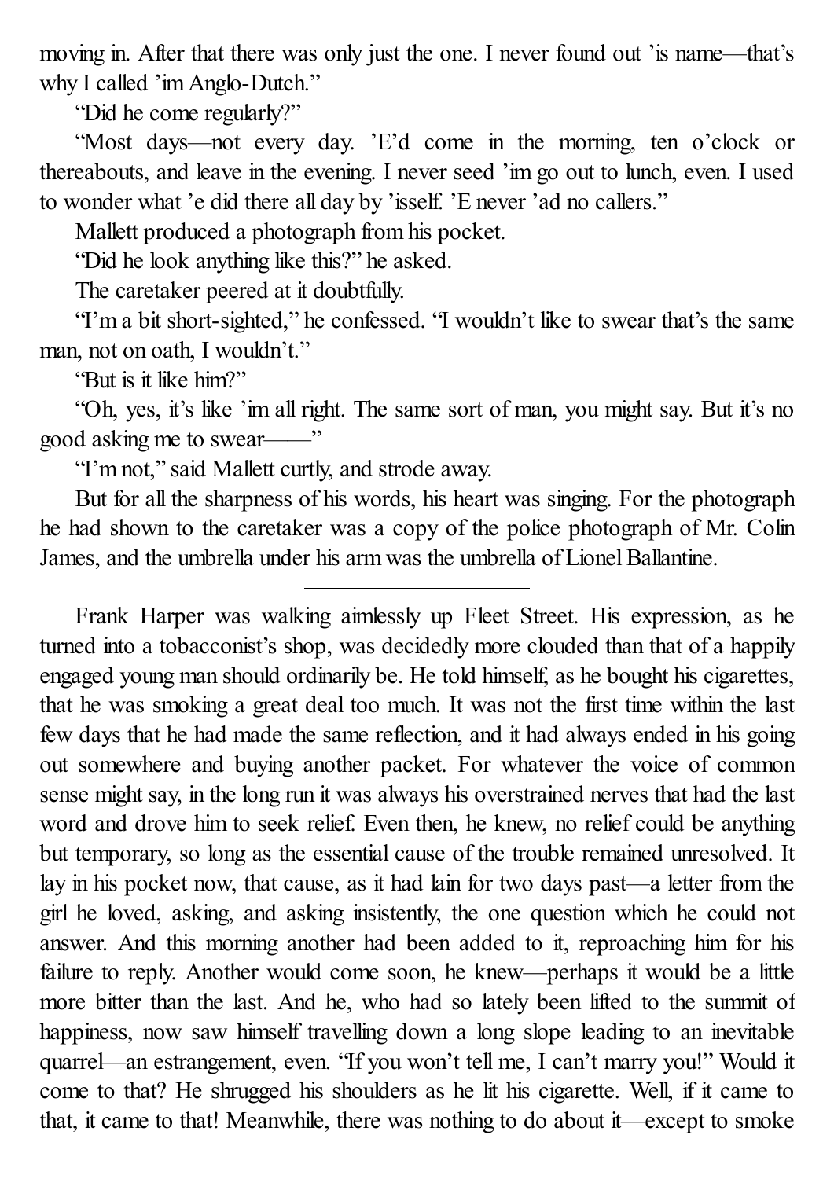moving in. After that there was only just the one. I never found out 'is name—that's why I called 'im Anglo-Dutch."

"Did he come regularly?"

"Most days—not every day. 'E'd come in the morning, ten o'clock or thereabouts, and leave in the evening. I never seed 'im go out to lunch, even. I used to wonder what 'e did there all day by 'isself. 'E never 'ad no callers."

Mallett produced a photograph from his pocket.

"Did he look anything like this?" he asked.

The caretaker peered at it doubtfully.

"I'm a bit short-sighted," he confessed. "I wouldn't like to swear that's the same man, not on oath, I wouldn't."

"But is it like him?"

"Oh, yes, it's like 'im all right. The same sort of man, you might say. But it's no good asking me to swear——"

"I'm not," said Mallett curtly, and strode away.

But for all the sharpness of his words, his heart was singing. For the photograph he had shown to the caretaker was a copy of the police photograph of Mr. Colin James, and the umbrella under his arm was the umbrella of Lionel Ballantine.

---

Frank Harper was walking aimlessly up Fleet Street. His expression, as he turned into a tobacconist's shop, was decidedly more clouded than that of a happily engaged young man should ordinarily be. He told himself, as he bought his cigarettes, that he was smoking a great deal too much. It was not the first time within the last few days that he had made the same reflection, and it had always ended in his going out somewhere and buying another packet. For whatever the voice of common sense might say, in the long run it was always his overstrained nerves that had the last word and drove him to seek relief. Even then, he knew, no relief could be anything but temporary, so long as the essential cause of the trouble remained unresolved. It lay in his pocket now, that cause, as it had lain for two days past—a letter from the girl he loved, asking, and asking insistently, the one question which he could not answer. And this morning another had been added to it, reproaching him for his failure to reply. Another would come soon, he knew—perhaps it would be a little more bitter than the last. And he, who had so lately been lifted to the summit of happiness, now saw himself travelling down a long slope leading to an inevitable quarrel—an estrangement, even. "If you won't tell me, I can't marry you!" Would it come to that? He shrugged his shoulders as he lit his cigarette. Well, if it came to that, it came to that! Meanwhile, there was nothing to do about it—except to smoke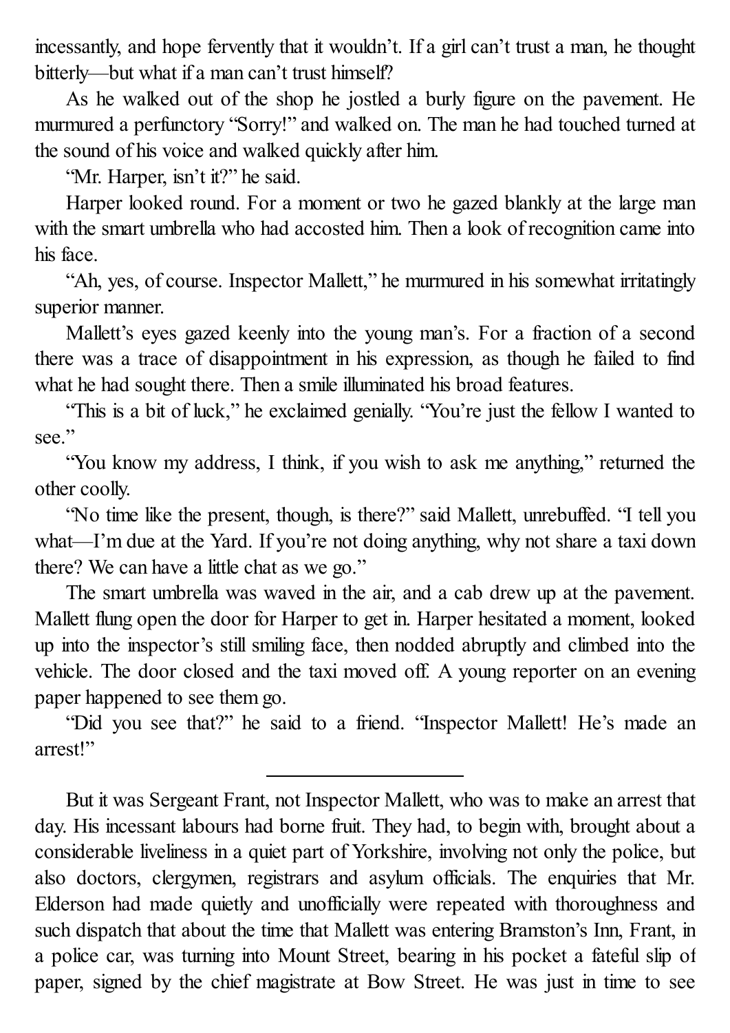incessantly, and hope fervently that it wouldn't. If a girl can't trust a man, he thought bitterly—but what if a man can't trust himself?

As he walked out of the shop he jostled a burly figure on the pavement. He murmured a perfunctory "Sorry!" and walked on. The man he had touched turned at the sound of his voice and walked quickly after him.

"Mr. Harper, isn't it?" he said.

Harper looked round. For a moment or two he gazed blankly at the large man with the smart umbrella who had accosted him. Then a look of recognition came into his face.

"Ah, yes, of course. Inspector Mallett," he murmured in his somewhat irritatingly superior manner.

Mallett's eyes gazed keenly into the young man's. For a fraction of a second there was a trace of disappointment in his expression, as though he failed to find what he had sought there. Then a smile illuminated his broad features.

"This is a bit of luck," he exclaimed genially. "You're just the fellow I wanted to see."

"You know my address, I think, if you wish to ask me anything," returned the other coolly.

"No time like the present, though, is there?" said Mallett, unrebuffed. "I tell you what—I'm due at the Yard. If you're not doing anything, why not share a taxi down there? We can have a little chat as we go."

The smart umbrella was waved in the air, and a cab drew up at the pavement. Mallett flung open the door for Harper to get in. Harper hesitated a moment, looked up into the inspector's still smiling face, then nodded abruptly and climbed into the vehicle. The door closed and the taxi moved off. A young reporter on an evening paper happened to see them go.

"Did you see that?" he said to a friend. "Inspector Mallett! He's made an arrest!"

---

But it was Sergeant Frant, not Inspector Mallett, who was to make an arrest that day. His incessant labours had borne fruit. They had, to begin with, brought about a considerable liveliness in a quiet part of Yorkshire, involving not only the police, but also doctors, clergymen, registrars and asylum officials. The enquiries that Mr. Elderson had made quietly and unofficially were repeated with thoroughness and such dispatch that about the time that Mallett was entering Bramston's Inn, Frant, in a police car, was turning into Mount Street, bearing in his pocket a fateful slip of paper, signed by the chief magistrate at Bow Street. He was just in time to see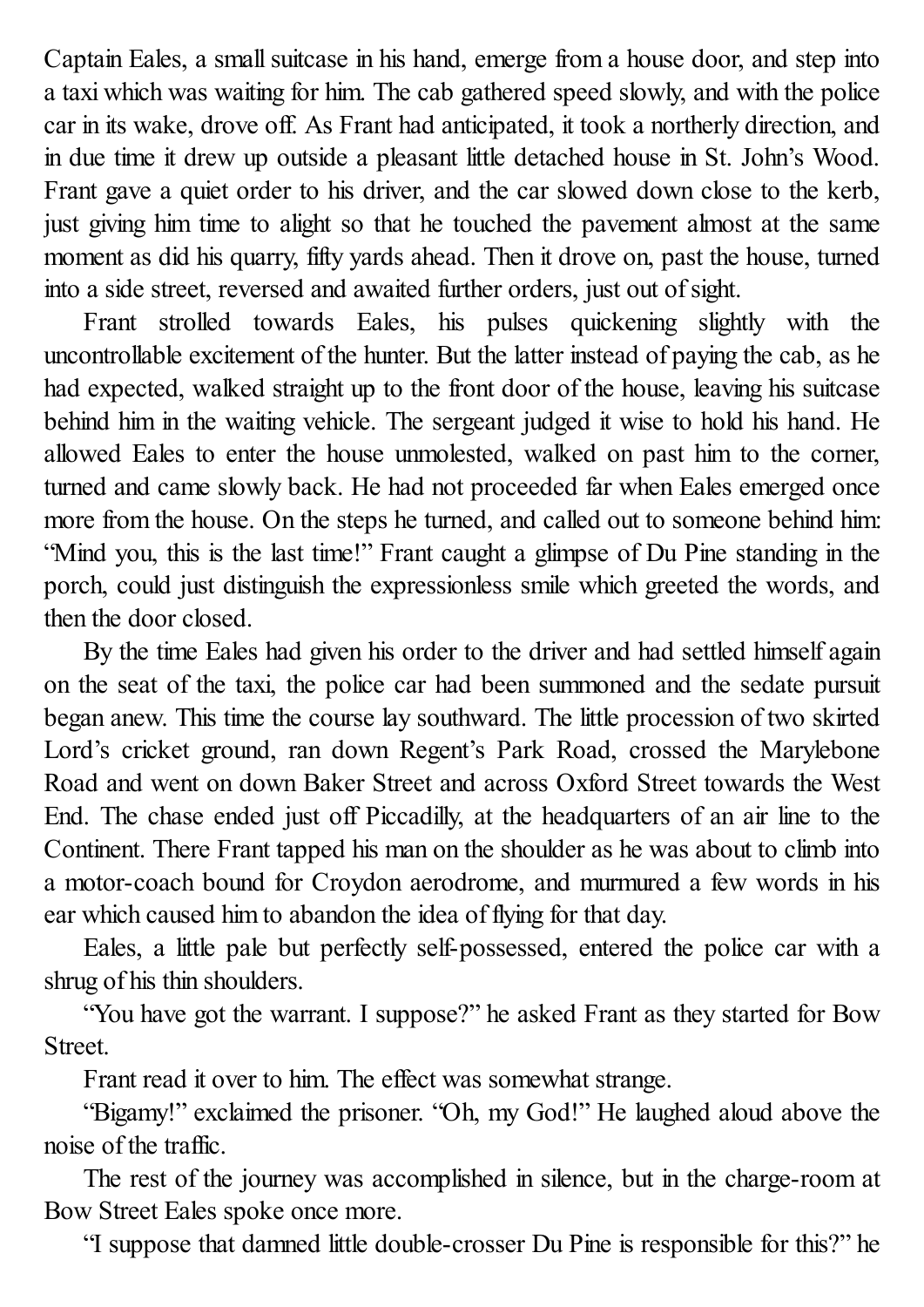Captain Eales, a small suitcase in his hand, emerge from a house door, and step into a taxi which was waiting for him. The cab gathered speed slowly, and with the police car in its wake, drove off. As Frant had anticipated, it took a northerly direction, and in due time it drew up outside a pleasant little detached house in St. John's Wood. Frant gave a quiet order to his driver, and the car slowed down close to the kerb, just giving him time to alight so that he touched the pavement almost at the same moment as did his quarry, fifty yards ahead. Then it drove on, past the house, turned into a side street, reversed and awaited further orders, just out of sight.

Frant strolled towards Eales, his pulses quickening slightly with the uncontrollable excitement of the hunter. But the latter instead of paying the cab, as he had expected, walked straight up to the front door of the house, leaving his suitcase behind him in the waiting vehicle. The sergeant judged it wise to hold his hand. He allowed Eales to enter the house unmolested, walked on past him to the corner, turned and came slowly back. He had not proceeded far when Eales emerged once more from the house. On the steps he turned, and called out to someone behind him: "Mind you, this is the last time!" Frant caught a glimpse of Du Pine standing in the porch, could just distinguish the expressionless smile which greeted the words, and then the door closed.

By the time Eales had given his order to the driver and had settled himself again on the seat of the taxi, the police car had been summoned and the sedate pursuit began anew. This time the course lay southward. The little procession of two skirted Lord's cricket ground, ran down Regent's Park Road, crossed the Marylebone Road and went on down Baker Street and across Oxford Street towards the West End. The chase ended just off Piccadilly, at the headquarters of an air line to the Continent. There Frant tapped his man on the shoulder as he was about to climb into a motor-coach bound for Croydon aerodrome, and murmured a few words in his ear which caused him to abandon the idea of flying for that day.

Eales, a little pale but perfectly self-possessed, entered the police car with a shrug of his thin shoulders.

"You have got the warrant. I suppose?" he asked Frant as they started for Bow Street.

Frant read it over to him. The effect was somewhat strange.

"Bigamy!" exclaimed the prisoner. "Oh, my God!" He laughed aloud above the noise of the traffic.

The rest of the journey was accomplished in silence, but in the charge-room at Bow Street Eales spoke once more.

"I suppose that damned little double-crosser Du Pine is responsible for this?" he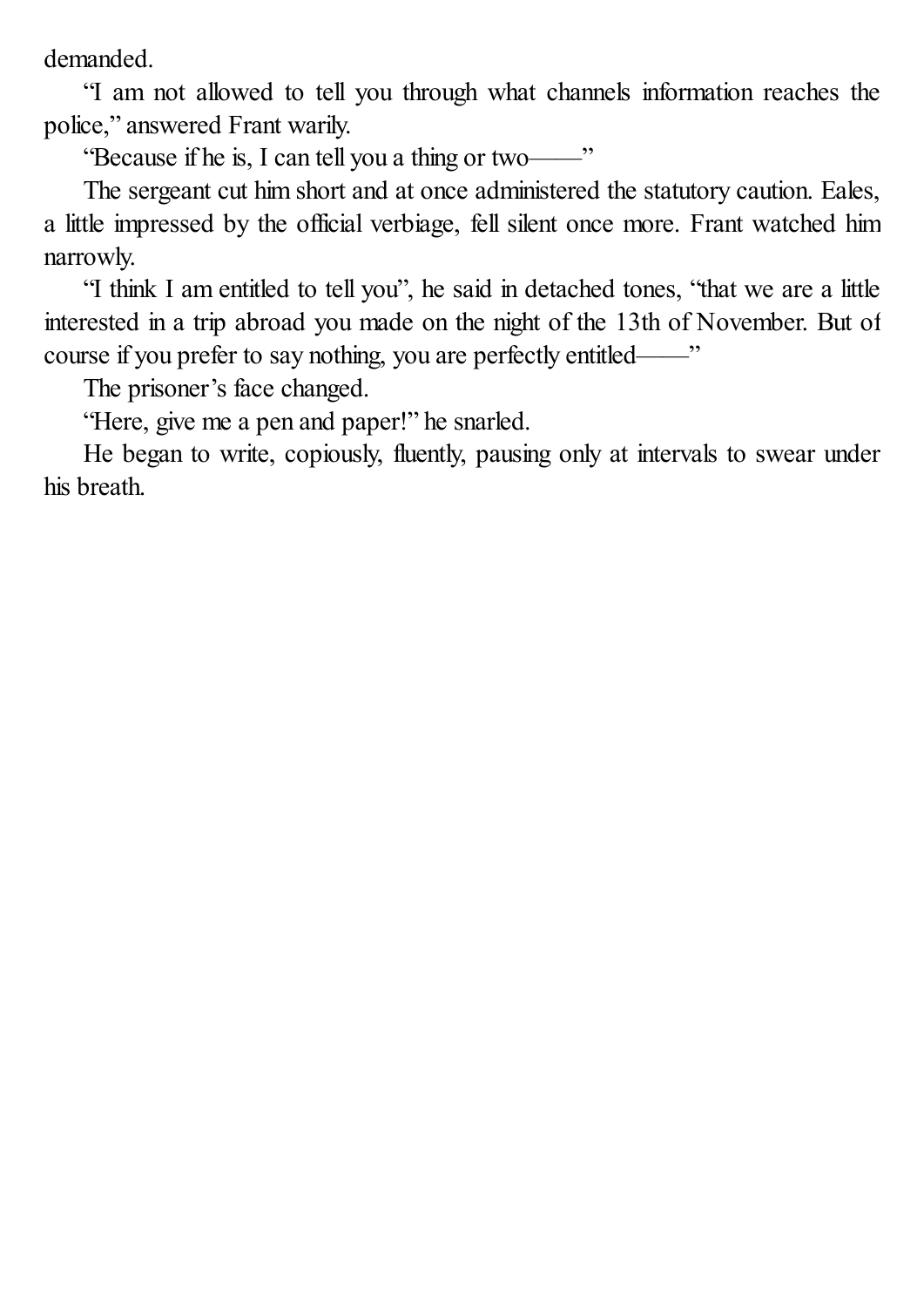demanded.

"I am not allowed to tell you through what channels information reaches the police," answered Frant warily.

"Because if he is, I can tell you a thing or two——"

The sergeant cut him short and at once administered the statutory caution. Eales, a little impressed by the official verbiage, fell silent once more. Frant watched him narrowly.

"I think I am entitled to tell you", he said in detached tones, "that we are a little interested in a trip abroad you made on the night of the 13th of November. But of course if you prefer to say nothing, you are perfectly entitled——"

The prisoner's face changed.

"Here, give me a pen and paper!" he snarled.

He began to write, copiously, fluently, pausing only at intervals to swear under his breath.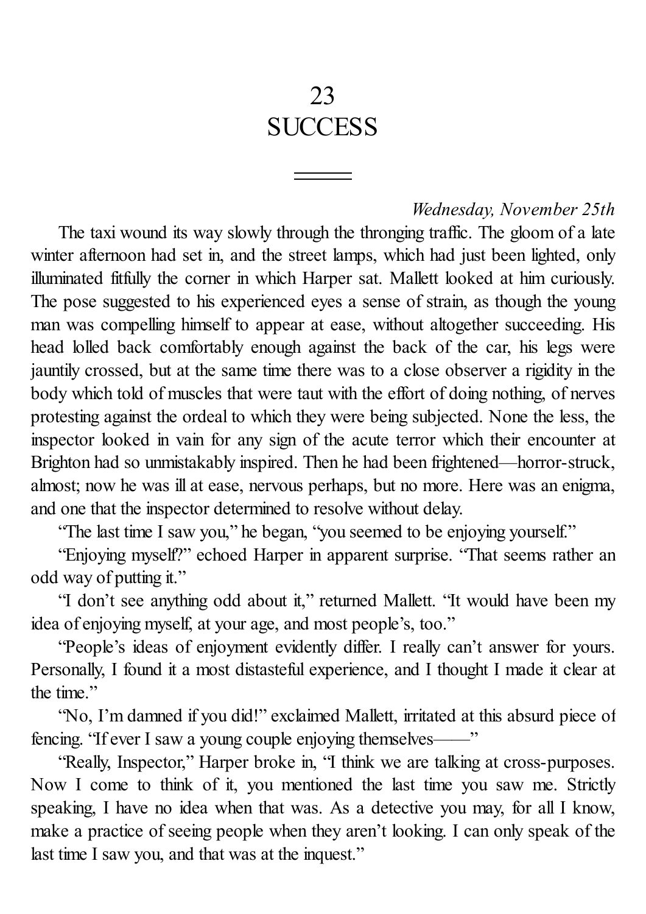# 23
# SUCCESS

*Wednesday, November 25th*

The taxi wound its way slowly through the thronging traffic. The gloom of a late winter afternoon had set in, and the street lamps, which had just been lighted, only illuminated fitfully the corner in which Harper sat. Mallett looked at him curiously. The pose suggested to his experienced eyes a sense of strain, as though the young man was compelling himself to appear at ease, without altogether succeeding. His head lolled back comfortably enough against the back of the car, his legs were jauntily crossed, but at the same time there was to a close observer a rigidity in the body which told of muscles that were taut with the effort of doing nothing, of nerves protesting against the ordeal to which they were being subjected. None the less, the inspector looked in vain for any sign of the acute terror which their encounter at Brighton had so unmistakably inspired. Then he had been frightened—horror-struck, almost; now he was ill at ease, nervous perhaps, but no more. Here was an enigma, and one that the inspector determined to resolve without delay.

"The last time I saw you," he began, "you seemed to be enjoying yourself."

"Enjoying myself?" echoed Harper in apparent surprise. "That seems rather an odd way of putting it."

"I don't see anything odd about it," returned Mallett. "It would have been my idea of enjoying myself, at your age, and most people's, too."

"People's ideas of enjoyment evidently differ. I really can't answer for yours. Personally, I found it a most distasteful experience, and I thought I made it clear at the time."

"No, I'm damned if you did!" exclaimed Mallett, irritated at this absurd piece of fencing. "If ever I saw a young couple enjoying themselves——"

"Really, Inspector," Harper broke in, "I think we are talking at cross-purposes. Now I come to think of it, you mentioned the last time you saw me. Strictly speaking, I have no idea when that was. As a detective you may, for all I know, make a practice of seeing people when they aren't looking. I can only speak of the last time I saw you, and that was at the inquest."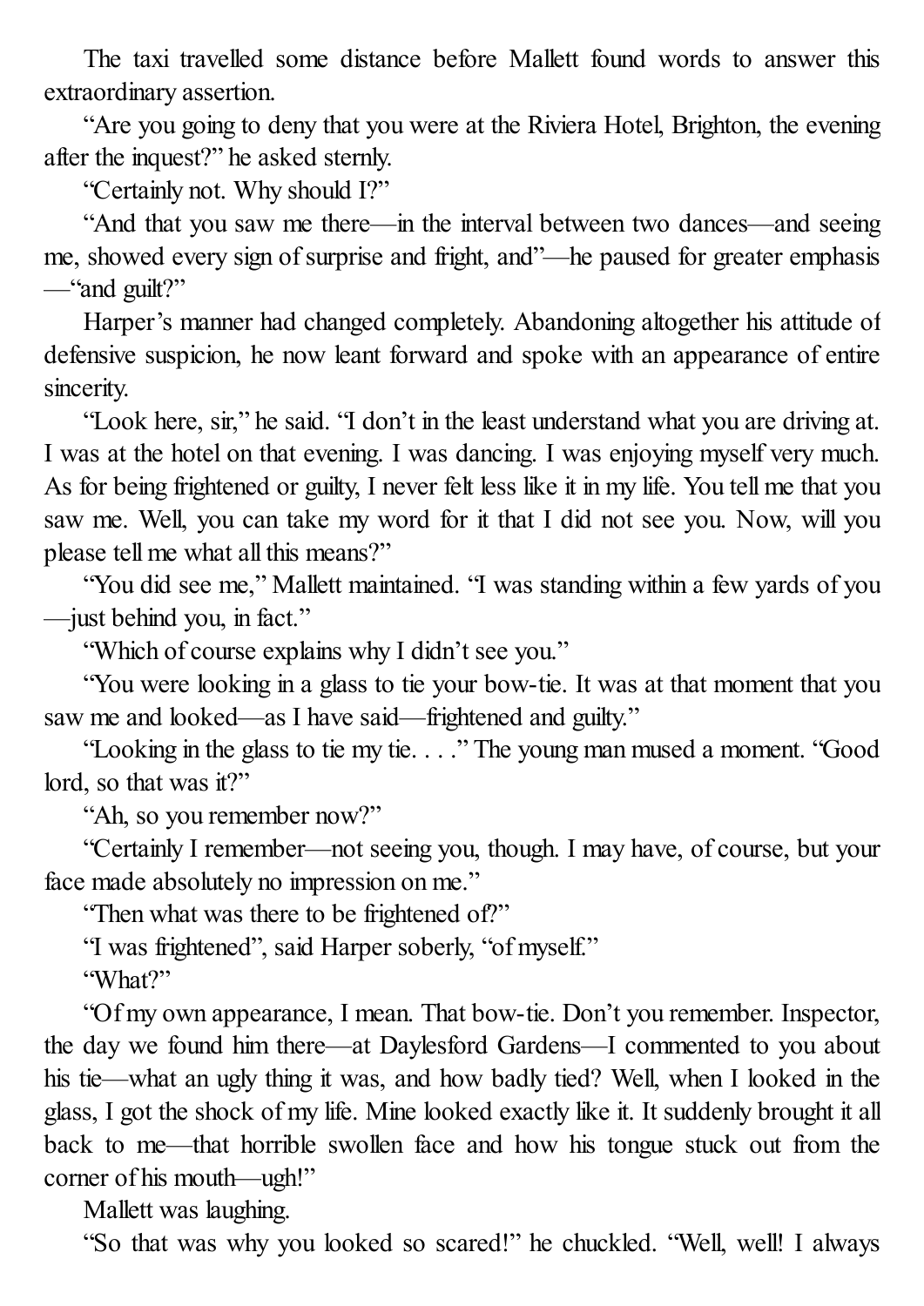The taxi travelled some distance before Mallett found words to answer this extraordinary assertion.

"Are you going to deny that you were at the Riviera Hotel, Brighton, the evening after the inquest?" he asked sternly.

"Certainly not. Why should I?"

"And that you saw me there—in the interval between two dances—and seeing me, showed every sign of surprise and fright, and"—he paused for greater emphasis—"and guilt?"

Harper's manner had changed completely. Abandoning altogether his attitude of defensive suspicion, he now leant forward and spoke with an appearance of entire sincerity.

"Look here, sir," he said. "I don't in the least understand what you are driving at. I was at the hotel on that evening. I was dancing. I was enjoying myself very much. As for being frightened or guilty, I never felt less like it in my life. You tell me that you saw me. Well, you can take my word for it that I did not see you. Now, will you please tell me what all this means?"

"You did see me," Mallett maintained. "I was standing within a few yards of you—just behind you, in fact."

"Which of course explains why I didn't see you."

"You were looking in a glass to tie your bow-tie. It was at that moment that you saw me and looked—as I have said—frightened and guilty."

"Looking in the glass to tie my tie. . . ." The young man mused a moment. "Good lord, so that was it?"

"Ah, so you remember now?"

"Certainly I remember—not seeing you, though. I may have, of course, but your face made absolutely no impression on me."

"Then what was there to be frightened of?"

"I was frightened", said Harper soberly, "of myself."

"What?"

"Of my own appearance, I mean. That bow-tie. Don't you remember. Inspector, the day we found him there—at Daylesford Gardens—I commented to you about his tie—what an ugly thing it was, and how badly tied? Well, when I looked in the glass, I got the shock of my life. Mine looked exactly like it. It suddenly brought it all back to me—that horrible swollen face and how his tongue stuck out from the corner of his mouth—ugh!"

Mallett was laughing.

"So that was why you looked so scared!" he chuckled. "Well, well! I always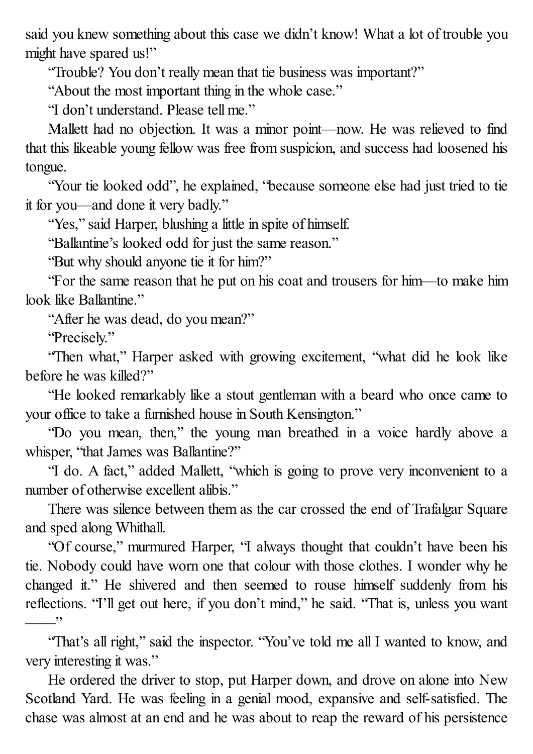said you knew something about this case we didn’t know! What a lot of trouble you might have spared us!”

“Trouble? You don’t really mean that tie business was important?”

“About the most important thing in the whole case.”

“I don’t understand. Please tell me.”

Mallett had no objection. It was a minor point—now. He was relieved to find that this likeable young fellow was free from suspicion, and success had loosened his tongue.

“Your tie looked odd”, he explained, “because someone else had just tried to tie it for you—and done it very badly.”

“Yes,” said Harper, blushing a little in spite of himself.

“Ballantine’s looked odd for just the same reason.”

“But why should anyone tie it for him?”

“For the same reason that he put on his coat and trousers for him—to make him look like Ballantine.”

“After he was dead, do you mean?”

“Precisely.”

“Then what,” Harper asked with growing excitement, “what did he look like before he was killed?”

“He looked remarkably like a stout gentleman with a beard who once came to your office to take a furnished house in South Kensington.”

“Do you mean, then,” the young man breathed in a voice hardly above a whisper, “that James was Ballantine?”

“I do. A fact,” added Mallett, “which is going to prove very inconvenient to a number of otherwise excellent alibis.”

There was silence between them as the car crossed the end of Trafalgar Square and sped along Whithall.

“Of course,” murmured Harper, “I always thought that couldn’t have been his tie. Nobody could have worn one that colour with those clothes. I wonder why he changed it.” He shivered and then seemed to rouse himself suddenly from his reflections. “I’ll get out here, if you don’t mind,” he said. “That is, unless you want ——”

“That’s all right,” said the inspector. “You’ve told me all I wanted to know, and very interesting it was.”

He ordered the driver to stop, put Harper down, and drove on alone into New Scotland Yard. He was feeling in a genial mood, expansive and self-satisfied. The chase was almost at an end and he was about to reap the reward of his persistence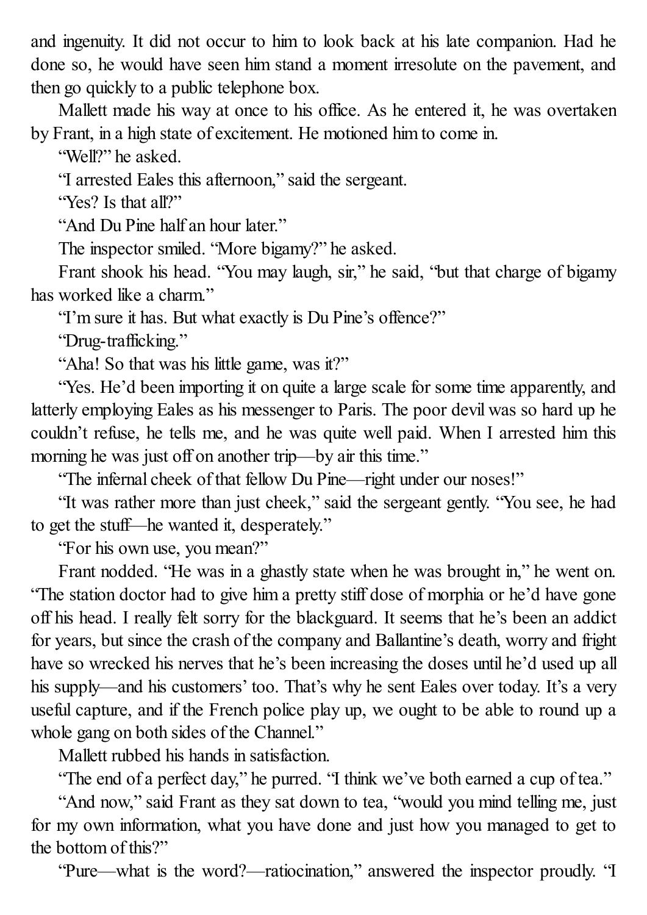and ingenuity. It did not occur to him to look back at his late companion. Had he done so, he would have seen him stand a moment irresolute on the pavement, and then go quickly to a public telephone box.

Mallett made his way at once to his office. As he entered it, he was overtaken by Frant, in a high state of excitement. He motioned him to come in.

"Well?" he asked.

"I arrested Eales this afternoon," said the sergeant.

"Yes? Is that all?"

"And Du Pine half an hour later."

The inspector smiled. "More bigamy?" he asked.

Frant shook his head. "You may laugh, sir," he said, "but that charge of bigamy has worked like a charm."

"I'm sure it has. But what exactly is Du Pine's offence?"

"Drug-trafficking."

"Aha! So that was his little game, was it?"

"Yes. He'd been importing it on quite a large scale for some time apparently, and latterly employing Eales as his messenger to Paris. The poor devil was so hard up he couldn't refuse, he tells me, and he was quite well paid. When I arrested him this morning he was just off on another trip—by air this time."

"The infernal cheek of that fellow Du Pine—right under our noses!"

"It was rather more than just cheek," said the sergeant gently. "You see, he had to get the stuff—he wanted it, desperately."

"For his own use, you mean?"

Frant nodded. "He was in a ghastly state when he was brought in," he went on. "The station doctor had to give him a pretty stiff dose of morphia or he'd have gone off his head. I really felt sorry for the blackguard. It seems that he's been an addict for years, but since the crash of the company and Ballantine's death, worry and fright have so wrecked his nerves that he's been increasing the doses until he'd used up all his supply—and his customers' too. That's why he sent Eales over today. It's a very useful capture, and if the French police play up, we ought to be able to round up a whole gang on both sides of the Channel."

Mallett rubbed his hands in satisfaction.

"The end of a perfect day," he purred. "I think we've both earned a cup of tea."

"And now," said Frant as they sat down to tea, "would you mind telling me, just for my own information, what you have done and just how you managed to get to the bottom of this?"

"Pure—what is the word?—ratiocination," answered the inspector proudly. "I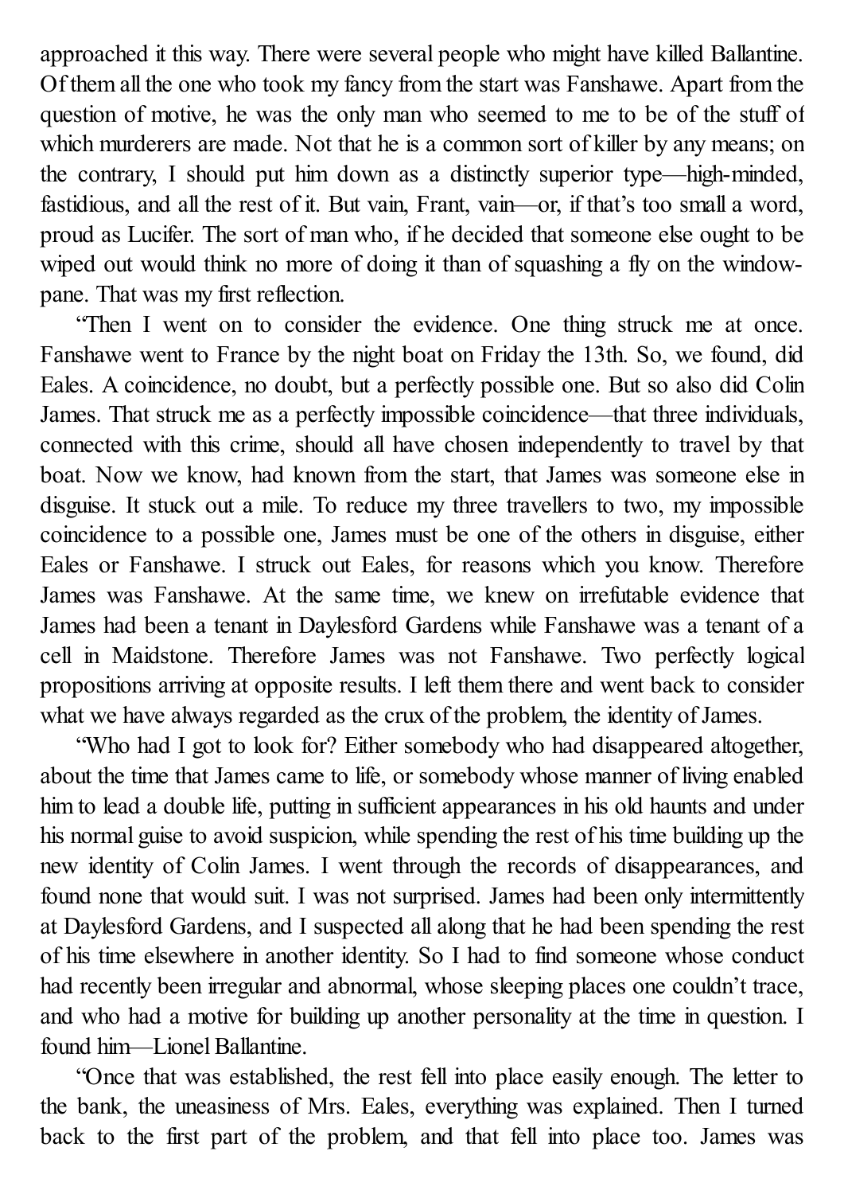approached it this way. There were several people who might have killed Ballantine. Of them all the one who took my fancy from the start was Fanshawe. Apart from the question of motive, he was the only man who seemed to me to be of the stuff of which murderers are made. Not that he is a common sort of killer by any means; on the contrary, I should put him down as a distinctly superior type—high-minded, fastidious, and all the rest of it. But vain, Frant, vain—or, if that's too small a word, proud as Lucifer. The sort of man who, if he decided that someone else ought to be wiped out would think no more of doing it than of squashing a fly on the window-pane. That was my first reflection.

"Then I went on to consider the evidence. One thing struck me at once. Fanshawe went to France by the night boat on Friday the 13th. So, we found, did Eales. A coincidence, no doubt, but a perfectly possible one. But so also did Colin James. That struck me as a perfectly impossible coincidence—that three individuals, connected with this crime, should all have chosen independently to travel by that boat. Now we know, had known from the start, that James was someone else in disguise. It stuck out a mile. To reduce my three travellers to two, my impossible coincidence to a possible one, James must be one of the others in disguise, either Eales or Fanshawe. I struck out Eales, for reasons which you know. Therefore James was Fanshawe. At the same time, we knew on irrefutable evidence that James had been a tenant in Daylesford Gardens while Fanshawe was a tenant of a cell in Maidstone. Therefore James was not Fanshawe. Two perfectly logical propositions arriving at opposite results. I left them there and went back to consider what we have always regarded as the crux of the problem, the identity of James.

"Who had I got to look for? Either somebody who had disappeared altogether, about the time that James came to life, or somebody whose manner of living enabled him to lead a double life, putting in sufficient appearances in his old haunts and under his normal guise to avoid suspicion, while spending the rest of his time building up the new identity of Colin James. I went through the records of disappearances, and found none that would suit. I was not surprised. James had been only intermittently at Daylesford Gardens, and I suspected all along that he had been spending the rest of his time elsewhere in another identity. So I had to find someone whose conduct had recently been irregular and abnormal, whose sleeping places one couldn't trace, and who had a motive for building up another personality at the time in question. I found him—Lionel Ballantine.

"Once that was established, the rest fell into place easily enough. The letter to the bank, the uneasiness of Mrs. Eales, everything was explained. Then I turned back to the first part of the problem, and that fell into place too. James was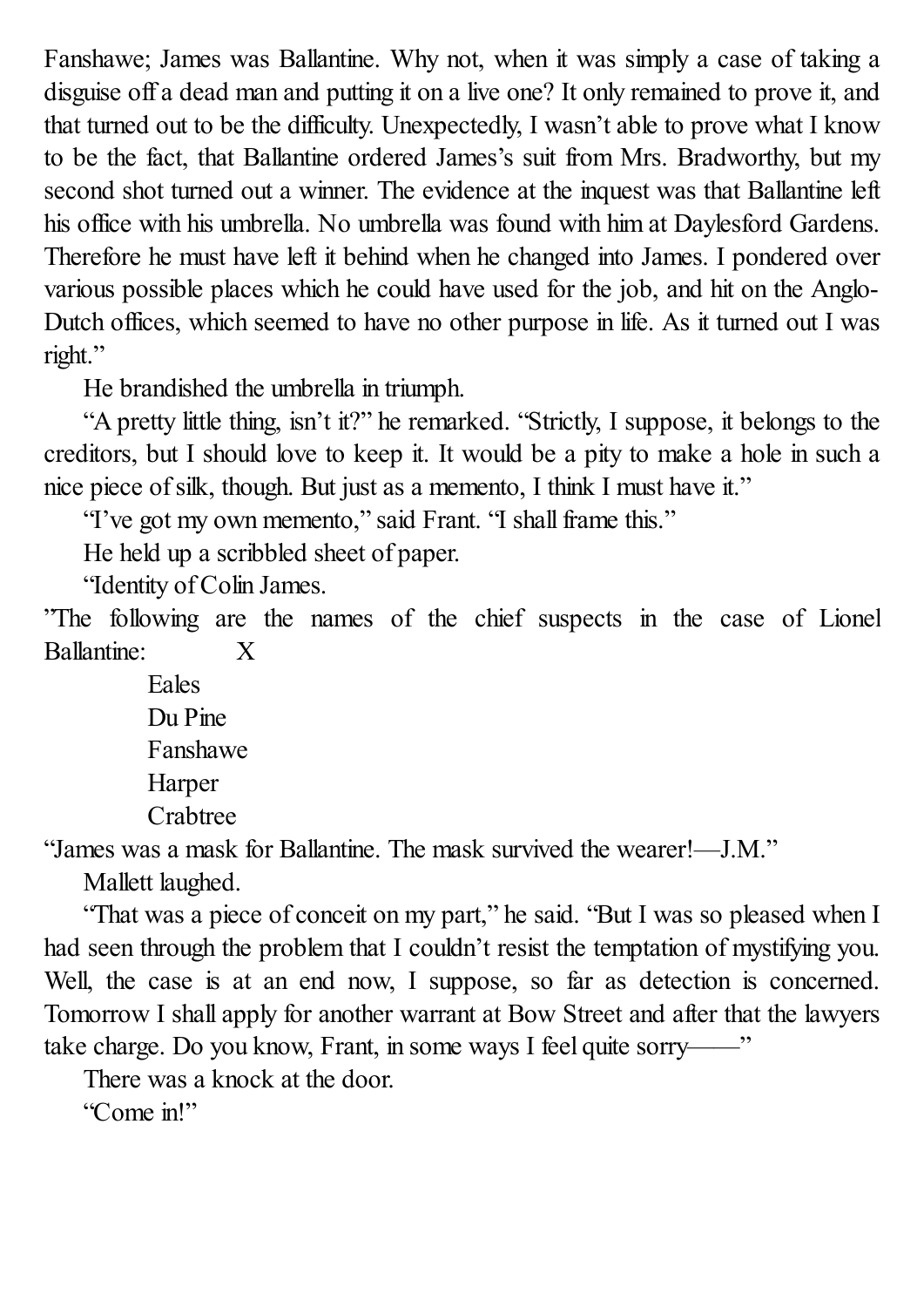Fanshawe; James was Ballantine. Why not, when it was simply a case of taking a disguise off a dead man and putting it on a live one? It only remained to prove it, and that turned out to be the difficulty. Unexpectedly, I wasn't able to prove what I know to be the fact, that Ballantine ordered James's suit from Mrs. Bradworthy, but my second shot turned out a winner. The evidence at the inquest was that Ballantine left his office with his umbrella. No umbrella was found with him at Daylesford Gardens. Therefore he must have left it behind when he changed into James. I pondered over various possible places which he could have used for the job, and hit on the Anglo-Dutch offices, which seemed to have no other purpose in life. As it turned out I was right."

He brandished the umbrella in triumph.

"A pretty little thing, isn't it?" he remarked. "Strictly, I suppose, it belongs to the creditors, but I should love to keep it. It would be a pity to make a hole in such a nice piece of silk, though. But just as a memento, I think I must have it."

"I've got my own memento," said Frant. "I shall frame this."

He held up a scribbled sheet of paper.

"Identity of Colin James.

"The following are the names of the chief suspects in the case of Lionel Ballantine: X

Eales
Du Pine
Fanshawe
Harper
Crabtree

"James was a mask for Ballantine. The mask survived the wearer!—J.M."

Mallett laughed.

"That was a piece of conceit on my part," he said. "But I was so pleased when I had seen through the problem that I couldn't resist the temptation of mystifying you. Well, the case is at an end now, I suppose, so far as detection is concerned. Tomorrow I shall apply for another warrant at Bow Street and after that the lawyers take charge. Do you know, Frant, in some ways I feel quite sorry——"

There was a knock at the door.

"Come in!"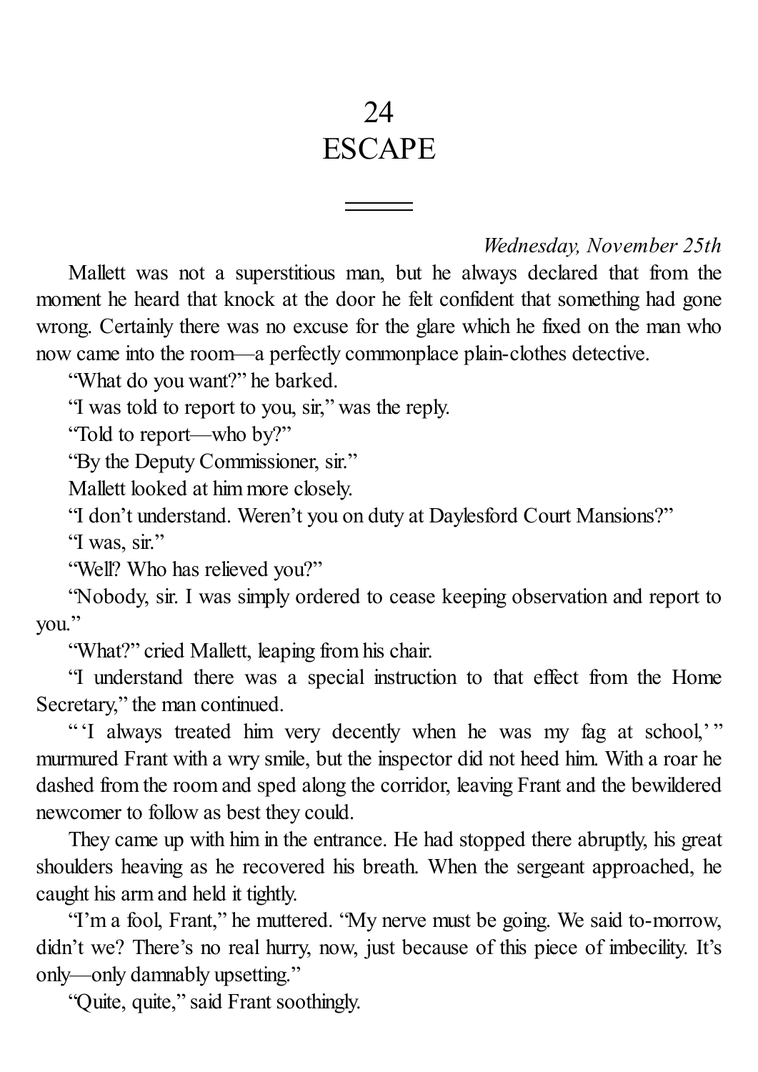# 24
# ESCAPE

*Wednesday, November 25th*

Mallett was not a superstitious man, but he always declared that from the moment he heard that knock at the door he felt confident that something had gone wrong. Certainly there was no excuse for the glare which he fixed on the man who now came into the room—a perfectly commonplace plain-clothes detective.

"What do you want?" he barked.

"I was told to report to you, sir," was the reply.

"Told to report—who by?"

"By the Deputy Commissioner, sir."

Mallett looked at him more closely.

"I don't understand. Weren't you on duty at Daylesford Court Mansions?"

"I was, sir."

"Well? Who has relieved you?"

"Nobody, sir. I was simply ordered to cease keeping observation and report to you."

"What?" cried Mallett, leaping from his chair.

"I understand there was a special instruction to that effect from the Home Secretary," the man continued.

"'I always treated him very decently when he was my fag at school,'" murmured Frant with a wry smile, but the inspector did not heed him. With a roar he dashed from the room and sped along the corridor, leaving Frant and the bewildered newcomer to follow as best they could.

They came up with him in the entrance. He had stopped there abruptly, his great shoulders heaving as he recovered his breath. When the sergeant approached, he caught his arm and held it tightly.

"I'm a fool, Frant," he muttered. "My nerve must be going. We said to-morrow, didn't we? There's no real hurry, now, just because of this piece of imbecility. It's only—only damnably upsetting."

"Quite, quite," said Frant soothingly.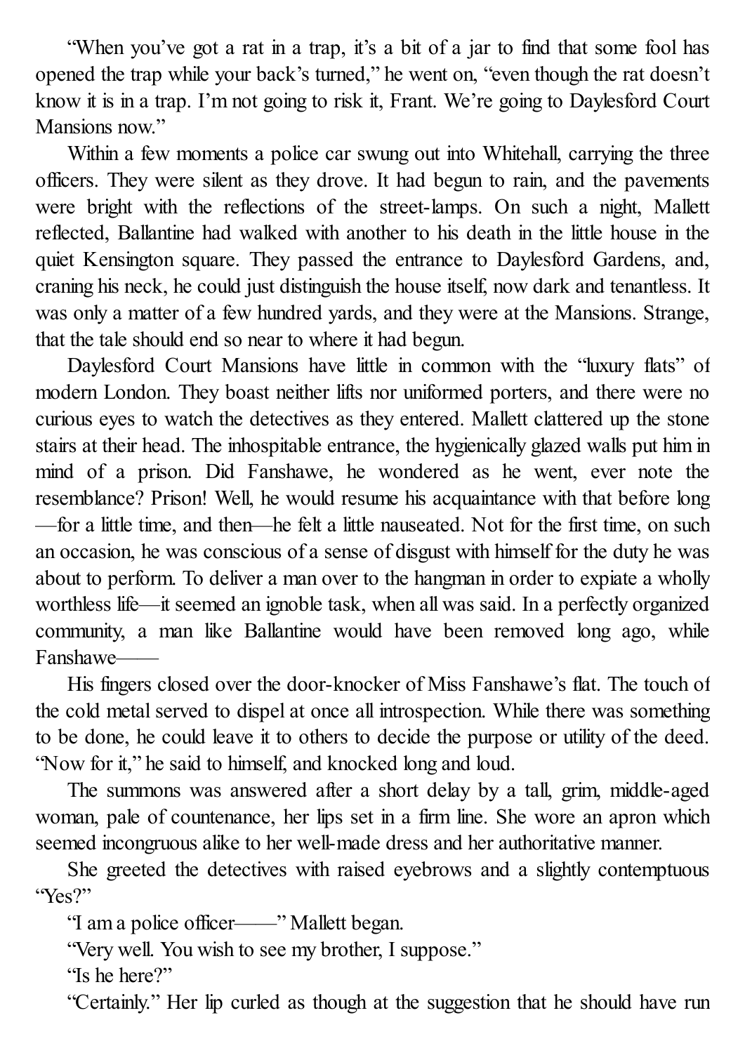"When you've got a rat in a trap, it's a bit of a jar to find that some fool has opened the trap while your back's turned," he went on, "even though the rat doesn't know it is in a trap. I'm not going to risk it, Frant. We're going to Daylesford Court Mansions now."

Within a few moments a police car swung out into Whitehall, carrying the three officers. They were silent as they drove. It had begun to rain, and the pavements were bright with the reflections of the street-lamps. On such a night, Mallett reflected, Ballantine had walked with another to his death in the little house in the quiet Kensington square. They passed the entrance to Daylesford Gardens, and, craning his neck, he could just distinguish the house itself, now dark and tenantless. It was only a matter of a few hundred yards, and they were at the Mansions. Strange, that the tale should end so near to where it had begun.

Daylesford Court Mansions have little in common with the "luxury flats" of modern London. They boast neither lifts nor uniformed porters, and there were no curious eyes to watch the detectives as they entered. Mallett clattered up the stone stairs at their head. The inhospitable entrance, the hygienically glazed walls put him in mind of a prison. Did Fanshawe, he wondered as he went, ever note the resemblance? Prison! Well, he would resume his acquaintance with that before long—for a little time, and then—he felt a little nauseated. Not for the first time, on such an occasion, he was conscious of a sense of disgust with himself for the duty he was about to perform. To deliver a man over to the hangman in order to expiate a wholly worthless life—it seemed an ignoble task, when all was said. In a perfectly organized community, a man like Ballantine would have been removed long ago, while Fanshawe——

His fingers closed over the door-knocker of Miss Fanshawe's flat. The touch of the cold metal served to dispel at once all introspection. While there was something to be done, he could leave it to others to decide the purpose or utility of the deed. "Now for it," he said to himself, and knocked long and loud.

The summons was answered after a short delay by a tall, grim, middle-aged woman, pale of countenance, her lips set in a firm line. She wore an apron which seemed incongruous alike to her well-made dress and her authoritative manner.

She greeted the detectives with raised eyebrows and a slightly contemptuous "Yes?"

"I am a police officer——" Mallett began.

"Very well. You wish to see my brother, I suppose."

"Is he here?"

"Certainly." Her lip curled as though at the suggestion that he should have run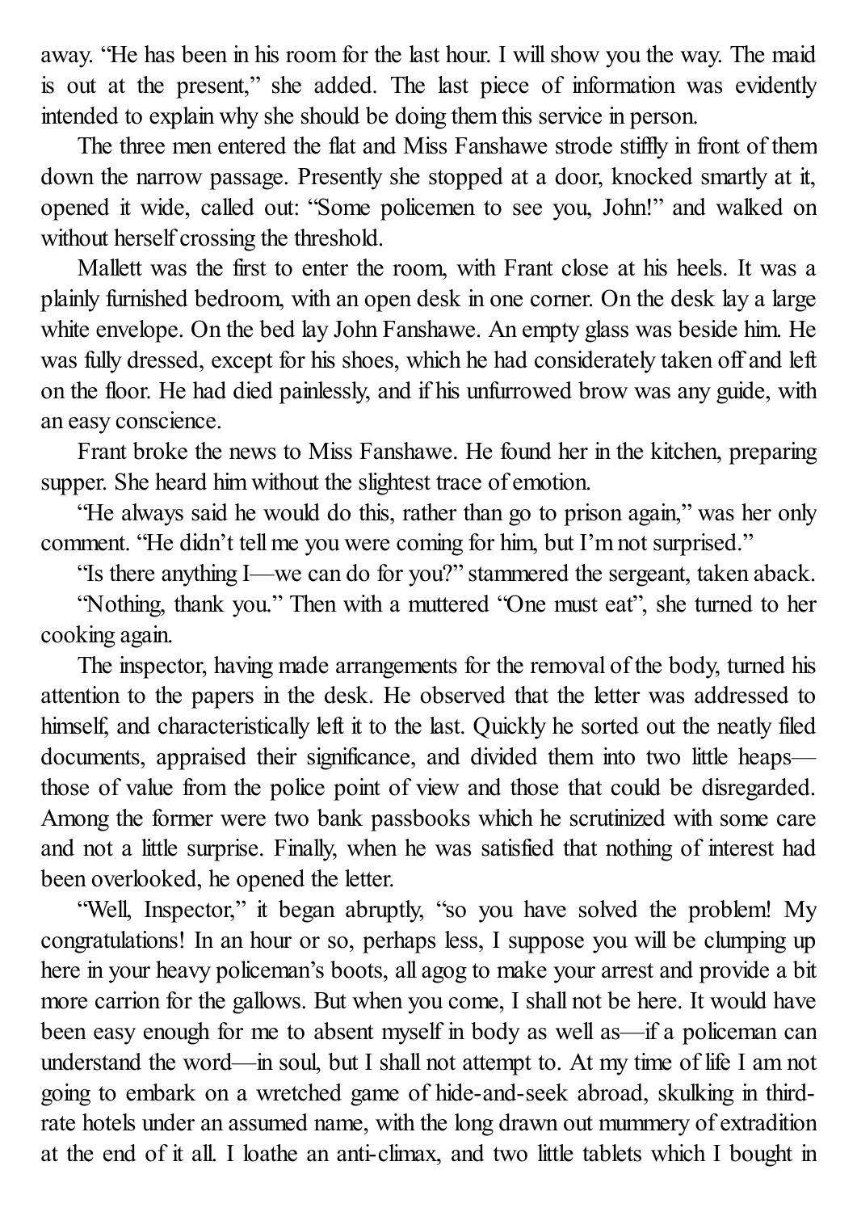away. "He has been in his room for the last hour. I will show you the way. The maid is out at the present," she added. The last piece of information was evidently intended to explain why she should be doing them this service in person.

The three men entered the flat and Miss Fanshawe strode stiffly in front of them down the narrow passage. Presently she stopped at a door, knocked smartly at it, opened it wide, called out: "Some policemen to see you, John!" and walked on without herself crossing the threshold.

Mallett was the first to enter the room, with Frant close at his heels. It was a plainly furnished bedroom, with an open desk in one corner. On the desk lay a large white envelope. On the bed lay John Fanshawe. An empty glass was beside him. He was fully dressed, except for his shoes, which he had considerately taken off and left on the floor. He had died painlessly, and if his unfurrowed brow was any guide, with an easy conscience.

Frant broke the news to Miss Fanshawe. He found her in the kitchen, preparing supper. She heard him without the slightest trace of emotion.

"He always said he would do this, rather than go to prison again," was her only comment. "He didn't tell me you were coming for him, but I'm not surprised."

"Is there anything I—we can do for you?" stammered the sergeant, taken aback.

"Nothing, thank you." Then with a muttered "One must eat", she turned to her cooking again.

The inspector, having made arrangements for the removal of the body, turned his attention to the papers in the desk. He observed that the letter was addressed to himself, and characteristically left it to the last. Quickly he sorted out the neatly filed documents, appraised their significance, and divided them into two little heaps—those of value from the police point of view and those that could be disregarded. Among the former were two bank passbooks which he scrutinized with some care and not a little surprise. Finally, when he was satisfied that nothing of interest had been overlooked, he opened the letter.

"Well, Inspector," it began abruptly, "so you have solved the problem! My congratulations! In an hour or so, perhaps less, I suppose you will be clumping up here in your heavy policeman's boots, all agog to make your arrest and provide a bit more carrion for the gallows. But when you come, I shall not be here. It would have been easy enough for me to absent myself in body as well as—if a policeman can understand the word—in soul, but I shall not attempt to. At my time of life I am not going to embark on a wretched game of hide-and-seek abroad, skulking in third-rate hotels under an assumed name, with the long drawn out mummery of extradition at the end of it all. I loathe an anti-climax, and two little tablets which I bought in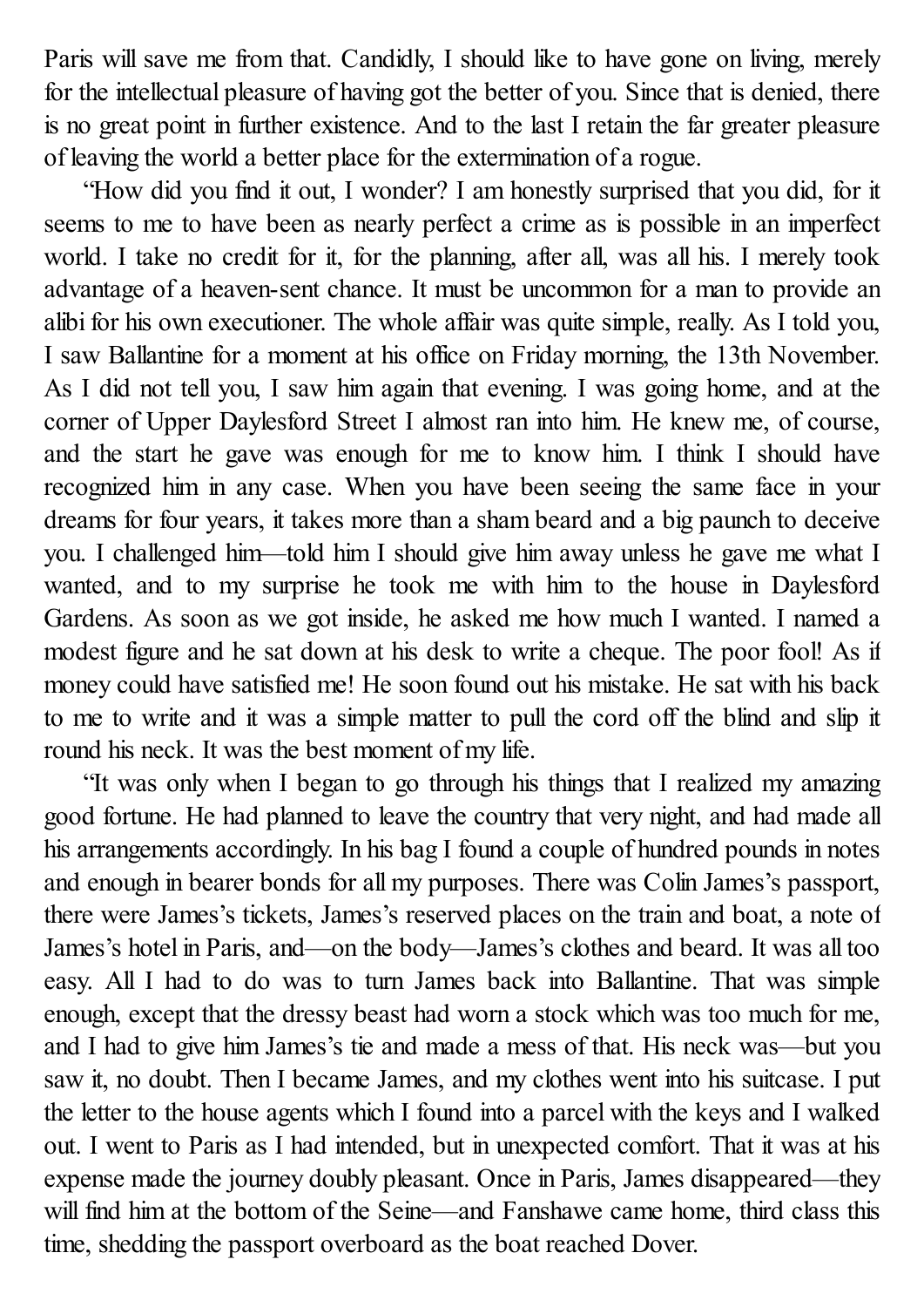Paris will save me from that. Candidly, I should like to have gone on living, merely for the intellectual pleasure of having got the better of you. Since that is denied, there is no great point in further existence. And to the last I retain the far greater pleasure of leaving the world a better place for the extermination of a rogue.

"How did you find it out, I wonder? I am honestly surprised that you did, for it seems to me to have been as nearly perfect a crime as is possible in an imperfect world. I take no credit for it, for the planning, after all, was all his. I merely took advantage of a heaven-sent chance. It must be uncommon for a man to provide an alibi for his own executioner. The whole affair was quite simple, really. As I told you, I saw Ballantine for a moment at his office on Friday morning, the 13th November. As I did not tell you, I saw him again that evening. I was going home, and at the corner of Upper Daylesford Street I almost ran into him. He knew me, of course, and the start he gave was enough for me to know him. I think I should have recognized him in any case. When you have been seeing the same face in your dreams for four years, it takes more than a sham beard and a big paunch to deceive you. I challenged him—told him I should give him away unless he gave me what I wanted, and to my surprise he took me with him to the house in Daylesford Gardens. As soon as we got inside, he asked me how much I wanted. I named a modest figure and he sat down at his desk to write a cheque. The poor fool! As if money could have satisfied me! He soon found out his mistake. He sat with his back to me to write and it was a simple matter to pull the cord off the blind and slip it round his neck. It was the best moment of my life.

"It was only when I began to go through his things that I realized my amazing good fortune. He had planned to leave the country that very night, and had made all his arrangements accordingly. In his bag I found a couple of hundred pounds in notes and enough in bearer bonds for all my purposes. There was Colin James's passport, there were James's tickets, James's reserved places on the train and boat, a note of James's hotel in Paris, and—on the body—James's clothes and beard. It was all too easy. All I had to do was to turn James back into Ballantine. That was simple enough, except that the dressy beast had worn a stock which was too much for me, and I had to give him James's tie and made a mess of that. His neck was—but you saw it, no doubt. Then I became James, and my clothes went into his suitcase. I put the letter to the house agents which I found into a parcel with the keys and I walked out. I went to Paris as I had intended, but in unexpected comfort. That it was at his expense made the journey doubly pleasant. Once in Paris, James disappeared—they will find him at the bottom of the Seine—and Fanshawe came home, third class this time, shedding the passport overboard as the boat reached Dover.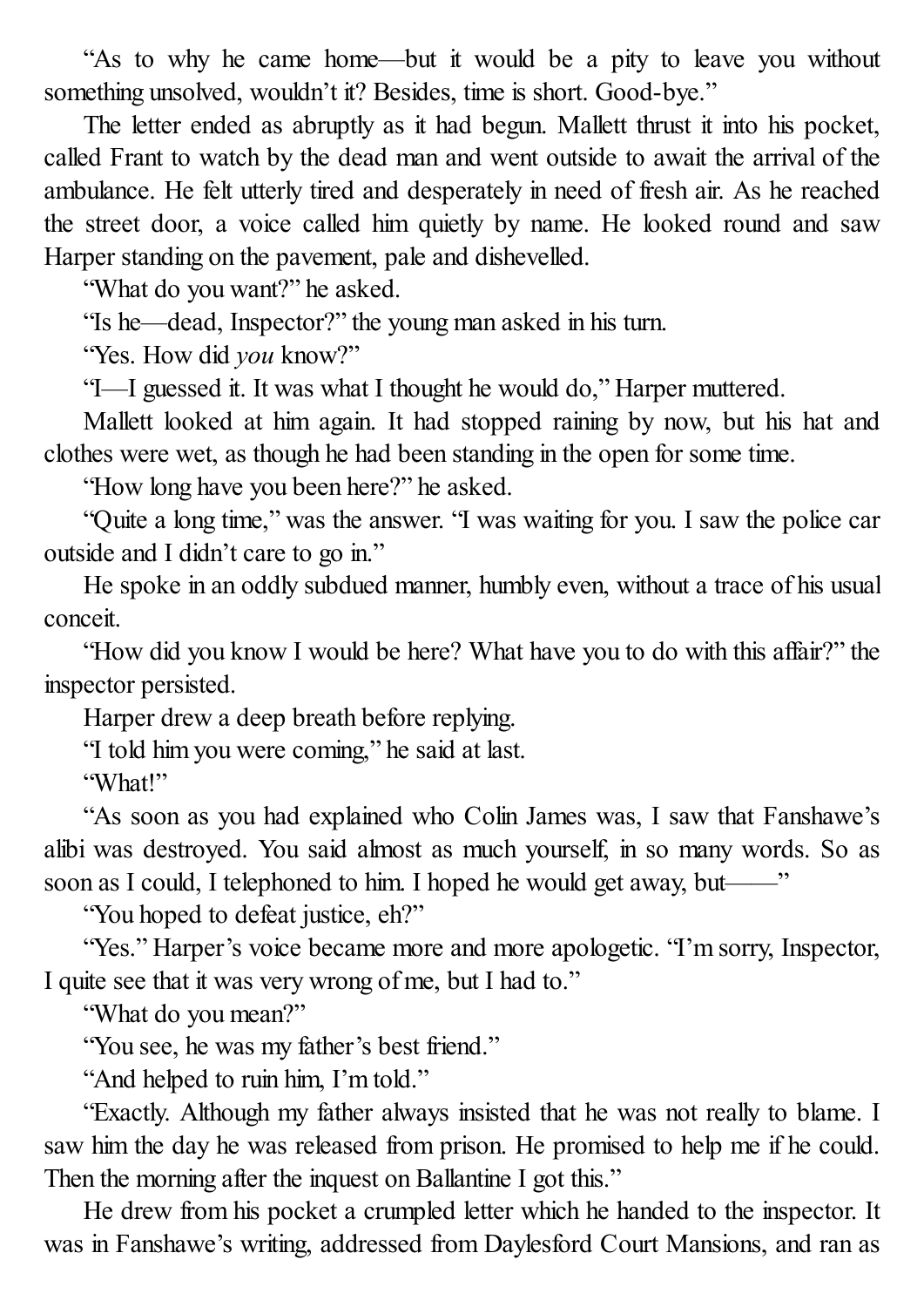"As to why he came home—but it would be a pity to leave you without something unsolved, wouldn't it? Besides, time is short. Good-bye."

The letter ended as abruptly as it had begun. Mallett thrust it into his pocket, called Frant to watch by the dead man and went outside to await the arrival of the ambulance. He felt utterly tired and desperately in need of fresh air. As he reached the street door, a voice called him quietly by name. He looked round and saw Harper standing on the pavement, pale and dishevelled.

"What do you want?" he asked.

"Is he—dead, Inspector?" the young man asked in his turn.

"Yes. How did *you* know?"

"I—I guessed it. It was what I thought he would do," Harper muttered.

Mallett looked at him again. It had stopped raining by now, but his hat and clothes were wet, as though he had been standing in the open for some time.

"How long have you been here?" he asked.

"Quite a long time," was the answer. "I was waiting for you. I saw the police car outside and I didn't care to go in."

He spoke in an oddly subdued manner, humbly even, without a trace of his usual conceit.

"How did you know I would be here? What have you to do with this affair?" the inspector persisted.

Harper drew a deep breath before replying.

"I told him you were coming," he said at last.

"What!"

"As soon as you had explained who Colin James was, I saw that Fanshawe's alibi was destroyed. You said almost as much yourself, in so many words. So as soon as I could, I telephoned to him. I hoped he would get away, but——"

"You hoped to defeat justice, eh?"

"Yes." Harper's voice became more and more apologetic. "I'm sorry, Inspector, I quite see that it was very wrong of me, but I had to."

"What do you mean?"

"You see, he was my father's best friend."

"And helped to ruin him, I'm told."

"Exactly. Although my father always insisted that he was not really to blame. I saw him the day he was released from prison. He promised to help me if he could. Then the morning after the inquest on Ballantine I got this."

He drew from his pocket a crumpled letter which he handed to the inspector. It was in Fanshawe's writing, addressed from Daylesford Court Mansions, and ran as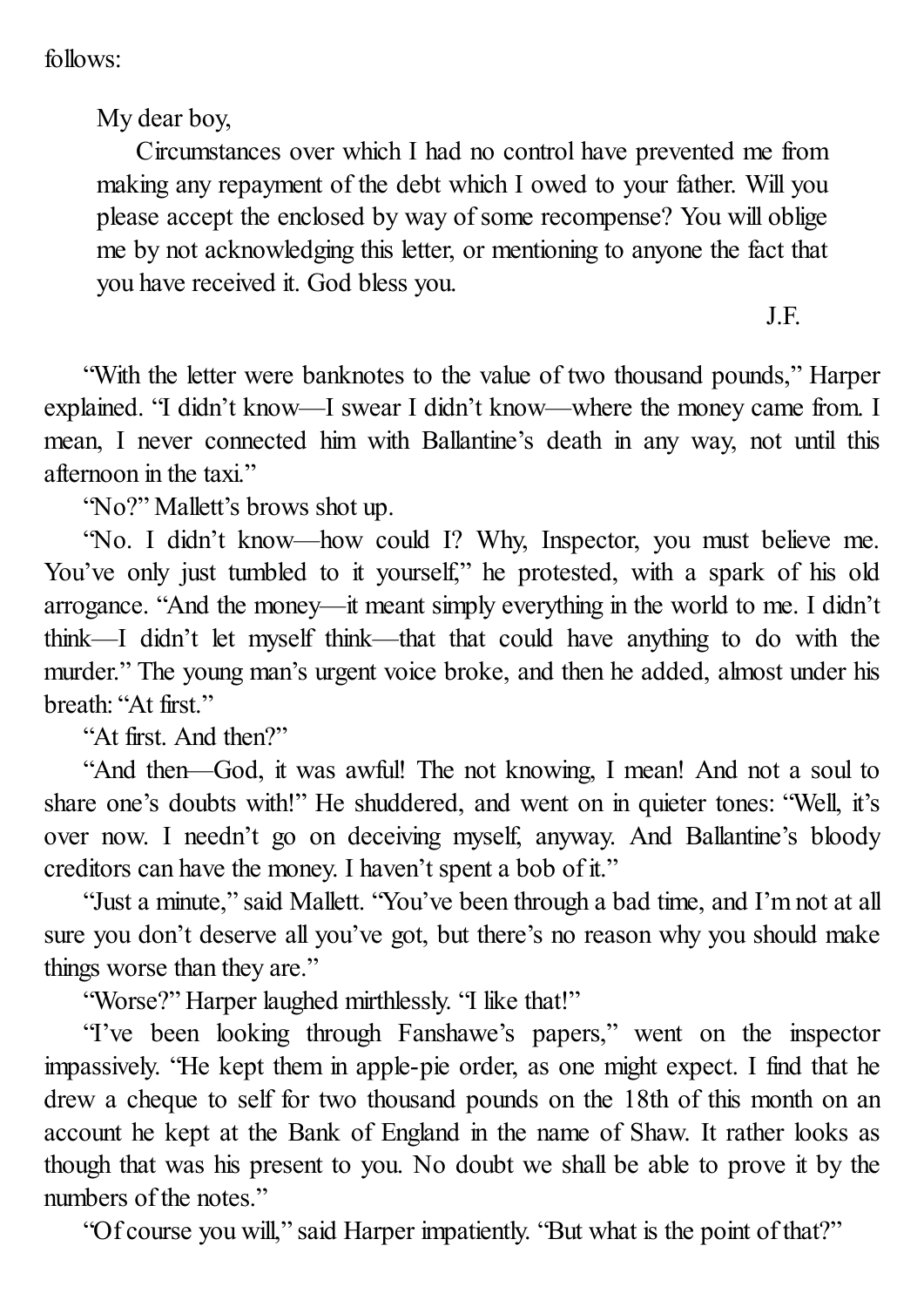follows:

> My dear boy,
>
> Circumstances over which I had no control have prevented me from making any repayment of the debt which I owed to your father. Will you please accept the enclosed by way of some recompense? You will oblige me by not acknowledging this letter, or mentioning to anyone the fact that you have received it. God bless you.
>
> J.F.

"With the letter were banknotes to the value of two thousand pounds," Harper explained. "I didn't know—I swear I didn't know—where the money came from. I mean, I never connected him with Ballantine's death in any way, not until this afternoon in the taxi."

"No?" Mallett's brows shot up.

"No. I didn't know—how could I? Why, Inspector, you must believe me. You've only just tumbled to it yourself," he protested, with a spark of his old arrogance. "And the money—it meant simply everything in the world to me. I didn't think—I didn't let myself think—that that could have anything to do with the murder." The young man's urgent voice broke, and then he added, almost under his breath: "At first."

"At first. And then?"

"And then—God, it was awful! The not knowing, I mean! And not a soul to share one's doubts with!" He shuddered, and went on in quieter tones: "Well, it's over now. I needn't go on deceiving myself, anyway. And Ballantine's bloody creditors can have the money. I haven't spent a bob of it."

"Just a minute," said Mallett. "You've been through a bad time, and I'm not at all sure you don't deserve all you've got, but there's no reason why you should make things worse than they are."

"Worse?" Harper laughed mirthlessly. "I like that!"

"I've been looking through Fanshawe's papers," went on the inspector impassively. "He kept them in apple-pie order, as one might expect. I find that he drew a cheque to self for two thousand pounds on the 18th of this month on an account he kept at the Bank of England in the name of Shaw. It rather looks as though that was his present to you. No doubt we shall be able to prove it by the numbers of the notes."

"Of course you will," said Harper impatiently. "But what is the point of that?"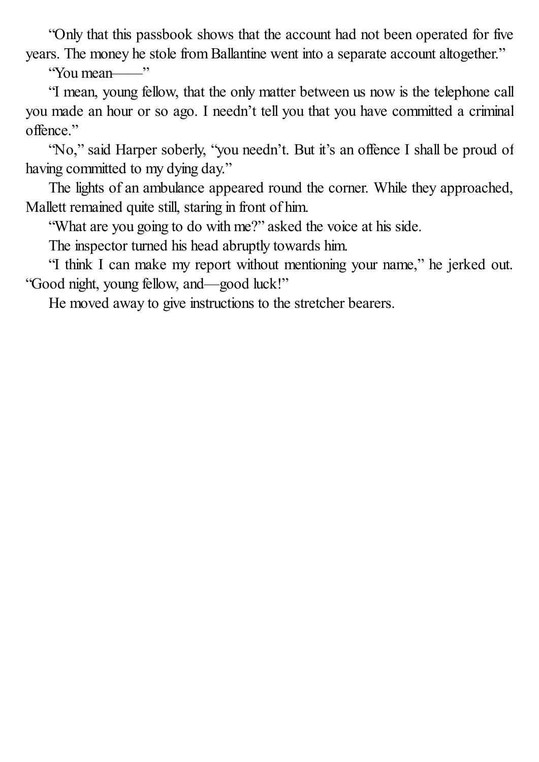"Only that this passbook shows that the account had not been operated for five years. The money he stole from Ballantine went into a separate account altogether."

"You mean——"

"I mean, young fellow, that the only matter between us now is the telephone call you made an hour or so ago. I needn't tell you that you have committed a criminal offence."

"No," said Harper soberly, "you needn't. But it's an offence I shall be proud of having committed to my dying day."

The lights of an ambulance appeared round the corner. While they approached, Mallett remained quite still, staring in front of him.

"What are you going to do with me?" asked the voice at his side.

The inspector turned his head abruptly towards him.

"I think I can make my report without mentioning your name," he jerked out. "Good night, young fellow, and—good luck!"

He moved away to give instructions to the stretcher bearers.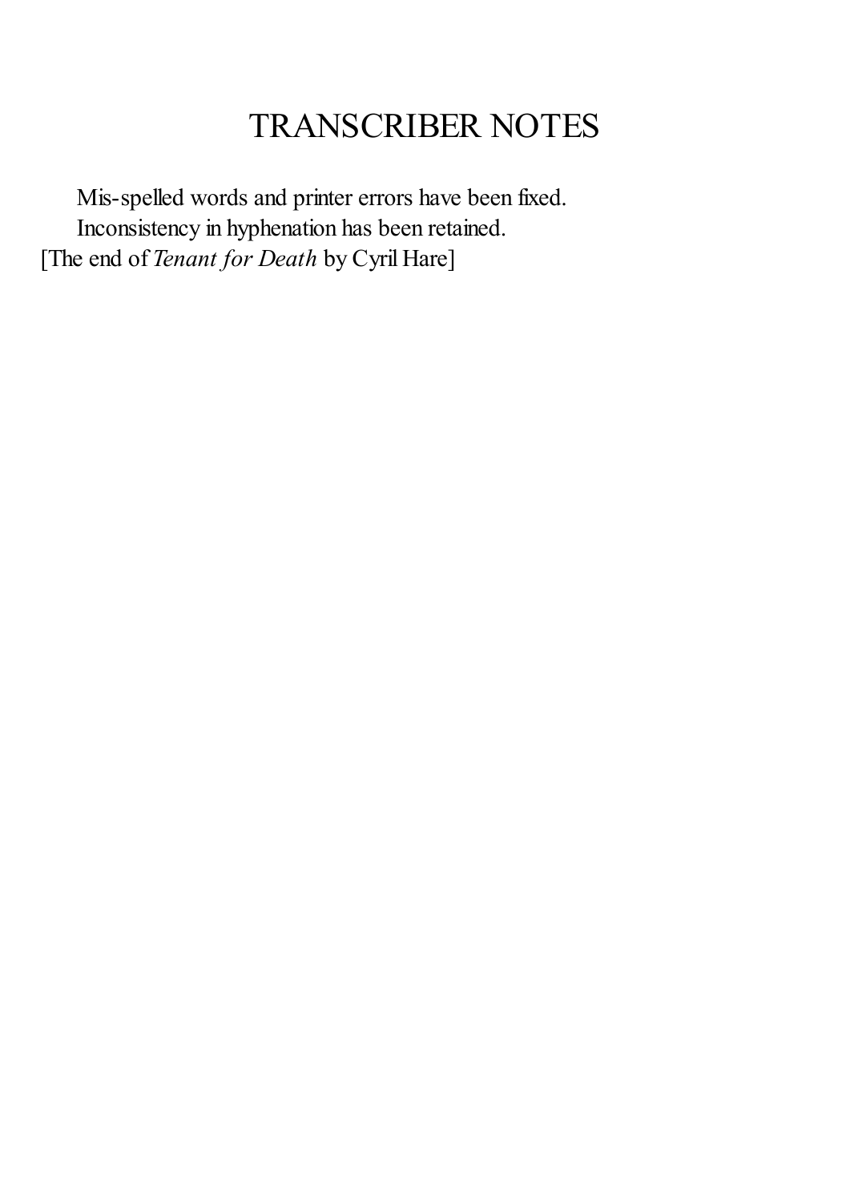# TRANSCRIBER NOTES

Mis-spelled words and printer errors have been fixed.

Inconsistency in hyphenation has been retained.

[The end of *Tenant for Death* by Cyril Hare]